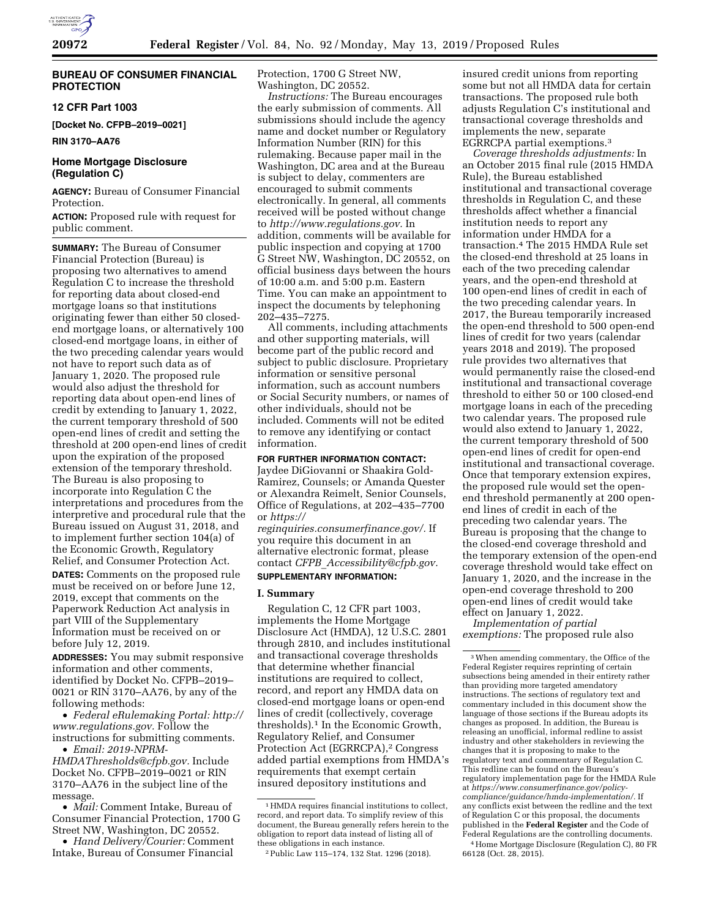## BUREAU OF CONSUMER FINANCIAL PROTECTION

### 12 CFR Part 1003

**[Docket No. CFPB–2019–0021]**

**RIN 3170–AA76**

### Home Mortgage Disclosure (Regulation C)

**AGENCY:** Bureau of Consumer Financial Protection.

**ACTION:** Proposed rule with request for public comment.

**SUMMARY:** The Bureau of Consumer Financial Protection (Bureau) is proposing two alternatives to amend Regulation C to increase the threshold for reporting data about closed-end mortgage loans so that institutions originating fewer than either 50 closed-end mortgage loans, or alternatively 100 closed-end mortgage loans, in either of the two preceding calendar years would not have to report such data as of January 1, 2020. The proposed rule would also adjust the threshold for reporting data about open-end lines of credit by extending to January 1, 2022, the current temporary threshold of 500 open-end lines of credit and setting the threshold at 200 open-end lines of credit upon the expiration of the proposed extension of the temporary threshold. The Bureau is also proposing to incorporate into Regulation C the interpretations and procedures from the interpretive and procedural rule that the Bureau issued on August 31, 2018, and to implement further section 104(a) of the Economic Growth, Regulatory Relief, and Consumer Protection Act.

**DATES:** Comments on the proposed rule must be received on or before June 12, 2019, except that comments on the Paperwork Reduction Act analysis in part VIII of the Supplementary Information must be received on or before July 12, 2019.

**ADDRESSES:** You may submit responsive information and other comments, identified by Docket No. CFPB–2019–0021 or RIN 3170–AA76, by any of the following methods:

- *Federal eRulemaking Portal: http://www.regulations.gov.* Follow the instructions for submitting comments.
- *Email: 2019-NPRM-HMDAThresholds@cfpb.gov.* Include Docket No. CFPB–2019–0021 or RIN 3170–AA76 in the subject line of the message.
- *Mail:* Comment Intake, Bureau of Consumer Financial Protection, 1700 G Street NW, Washington, DC 20552.
- *Hand Delivery/Courier:* Comment Intake, Bureau of Consumer Financial Protection, 1700 G Street NW, Washington, DC 20552.

*Instructions:* The Bureau encourages the early submission of comments. All submissions should include the agency name and docket number or Regulatory Information Number (RIN) for this rulemaking. Because paper mail in the Washington, DC area and at the Bureau is subject to delay, commenters are encouraged to submit comments electronically. In general, all comments received will be posted without change to *http://www.regulations.gov.* In addition, comments will be available for public inspection and copying at 1700 G Street NW, Washington, DC 20552, on official business days between the hours of 10:00 a.m. and 5:00 p.m. Eastern Time. You can make an appointment to inspect the documents by telephoning 202–435–7275.

All comments, including attachments and other supporting materials, will become part of the public record and subject to public disclosure. Proprietary information or sensitive personal information, such as account numbers or Social Security numbers, or names of other individuals, should not be included. Comments will not be edited to remove any identifying or contact information.

**FOR FURTHER INFORMATION CONTACT:** Jaydee DiGiovanni or Shaakira Gold-Ramirez, Counsels; or Amanda Quester or Alexandra Reimelt, Senior Counsels, Office of Regulations, at 202–435–7700 or *https://reginquiries.consumerfinance.gov/.* If you require this document in an alternative electronic format, please contact *CFPB_Accessibility@cfpb.gov.*

**SUPPLEMENTARY INFORMATION:**

### I. Summary

Regulation C, 12 CFR part 1003, implements the Home Mortgage Disclosure Act (HMDA), 12 U.S.C. 2801 through 2810, and includes institutional and transactional coverage thresholds that determine whether financial institutions are required to collect, record, and report any HMDA data on closed-end mortgage loans or open-end lines of credit (collectively, coverage thresholds).[1] In the Economic Growth, Regulatory Relief, and Consumer Protection Act (EGRRCPA),[2] Congress added partial exemptions from HMDA's requirements that exempt certain insured depository institutions and insured credit unions from reporting some but not all HMDA data for certain transactions. The proposed rule both adjusts Regulation C's institutional and transactional coverage thresholds and implements the new, separate EGRRCPA partial exemptions.[3]

*Coverage thresholds adjustments:* In an October 2015 final rule (2015 HMDA Rule), the Bureau established institutional and transactional coverage thresholds in Regulation C, and these thresholds affect whether a financial institution needs to report any information under HMDA for a transaction.[4] The 2015 HMDA Rule set the closed-end threshold at 25 loans in each of the two preceding calendar years, and the open-end threshold at 100 open-end lines of credit in each of the two preceding calendar years. In 2017, the Bureau temporarily increased the open-end threshold to 500 open-end lines of credit for two years (calendar years 2018 and 2019). The proposed rule provides two alternatives that would permanently raise the closed-end institutional and transactional coverage threshold to either 50 or 100 closed-end mortgage loans in each of the preceding two calendar years. The proposed rule would also extend to January 1, 2022, the current temporary threshold of 500 open-end lines of credit for open-end institutional and transactional coverage. Once that temporary extension expires, the proposed rule would set the open-end threshold permanently at 200 open-end lines of credit in each of the preceding two calendar years. The Bureau is proposing that the change to the closed-end coverage threshold and the temporary extension of the open-end coverage threshold would take effect on January 1, 2020, and the increase in the open-end coverage threshold to 200 open-end lines of credit would take effect on January 1, 2022.

*Implementation of partial exemptions:* The proposed rule also

---

[1] HMDA requires financial institutions to collect, record, and report data. To simplify review of this document, the Bureau generally refers herein to the obligation to report data instead of listing all of these obligations in each instance.

[2] Public Law 115–174, 132 Stat. 1296 (2018).

[3] When amending commentary, the Office of the Federal Register requires reprinting of certain subsections being amended in their entirety rather than providing more targeted amendatory instructions. The sections of regulatory text and commentary included in this document show the language of those sections if the Bureau adopts its changes as proposed. In addition, the Bureau is releasing an unofficial, informal redline to assist industry and other stakeholders in reviewing the changes that it is proposing to make to the regulatory text and commentary of Regulation C. This redline can be found on the Bureau's regulatory implementation page for the HMDA Rule at *https://www.consumerfinance.gov/policy-compliance/guidance/hmda-implementation/.* If any conflicts exist between the redline and the text of Regulation C or this proposal, the documents published in the **Federal Register** and the Code of Federal Regulations are the controlling documents.

[4] Home Mortgage Disclosure (Regulation C), 80 FR 66128 (Oct. 28, 2015).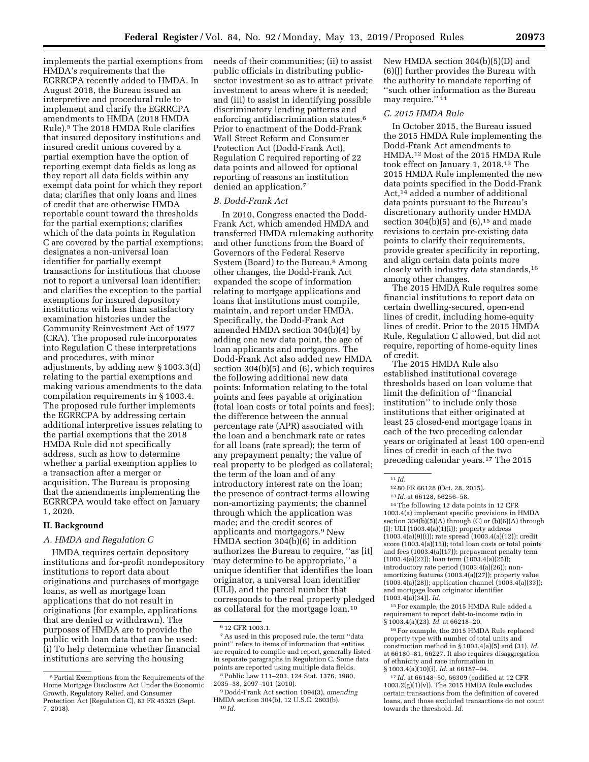implements the partial exemptions from HMDA's requirements that the EGRRCPA recently added to HMDA. In August 2018, the Bureau issued an interpretive and procedural rule to implement and clarify the EGRRCPA amendments to HMDA (2018 HMDA Rule).[5] The 2018 HMDA Rule clarifies that insured depository institutions and insured credit unions covered by a partial exemption have the option of reporting exempt data fields as long as they report all data fields within any exempt data point for which they report data; clarifies that only loans and lines of credit that are otherwise HMDA reportable count toward the thresholds for the partial exemptions; clarifies which of the data points in Regulation C are covered by the partial exemptions; designates a non-universal loan identifier for partially exempt transactions for institutions that choose not to report a universal loan identifier; and clarifies the exception to the partial exemptions for insured depository institutions with less than satisfactory examination histories under the Community Reinvestment Act of 1977 (CRA). The proposed rule incorporates into Regulation C these interpretations and procedures, with minor adjustments, by adding new § 1003.3(d) relating to the partial exemptions and making various amendments to the data compilation requirements in § 1003.4. The proposed rule further implements the EGRRCPA by addressing certain additional interpretive issues relating to the partial exemptions that the 2018 HMDA Rule did not specifically address, such as how to determine whether a partial exemption applies to a transaction after a merger or acquisition. The Bureau is proposing that the amendments implementing the EGRRCPA would take effect on January 1, 2020.

## II. Background

### A. HMDA and Regulation C

HMDA requires certain depository institutions and for-profit nondepository institutions to report data about originations and purchases of mortgage loans, as well as mortgage loan applications that do not result in originations (for example, applications that are denied or withdrawn). The purposes of HMDA are to provide the public with loan data that can be used: (i) To help determine whether financial institutions are serving the housing needs of their communities; (ii) to assist public officials in distributing public-sector investment so as to attract private investment to areas where it is needed; and (iii) to assist in identifying possible discriminatory lending patterns and enforcing antidiscrimination statutes.[6] Prior to enactment of the Dodd-Frank Wall Street Reform and Consumer Protection Act (Dodd-Frank Act), Regulation C required reporting of 22 data points and allowed for optional reporting of reasons an institution denied an application.[7]

### B. Dodd-Frank Act

In 2010, Congress enacted the Dodd-Frank Act, which amended HMDA and transferred HMDA rulemaking authority and other functions from the Board of Governors of the Federal Reserve System (Board) to the Bureau.[8] Among other changes, the Dodd-Frank Act expanded the scope of information relating to mortgage applications and loans that institutions must compile, maintain, and report under HMDA. Specifically, the Dodd-Frank Act amended HMDA section 304(b)(4) by adding one new data point, the age of loan applicants and mortgagors. The Dodd-Frank Act also added new HMDA section 304(b)(5) and (6), which requires the following additional new data points: Information relating to the total points and fees payable at origination (total loan costs or total points and fees); the difference between the annual percentage rate (APR) associated with the loan and a benchmark rate or rates for all loans (rate spread); the term of any prepayment penalty; the value of real property to be pledged as collateral; the term of the loan and of any introductory interest rate on the loan; the presence of contract terms allowing non-amortizing payments; the channel through which the application was made; and the credit scores of applicants and mortgagors.[9] New HMDA section 304(b)(6) in addition authorizes the Bureau to require, ''as [it] may determine to be appropriate,'' a unique identifier that identifies the loan originator, a universal loan identifier (ULI), and the parcel number that corresponds to the real property pledged as collateral for the mortgage loan.[10] New HMDA section 304(b)(5)(D) and (6)(J) further provides the Bureau with the authority to mandate reporting of ''such other information as the Bureau may require.''[11]

### C. 2015 HMDA Rule

In October 2015, the Bureau issued the 2015 HMDA Rule implementing the Dodd-Frank Act amendments to HMDA.[12] Most of the 2015 HMDA Rule took effect on January 1, 2018.[13] The 2015 HMDA Rule implemented the new data points specified in the Dodd-Frank Act,[14] added a number of additional data points pursuant to the Bureau's discretionary authority under HMDA section 304(b)(5) and (6),[15] and made revisions to certain pre-existing data points to clarify their requirements, provide greater specificity in reporting, and align certain data points more closely with industry data standards,[16] among other changes.

The 2015 HMDA Rule requires some financial institutions to report data on certain dwelling-secured, open-end lines of credit, including home-equity lines of credit. Prior to the 2015 HMDA Rule, Regulation C allowed, but did not require, reporting of home-equity lines of credit.

The 2015 HMDA Rule also established institutional coverage thresholds based on loan volume that limit the definition of ''financial institution'' to include only those institutions that either originated at least 25 closed-end mortgage loans in each of the two preceding calendar years or originated at least 100 open-end lines of credit in each of the two preceding calendar years.[17] The 2015

---

[5] Partial Exemptions from the Requirements of the Home Mortgage Disclosure Act Under the Economic Growth, Regulatory Relief, and Consumer Protection Act (Regulation C), 83 FR 45325 (Sept. 7, 2018).

[6] 12 CFR 1003.1.

[7] As used in this proposed rule, the term ''data point'' refers to items of information that entities are required to compile and report, generally listed in separate paragraphs in Regulation C. Some data points are reported using multiple data fields.

[8] Public Law 111–203, 124 Stat. 1376, 1980, 2035–38, 2097–101 (2010).

[9] Dodd-Frank Act section 1094(3), *amending* HMDA section 304(b), 12 U.S.C. 2803(b).

[10] *Id.*

[11] *Id.*

[12] 80 FR 66128 (Oct. 28, 2015).

[13] *Id.* at 66128, 66256–58.

[14] The following 12 data points in 12 CFR 1003.4(a) implement specific provisions in HMDA section 304(b)(5)(A) through (C) or (b)(6)(A) through (I): ULI (1003.4(a)(1)(i)); property address (1003.4(a)(9)(i)); rate spread (1003.4(a)(12)); credit score (1003.4(a)(15)); total loan costs or total points and fees (1003.4(a)(17)); prepayment penalty term (1003.4(a)(22)); loan term (1003.4(a)(25)); introductory rate period (1003.4(a)(26)); non-amortizing features (1003.4(a)(27)); property value (1003.4(a)(28)); application channel (1003.4(a)(33)); and mortgage loan originator identifier (1003.4(a)(34)). *Id.*

[15] For example, the 2015 HMDA Rule added a requirement to report debt-to-income ratio in § 1003.4(a)(23). *Id.* at 66218–20.

[16] For example, the 2015 HMDA Rule replaced property type with number of total units and construction method in § 1003.4(a)(5) and (31). *Id.* at 66180–81, 66227. It also requires disaggregation of ethnicity and race information in § 1003.4(a)(10)(i). *Id.* at 66187–94.

[17] *Id.* at 66148–50, 66309 (codified at 12 CFR 1003.2(g)(1)(v)). The 2015 HMDA Rule excludes certain transactions from the definition of covered loans, and those excluded transactions do not count towards the threshold. *Id.*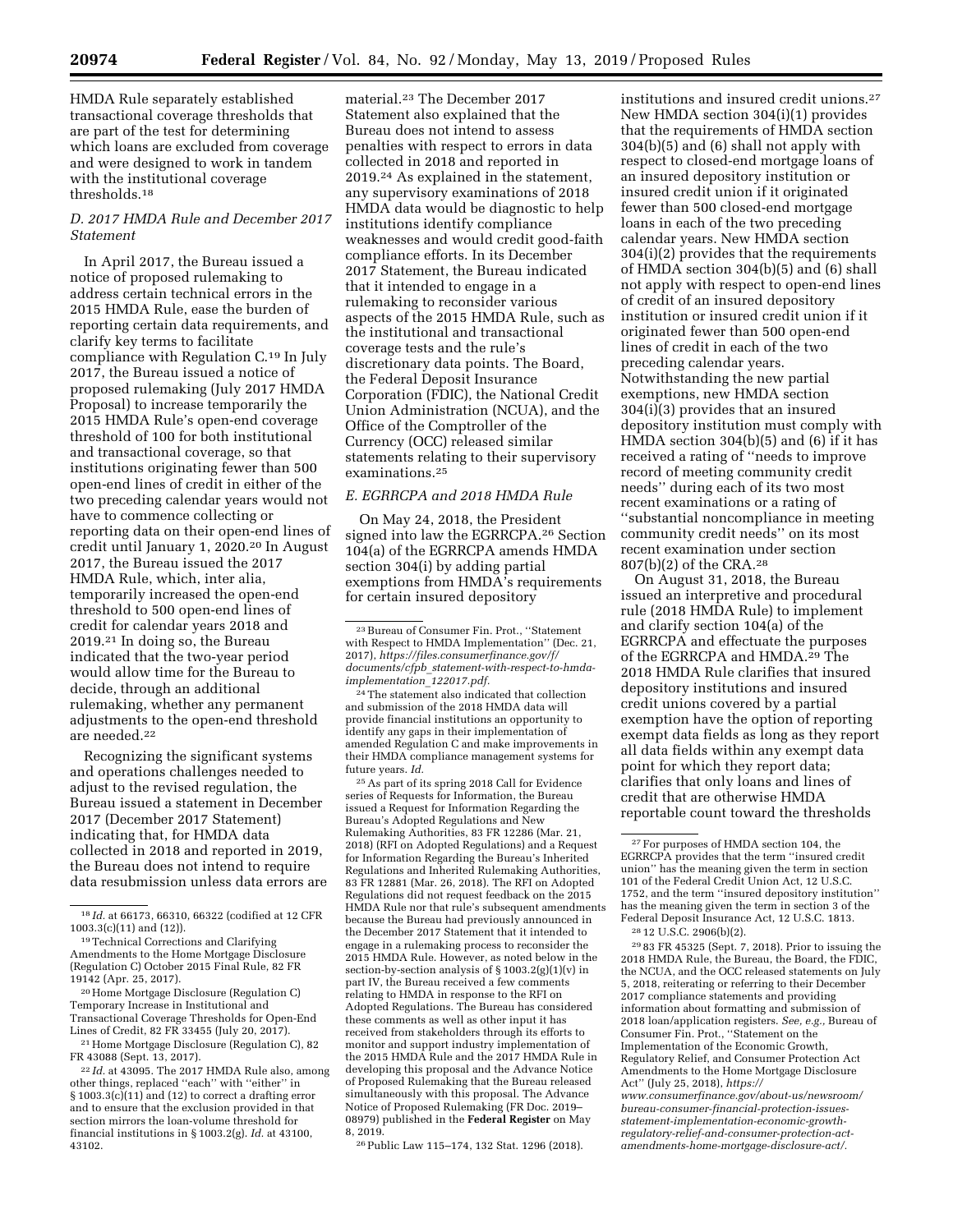HMDA Rule separately established transactional coverage thresholds that are part of the test for determining which loans are excluded from coverage and were designed to work in tandem with the institutional coverage thresholds.[18]

### D. 2017 HMDA Rule and December 2017 Statement

In April 2017, the Bureau issued a notice of proposed rulemaking to address certain technical errors in the 2015 HMDA Rule, ease the burden of reporting certain data requirements, and clarify key terms to facilitate compliance with Regulation C.[19] In July 2017, the Bureau issued a notice of proposed rulemaking (July 2017 HMDA Proposal) to increase temporarily the 2015 HMDA Rule's open-end coverage threshold of 100 for both institutional and transactional coverage, so that institutions originating fewer than 500 open-end lines of credit in either of the two preceding calendar years would not have to commence collecting or reporting data on their open-end lines of credit until January 1, 2020.[20] In August 2017, the Bureau issued the 2017 HMDA Rule, which, inter alia, temporarily increased the open-end threshold to 500 open-end lines of credit for calendar years 2018 and 2019.[21] In doing so, the Bureau indicated that the two-year period would allow time for the Bureau to decide, through an additional rulemaking, whether any permanent adjustments to the open-end threshold are needed.[22]

Recognizing the significant systems and operations challenges needed to adjust to the revised regulation, the Bureau issued a statement in December 2017 (December 2017 Statement) indicating that, for HMDA data collected in 2018 and reported in 2019, the Bureau does not intend to require data resubmission unless data errors are material.[23] The December 2017 Statement also explained that the Bureau does not intend to assess penalties with respect to errors in data collected in 2018 and reported in 2019.[24] As explained in the statement, any supervisory examinations of 2018 HMDA data would be diagnostic to help institutions identify compliance weaknesses and would credit good-faith compliance efforts. In its December 2017 Statement, the Bureau indicated that it intended to engage in a rulemaking to reconsider various aspects of the 2015 HMDA Rule, such as the institutional and transactional coverage tests and the rule's discretionary data points. The Board, the Federal Deposit Insurance Corporation (FDIC), the National Credit Union Administration (NCUA), and the Office of the Comptroller of the Currency (OCC) released similar statements relating to their supervisory examinations.[25]

### E. EGRRCPA and 2018 HMDA Rule

On May 24, 2018, the President signed into law the EGRRCPA.[26] Section 104(a) of the EGRRCPA amends HMDA section 304(i) by adding partial exemptions from HMDA's requirements for certain insured depository institutions and insured credit unions.[27] New HMDA section 304(i)(1) provides that the requirements of HMDA section 304(b)(5) and (6) shall not apply with respect to closed-end mortgage loans of an insured depository institution or insured credit union if it originated fewer than 500 closed-end mortgage loans in each of the two preceding calendar years. New HMDA section 304(i)(2) provides that the requirements of HMDA section 304(b)(5) and (6) shall not apply with respect to open-end lines of credit of an insured depository institution or insured credit union if it originated fewer than 500 open-end lines of credit in each of the two preceding calendar years. Notwithstanding the new partial exemptions, new HMDA section 304(i)(3) provides that an insured depository institution must comply with HMDA section 304(b)(5) and (6) if it has received a rating of ''needs to improve record of meeting community credit needs'' during each of its two most recent examinations or a rating of ''substantial noncompliance in meeting community credit needs'' on its most recent examination under section 807(b)(2) of the CRA.[28]

On August 31, 2018, the Bureau issued an interpretive and procedural rule (2018 HMDA Rule) to implement and clarify section 104(a) of the EGRRCPA and effectuate the purposes of the EGRRCPA and HMDA.[29] The 2018 HMDA Rule clarifies that insured depository institutions and insured credit unions covered by a partial exemption have the option of reporting exempt data fields as long as they report all data fields within any exempt data point for which they report data; clarifies that only loans and lines of credit that are otherwise HMDA reportable count toward the thresholds

---

[18] *Id.* at 66173, 66310, 66322 (codified at 12 CFR 1003.3(c)(11) and (12)).

[19] Technical Corrections and Clarifying Amendments to the Home Mortgage Disclosure (Regulation C) October 2015 Final Rule, 82 FR 19142 (Apr. 25, 2017).

[20] Home Mortgage Disclosure (Regulation C) Temporary Increase in Institutional and Transactional Coverage Thresholds for Open-End Lines of Credit, 82 FR 33455 (July 20, 2017).

[21] Home Mortgage Disclosure (Regulation C), 82 FR 43088 (Sept. 13, 2017).

[22] *Id.* at 43095. The 2017 HMDA Rule also, among other things, replaced ''each'' with ''either'' in § 1003.3(c)(11) and (12) to correct a drafting error and to ensure that the exclusion provided in that section mirrors the loan-volume threshold for financial institutions in § 1003.2(g). *Id.* at 43100, 43102.

[23] Bureau of Consumer Fin. Prot., ''Statement with Respect to HMDA Implementation'' (Dec. 21, 2017), *https://files.consumerfinance.gov/f/documents/cfpb_statement-with-respect-to-hmda-implementation_122017.pdf.*

[24] The statement also indicated that collection and submission of the 2018 HMDA data will provide financial institutions an opportunity to identify any gaps in their implementation of amended Regulation C and make improvements in their HMDA compliance management systems for future years. *Id.*

[25] As part of its spring 2018 Call for Evidence series of Requests for Information, the Bureau issued a Request for Information Regarding the Bureau's Adopted Regulations and New Rulemaking Authorities, 83 FR 12286 (Mar. 21, 2018) (RFI on Adopted Regulations) and a Request for Information Regarding the Bureau's Inherited Regulations and Inherited Rulemaking Authorities, 83 FR 12881 (Mar. 26, 2018). The RFI on Adopted Regulations did not request feedback on the 2015 HMDA Rule nor that rule's subsequent amendments because the Bureau had previously announced in the December 2017 Statement that it intended to engage in a rulemaking process to reconsider the 2015 HMDA Rule. However, as noted below in the section-by-section analysis of § 1003.2(g)(1)(v) in part IV, the Bureau received a few comments relating to HMDA in response to the RFI on Adopted Regulations. The Bureau has considered these comments as well as other input it has received from stakeholders through its efforts to monitor and support industry implementation of the 2015 HMDA Rule and the 2017 HMDA Rule in developing this proposal and the Advance Notice of Proposed Rulemaking that the Bureau released simultaneously with this proposal. The Advance Notice of Proposed Rulemaking (FR Doc. 2019–08979) published in the **Federal Register** on May 8, 2019.

[26] Public Law 115–174, 132 Stat. 1296 (2018).

[27] For purposes of HMDA section 104, the EGRRCPA provides that the term ''insured credit union'' has the meaning given the term in section 101 of the Federal Credit Union Act, 12 U.S.C. 1752, and the term ''insured depository institution'' has the meaning given the term in section 3 of the Federal Deposit Insurance Act, 12 U.S.C. 1813.

[28] 12 U.S.C. 2906(b)(2).

[29] 83 FR 45325 (Sept. 7, 2018). Prior to issuing the 2018 HMDA Rule, the Bureau, the Board, the FDIC, the NCUA, and the OCC released statements on July 5, 2018, reiterating or referring to their December 2017 compliance statements and providing information about formatting and submission of 2018 loan/application registers. *See, e.g.,* Bureau of Consumer Fin. Prot., ''Statement on the Implementation of the Economic Growth, Regulatory Relief, and Consumer Protection Act Amendments to the Home Mortgage Disclosure Act'' (July 25, 2018), *https://www.consumerfinance.gov/about-us/newsroom/bureau-consumer-financial-protection-issues-statement-implementation-economic-growth-regulatory-relief-and-consumer-protection-act-amendments-home-mortgage-disclosure-act/.*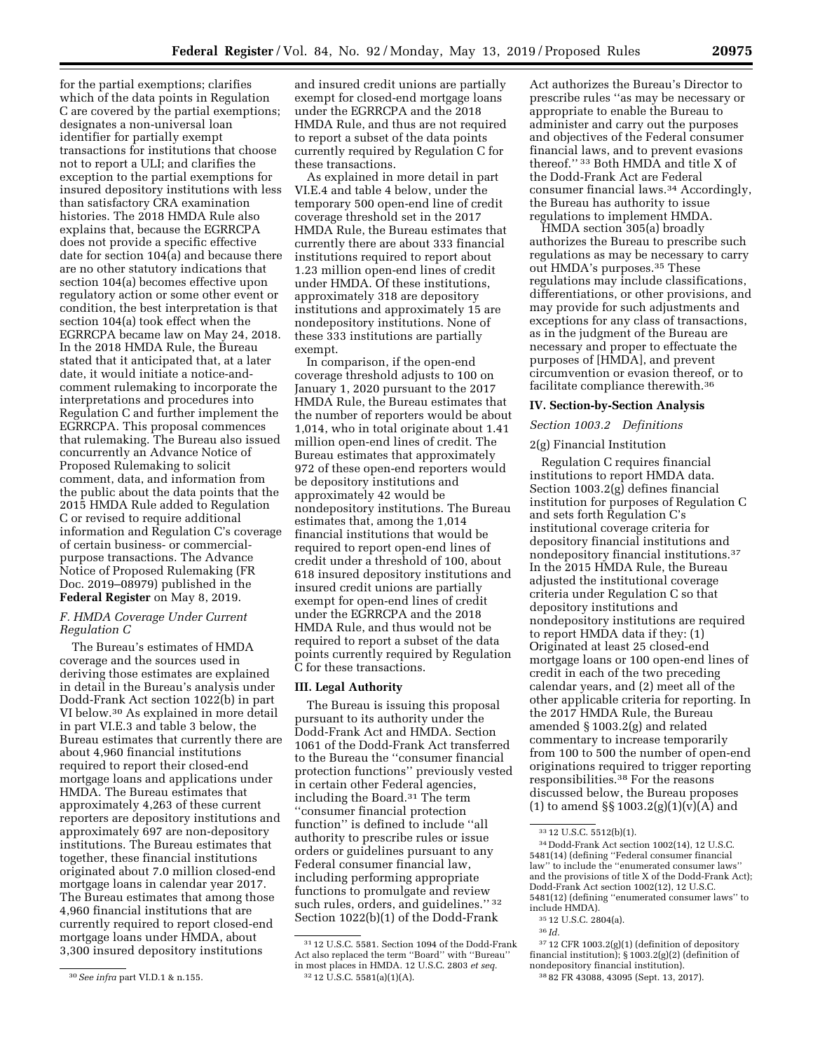for the partial exemptions; clarifies which of the data points in Regulation C are covered by the partial exemptions; designates a non-universal loan identifier for partially exempt transactions for institutions that choose not to report a ULI; and clarifies the exception to the partial exemptions for insured depository institutions with less than satisfactory CRA examination histories. The 2018 HMDA Rule also explains that, because the EGRRCPA does not provide a specific effective date for section 104(a) and because there are no other statutory indications that section 104(a) becomes effective upon regulatory action or some other event or condition, the best interpretation is that section 104(a) took effect when the EGRRCPA became law on May 24, 2018. In the 2018 HMDA Rule, the Bureau stated that it anticipated that, at a later date, it would initiate a notice-and-comment rulemaking to incorporate the interpretations and procedures into Regulation C and further implement the EGRRCPA. This proposal commences that rulemaking. The Bureau also issued concurrently an Advance Notice of Proposed Rulemaking to solicit comment, data, and information from the public about the data points that the 2015 HMDA Rule added to Regulation C or revised to require additional information and Regulation C's coverage of certain business- or commercial-purpose transactions. The Advance Notice of Proposed Rulemaking (FR Doc. 2019–08979) published in the **Federal Register** on May 8, 2019.

### *F. HMDA Coverage Under Current Regulation C*

The Bureau's estimates of HMDA coverage and the sources used in deriving those estimates are explained in detail in the Bureau's analysis under Dodd-Frank Act section 1022(b) in part VI below.[30] As explained in more detail in part VI.E.3 and table 3 below, the Bureau estimates that currently there are about 4,960 financial institutions required to report their closed-end mortgage loans and applications under HMDA. The Bureau estimates that approximately 4,263 of these current reporters are depository institutions and approximately 697 are non-depository institutions. The Bureau estimates that together, these financial institutions originated about 7.0 million closed-end mortgage loans in calendar year 2017. The Bureau estimates that among those 4,960 financial institutions that are currently required to report closed-end mortgage loans under HMDA, about 3,300 insured depository institutions and insured credit unions are partially exempt for closed-end mortgage loans under the EGRRCPA and the 2018 HMDA Rule, and thus are not required to report a subset of the data points currently required by Regulation C for these transactions.

As explained in more detail in part VI.E.4 and table 4 below, under the temporary 500 open-end line of credit coverage threshold set in the 2017 HMDA Rule, the Bureau estimates that currently there are about 333 financial institutions required to report about 1.23 million open-end lines of credit under HMDA. Of these institutions, approximately 318 are depository institutions and approximately 15 are nondepository institutions. None of these 333 institutions are partially exempt.

In comparison, if the open-end coverage threshold adjusts to 100 on January 1, 2020 pursuant to the 2017 HMDA Rule, the Bureau estimates that the number of reporters would be about 1,014, who in total originate about 1.41 million open-end lines of credit. The Bureau estimates that approximately 972 of these open-end reporters would be depository institutions and approximately 42 would be nondepository institutions. The Bureau estimates that, among the 1,014 financial institutions that would be required to report open-end lines of credit under a threshold of 100, about 618 insured depository institutions and insured credit unions are partially exempt for open-end lines of credit under the EGRRCPA and the 2018 HMDA Rule, and thus would not be required to report a subset of the data points currently required by Regulation C for these transactions.

## III. Legal Authority

The Bureau is issuing this proposal pursuant to its authority under the Dodd-Frank Act and HMDA. Section 1061 of the Dodd-Frank Act transferred to the Bureau the ''consumer financial protection functions'' previously vested in certain other Federal agencies, including the Board.[31] The term ''consumer financial protection function'' is defined to include ''all authority to prescribe rules or issue orders or guidelines pursuant to any Federal consumer financial law, including performing appropriate functions to promulgate and review such rules, orders, and guidelines.''[32] Section 1022(b)(1) of the Dodd-Frank Act authorizes the Bureau's Director to prescribe rules ''as may be necessary or appropriate to enable the Bureau to administer and carry out the purposes and objectives of the Federal consumer financial laws, and to prevent evasions thereof.''[33] Both HMDA and title X of the Dodd-Frank Act are Federal consumer financial laws.[34] Accordingly, the Bureau has authority to issue regulations to implement HMDA.

HMDA section 305(a) broadly authorizes the Bureau to prescribe such regulations as may be necessary to carry out HMDA's purposes.[35] These regulations may include classifications, differentiations, or other provisions, and may provide for such adjustments and exceptions for any class of transactions, as in the judgment of the Bureau are necessary and proper to effectuate the purposes of [HMDA], and prevent circumvention or evasion thereof, or to facilitate compliance therewith.[36]

## IV. Section-by-Section Analysis

### *Section 1003.2 Definitions*

#### 2(g) Financial Institution

Regulation C requires financial institutions to report HMDA data. Section 1003.2(g) defines financial institution for purposes of Regulation C and sets forth Regulation C's institutional coverage criteria for depository financial institutions and nondepository financial institutions.[37] In the 2015 HMDA Rule, the Bureau adjusted the institutional coverage criteria under Regulation C so that depository institutions and nondepository institutions are required to report HMDA data if they: (1) Originated at least 25 closed-end mortgage loans or 100 open-end lines of credit in each of the two preceding calendar years, and (2) meet all of the other applicable criteria for reporting. In the 2017 HMDA Rule, the Bureau amended § 1003.2(g) and related commentary to increase temporarily from 100 to 500 the number of open-end originations required to trigger reporting responsibilities.[38] For the reasons discussed below, the Bureau proposes (1) to amend §§ 1003.2(g)(1)(v)(A) and

---

[30] *See infra* part VI.D.1 & n.155.

[31] 12 U.S.C. 5581. Section 1094 of the Dodd-Frank Act also replaced the term ''Board'' with ''Bureau'' in most places in HMDA. 12 U.S.C. 2803 *et seq.*

[32] 12 U.S.C. 5581(a)(1)(A).

[33] 12 U.S.C. 5512(b)(1).

[34] Dodd-Frank Act section 1002(14), 12 U.S.C. 5481(14) (defining ''Federal consumer financial law'' to include the ''enumerated consumer laws'' and the provisions of title X of the Dodd-Frank Act); Dodd-Frank Act section 1002(12), 12 U.S.C. 5481(12) (defining ''enumerated consumer laws'' to include HMDA).

[35] 12 U.S.C. 2804(a).

[36] *Id.*

[37] 12 CFR 1003.2(g)(1) (definition of depository financial institution); § 1003.2(g)(2) (definition of nondepository financial institution).

[38] 82 FR 43088, 43095 (Sept. 13, 2017).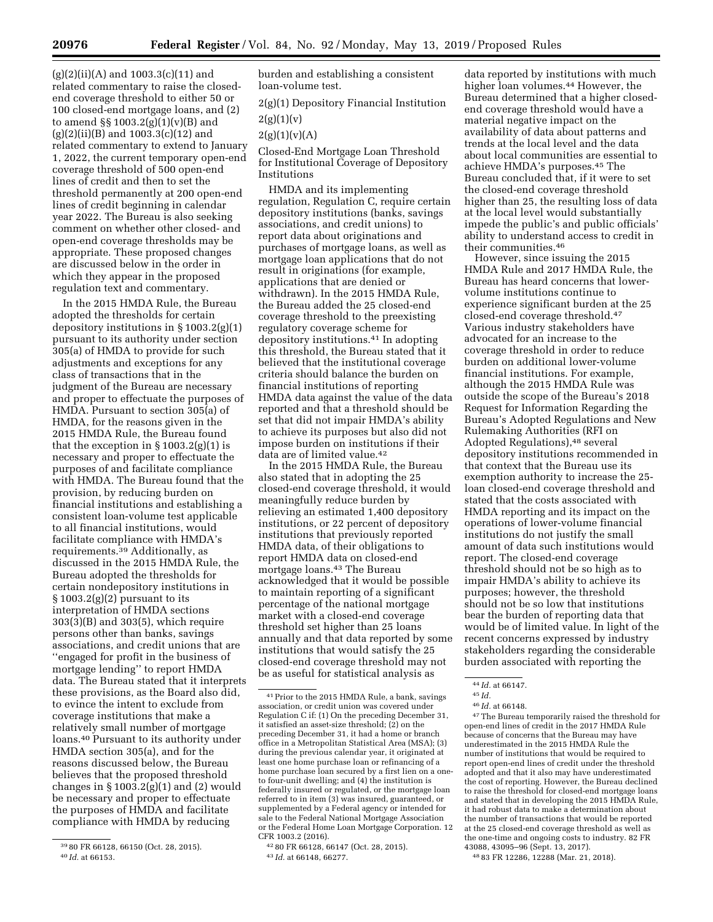(g)(2)(ii)(A) and 1003.3(c)(11) and related commentary to raise the closed-end coverage threshold to either 50 or 100 closed-end mortgage loans, and (2) to amend §§ 1003.2(g)(1)(v)(B) and (g)(2)(ii)(B) and 1003.3(c)(12) and related commentary to extend to January 1, 2022, the current temporary open-end coverage threshold of 500 open-end lines of credit and then to set the threshold permanently at 200 open-end lines of credit beginning in calendar year 2022. The Bureau is also seeking comment on whether other closed- and open-end coverage thresholds may be appropriate. These proposed changes are discussed below in the order in which they appear in the proposed regulation text and commentary.

In the 2015 HMDA Rule, the Bureau adopted the thresholds for certain depository institutions in § 1003.2(g)(1) pursuant to its authority under section 305(a) of HMDA to provide for such adjustments and exceptions for any class of transactions that in the judgment of the Bureau are necessary and proper to effectuate the purposes of HMDA. Pursuant to section 305(a) of HMDA, for the reasons given in the 2015 HMDA Rule, the Bureau found that the exception in § 1003.2(g)(1) is necessary and proper to effectuate the purposes of and facilitate compliance with HMDA. The Bureau found that the provision, by reducing burden on financial institutions and establishing a consistent loan-volume test applicable to all financial institutions, would facilitate compliance with HMDA's requirements.[39] Additionally, as discussed in the 2015 HMDA Rule, the Bureau adopted the thresholds for certain nondepository institutions in § 1003.2(g)(2) pursuant to its interpretation of HMDA sections 303(3)(B) and 303(5), which require persons other than banks, savings associations, and credit unions that are "engaged for profit in the business of mortgage lending" to report HMDA data. The Bureau stated that it interprets these provisions, as the Board also did, to evince the intent to exclude from coverage institutions that make a relatively small number of mortgage loans.[40] Pursuant to its authority under HMDA section 305(a), and for the reasons discussed below, the Bureau believes that the proposed threshold changes in § 1003.2(g)(1) and (2) would be necessary and proper to effectuate the purposes of HMDA and facilitate compliance with HMDA by reducing burden and establishing a consistent loan-volume test.

2(g)(1) Depository Financial Institution

2(g)(1)(v)

2(g)(1)(v)(A)

Closed-End Mortgage Loan Threshold for Institutional Coverage of Depository Institutions

HMDA and its implementing regulation, Regulation C, require certain depository institutions (banks, savings associations, and credit unions) to report data about originations and purchases of mortgage loans, as well as mortgage loan applications that do not result in originations (for example, applications that are denied or withdrawn). In the 2015 HMDA Rule, the Bureau added the 25 closed-end coverage threshold to the preexisting regulatory coverage scheme for depository institutions.[41] In adopting this threshold, the Bureau stated that it believed that the institutional coverage criteria should balance the burden on financial institutions of reporting HMDA data against the value of the data reported and that a threshold should be set that did not impair HMDA's ability to achieve its purposes but also did not impose burden on institutions if their data are of limited value.[42]

In the 2015 HMDA Rule, the Bureau also stated that in adopting the 25 closed-end coverage threshold, it would meaningfully reduce burden by relieving an estimated 1,400 depository institutions, or 22 percent of depository institutions that previously reported HMDA data, of their obligations to report HMDA data on closed-end mortgage loans.[43] The Bureau acknowledged that it would be possible to maintain reporting of a significant percentage of the national mortgage market with a closed-end coverage threshold set higher than 25 loans annually and that data reported by some institutions that would satisfy the 25 closed-end coverage threshold may not be as useful for statistical analysis as data reported by institutions with much higher loan volumes.[44] However, the Bureau determined that a higher closed-end coverage threshold would have a material negative impact on the availability of data about patterns and trends at the local level and the data about local communities are essential to achieve HMDA's purposes.[45] The Bureau concluded that, if it were to set the closed-end coverage threshold higher than 25, the resulting loss of data at the local level would substantially impede the public's and public officials' ability to understand access to credit in their communities.[46]

However, since issuing the 2015 HMDA Rule and 2017 HMDA Rule, the Bureau has heard concerns that lower-volume institutions continue to experience significant burden at the 25 closed-end coverage threshold.[47] Various industry stakeholders have advocated for an increase to the coverage threshold in order to reduce burden on additional lower-volume financial institutions. For example, although the 2015 HMDA Rule was outside the scope of the Bureau's 2018 Request for Information Regarding the Bureau's Adopted Regulations and New Rulemaking Authorities (RFI on Adopted Regulations),[48] several depository institutions recommended in that context that the Bureau use its exemption authority to increase the 25-loan closed-end coverage threshold and stated that the costs associated with HMDA reporting and its impact on the operations of lower-volume financial institutions do not justify the small amount of data such institutions would report. The closed-end coverage threshold should not be so high as to impair HMDA's ability to achieve its purposes; however, the threshold should not be so low that institutions bear the burden of reporting data that would be of limited value. In light of the recent concerns expressed by industry stakeholders regarding the considerable burden associated with reporting the

---

[39] 80 FR 66128, 66150 (Oct. 28, 2015).

[40] *Id.* at 66153.

[41] Prior to the 2015 HMDA Rule, a bank, savings association, or credit union was covered under Regulation C if: (1) On the preceding December 31, it satisfied an asset-size threshold; (2) on the preceding December 31, it had a home or branch office in a Metropolitan Statistical Area (MSA); (3) during the previous calendar year, it originated at least one home purchase loan or refinancing of a home purchase loan secured by a first lien on a one- to four-unit dwelling; and (4) the institution is federally insured or regulated, or the mortgage loan referred to in item (3) was insured, guaranteed, or supplemented by a Federal agency or intended for sale to the Federal National Mortgage Association or the Federal Home Loan Mortgage Corporation. 12 CFR 1003.2 (2016).

[42] 80 FR 66128, 66147 (Oct. 28, 2015).

[43] *Id.* at 66148, 66277.

[44] *Id.* at 66147.

[45] *Id.*

[46] *Id.* at 66148.

[47] The Bureau temporarily raised the threshold for open-end lines of credit in the 2017 HMDA Rule because of concerns that the Bureau may have underestimated in the 2015 HMDA Rule the number of institutions that would be required to report open-end lines of credit under the threshold adopted and that it also may have underestimated the cost of reporting. However, the Bureau declined to raise the threshold for closed-end mortgage loans and stated that in developing the 2015 HMDA Rule, it had robust data to make a determination about the number of transactions that would be reported at the 25 closed-end coverage threshold as well as the one-time and ongoing costs to industry. 82 FR 43088, 43095–96 (Sept. 13, 2017).

[48] 83 FR 12286, 12288 (Mar. 21, 2018).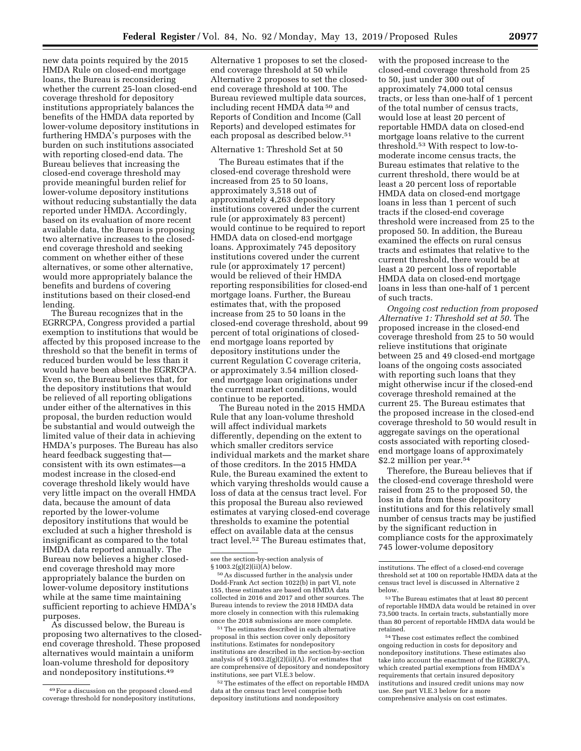new data points required by the 2015 HMDA Rule on closed-end mortgage loans, the Bureau is reconsidering whether the current 25-loan closed-end coverage threshold for depository institutions appropriately balances the benefits of the HMDA data reported by lower-volume depository institutions in furthering HMDA's purposes with the burden on such institutions associated with reporting closed-end data. The Bureau believes that increasing the closed-end coverage threshold may provide meaningful burden relief for lower-volume depository institutions without reducing substantially the data reported under HMDA. Accordingly, based on its evaluation of more recent available data, the Bureau is proposing two alternative increases to the closed-end coverage threshold and seeking comment on whether either of these alternatives, or some other alternative, would more appropriately balance the benefits and burdens of covering institutions based on their closed-end lending.

The Bureau recognizes that in the EGRRCPA, Congress provided a partial exemption to institutions that would be affected by this proposed increase to the threshold so that the benefit in terms of reduced burden would be less than it would have been absent the EGRRCPA. Even so, the Bureau believes that, for the depository institutions that would be relieved of all reporting obligations under either of the alternatives in this proposal, the burden reduction would be substantial and would outweigh the limited value of their data in achieving HMDA's purposes. The Bureau has also heard feedback suggesting that—consistent with its own estimates—a modest increase in the closed-end coverage threshold likely would have very little impact on the overall HMDA data, because the amount of data reported by the lower-volume depository institutions that would be excluded at such a higher threshold is insignificant as compared to the total HMDA data reported annually. The Bureau now believes a higher closed-end coverage threshold may more appropriately balance the burden on lower-volume depository institutions while at the same time maintaining sufficient reporting to achieve HMDA's purposes.

As discussed below, the Bureau is proposing two alternatives to the closed-end coverage threshold. These proposed alternatives would maintain a uniform loan-volume threshold for depository and nondepository institutions.[49]

Alternative 1 proposes to set the closed-end coverage threshold at 50 while Alternative 2 proposes to set the closed-end coverage threshold at 100. The Bureau reviewed multiple data sources, including recent HMDA data[50] and Reports of Condition and Income (Call Reports) and developed estimates for each proposal as described below.[51]

Alternative 1: Threshold Set at 50

The Bureau estimates that if the closed-end coverage threshold were increased from 25 to 50 loans, approximately 3,518 out of approximately 4,263 depository institutions covered under the current rule (or approximately 83 percent) would continue to be required to report HMDA data on closed-end mortgage loans. Approximately 745 depository institutions covered under the current rule (or approximately 17 percent) would be relieved of their HMDA reporting responsibilities for closed-end mortgage loans. Further, the Bureau estimates that, with the proposed increase from 25 to 50 loans in the closed-end coverage threshold, about 99 percent of total originations of closed-end mortgage loans reported by depository institutions under the current Regulation C coverage criteria, or approximately 3.54 million closed-end mortgage loan originations under the current market conditions, would continue to be reported.

The Bureau noted in the 2015 HMDA Rule that any loan-volume threshold will affect individual markets differently, depending on the extent to which smaller creditors service individual markets and the market share of those creditors. In the 2015 HMDA Rule, the Bureau examined the extent to which varying thresholds would cause a loss of data at the census tract level. For this proposal the Bureau also reviewed estimates at varying closed-end coverage thresholds to examine the potential effect on available data at the census tract level.[52] The Bureau estimates that, with the proposed increase to the closed-end coverage threshold from 25 to 50, just under 300 out of approximately 74,000 total census tracts, or less than one-half of 1 percent of the total number of census tracts, would lose at least 20 percent of reportable HMDA data on closed-end mortgage loans relative to the current threshold.[53] With respect to low-to-moderate income census tracts, the Bureau estimates that relative to the current threshold, there would be at least a 20 percent loss of reportable HMDA data on closed-end mortgage loans in less than 1 percent of such tracts if the closed-end coverage threshold were increased from 25 to the proposed 50. In addition, the Bureau examined the effects on rural census tracts and estimates that relative to the current threshold, there would be at least a 20 percent loss of reportable HMDA data on closed-end mortgage loans in less than one-half of 1 percent of such tracts.

*Ongoing cost reduction from proposed Alternative 1: Threshold set at 50.* The proposed increase in the closed-end coverage threshold from 25 to 50 would relieve institutions that originate between 25 and 49 closed-end mortgage loans of the ongoing costs associated with reporting such loans that they might otherwise incur if the closed-end coverage threshold remained at the current 25. The Bureau estimates that the proposed increase in the closed-end coverage threshold to 50 would result in aggregate savings on the operational costs associated with reporting closed-end mortgage loans of approximately $2.2 million per year.[54]

Therefore, the Bureau believes that if the closed-end coverage threshold were raised from 25 to the proposed 50, the loss in data from these depository institutions and for this relatively small number of census tracts may be justified by the significant reduction in compliance costs for the approximately 745 lower-volume depository institutions.

---

[49] For a discussion on the proposed closed-end coverage threshold for nondepository institutions, see the section-by-section analysis of § 1003.2(g)(2)(ii)(A) below.

[50] As discussed further in the analysis under Dodd-Frank Act section 1022(b) in part VI, note 155, these estimates are based on HMDA data collected in 2016 and 2017 and other sources. The Bureau intends to review the 2018 HMDA data more closely in connection with this rulemaking once the 2018 submissions are more complete.

[51] The estimates described in each alternative proposal in this section cover only depository institutions. Estimates for nondepository institutions are described in the section-by-section analysis of § 1003.2(g)(2)(ii)(A). For estimates that are comprehensive of depository and nondepository institutions, see part VI.E.3 below.

[52] The estimates of the effect on reportable HMDA data at the census tract level comprise both depository institutions and nondepository institutions. The effect of a closed-end coverage threshold set at 100 on reportable HMDA data at the census tract level is discussed in Alternative 2 below.

[53] The Bureau estimates that at least 80 percent of reportable HMDA data would be retained in over 73,500 tracts. In certain tracts, substantially more than 80 percent of reportable HMDA data would be retained.

[54] These cost estimates reflect the combined ongoing reduction in costs for depository and nondepository institutions. These estimates also take into account the enactment of the EGRRCPA, which created partial exemptions from HMDA's requirements that certain insured depository institutions and insured credit unions may now use. See part VI.E.3 below for a more comprehensive analysis on cost estimates.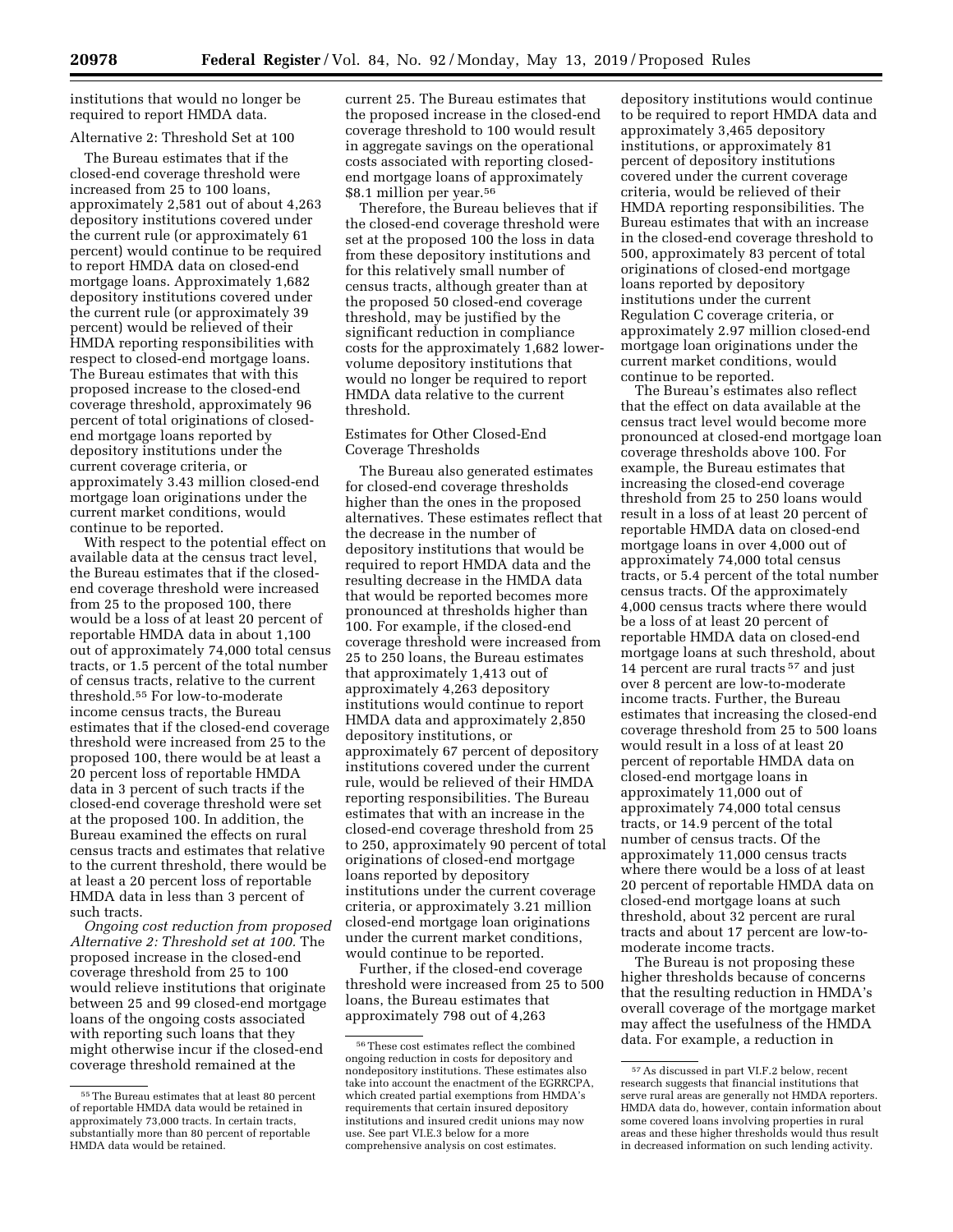institutions that would no longer be required to report HMDA data.

Alternative 2: Threshold Set at 100

The Bureau estimates that if the closed-end coverage threshold were increased from 25 to 100 loans, approximately 2,581 out of about 4,263 depository institutions covered under the current rule (or approximately 61 percent) would continue to be required to report HMDA data on closed-end mortgage loans. Approximately 1,682 depository institutions covered under the current rule (or approximately 39 percent) would be relieved of their HMDA reporting responsibilities with respect to closed-end mortgage loans. The Bureau estimates that with this proposed increase to the closed-end coverage threshold, approximately 96 percent of total originations of closed-end mortgage loans reported by depository institutions under the current coverage criteria, or approximately 3.43 million closed-end mortgage loan originations under the current market conditions, would continue to be reported.

With respect to the potential effect on available data at the census tract level, the Bureau estimates that if the closed-end coverage threshold were increased from 25 to the proposed 100, there would be a loss of at least 20 percent of reportable HMDA data in about 1,100 out of approximately 74,000 total census tracts, or 1.5 percent of the total number of census tracts, relative to the current threshold.[55] For low-to-moderate income census tracts, the Bureau estimates that if the closed-end coverage threshold were increased from 25 to the proposed 100, there would be at least a 20 percent loss of reportable HMDA data in 3 percent of such tracts if the closed-end coverage threshold were set at the proposed 100. In addition, the Bureau examined the effects on rural census tracts and estimates that relative to the current threshold, there would be at least a 20 percent loss of reportable HMDA data in less than 3 percent of such tracts.

*Ongoing cost reduction from proposed Alternative 2: Threshold set at 100.* The proposed increase in the closed-end coverage threshold from 25 to 100 would relieve institutions that originate between 25 and 99 closed-end mortgage loans of the ongoing costs associated with reporting such loans that they might otherwise incur if the closed-end coverage threshold remained at the current 25. The Bureau estimates that the proposed increase in the closed-end coverage threshold to 100 would result in aggregate savings on the operational costs associated with reporting closed-end mortgage loans of approximately $8.1 million per year.[56]

Therefore, the Bureau believes that if the closed-end coverage threshold were set at the proposed 100 the loss in data from these depository institutions and for this relatively small number of census tracts, although greater than at the proposed 50 closed-end coverage threshold, may be justified by the significant reduction in compliance costs for the approximately 1,682 lower-volume depository institutions that would no longer be required to report HMDA data relative to the current threshold.

Estimates for Other Closed-End Coverage Thresholds

The Bureau also generated estimates for closed-end coverage thresholds higher than the ones in the proposed alternatives. These estimates reflect that the decrease in the number of depository institutions that would be required to report HMDA data and the resulting decrease in the HMDA data that would be reported becomes more pronounced at thresholds higher than 100. For example, if the closed-end coverage threshold were increased from 25 to 250 loans, the Bureau estimates that approximately 1,413 out of approximately 4,263 depository institutions would continue to report HMDA data and approximately 2,850 depository institutions, or approximately 67 percent of depository institutions covered under the current rule, would be relieved of their HMDA reporting responsibilities. The Bureau estimates that with an increase in the closed-end coverage threshold from 25 to 250, approximately 90 percent of total originations of closed-end mortgage loans reported by depository institutions under the current coverage criteria, or approximately 3.21 million closed-end mortgage loan originations under the current market conditions, would continue to be reported.

Further, if the closed-end coverage threshold were increased from 25 to 500 loans, the Bureau estimates that approximately 798 out of 4,263 depository institutions would continue to be required to report HMDA data and approximately 3,465 depository institutions, or approximately 81 percent of depository institutions covered under the current coverage criteria, would be relieved of their HMDA reporting responsibilities. The Bureau estimates that with an increase in the closed-end coverage threshold to 500, approximately 83 percent of total originations of closed-end mortgage loans reported by depository institutions under the current Regulation C coverage criteria, or approximately 2.97 million closed-end mortgage loan originations under the current market conditions, would continue to be reported.

The Bureau's estimates also reflect that the effect on data available at the census tract level would become more pronounced at closed-end mortgage loan coverage thresholds above 100. For example, the Bureau estimates that increasing the closed-end coverage threshold from 25 to 250 loans would result in a loss of at least 20 percent of reportable HMDA data on closed-end mortgage loans in over 4,000 out of approximately 74,000 total census tracts, or 5.4 percent of the total number census tracts. Of the approximately 4,000 census tracts where there would be a loss of at least 20 percent of reportable HMDA data on closed-end mortgage loans at such threshold, about 14 percent are rural tracts[57] and just over 8 percent are low-to-moderate income tracts. Further, the Bureau estimates that increasing the closed-end coverage threshold from 25 to 500 loans would result in a loss of at least 20 percent of reportable HMDA data on closed-end mortgage loans in approximately 11,000 out of approximately 74,000 total census tracts, or 14.9 percent of the total number of census tracts. Of the approximately 11,000 census tracts where there would be a loss of at least 20 percent of reportable HMDA data on closed-end mortgage loans at such threshold, about 32 percent are rural tracts and about 17 percent are low-to-moderate income tracts.

The Bureau is not proposing these higher thresholds because of concerns that the resulting reduction in HMDA's overall coverage of the mortgage market may affect the usefulness of the HMDA data. For example, a reduction in

---

[55] The Bureau estimates that at least 80 percent of reportable HMDA data would be retained in approximately 73,000 tracts. In certain tracts, substantially more than 80 percent of reportable HMDA data would be retained.

[56] These cost estimates reflect the combined ongoing reduction in costs for depository and nondepository institutions. These estimates also take into account the enactment of the EGRRCPA, which created partial exemptions from HMDA's requirements that certain insured depository institutions and insured credit unions may now use. See part VI.E.3 below for a more comprehensive analysis on cost estimates.

[57] As discussed in part VI.F.2 below, recent research suggests that financial institutions that serve rural areas are generally not HMDA reporters. HMDA data do, however, contain information about some covered loans involving properties in rural areas and these higher thresholds would thus result in decreased information on such lending activity.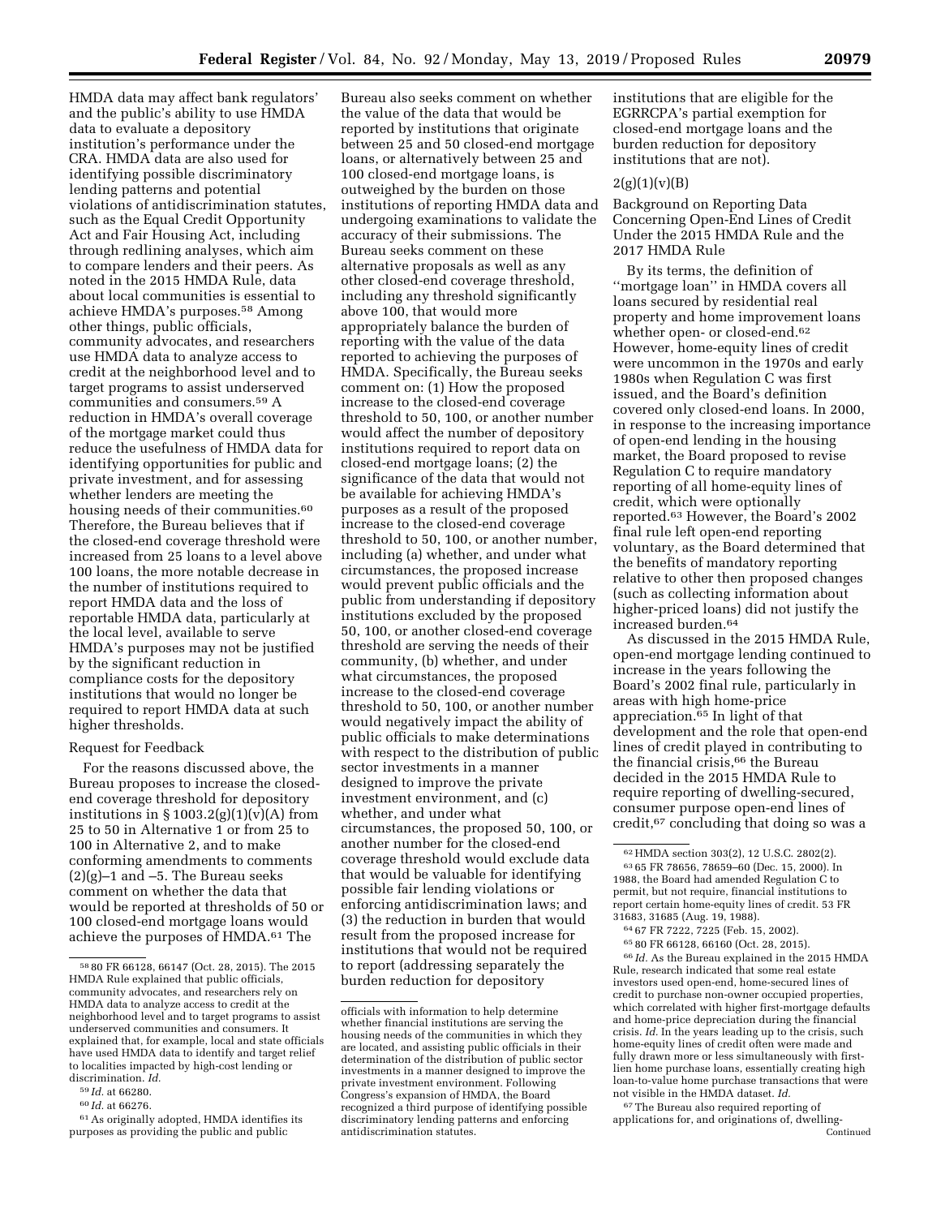HMDA data may affect bank regulators' and the public's ability to use HMDA data to evaluate a depository institution's performance under the CRA. HMDA data are also used for identifying possible discriminatory lending patterns and potential violations of antidiscrimination statutes, such as the Equal Credit Opportunity Act and Fair Housing Act, including through redlining analyses, which aim to compare lenders and their peers. As noted in the 2015 HMDA Rule, data about local communities is essential to achieve HMDA's purposes.[58] Among other things, public officials, community advocates, and researchers use HMDA data to analyze access to credit at the neighborhood level and to target programs to assist underserved communities and consumers.[59] A reduction in HMDA's overall coverage of the mortgage market could thus reduce the usefulness of HMDA data for identifying opportunities for public and private investment, and for assessing whether lenders are meeting the housing needs of their communities.[60] Therefore, the Bureau believes that if the closed-end coverage threshold were increased from 25 loans to a level above 100 loans, the more notable decrease in the number of institutions required to report HMDA data and the loss of reportable HMDA data, particularly at the local level, available to serve HMDA's purposes may not be justified by the significant reduction in compliance costs for the depository institutions that would no longer be required to report HMDA data at such higher thresholds.

Request for Feedback

For the reasons discussed above, the Bureau proposes to increase the closed-end coverage threshold for depository institutions in § 1003.2(g)(1)(v)(A) from 25 to 50 in Alternative 1 or from 25 to 100 in Alternative 2, and to make conforming amendments to comments (2)(g)–1 and –5. The Bureau seeks comment on whether the data that would be reported at thresholds of 50 or 100 closed-end mortgage loans would achieve the purposes of HMDA.[61] The Bureau also seeks comment on whether the value of the data that would be reported by institutions that originate between 25 and 50 closed-end mortgage loans, or alternatively between 25 and 100 closed-end mortgage loans, is outweighed by the burden on those institutions of reporting HMDA data and undergoing examinations to validate the accuracy of their submissions. The Bureau seeks comment on these alternative proposals as well as any other closed-end coverage threshold, including any threshold significantly above 100, that would more appropriately balance the burden of reporting with the value of the data reported to achieving the purposes of HMDA. Specifically, the Bureau seeks comment on: (1) How the proposed increase to the closed-end coverage threshold to 50, 100, or another number would affect the number of depository institutions required to report data on closed-end mortgage loans; (2) the significance of the data that would not be available for achieving HMDA's purposes as a result of the proposed increase to the closed-end coverage threshold to 50, 100, or another number, including (a) whether, and under what circumstances, the proposed increase would prevent public officials and the public from understanding if depository institutions excluded by the proposed 50, 100, or another closed-end coverage threshold are serving the needs of their community, (b) whether, and under what circumstances, the proposed increase to the closed-end coverage threshold to 50, 100, or another number would negatively impact the ability of public officials to make determinations with respect to the distribution of public sector investments in a manner designed to improve the private investment environment, and (c) whether, and under what circumstances, the proposed 50, 100, or another number for the closed-end coverage threshold would exclude data that would be valuable for identifying possible fair lending violations or enforcing antidiscrimination laws; and (3) the reduction in burden that would result from the proposed increase for institutions that would not be required to report (addressing separately the burden reduction for depository institutions that are eligible for the EGRRCPA's partial exemption for closed-end mortgage loans and the burden reduction for depository institutions that are not).

2(g)(1)(v)(B)

Background on Reporting Data Concerning Open-End Lines of Credit Under the 2015 HMDA Rule and the 2017 HMDA Rule

By its terms, the definition of ''mortgage loan'' in HMDA covers all loans secured by residential real property and home improvement loans whether open- or closed-end.[62] However, home-equity lines of credit were uncommon in the 1970s and early 1980s when Regulation C was first issued, and the Board's definition covered only closed-end loans. In 2000, in response to the increasing importance of open-end lending in the housing market, the Board proposed to revise Regulation C to require mandatory reporting of all home-equity lines of credit, which were optionally reported.[63] However, the Board's 2002 final rule left open-end reporting voluntary, as the Board determined that the benefits of mandatory reporting relative to other then proposed changes (such as collecting information about higher-priced loans) did not justify the increased burden.[64]

As discussed in the 2015 HMDA Rule, open-end mortgage lending continued to increase in the years following the Board's 2002 final rule, particularly in areas with high home-price appreciation.[65] In light of that development and the role that open-end lines of credit played in contributing to the financial crisis,[66] the Bureau decided in the 2015 HMDA Rule to require reporting of dwelling-secured, consumer purpose open-end lines of credit,[67] concluding that doing so was a

---

[58] 80 FR 66128, 66147 (Oct. 28, 2015). The 2015 HMDA Rule explained that public officials, community advocates, and researchers rely on HMDA data to analyze access to credit at the neighborhood level and to target programs to assist underserved communities and consumers. It explained that, for example, local and state officials have used HMDA data to identify and target relief to localities impacted by high-cost lending or discrimination. *Id.*

[59] *Id.* at 66280.

[60] *Id.* at 66276.

[61] As originally adopted, HMDA identifies its purposes as providing the public and public officials with information to help determine whether financial institutions are serving the housing needs of the communities in which they are located, and assisting public officials in their determination of the distribution of public sector investments in a manner designed to improve the private investment environment. Following Congress's expansion of HMDA, the Board recognized a third purpose of identifying possible discriminatory lending patterns and enforcing antidiscrimination statutes.

[62] HMDA section 303(2), 12 U.S.C. 2802(2).

[63] 65 FR 78656, 78659–60 (Dec. 15, 2000). In 1988, the Board had amended Regulation C to permit, but not require, financial institutions to report certain home-equity lines of credit. 53 FR 31683, 31685 (Aug. 19, 1988).

[64] 67 FR 7222, 7225 (Feb. 15, 2002).

[65] 80 FR 66128, 66160 (Oct. 28, 2015).

[66] *Id.* As the Bureau explained in the 2015 HMDA Rule, research indicated that some real estate investors used open-end, home-secured lines of credit to purchase non-owner occupied properties, which correlated with higher first-mortgage defaults and home-price depreciation during the financial crisis. *Id.* In the years leading up to the crisis, such home-equity lines of credit often were made and fully drawn more or less simultaneously with first-lien home purchase loans, essentially creating high loan-to-value home purchase transactions that were not visible in the HMDA dataset. *Id.*

[67] The Bureau also required reporting of applications for, and originations of, dwelling-

Continued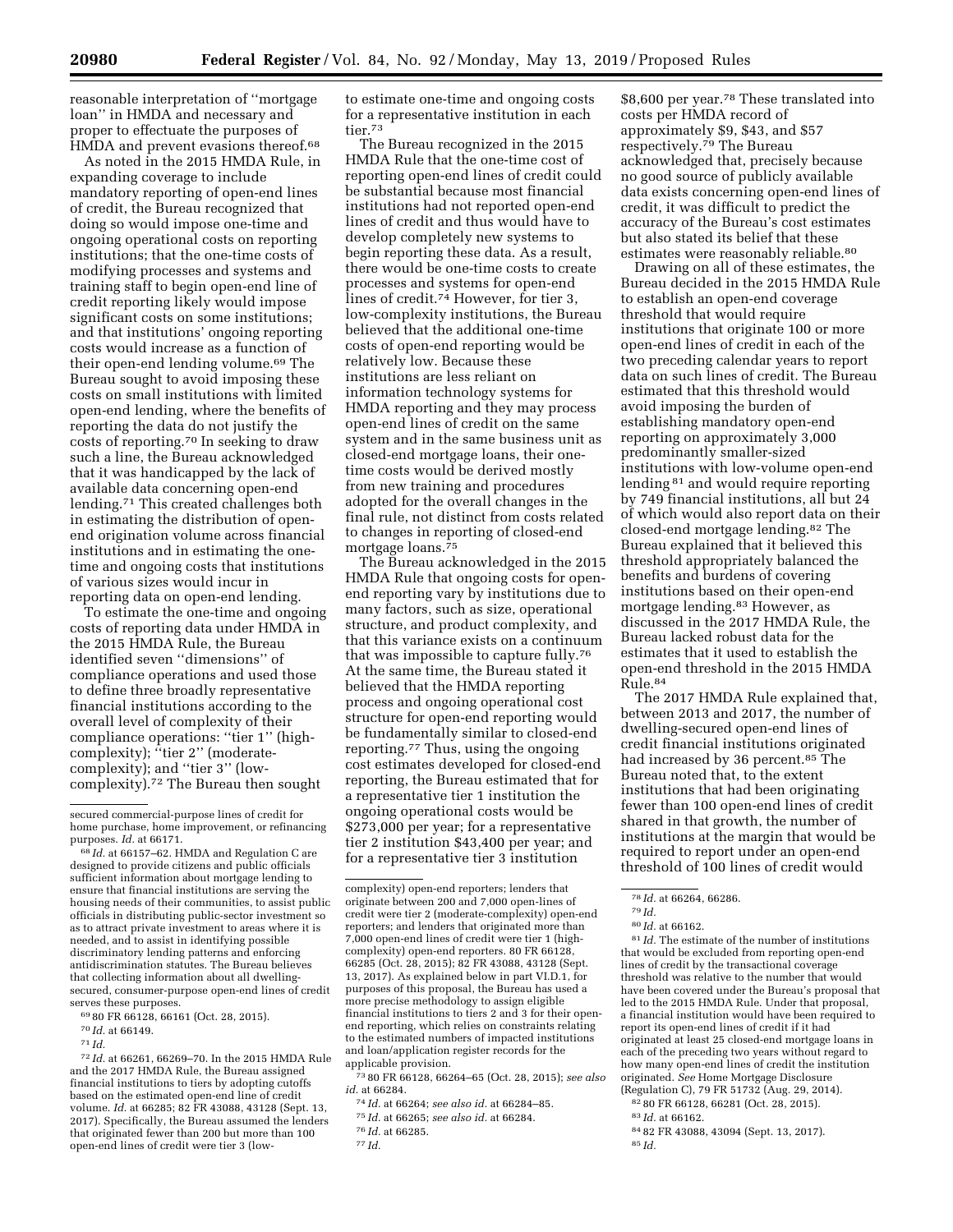reasonable interpretation of ''mortgage loan'' in HMDA and necessary and proper to effectuate the purposes of HMDA and prevent evasions thereof.[68]

As noted in the 2015 HMDA Rule, in expanding coverage to include mandatory reporting of open-end lines of credit, the Bureau recognized that doing so would impose one-time and ongoing operational costs on reporting institutions; that the one-time costs of modifying processes and systems and training staff to begin open-end line of credit reporting likely would impose significant costs on some institutions; and that institutions' ongoing reporting costs would increase as a function of their open-end lending volume.[69] The Bureau sought to avoid imposing these costs on small institutions with limited open-end lending, where the benefits of reporting the data do not justify the costs of reporting.[70] In seeking to draw such a line, the Bureau acknowledged that it was handicapped by the lack of available data concerning open-end lending.[71] This created challenges both in estimating the distribution of open-end origination volume across financial institutions and in estimating the one-time and ongoing costs that institutions of various sizes would incur in reporting data on open-end lending.

To estimate the one-time and ongoing costs of reporting data under HMDA in the 2015 HMDA Rule, the Bureau identified seven ''dimensions'' of compliance operations and used those to define three broadly representative financial institutions according to the overall level of complexity of their compliance operations: ''tier 1'' (high-complexity); ''tier 2'' (moderate-complexity); and ''tier 3'' (low-complexity).[72] The Bureau then sought to estimate one-time and ongoing costs for a representative institution in each tier.[73]

The Bureau recognized in the 2015 HMDA Rule that the one-time cost of reporting open-end lines of credit could be substantial because most financial institutions had not reported open-end lines of credit and thus would have to develop completely new systems to begin reporting these data. As a result, there would be one-time costs to create processes and systems for open-end lines of credit.[74] However, for tier 3, low-complexity institutions, the Bureau believed that the additional one-time costs of open-end reporting would be relatively low. Because these institutions are less reliant on information technology systems for HMDA reporting and they may process open-end lines of credit on the same system and in the same business unit as closed-end mortgage loans, their one-time costs would be derived mostly from new training and procedures adopted for the overall changes in the final rule, not distinct from costs related to changes in reporting of closed-end mortgage loans.[75]

The Bureau acknowledged in the 2015 HMDA Rule that ongoing costs for open-end reporting vary by institutions due to many factors, such as size, operational structure, and product complexity, and that this variance exists on a continuum that was impossible to capture fully.[76] At the same time, the Bureau stated it believed that the HMDA reporting process and ongoing operational cost structure for open-end reporting would be fundamentally similar to closed-end reporting.[77] Thus, using the ongoing cost estimates developed for closed-end reporting, the Bureau estimated that for a representative tier 1 institution the ongoing operational costs would be $273,000 per year; for a representative tier 2 institution $43,400 per year; and for a representative tier 3 institution $8,600 per year.[78] These translated into costs per HMDA record of approximately $9, $43, and $57 respectively.[79] The Bureau acknowledged that, precisely because no good source of publicly available data exists concerning open-end lines of credit, it was difficult to predict the accuracy of the Bureau's cost estimates but also stated its belief that these estimates were reasonably reliable.[80]

Drawing on all of these estimates, the Bureau decided in the 2015 HMDA Rule to establish an open-end coverage threshold that would require institutions that originate 100 or more open-end lines of credit in each of the two preceding calendar years to report data on such lines of credit. The Bureau estimated that this threshold would avoid imposing the burden of establishing mandatory open-end reporting on approximately 3,000 predominantly smaller-sized institutions with low-volume open-end lending[81] and would require reporting by 749 financial institutions, all but 24 of which would also report data on their closed-end mortgage lending.[82] The Bureau explained that it believed this threshold appropriately balanced the benefits and burdens of covering institutions based on their open-end mortgage lending.[83] However, as discussed in the 2017 HMDA Rule, the Bureau lacked robust data for the estimates that it used to establish the open-end threshold in the 2015 HMDA Rule.[84]

The 2017 HMDA Rule explained that, between 2013 and 2017, the number of dwelling-secured open-end lines of credit financial institutions originated had increased by 36 percent.[85] The Bureau noted that, to the extent institutions that had been originating fewer than 100 open-end lines of credit shared in that growth, the number of institutions at the margin that would be required to report under an open-end threshold of 100 lines of credit would

---

secured commercial-purpose lines of credit for home purchase, home improvement, or refinancing purposes. *Id.* at 66171.

[68] *Id.* at 66157–62. HMDA and Regulation C are designed to provide citizens and public officials sufficient information about mortgage lending to ensure that financial institutions are serving the housing needs of their communities, to assist public officials in distributing public-sector investment so as to attract private investment to areas where it is needed, and to assist in identifying possible discriminatory lending patterns and enforcing antidiscrimination statutes. The Bureau believes that collecting information about all dwelling-secured, consumer-purpose open-end lines of credit serves these purposes.

[69] 80 FR 66128, 66161 (Oct. 28, 2015).

[70] *Id.* at 66149.

[71] *Id.*

[72] *Id.* at 66261, 66269–70. In the 2015 HMDA Rule and the 2017 HMDA Rule, the Bureau assigned financial institutions to tiers by adopting cutoffs based on the estimated open-end line of credit volume. *Id.* at 66285; 82 FR 43088, 43128 (Sept. 13, 2017). Specifically, the Bureau assumed the lenders that originated fewer than 200 but more than 100 open-end lines of credit were tier 3 (low-complexity) open-end reporters; lenders that originate between 200 and 7,000 open-lines of credit were tier 2 (moderate-complexity) open-end reporters; and lenders that originated more than 7,000 open-end lines of credit were tier 1 (high-complexity) open-end reporters. 80 FR 66128, 66285 (Oct. 28, 2015); 82 FR 43088, 43128 (Sept. 13, 2017). As explained below in part VI.D.1, for purposes of this proposal, the Bureau has used a more precise methodology to assign eligible financial institutions to tiers 2 and 3 for their open-end reporting, which relies on constraints relating to the estimated numbers of impacted institutions and loan/application register records for the applicable provision.

[73] 80 FR 66128, 66264–65 (Oct. 28, 2015); *see also id.* at 66284.

[74] *Id.* at 66264; *see also id.* at 66284–85.

[75] *Id.* at 66265; *see also id.* at 66284.

[76] *Id.* at 66285.

[77] *Id.*

[78] *Id.* at 66264, 66286.

[79] *Id.*

[80] *Id.* at 66162.

[81] *Id.* The estimate of the number of institutions that would be excluded from reporting open-end lines of credit by the transactional coverage threshold was relative to the number that would have been covered under the Bureau's proposal that led to the 2015 HMDA Rule. Under that proposal, a financial institution would have been required to report its open-end lines of credit if it had originated at least 25 closed-end mortgage loans in each of the preceding two years without regard to how many open-end lines of credit the institution originated. *See* Home Mortgage Disclosure (Regulation C), 79 FR 51732 (Aug. 29, 2014).

[82] 80 FR 66128, 66281 (Oct. 28, 2015).

[83] *Id.* at 66162.

[84] 82 FR 43088, 43094 (Sept. 13, 2017).

[85] *Id.*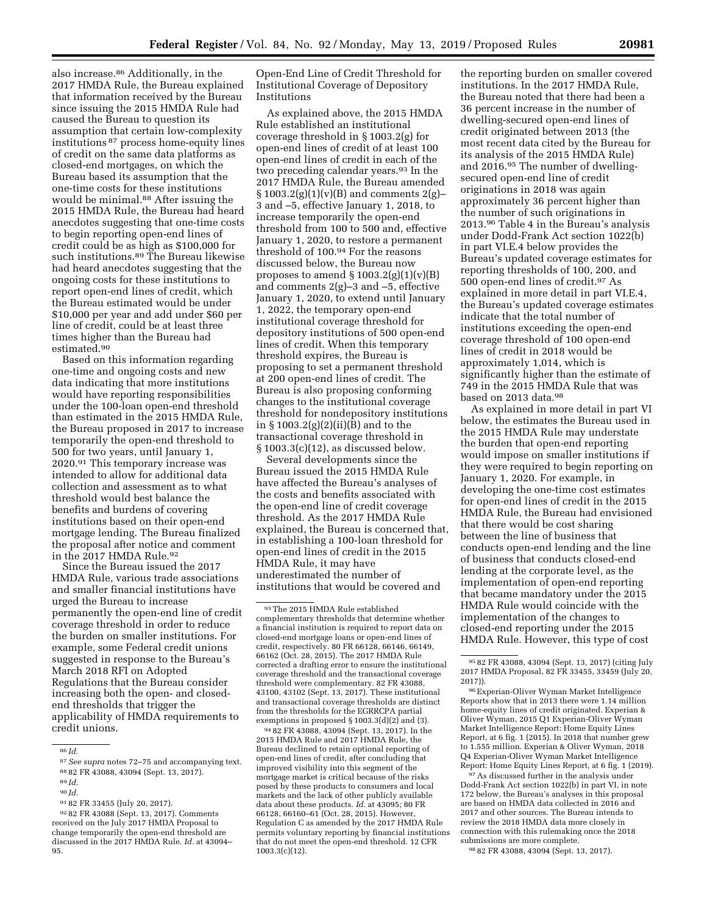also increase.[86] Additionally, in the 2017 HMDA Rule, the Bureau explained that information received by the Bureau since issuing the 2015 HMDA Rule had caused the Bureau to question its assumption that certain low-complexity institutions [87] process home-equity lines of credit on the same data platforms as closed-end mortgages, on which the Bureau based its assumption that the one-time costs for these institutions would be minimal.[88] After issuing the 2015 HMDA Rule, the Bureau had heard anecdotes suggesting that one-time costs to begin reporting open-end lines of credit could be as high as $100,000 for such institutions.[89] The Bureau likewise had heard anecdotes suggesting that the ongoing costs for these institutions to report open-end lines of credit, which the Bureau estimated would be under $10,000 per year and add under $60 per line of credit, could be at least three times higher than the Bureau had estimated.[90]

Based on this information regarding one-time and ongoing costs and new data indicating that more institutions would have reporting responsibilities under the 100-loan open-end threshold than estimated in the 2015 HMDA Rule, the Bureau proposed in 2017 to increase temporarily the open-end threshold to 500 for two years, until January 1, 2020.[91] This temporary increase was intended to allow for additional data collection and assessment as to what threshold would best balance the benefits and burdens of covering institutions based on their open-end mortgage lending. The Bureau finalized the proposal after notice and comment in the 2017 HMDA Rule.[92]

Since the Bureau issued the 2017 HMDA Rule, various trade associations and smaller financial institutions have urged the Bureau to increase permanently the open-end line of credit coverage threshold in order to reduce the burden on smaller institutions. For example, some Federal credit unions suggested in response to the Bureau's March 2018 RFI on Adopted Regulations that the Bureau consider increasing both the open- and closed-end thresholds that trigger the applicability of HMDA requirements to credit unions.

Open-End Line of Credit Threshold for Institutional Coverage of Depository Institutions

As explained above, the 2015 HMDA Rule established an institutional coverage threshold in § 1003.2(g) for open-end lines of credit of at least 100 open-end lines of credit in each of the two preceding calendar years.[93] In the 2017 HMDA Rule, the Bureau amended § 1003.2(g)(1)(v)(B) and comments 2(g)–3 and –5, effective January 1, 2018, to increase temporarily the open-end threshold from 100 to 500 and, effective January 1, 2020, to restore a permanent threshold of 100.[94] For the reasons discussed below, the Bureau now proposes to amend § 1003.2(g)(1)(v)(B) and comments 2(g)–3 and –5, effective January 1, 2020, to extend until January 1, 2022, the temporary open-end institutional coverage threshold for depository institutions of 500 open-end lines of credit. When this temporary threshold expires, the Bureau is proposing to set a permanent threshold at 200 open-end lines of credit. The Bureau is also proposing conforming changes to the institutional coverage threshold for nondepository institutions in § 1003.2(g)(2)(ii)(B) and to the transactional coverage threshold in § 1003.3(c)(12), as discussed below.

Several developments since the Bureau issued the 2015 HMDA Rule have affected the Bureau's analyses of the costs and benefits associated with the open-end line of credit coverage threshold. As the 2017 HMDA Rule explained, the Bureau is concerned that, in establishing a 100-loan threshold for open-end lines of credit in the 2015 HMDA Rule, it may have underestimated the number of institutions that would be covered and the reporting burden on smaller covered institutions. In the 2017 HMDA Rule, the Bureau noted that there had been a 36 percent increase in the number of dwelling-secured open-end lines of credit originated between 2013 (the most recent data cited by the Bureau for its analysis of the 2015 HMDA Rule) and 2016.[95] The number of dwelling-secured open-end line of credit originations in 2018 was again approximately 36 percent higher than the number of such originations in 2013.[96] Table 4 in the Bureau's analysis under Dodd-Frank Act section 1022(b) in part VI.E.4 below provides the Bureau's updated coverage estimates for reporting thresholds of 100, 200, and 500 open-end lines of credit.[97] As explained in more detail in part VI.E.4, the Bureau's updated coverage estimates indicate that the total number of institutions exceeding the open-end coverage threshold of 100 open-end lines of credit in 2018 would be approximately 1,014, which is significantly higher than the estimate of 749 in the 2015 HMDA Rule that was based on 2013 data.[98]

As explained in more detail in part VI below, the estimates the Bureau used in the 2015 HMDA Rule may understate the burden that open-end reporting would impose on smaller institutions if they were required to begin reporting on January 1, 2020. For example, in developing the one-time cost estimates for open-end lines of credit in the 2015 HMDA Rule, the Bureau had envisioned that there would be cost sharing between the line of business that conducts open-end lending and the line of business that conducts closed-end lending at the corporate level, as the implementation of open-end reporting that became mandatory under the 2015 HMDA Rule would coincide with the implementation of the changes to closed-end reporting under the 2015 HMDA Rule. However, this type of cost

---

[86] *Id.*

[87] *See supra* notes 72–75 and accompanying text.

[88] 82 FR 43088, 43094 (Sept. 13, 2017).

[89] *Id.*

[90] *Id.*

[91] 82 FR 33455 (July 20, 2017).

[92] 82 FR 43088 (Sept. 13, 2017). Comments received on the July 2017 HMDA Proposal to change temporarily the open-end threshold are discussed in the 2017 HMDA Rule. *Id.* at 43094–95.

[93] The 2015 HMDA Rule established complementary thresholds that determine whether a financial institution is required to report data on closed-end mortgage loans or open-end lines of credit, respectively. 80 FR 66128, 66146, 66149, 66162 (Oct. 28, 2015). The 2017 HMDA Rule corrected a drafting error to ensure the institutional coverage threshold and the transactional coverage threshold were complementary. 82 FR 43088, 43100, 43102 (Sept. 13, 2017). These institutional and transactional coverage thresholds are distinct from the thresholds for the EGRRCPA partial exemptions in proposed § 1003.3(d)(2) and (3).

[94] 82 FR 43088, 43094 (Sept. 13, 2017). In the 2015 HMDA Rule and 2017 HMDA Rule, the Bureau declined to retain optional reporting of open-end lines of credit, after concluding that improved visibility into this segment of the mortgage market is critical because of the risks posed by these products to consumers and local markets and the lack of other publicly available data about these products. *Id.* at 43095; 80 FR 66128, 66160–61 (Oct. 28, 2015). However, Regulation C as amended by the 2017 HMDA Rule permits voluntary reporting by financial institutions that do not meet the open-end threshold. 12 CFR 1003.3(c)(12).

[95] 82 FR 43088, 43094 (Sept. 13, 2017) (citing July 2017 HMDA Proposal, 82 FR 33455, 33459 (July 20, 2017)).

[96] Experian-Oliver Wyman Market Intelligence Reports show that in 2013 there were 1.14 million home-equity lines of credit originated. Experian & Oliver Wyman, 2015 Q1 Experian-Oliver Wyman Market Intelligence Report: Home Equity Lines Report, at 6 fig. 1 (2015). In 2018 that number grew to 1.555 million. Experian & Oliver Wyman, 2018 Q4 Experian-Oliver Wyman Market Intelligence Report: Home Equity Lines Report, at 6 fig. 1 (2019).

[97] As discussed further in the analysis under Dodd-Frank Act section 1022(b) in part VI, in note 172 below, the Bureau's analyses in this proposal are based on HMDA data collected in 2016 and 2017 and other sources. The Bureau intends to review the 2018 HMDA data more closely in connection with this rulemaking once the 2018 submissions are more complete.

[98] 82 FR 43088, 43094 (Sept. 13, 2017).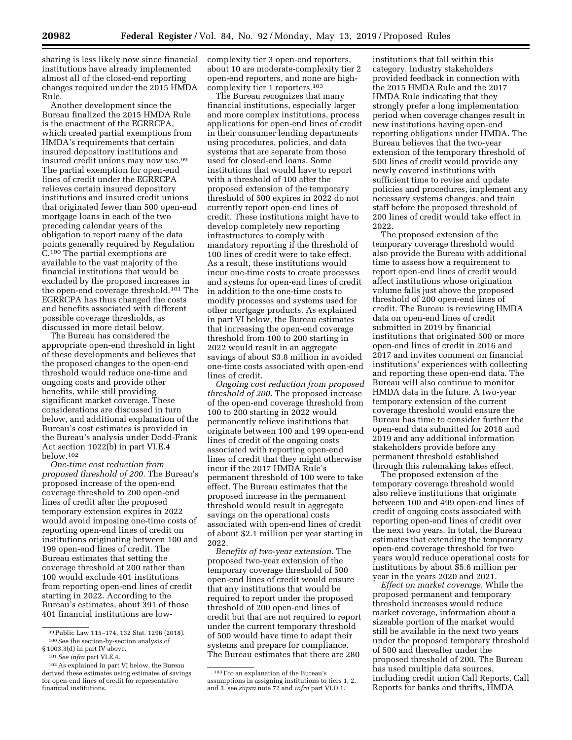sharing is less likely now since financial institutions have already implemented almost all of the closed-end reporting changes required under the 2015 HMDA Rule.

Another development since the Bureau finalized the 2015 HMDA Rule is the enactment of the EGRRCPA, which created partial exemptions from HMDA's requirements that certain insured depository institutions and insured credit unions may now use.[99] The partial exemption for open-end lines of credit under the EGRRCPA relieves certain insured depository institutions and insured credit unions that originated fewer than 500 open-end mortgage loans in each of the two preceding calendar years of the obligation to report many of the data points generally required by Regulation C.[100] The partial exemptions are available to the vast majority of the financial institutions that would be excluded by the proposed increases in the open-end coverage threshold.[101] The EGRRCPA has thus changed the costs and benefits associated with different possible coverage thresholds, as discussed in more detail below.

The Bureau has considered the appropriate open-end threshold in light of these developments and believes that the proposed changes to the open-end threshold would reduce one-time and ongoing costs and provide other benefits, while still providing significant market coverage. These considerations are discussed in turn below, and additional explanation of the Bureau's cost estimates is provided in the Bureau's analysis under Dodd-Frank Act section 1022(b) in part VI.E.4 below.[102]

*One-time cost reduction from proposed threshold of 200.* The Bureau's proposed increase of the open-end coverage threshold to 200 open-end lines of credit after the proposed temporary extension expires in 2022 would avoid imposing one-time costs of reporting open-end lines of credit on institutions originating between 100 and 199 open-end lines of credit. The Bureau estimates that setting the coverage threshold at 200 rather than 100 would exclude 401 institutions from reporting open-end lines of credit starting in 2022. According to the Bureau's estimates, about 391 of those 401 financial institutions are low-complexity tier 3 open-end reporters, about 10 are moderate-complexity tier 2 open-end reporters, and none are high-complexity tier 1 reporters.[103]

The Bureau recognizes that many financial institutions, especially larger and more complex institutions, process applications for open-end lines of credit in their consumer lending departments using procedures, policies, and data systems that are separate from those used for closed-end loans. Some institutions that would have to report with a threshold of 100 after the proposed extension of the temporary threshold of 500 expires in 2022 do not currently report open-end lines of credit. These institutions might have to develop completely new reporting infrastructures to comply with mandatory reporting if the threshold of 100 lines of credit were to take effect. As a result, these institutions would incur one-time costs to create processes and systems for open-end lines of credit in addition to the one-time costs to modify processes and systems used for other mortgage products. As explained in part VI below, the Bureau estimates that increasing the open-end coverage threshold from 100 to 200 starting in 2022 would result in an aggregate savings of about $3.8 million in avoided one-time costs associated with open-end lines of credit.

*Ongoing cost reduction from proposed threshold of 200.* The proposed increase of the open-end coverage threshold from 100 to 200 starting in 2022 would permanently relieve institutions that originate between 100 and 199 open-end lines of credit of the ongoing costs associated with reporting open-end lines of credit that they might otherwise incur if the 2017 HMDA Rule's permanent threshold of 100 were to take effect. The Bureau estimates that the proposed increase in the permanent threshold would result in aggregate savings on the operational costs associated with open-end lines of credit of about $2.1 million per year starting in 2022.

*Benefits of two-year extension.* The proposed two-year extension of the temporary coverage threshold of 500 open-end lines of credit would ensure that any institutions that would be required to report under the proposed threshold of 200 open-end lines of credit but that are not required to report under the current temporary threshold of 500 would have time to adapt their systems and prepare for compliance. The Bureau estimates that there are 280 institutions that fall within this category. Industry stakeholders provided feedback in connection with the 2015 HMDA Rule and the 2017 HMDA Rule indicating that they strongly prefer a long implementation period when coverage changes result in new institutions having open-end reporting obligations under HMDA. The Bureau believes that the two-year extension of the temporary threshold of 500 lines of credit would provide any newly covered institutions with sufficient time to revise and update policies and procedures, implement any necessary systems changes, and train staff before the proposed threshold of 200 lines of credit would take effect in 2022.

The proposed extension of the temporary coverage threshold would also provide the Bureau with additional time to assess how a requirement to report open-end lines of credit would affect institutions whose origination volume falls just above the proposed threshold of 200 open-end lines of credit. The Bureau is reviewing HMDA data on open-end lines of credit submitted in 2019 by financial institutions that originated 500 or more open-end lines of credit in 2016 and 2017 and invites comment on financial institutions' experiences with collecting and reporting these open-end data. The Bureau will also continue to monitor HMDA data in the future. A two-year temporary extension of the current coverage threshold would ensure the Bureau has time to consider further the open-end data submitted for 2018 and 2019 and any additional information stakeholders provide before any permanent threshold established through this rulemaking takes effect.

The proposed extension of the temporary coverage threshold would also relieve institutions that originate between 100 and 499 open-end lines of credit of ongoing costs associated with reporting open-end lines of credit over the next two years. In total, the Bureau estimates that extending the temporary open-end coverage threshold for two years would reduce operational costs for institutions by about $5.6 million per year in the years 2020 and 2021.

*Effect on market coverage.* While the proposed permanent and temporary threshold increases would reduce market coverage, information about a sizeable portion of the market would still be available in the next two years under the proposed temporary threshold of 500 and thereafter under the proposed threshold of 200. The Bureau has used multiple data sources, including credit union Call Reports, Call Reports for banks and thrifts, HMDA

---

[99] Public Law 115–174, 132 Stat. 1296 (2018).

[100] See the section-by-section analysis of § 1003.3(d) in part IV above.

[101] *See infra* part VI.E.4.

[102] As explained in part VI below, the Bureau derived these estimates using estimates of savings for open-end lines of credit for representative financial institutions.

[103] For an explanation of the Bureau's assumptions in assigning institutions to tiers 1, 2, and 3, see *supra* note 72 and *infra* part VI.D.1.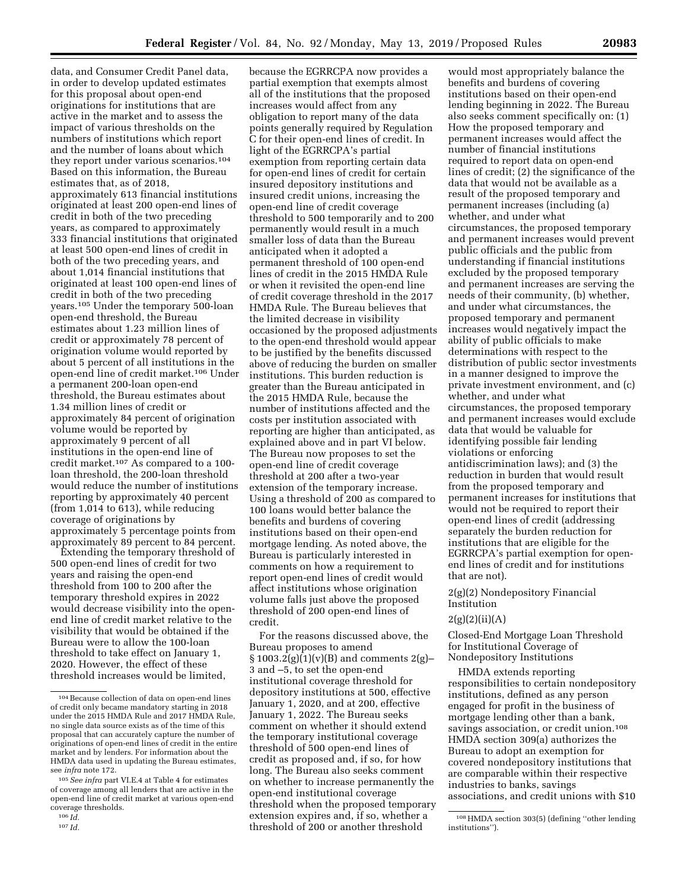data, and Consumer Credit Panel data, in order to develop updated estimates for this proposal about open-end originations for institutions that are active in the market and to assess the impact of various thresholds on the numbers of institutions which report and the number of loans about which they report under various scenarios.[104] Based on this information, the Bureau estimates that, as of 2018, approximately 613 financial institutions originated at least 200 open-end lines of credit in both of the two preceding years, as compared to approximately 333 financial institutions that originated at least 500 open-end lines of credit in both of the two preceding years, and about 1,014 financial institutions that originated at least 100 open-end lines of credit in both of the two preceding years.[105] Under the temporary 500-loan open-end threshold, the Bureau estimates about 1.23 million lines of credit or approximately 78 percent of origination volume would reported by about 5 percent of all institutions in the open-end line of credit market.[106] Under a permanent 200-loan open-end threshold, the Bureau estimates about 1.34 million lines of credit or approximately 84 percent of origination volume would be reported by approximately 9 percent of all institutions in the open-end line of credit market.[107] As compared to a 100-loan threshold, the 200-loan threshold would reduce the number of institutions reporting by approximately 40 percent (from 1,014 to 613), while reducing coverage of originations by approximately 5 percentage points from approximately 89 percent to 84 percent.

Extending the temporary threshold of 500 open-end lines of credit for two years and raising the open-end threshold from 100 to 200 after the temporary threshold expires in 2022 would decrease visibility into the open-end line of credit market relative to the visibility that would be obtained if the Bureau were to allow the 100-loan threshold to take effect on January 1, 2020. However, the effect of these threshold increases would be limited, because the EGRRCPA now provides a partial exemption that exempts almost all of the institutions that the proposed increases would affect from any obligation to report many of the data points generally required by Regulation C for their open-end lines of credit. In light of the EGRRCPA's partial exemption from reporting certain data for open-end lines of credit for certain insured depository institutions and insured credit unions, increasing the open-end line of credit coverage threshold to 500 temporarily and to 200 permanently would result in a much smaller loss of data than the Bureau anticipated when it adopted a permanent threshold of 100 open-end lines of credit in the 2015 HMDA Rule or when it revisited the open-end line of credit coverage threshold in the 2017 HMDA Rule. The Bureau believes that the limited decrease in visibility occasioned by the proposed adjustments to the open-end threshold would appear to be justified by the benefits discussed above of reducing the burden on smaller institutions. This burden reduction is greater than the Bureau anticipated in the 2015 HMDA Rule, because the number of institutions affected and the costs per institution associated with reporting are higher than anticipated, as explained above and in part VI below. The Bureau now proposes to set the open-end line of credit coverage threshold at 200 after a two-year extension of the temporary increase. Using a threshold of 200 as compared to 100 loans would better balance the benefits and burdens of covering institutions based on their open-end mortgage lending. As noted above, the Bureau is particularly interested in comments on how a requirement to report open-end lines of credit would affect institutions whose origination volume falls just above the proposed threshold of 200 open-end lines of credit.

For the reasons discussed above, the Bureau proposes to amend § 1003.2(g)(1)(v)(B) and comments 2(g)–3 and –5, to set the open-end institutional coverage threshold for depository institutions at 500, effective January 1, 2020, and at 200, effective January 1, 2022. The Bureau seeks comment on whether it should extend the temporary institutional coverage threshold of 500 open-end lines of credit as proposed and, if so, for how long. The Bureau also seeks comment on whether to increase permanently the open-end institutional coverage threshold when the proposed temporary extension expires and, if so, whether a threshold of 200 or another threshold would most appropriately balance the benefits and burdens of covering institutions based on their open-end lending beginning in 2022. The Bureau also seeks comment specifically on: (1) How the proposed temporary and permanent increases would affect the number of financial institutions required to report data on open-end lines of credit; (2) the significance of the data that would not be available as a result of the proposed temporary and permanent increases (including (a) whether, and under what circumstances, the proposed temporary and permanent increases would prevent public officials and the public from understanding if financial institutions excluded by the proposed temporary and permanent increases are serving the needs of their community, (b) whether, and under what circumstances, the proposed temporary and permanent increases would negatively impact the ability of public officials to make determinations with respect to the distribution of public sector investments in a manner designed to improve the private investment environment, and (c) whether, and under what circumstances, the proposed temporary and permanent increases would exclude data that would be valuable for identifying possible fair lending violations or enforcing antidiscrimination laws); and (3) the reduction in burden that would result from the proposed temporary and permanent increases for institutions that would not be required to report their open-end lines of credit (addressing separately the burden reduction for institutions that are eligible for the EGRRCPA's partial exemption for open-end lines of credit and for institutions that are not).

2(g)(2) Nondepository Financial Institution

2(g)(2)(ii)(A)

Closed-End Mortgage Loan Threshold for Institutional Coverage of Nondepository Institutions

HMDA extends reporting responsibilities to certain nondepository institutions, defined as any person engaged for profit in the business of mortgage lending other than a bank, savings association, or credit union.[108] HMDA section 309(a) authorizes the Bureau to adopt an exemption for covered nondepository institutions that are comparable within their respective industries to banks, savings associations, and credit unions with $10

---

[104] Because collection of data on open-end lines of credit only became mandatory starting in 2018 under the 2015 HMDA Rule and 2017 HMDA Rule, no single data source exists as of the time of this proposal that can accurately capture the number of originations of open-end lines of credit in the entire market and by lenders. For information about the HMDA data used in updating the Bureau estimates, see *infra* note 172.

[105] *See infra* part VI.E.4 at Table 4 for estimates of coverage among all lenders that are active in the open-end line of credit market at various open-end coverage thresholds.

[106] *Id.*

[107] *Id.*

[108] HMDA section 303(5) (defining "other lending institutions").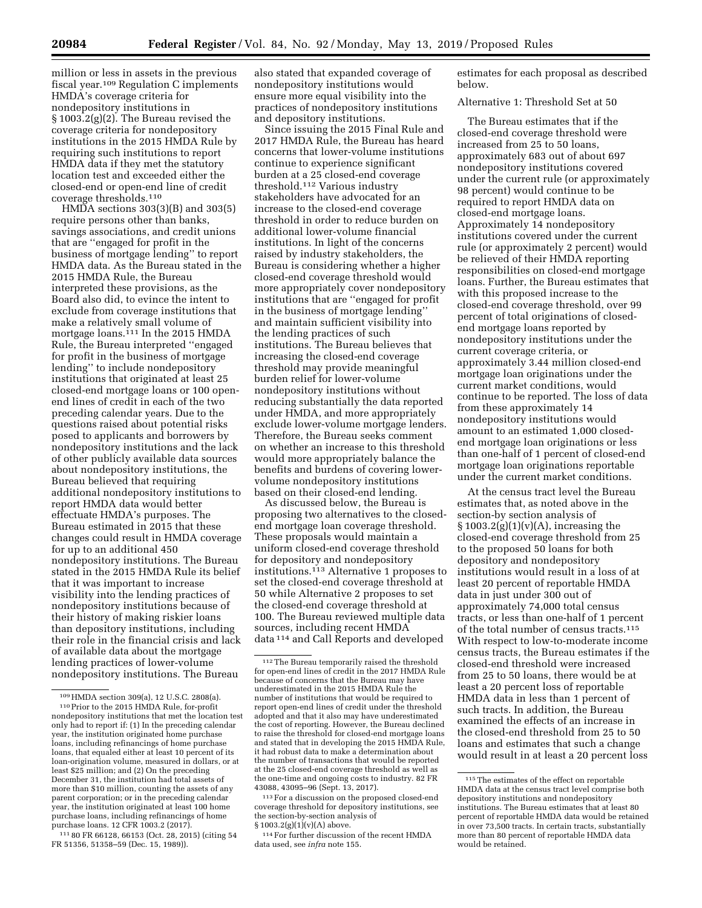million or less in assets in the previous fiscal year.[109] Regulation C implements HMDA's coverage criteria for nondepository institutions in § 1003.2(g)(2). The Bureau revised the coverage criteria for nondepository institutions in the 2015 HMDA Rule by requiring such institutions to report HMDA data if they met the statutory location test and exceeded either the closed-end or open-end line of credit coverage thresholds.[110]

HMDA sections 303(3)(B) and 303(5) require persons other than banks, savings associations, and credit unions that are "engaged for profit in the business of mortgage lending" to report HMDA data. As the Bureau stated in the 2015 HMDA Rule, the Bureau interpreted these provisions, as the Board also did, to evince the intent to exclude from coverage institutions that make a relatively small volume of mortgage loans.[111] In the 2015 HMDA Rule, the Bureau interpreted "engaged for profit in the business of mortgage lending" to include nondepository institutions that originated at least 25 closed-end mortgage loans or 100 open-end lines of credit in each of the two preceding calendar years. Due to the questions raised about potential risks posed to applicants and borrowers by nondepository institutions and the lack of other publicly available data sources about nondepository institutions, the Bureau believed that requiring additional nondepository institutions to report HMDA data would better effectuate HMDA's purposes. The Bureau estimated in 2015 that these changes could result in HMDA coverage for up to an additional 450 nondepository institutions. The Bureau stated in the 2015 HMDA Rule its belief that it was important to increase visibility into the lending practices of nondepository institutions because of their history of making riskier loans than depository institutions, including their role in the financial crisis and lack of available data about the mortgage lending practices of lower-volume nondepository institutions. The Bureau also stated that expanded coverage of nondepository institutions would ensure more equal visibility into the practices of nondepository institutions and depository institutions.

Since issuing the 2015 Final Rule and 2017 HMDA Rule, the Bureau has heard concerns that lower-volume institutions continue to experience significant burden at a 25 closed-end coverage threshold.[112] Various industry stakeholders have advocated for an increase to the closed-end coverage threshold in order to reduce burden on additional lower-volume financial institutions. In light of the concerns raised by industry stakeholders, the Bureau is considering whether a higher closed-end coverage threshold would more appropriately cover nondepository institutions that are "engaged for profit in the business of mortgage lending" and maintain sufficient visibility into the lending practices of such institutions. The Bureau believes that increasing the closed-end coverage threshold may provide meaningful burden relief for lower-volume nondepository institutions without reducing substantially the data reported under HMDA, and more appropriately exclude lower-volume mortgage lenders. Therefore, the Bureau seeks comment on whether an increase to this threshold would more appropriately balance the benefits and burdens of covering lower-volume nondepository institutions based on their closed-end lending.

As discussed below, the Bureau is proposing two alternatives to the closed-end mortgage loan coverage threshold. These proposals would maintain a uniform closed-end coverage threshold for depository and nondepository institutions.[113] Alternative 1 proposes to set the closed-end coverage threshold at 50 while Alternative 2 proposes to set the closed-end coverage threshold at 100. The Bureau reviewed multiple data sources, including recent HMDA data[114] and Call Reports and developed estimates for each proposal as described below.

Alternative 1: Threshold Set at 50

The Bureau estimates that if the closed-end coverage threshold were increased from 25 to 50 loans, approximately 683 out of about 697 nondepository institutions covered under the current rule (or approximately 98 percent) would continue to be required to report HMDA data on closed-end mortgage loans. Approximately 14 nondepository institutions covered under the current rule (or approximately 2 percent) would be relieved of their HMDA reporting responsibilities on closed-end mortgage loans. Further, the Bureau estimates that with this proposed increase to the closed-end coverage threshold, over 99 percent of total originations of closed-end mortgage loans reported by nondepository institutions under the current coverage criteria, or approximately 3.44 million closed-end mortgage loan originations under the current market conditions, would continue to be reported. The loss of data from these approximately 14 nondepository institutions would amount to an estimated 1,000 closed-end mortgage loan originations or less than one-half of 1 percent of closed-end mortgage loan originations reportable under the current market conditions.

At the census tract level the Bureau estimates that, as noted above in the section-by section analysis of § 1003.2(g)(1)(v)(A), increasing the closed-end coverage threshold from 25 to the proposed 50 loans for both depository and nondepository institutions would result in a loss of at least 20 percent of reportable HMDA data in just under 300 out of approximately 74,000 total census tracts, or less than one-half of 1 percent of the total number of census tracts.[115] With respect to low-to-moderate income census tracts, the Bureau estimates if the closed-end threshold were increased from 25 to 50 loans, there would be at least a 20 percent loss of reportable HMDA data in less than 1 percent of such tracts. In addition, the Bureau examined the effects of an increase in the closed-end threshold from 25 to 50 loans and estimates that such a change would result in at least a 20 percent loss

---

[109] HMDA section 309(a), 12 U.S.C. 2808(a).

[110] Prior to the 2015 HMDA Rule, for-profit nondepository institutions that met the location test only had to report if: (1) In the preceding calendar year, the institution originated home purchase loans, including refinancings of home purchase loans, that equaled either at least 10 percent of its loan-origination volume, measured in dollars, or at least $25 million; and (2) On the preceding December 31, the institution had total assets of more than $10 million, counting the assets of any parent corporation; or in the preceding calendar year, the institution originated at least 100 home purchase loans, including refinancings of home purchase loans. 12 CFR 1003.2 (2017).

[111] 80 FR 66128, 66153 (Oct. 28, 2015) (citing 54 FR 51356, 51358–59 (Dec. 15, 1989)).

[112] The Bureau temporarily raised the threshold for open-end lines of credit in the 2017 HMDA Rule because of concerns that the Bureau may have underestimated in the 2015 HMDA Rule the number of institutions that would be required to report open-end lines of credit under the threshold adopted and that it also may have underestimated the cost of reporting. However, the Bureau declined to raise the threshold for closed-end mortgage loans and stated that in developing the 2015 HMDA Rule, it had robust data to make a determination about the number of transactions that would be reported at the 25 closed-end coverage threshold as well as the one-time and ongoing costs to industry. 82 FR 43088, 43095–96 (Sept. 13, 2017).

[113] For a discussion on the proposed closed-end coverage threshold for depository institutions, see the section-by-section analysis of § 1003.2(g)(1)(v)(A) above.

[114] For further discussion of the recent HMDA data used, see *infra* note 155.

[115] The estimates of the effect on reportable HMDA data at the census tract level comprise both depository institutions and nondepository institutions. The Bureau estimates that at least 80 percent of reportable HMDA data would be retained in over 73,500 tracts. In certain tracts, substantially more than 80 percent of reportable HMDA data would be retained.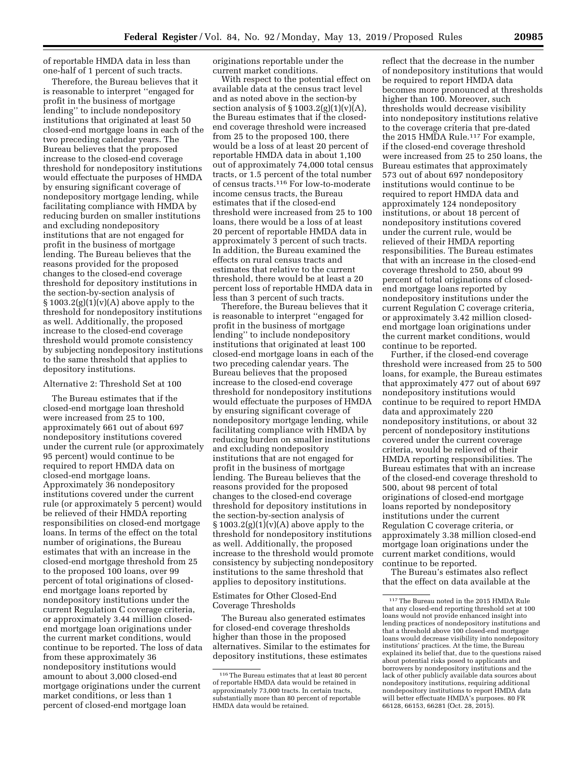of reportable HMDA data in less than one-half of 1 percent of such tracts.

Therefore, the Bureau believes that it is reasonable to interpret ''engaged for profit in the business of mortgage lending'' to include nondepository institutions that originated at least 50 closed-end mortgage loans in each of the two preceding calendar years. The Bureau believes that the proposed increase to the closed-end coverage threshold for nondepository institutions would effectuate the purposes of HMDA by ensuring significant coverage of nondepository mortgage lending, while facilitating compliance with HMDA by reducing burden on smaller institutions and excluding nondepository institutions that are not engaged for profit in the business of mortgage lending. The Bureau believes that the reasons provided for the proposed changes to the closed-end coverage threshold for depository institutions in the section-by-section analysis of § 1003.2(g)(1)(v)(A) above apply to the threshold for nondepository institutions as well. Additionally, the proposed increase to the closed-end coverage threshold would promote consistency by subjecting nondepository institutions to the same threshold that applies to depository institutions.

Alternative 2: Threshold Set at 100

The Bureau estimates that if the closed-end mortgage loan threshold were increased from 25 to 100, approximately 661 out of about 697 nondepository institutions covered under the current rule (or approximately 95 percent) would continue to be required to report HMDA data on closed-end mortgage loans. Approximately 36 nondepository institutions covered under the current rule (or approximately 5 percent) would be relieved of their HMDA reporting responsibilities on closed-end mortgage loans. In terms of the effect on the total number of originations, the Bureau estimates that with an increase in the closed-end mortgage threshold from 25 to the proposed 100 loans, over 99 percent of total originations of closed-end mortgage loans reported by nondepository institutions under the current Regulation C coverage criteria, or approximately 3.44 million closed-end mortgage loan originations under the current market conditions, would continue to be reported. The loss of data from these approximately 36 nondepository institutions would amount to about 3,000 closed-end mortgage originations under the current market conditions, or less than 1 percent of closed-end mortgage loan originations reportable under the current market conditions.

With respect to the potential effect on available data at the census tract level and as noted above in the section-by section analysis of § 1003.2(g)(1)(v)(A), the Bureau estimates that if the closed-end coverage threshold were increased from 25 to the proposed 100, there would be a loss of at least 20 percent of reportable HMDA data in about 1,100 out of approximately 74,000 total census tracts, or 1.5 percent of the total number of census tracts.[116] For low-to-moderate income census tracts, the Bureau estimates that if the closed-end threshold were increased from 25 to 100 loans, there would be a loss of at least 20 percent of reportable HMDA data in approximately 3 percent of such tracts. In addition, the Bureau examined the effects on rural census tracts and estimates that relative to the current threshold, there would be at least a 20 percent loss of reportable HMDA data in less than 3 percent of such tracts.

Therefore, the Bureau believes that it is reasonable to interpret ''engaged for profit in the business of mortgage lending'' to include nondepository institutions that originated at least 100 closed-end mortgage loans in each of the two preceding calendar years. The Bureau believes that the proposed increase to the closed-end coverage threshold for nondepository institutions would effectuate the purposes of HMDA by ensuring significant coverage of nondepository mortgage lending, while facilitating compliance with HMDA by reducing burden on smaller institutions and excluding nondepository institutions that are not engaged for profit in the business of mortgage lending. The Bureau believes that the reasons provided for the proposed changes to the closed-end coverage threshold for depository institutions in the section-by-section analysis of § 1003.2(g)(1)(v)(A) above apply to the threshold for nondepository institutions as well. Additionally, the proposed increase to the threshold would promote consistency by subjecting nondepository institutions to the same threshold that applies to depository institutions.

Estimates for Other Closed-End Coverage Thresholds

The Bureau also generated estimates for closed-end coverage thresholds higher than those in the proposed alternatives. Similar to the estimates for depository institutions, these estimates reflect that the decrease in the number of nondepository institutions that would be required to report HMDA data becomes more pronounced at thresholds higher than 100. Moreover, such thresholds would decrease visibility into nondepository institutions relative to the coverage criteria that pre-dated the 2015 HMDA Rule.[117] For example, if the closed-end coverage threshold were increased from 25 to 250 loans, the Bureau estimates that approximately 573 out of about 697 nondepository institutions would continue to be required to report HMDA data and approximately 124 nondepository institutions, or about 18 percent of nondepository institutions covered under the current rule, would be relieved of their HMDA reporting responsibilities. The Bureau estimates that with an increase in the closed-end coverage threshold to 250, about 99 percent of total originations of closed-end mortgage loans reported by nondepository institutions under the current Regulation C coverage criteria, or approximately 3.42 million closed-end mortgage loan originations under the current market conditions, would continue to be reported.

Further, if the closed-end coverage threshold were increased from 25 to 500 loans, for example, the Bureau estimates that approximately 477 out of about 697 nondepository institutions would continue to be required to report HMDA data and approximately 220 nondepository institutions, or about 32 percent of nondepository institutions covered under the current coverage criteria, would be relieved of their HMDA reporting responsibilities. The Bureau estimates that with an increase of the closed-end coverage threshold to 500, about 98 percent of total originations of closed-end mortgage loans reported by nondepository institutions under the current Regulation C coverage criteria, or approximately 3.38 million closed-end mortgage loan originations under the current market conditions, would continue to be reported.

The Bureau's estimates also reflect that the effect on data available at the

---

[116] The Bureau estimates that at least 80 percent of reportable HMDA data would be retained in approximately 73,000 tracts. In certain tracts, substantially more than 80 percent of reportable HMDA data would be retained.

[117] The Bureau noted in the 2015 HMDA Rule that any closed-end reporting threshold set at 100 loans would not provide enhanced insight into lending practices of nondepository institutions and that a threshold above 100 closed-end mortgage loans would decrease visibility into nondepository institutions' practices. At the time, the Bureau explained its belief that, due to the questions raised about potential risks posed to applicants and borrowers by nondepository institutions and the lack of other publicly available data sources about nondepository institutions, requiring additional nondepository institutions to report HMDA data will better effectuate HMDA's purposes. 80 FR 66128, 66153, 66281 (Oct. 28, 2015).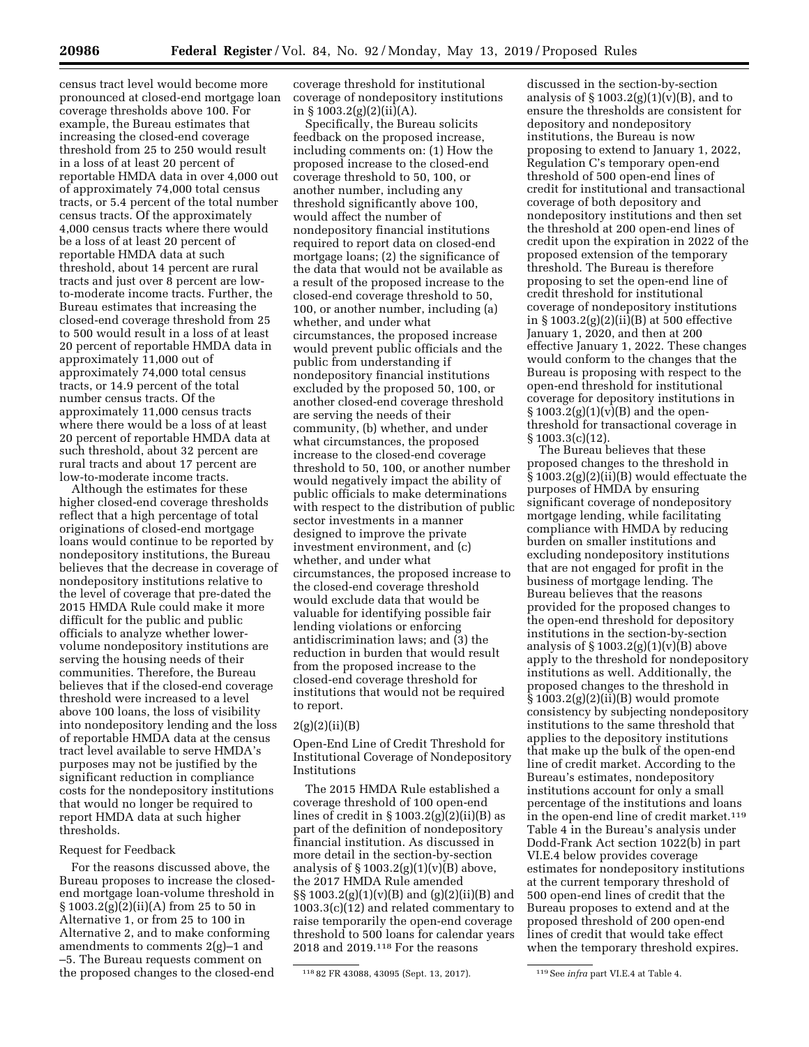census tract level would become more pronounced at closed-end mortgage loan coverage thresholds above 100. For example, the Bureau estimates that increasing the closed-end coverage threshold from 25 to 250 would result in a loss of at least 20 percent of reportable HMDA data in over 4,000 out of approximately 74,000 total census tracts, or 5.4 percent of the total number census tracts. Of the approximately 4,000 census tracts where there would be a loss of at least 20 percent of reportable HMDA data at such threshold, about 14 percent are rural tracts and just over 8 percent are low-to-moderate income tracts. Further, the Bureau estimates that increasing the closed-end coverage threshold from 25 to 500 would result in a loss of at least 20 percent of reportable HMDA data in approximately 11,000 out of approximately 74,000 total census tracts, or 14.9 percent of the total number census tracts. Of the approximately 11,000 census tracts where there would be a loss of at least 20 percent of reportable HMDA data at such threshold, about 32 percent are rural tracts and about 17 percent are low-to-moderate income tracts.

Although the estimates for these higher closed-end coverage thresholds reflect that a high percentage of total originations of closed-end mortgage loans would continue to be reported by nondepository institutions, the Bureau believes that the decrease in coverage of nondepository institutions relative to the level of coverage that pre-dated the 2015 HMDA Rule could make it more difficult for the public and public officials to analyze whether lower-volume nondepository institutions are serving the housing needs of their communities. Therefore, the Bureau believes that if the closed-end coverage threshold were increased to a level above 100 loans, the loss of visibility into nondepository lending and the loss of reportable HMDA data at the census tract level available to serve HMDA's purposes may not be justified by the significant reduction in compliance costs for the nondepository institutions that would no longer be required to report HMDA data at such higher thresholds.

Request for Feedback

For the reasons discussed above, the Bureau proposes to increase the closed-end mortgage loan-volume threshold in § 1003.2(g)(2)(ii)(A) from 25 to 50 in Alternative 1, or from 25 to 100 in Alternative 2, and to make conforming amendments to comments 2(g)–1 and –5. The Bureau requests comment on the proposed changes to the closed-end coverage threshold for institutional coverage of nondepository institutions in § 1003.2(g)(2)(ii)(A).

Specifically, the Bureau solicits feedback on the proposed increase, including comments on: (1) How the proposed increase to the closed-end coverage threshold to 50, 100, or another number, including any threshold significantly above 100, would affect the number of nondepository financial institutions required to report data on closed-end mortgage loans; (2) the significance of the data that would not be available as a result of the proposed increase to the closed-end coverage threshold to 50, 100, or another number, including (a) whether, and under what circumstances, the proposed increase would prevent public officials and the public from understanding if nondepository financial institutions excluded by the proposed 50, 100, or another closed-end coverage threshold are serving the needs of their community, (b) whether, and under what circumstances, the proposed increase to the closed-end coverage threshold to 50, 100, or another number would negatively impact the ability of public officials to make determinations with respect to the distribution of public sector investments in a manner designed to improve the private investment environment, and (c) whether, and under what circumstances, the proposed increase to the closed-end coverage threshold would exclude data that would be valuable for identifying possible fair lending violations or enforcing antidiscrimination laws; and (3) the reduction in burden that would result from the proposed increase to the closed-end coverage threshold for institutions that would not be required to report.

2(g)(2)(ii)(B)

Open-End Line of Credit Threshold for Institutional Coverage of Nondepository Institutions

The 2015 HMDA Rule established a coverage threshold of 100 open-end lines of credit in § 1003.2(g)(2)(ii)(B) as part of the definition of nondepository financial institution. As discussed in more detail in the section-by-section analysis of § 1003.2(g)(1)(v)(B) above, the 2017 HMDA Rule amended §§ 1003.2(g)(1)(v)(B) and (g)(2)(ii)(B) and 1003.3(c)(12) and related commentary to raise temporarily the open-end coverage threshold to 500 loans for calendar years 2018 and 2019.[118] For the reasons discussed in the section-by-section analysis of § 1003.2(g)(1)(v)(B), and to ensure the thresholds are consistent for depository and nondepository institutions, the Bureau is now proposing to extend to January 1, 2022, Regulation C's temporary open-end threshold of 500 open-end lines of credit for institutional and transactional coverage of both depository and nondepository institutions and then set the threshold at 200 open-end lines of credit upon the expiration in 2022 of the proposed extension of the temporary threshold. The Bureau is therefore proposing to set the open-end line of credit threshold for institutional coverage of nondepository institutions in § 1003.2(g)(2)(ii)(B) at 500 effective January 1, 2020, and then at 200 effective January 1, 2022. These changes would conform to the changes that the Bureau is proposing with respect to the open-end threshold for institutional coverage for depository institutions in § 1003.2(g)(1)(v)(B) and the open-threshold for transactional coverage in § 1003.3(c)(12).

The Bureau believes that these proposed changes to the threshold in § 1003.2(g)(2)(ii)(B) would effectuate the purposes of HMDA by ensuring significant coverage of nondepository mortgage lending, while facilitating compliance with HMDA by reducing burden on smaller institutions and excluding nondepository institutions that are not engaged for profit in the business of mortgage lending. The Bureau believes that the reasons provided for the proposed changes to the open-end threshold for depository institutions in the section-by-section analysis of § 1003.2(g)(1)(v)(B) above apply to the threshold for nondepository institutions as well. Additionally, the proposed changes to the threshold in § 1003.2(g)(2)(ii)(B) would promote consistency by subjecting nondepository institutions to the same threshold that applies to the depository institutions that make up the bulk of the open-end line of credit market. According to the Bureau's estimates, nondepository institutions account for only a small percentage of the institutions and loans in the open-end line of credit market.[119] Table 4 in the Bureau's analysis under Dodd-Frank Act section 1022(b) in part VI.E.4 below provides coverage estimates for nondepository institutions at the current temporary threshold of 500 open-end lines of credit that the Bureau proposes to extend and at the proposed threshold of 200 open-end lines of credit that would take effect when the temporary threshold expires.

[118] 82 FR 43088, 43095 (Sept. 13, 2017).

[119] See *infra* part VI.E.4 at Table 4.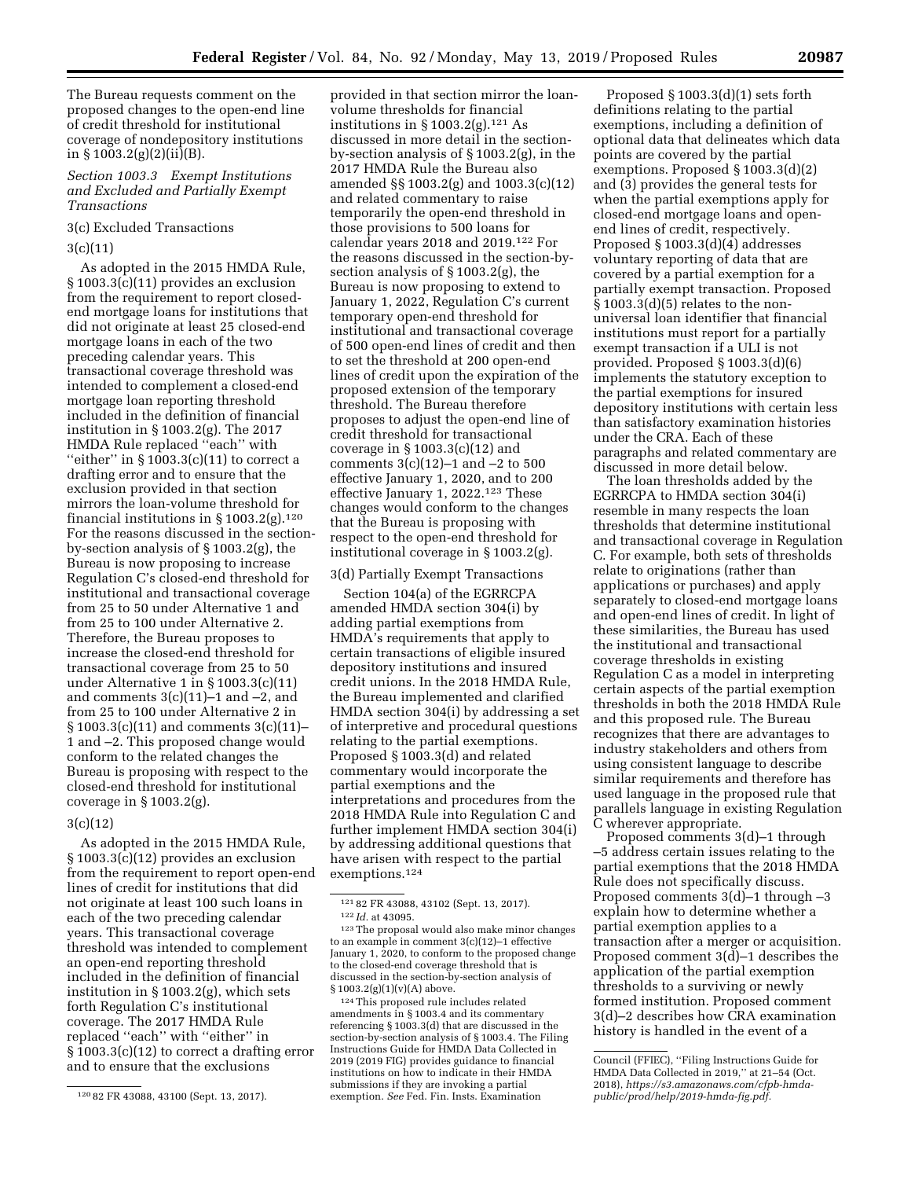The Bureau requests comment on the proposed changes to the open-end line of credit threshold for institutional coverage of nondepository institutions in § 1003.2(g)(2)(ii)(B).

### Section 1003.3 Exempt Institutions and Excluded and Partially Exempt Transactions

#### 3(c) Excluded Transactions

#### 3(c)(11)

As adopted in the 2015 HMDA Rule, § 1003.3(c)(11) provides an exclusion from the requirement to report closed-end mortgage loans for institutions that did not originate at least 25 closed-end mortgage loans in each of the two preceding calendar years. This transactional coverage threshold was intended to complement a closed-end mortgage loan reporting threshold included in the definition of financial institution in § 1003.2(g). The 2017 HMDA Rule replaced ''each'' with ''either'' in § 1003.3(c)(11) to correct a drafting error and to ensure that the exclusion provided in that section mirrors the loan-volume threshold for financial institutions in § 1003.2(g).[120] For the reasons discussed in the section-by-section analysis of § 1003.2(g), the Bureau is now proposing to increase Regulation C's closed-end threshold for institutional and transactional coverage from 25 to 50 under Alternative 1 and from 25 to 100 under Alternative 2. Therefore, the Bureau proposes to increase the closed-end threshold for transactional coverage from 25 to 50 under Alternative 1 in § 1003.3(c)(11) and comments 3(c)(11)–1 and –2, and from 25 to 100 under Alternative 2 in § 1003.3(c)(11) and comments 3(c)(11)–1 and –2. This proposed change would conform to the related changes the Bureau is proposing with respect to the closed-end threshold for institutional coverage in § 1003.2(g).

#### 3(c)(12)

As adopted in the 2015 HMDA Rule, § 1003.3(c)(12) provides an exclusion from the requirement to report open-end lines of credit for institutions that did not originate at least 100 such loans in each of the two preceding calendar years. This transactional coverage threshold was intended to complement an open-end reporting threshold included in the definition of financial institution in § 1003.2(g), which sets forth Regulation C's institutional coverage. The 2017 HMDA Rule replaced ''each'' with ''either'' in § 1003.3(c)(12) to correct a drafting error and to ensure that the exclusions provided in that section mirror the loan-volume thresholds for financial institutions in § 1003.2(g).[121] As discussed in more detail in the section-by-section analysis of § 1003.2(g), in the 2017 HMDA Rule the Bureau also amended §§ 1003.2(g) and 1003.3(c)(12) and related commentary to raise temporarily the open-end threshold in those provisions to 500 loans for calendar years 2018 and 2019.[122] For the reasons discussed in the section-by-section analysis of § 1003.2(g), the Bureau is now proposing to extend to January 1, 2022, Regulation C's current temporary open-end threshold for institutional and transactional coverage of 500 open-end lines of credit and then to set the threshold at 200 open-end lines of credit upon the expiration of the proposed extension of the temporary threshold. The Bureau therefore proposes to adjust the open-end line of credit threshold for transactional coverage in § 1003.3(c)(12) and comments 3(c)(12)–1 and –2 to 500 effective January 1, 2020, and to 200 effective January 1, 2022.[123] These changes would conform to the changes that the Bureau is proposing with respect to the open-end threshold for institutional coverage in § 1003.2(g).

#### 3(d) Partially Exempt Transactions

Section 104(a) of the EGRRCPA amended HMDA section 304(i) by adding partial exemptions from HMDA's requirements that apply to certain transactions of eligible insured depository institutions and insured credit unions. In the 2018 HMDA Rule, the Bureau implemented and clarified HMDA section 304(i) by addressing a set of interpretive and procedural questions relating to the partial exemptions. Proposed § 1003.3(d) and related commentary would incorporate the partial exemptions and the interpretations and procedures from the 2018 HMDA Rule into Regulation C and further implement HMDA section 304(i) by addressing additional questions that have arisen with respect to the partial exemptions.[124]

Proposed § 1003.3(d)(1) sets forth definitions relating to the partial exemptions, including a definition of optional data that delineates which data points are covered by the partial exemptions. Proposed § 1003.3(d)(2) and (3) provides the general tests for when the partial exemptions apply for closed-end mortgage loans and open-end lines of credit, respectively. Proposed § 1003.3(d)(4) addresses voluntary reporting of data that are covered by a partial exemption for a partially exempt transaction. Proposed § 1003.3(d)(5) relates to the non-universal loan identifier that financial institutions must report for a partially exempt transaction if a ULI is not provided. Proposed § 1003.3(d)(6) implements the statutory exception to the partial exemptions for insured depository institutions with certain less than satisfactory examination histories under the CRA. Each of these paragraphs and related commentary are discussed in more detail below.

The loan thresholds added by the EGRRCPA to HMDA section 304(i) resemble in many respects the loan thresholds that determine institutional and transactional coverage in Regulation C. For example, both sets of thresholds relate to originations (rather than applications or purchases) and apply separately to closed-end mortgage loans and open-end lines of credit. In light of these similarities, the Bureau has used the institutional and transactional coverage thresholds in existing Regulation C as a model in interpreting certain aspects of the partial exemption thresholds in both the 2018 HMDA Rule and this proposed rule. The Bureau recognizes that there are advantages to industry stakeholders and others from using consistent language to describe similar requirements and therefore has used language in the proposed rule that parallels language in existing Regulation C wherever appropriate.

Proposed comments 3(d)–1 through –5 address certain issues relating to the partial exemptions that the 2018 HMDA Rule does not specifically discuss. Proposed comments 3(d)–1 through –3 explain how to determine whether a partial exemption applies to a transaction after a merger or acquisition. Proposed comment 3(d)–1 describes the application of the partial exemption thresholds to a surviving or newly formed institution. Proposed comment 3(d)–2 describes how CRA examination history is handled in the event of a

---

[120] 82 FR 43088, 43100 (Sept. 13, 2017).

[121] 82 FR 43088, 43102 (Sept. 13, 2017).

[122] *Id.* at 43095.

[123] The proposal would also make minor changes to an example in comment 3(c)(12)–1 effective January 1, 2020, to conform to the proposed change to the closed-end coverage threshold that is discussed in the section-by-section analysis of § 1003.2(g)(1)(v)(A) above.

[124] This proposed rule includes related amendments in § 1003.4 and its commentary referencing § 1003.3(d) that are discussed in the section-by-section analysis of § 1003.4. The Filing Instructions Guide for HMDA Data Collected in 2019 (2019 FIG) provides guidance to financial institutions on how to indicate in their HMDA submissions if they are invoking a partial exemption. *See* Fed. Fin. Insts. Examination Council (FFIEC), ''Filing Instructions Guide for HMDA Data Collected in 2019,'' at 21–54 (Oct. 2018), *https://s3.amazonaws.com/cfpb-hmda-public/prod/help/2019-hmda-fig.pdf.*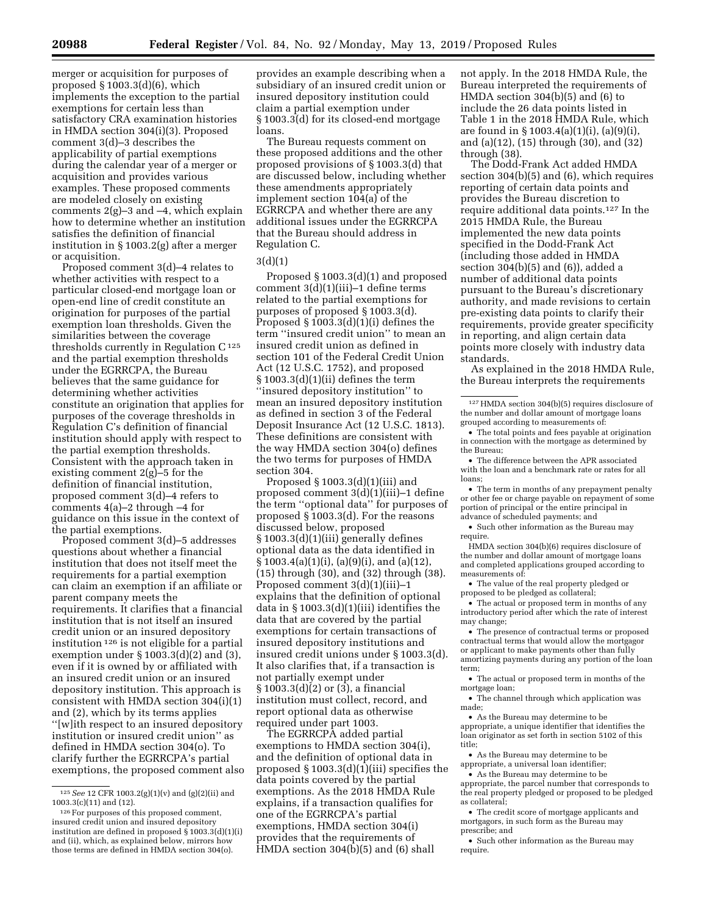merger or acquisition for purposes of proposed § 1003.3(d)(6), which implements the exception to the partial exemptions for certain less than satisfactory CRA examination histories in HMDA section 304(i)(3). Proposed comment 3(d)–3 describes the applicability of partial exemptions during the calendar year of a merger or acquisition and provides various examples. These proposed comments are modeled closely on existing comments 2(g)–3 and –4, which explain how to determine whether an institution satisfies the definition of financial institution in § 1003.2(g) after a merger or acquisition.

Proposed comment 3(d)–4 relates to whether activities with respect to a particular closed-end mortgage loan or open-end line of credit constitute an origination for purposes of the partial exemption loan thresholds. Given the similarities between the coverage thresholds currently in Regulation C [125] and the partial exemption thresholds under the EGRRCPA, the Bureau believes that the same guidance for determining whether activities constitute an origination that applies for purposes of the coverage thresholds in Regulation C's definition of financial institution should apply with respect to the partial exemption thresholds. Consistent with the approach taken in existing comment 2(g)–5 for the definition of financial institution, proposed comment 3(d)–4 refers to comments 4(a)–2 through –4 for guidance on this issue in the context of the partial exemptions.

Proposed comment 3(d)–5 addresses questions about whether a financial institution that does not itself meet the requirements for a partial exemption can claim an exemption if an affiliate or parent company meets the requirements. It clarifies that a financial institution that is not itself an insured credit union or an insured depository institution [126] is not eligible for a partial exemption under § 1003.3(d)(2) and (3), even if it is owned by or affiliated with an insured credit union or an insured depository institution. This approach is consistent with HMDA section 304(i)(1) and (2), which by its terms applies ''[w]ith respect to an insured depository institution or insured credit union'' as defined in HMDA section 304(o). To clarify further the EGRRCPA's partial exemptions, the proposed comment also provides an example describing when a subsidiary of an insured credit union or insured depository institution could claim a partial exemption under § 1003.3(d) for its closed-end mortgage loans.

The Bureau requests comment on these proposed additions and the other proposed provisions of § 1003.3(d) that are discussed below, including whether these amendments appropriately implement section 104(a) of the EGRRCPA and whether there are any additional issues under the EGRRCPA that the Bureau should address in Regulation C.

3(d)(1)

Proposed § 1003.3(d)(1) and proposed comment 3(d)(1)(iii)–1 define terms related to the partial exemptions for purposes of proposed § 1003.3(d). Proposed § 1003.3(d)(1)(i) defines the term ''insured credit union'' to mean an insured credit union as defined in section 101 of the Federal Credit Union Act (12 U.S.C. 1752), and proposed § 1003.3(d)(1)(ii) defines the term ''insured depository institution'' to mean an insured depository institution as defined in section 3 of the Federal Deposit Insurance Act (12 U.S.C. 1813). These definitions are consistent with the way HMDA section 304(o) defines the two terms for purposes of HMDA section 304.

Proposed § 1003.3(d)(1)(iii) and proposed comment 3(d)(1)(iii)–1 define the term ''optional data'' for purposes of proposed § 1003.3(d). For the reasons discussed below, proposed § 1003.3(d)(1)(iii) generally defines optional data as the data identified in § 1003.4(a)(1)(i), (a)(9)(i), and (a)(12), (15) through (30), and (32) through (38). Proposed comment 3(d)(1)(iii)–1 explains that the definition of optional data in § 1003.3(d)(1)(iii) identifies the data that are covered by the partial exemptions for certain transactions of insured depository institutions and insured credit unions under § 1003.3(d). It also clarifies that, if a transaction is not partially exempt under § 1003.3(d)(2) or (3), a financial institution must collect, record, and report optional data as otherwise required under part 1003.

The EGRRCPA added partial exemptions to HMDA section 304(i), and the definition of optional data in proposed § 1003.3(d)(1)(iii) specifies the data points covered by the partial exemptions. As the 2018 HMDA Rule explains, if a transaction qualifies for one of the EGRRCPA's partial exemptions, HMDA section 304(i) provides that the requirements of HMDA section 304(b)(5) and (6) shall not apply. In the 2018 HMDA Rule, the Bureau interpreted the requirements of HMDA section 304(b)(5) and (6) to include the 26 data points listed in Table 1 in the 2018 HMDA Rule, which are found in § 1003.4(a)(1)(i), (a)(9)(i), and (a)(12), (15) through (30), and (32) through (38).

The Dodd-Frank Act added HMDA section 304(b)(5) and (6), which requires reporting of certain data points and provides the Bureau discretion to require additional data points.[127] In the 2015 HMDA Rule, the Bureau implemented the new data points specified in the Dodd-Frank Act (including those added in HMDA section 304(b)(5) and (6)), added a number of additional data points pursuant to the Bureau's discretionary authority, and made revisions to certain pre-existing data points to clarify their requirements, provide greater specificity in reporting, and align certain data points more closely with industry data standards.

As explained in the 2018 HMDA Rule, the Bureau interprets the requirements

---

[125] *See* 12 CFR 1003.2(g)(1)(v) and (g)(2)(ii) and 1003.3(c)(11) and (12).

[126] For purposes of this proposed comment, insured credit union and insured depository institution are defined in proposed § 1003.3(d)(1)(i) and (ii), which, as explained below, mirrors how those terms are defined in HMDA section 304(o).

[127] HMDA section 304(b)(5) requires disclosure of the number and dollar amount of mortgage loans grouped according to measurements of:

- The total points and fees payable at origination in connection with the mortgage as determined by the Bureau;
- The difference between the APR associated with the loan and a benchmark rate or rates for all loans;
- The term in months of any prepayment penalty or other fee or charge payable on repayment of some portion of principal or the entire principal in advance of scheduled payments; and
- Such other information as the Bureau may require.

HMDA section 304(b)(6) requires disclosure of the number and dollar amount of mortgage loans and completed applications grouped according to measurements of:

- The value of the real property pledged or proposed to be pledged as collateral;
- The actual or proposed term in months of any introductory period after which the rate of interest may change;
- The presence of contractual terms or proposed contractual terms that would allow the mortgagor or applicant to make payments other than fully amortizing payments during any portion of the loan term;
- The actual or proposed term in months of the mortgage loan;
- The channel through which application was made;
- As the Bureau may determine to be appropriate, a unique identifier that identifies the loan originator as set forth in section 5102 of this title;
- As the Bureau may determine to be appropriate, a universal loan identifier;
- As the Bureau may determine to be appropriate, the parcel number that corresponds to the real property pledged or proposed to be pledged as collateral;
- The credit score of mortgage applicants and mortgagors, in such form as the Bureau may prescribe; and
- Such other information as the Bureau may require.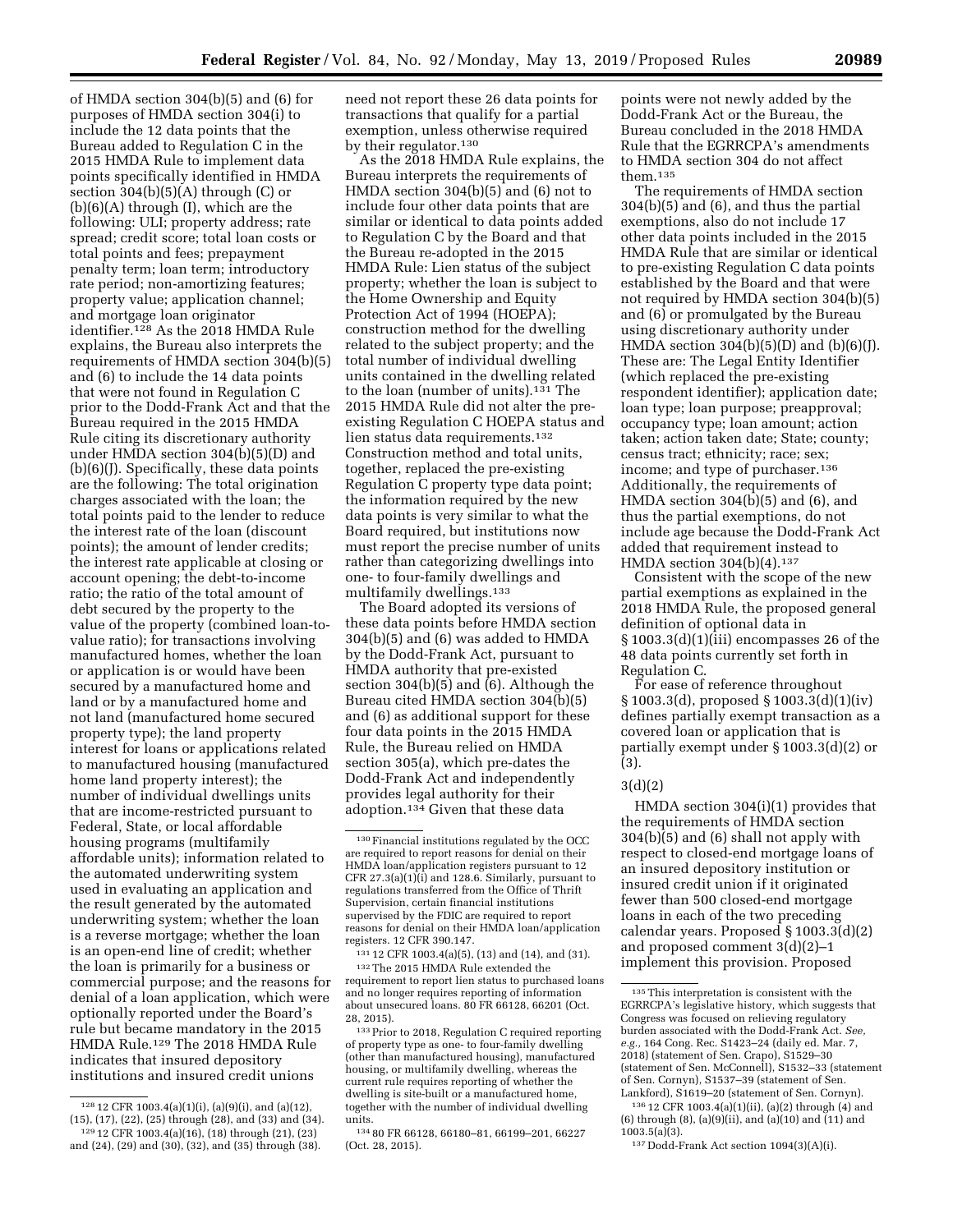of HMDA section 304(b)(5) and (6) for purposes of HMDA section 304(i) to include the 12 data points that the Bureau added to Regulation C in the 2015 HMDA Rule to implement data points specifically identified in HMDA section 304(b)(5)(A) through (C) or (b)(6)(A) through (I), which are the following: ULI; property address; rate spread; credit score; total loan costs or total points and fees; prepayment penalty term; loan term; introductory rate period; non-amortizing features; property value; application channel; and mortgage loan originator identifier.[128] As the 2018 HMDA Rule explains, the Bureau also interprets the requirements of HMDA section 304(b)(5) and (6) to include the 14 data points that were not found in Regulation C prior to the Dodd-Frank Act and that the Bureau required in the 2015 HMDA Rule citing its discretionary authority under HMDA section 304(b)(5)(D) and (b)(6)(J). Specifically, these data points are the following: The total origination charges associated with the loan; the total points paid to the lender to reduce the interest rate of the loan (discount points); the amount of lender credits; the interest rate applicable at closing or account opening; the debt-to-income ratio; the ratio of the total amount of debt secured by the property to the value of the property (combined loan-to-value ratio); for transactions involving manufactured homes, whether the loan or application is or would have been secured by a manufactured home and land or by a manufactured home and not land (manufactured home secured property type); the land property interest for loans or applications related to manufactured housing (manufactured home land property interest); the number of individual dwellings units that are income-restricted pursuant to Federal, State, or local affordable housing programs (multifamily affordable units); information related to the automated underwriting system used in evaluating an application and the result generated by the automated underwriting system; whether the loan is a reverse mortgage; whether the loan is an open-end line of credit; whether the loan is primarily for a business or commercial purpose; and the reasons for denial of a loan application, which were optionally reported under the Board's rule but became mandatory in the 2015 HMDA Rule.[129] The 2018 HMDA Rule indicates that insured depository institutions and insured credit unions need not report these 26 data points for transactions that qualify for a partial exemption, unless otherwise required by their regulator.[130]

As the 2018 HMDA Rule explains, the Bureau interprets the requirements of HMDA section 304(b)(5) and (6) not to include four other data points that are similar or identical to data points added to Regulation C by the Board and that the Bureau re-adopted in the 2015 HMDA Rule: Lien status of the subject property; whether the loan is subject to the Home Ownership and Equity Protection Act of 1994 (HOEPA); construction method for the dwelling related to the subject property; and the total number of individual dwelling units contained in the dwelling related to the loan (number of units).[131] The 2015 HMDA Rule did not alter the pre-existing Regulation C HOEPA status and lien status data requirements.[132] Construction method and total units, together, replaced the pre-existing Regulation C property type data point; the information required by the new data points is very similar to what the Board required, but institutions now must report the precise number of units rather than categorizing dwellings into one- to four-family dwellings and multifamily dwellings.[133]

The Board adopted its versions of these data points before HMDA section 304(b)(5) and (6) was added to HMDA by the Dodd-Frank Act, pursuant to HMDA authority that pre-existed section 304(b)(5) and (6). Although the Bureau cited HMDA section 304(b)(5) and (6) as additional support for these four data points in the 2015 HMDA Rule, the Bureau relied on HMDA section 305(a), which pre-dates the Dodd-Frank Act and independently provides legal authority for their adoption.[134] Given that these data points were not newly added by the Dodd-Frank Act or the Bureau, the Bureau concluded in the 2018 HMDA Rule that the EGRRCPA's amendments to HMDA section 304 do not affect them.[135]

The requirements of HMDA section 304(b)(5) and (6), and thus the partial exemptions, also do not include 17 other data points included in the 2015 HMDA Rule that are similar or identical to pre-existing Regulation C data points established by the Board and that were not required by HMDA section 304(b)(5) and (6) or promulgated by the Bureau using discretionary authority under HMDA section 304(b)(5)(D) and (b)(6)(J). These are: The Legal Entity Identifier (which replaced the pre-existing respondent identifier); application date; loan type; loan purpose; preapproval; occupancy type; loan amount; action taken; action taken date; State; county; census tract; ethnicity; race; sex; income; and type of purchaser.[136] Additionally, the requirements of HMDA section 304(b)(5) and (6), and thus the partial exemptions, do not include age because the Dodd-Frank Act added that requirement instead to HMDA section 304(b)(4).[137]

Consistent with the scope of the new partial exemptions as explained in the 2018 HMDA Rule, the proposed general definition of optional data in § 1003.3(d)(1)(iii) encompasses 26 of the 48 data points currently set forth in Regulation C.

For ease of reference throughout § 1003.3(d), proposed § 1003.3(d)(1)(iv) defines partially exempt transaction as a covered loan or application that is partially exempt under § 1003.3(d)(2) or (3).

### 3(d)(2)

HMDA section 304(i)(1) provides that the requirements of HMDA section 304(b)(5) and (6) shall not apply with respect to closed-end mortgage loans of an insured depository institution or insured credit union if it originated fewer than 500 closed-end mortgage loans in each of the two preceding calendar years. Proposed § 1003.3(d)(2) and proposed comment 3(d)(2)–1 implement this provision. Proposed

---

[128] 12 CFR 1003.4(a)(1)(i), (a)(9)(i), and (a)(12), (15), (17), (22), (25) through (28), and (33) and (34).

[129] 12 CFR 1003.4(a)(16), (18) through (21), (23) and (24), (29) and (30), (32), and (35) through (38).

[130] Financial institutions regulated by the OCC are required to report reasons for denial on their HMDA loan/application registers pursuant to 12 CFR 27.3(a)(1)(i) and 128.6. Similarly, pursuant to regulations transferred from the Office of Thrift Supervision, certain financial institutions supervised by the FDIC are required to report reasons for denial on their HMDA loan/application registers. 12 CFR 390.147.

[131] 12 CFR 1003.4(a)(5), (13) and (14), and (31).

[132] The 2015 HMDA Rule extended the requirement to report lien status to purchased loans and no longer requires reporting of information about unsecured loans. 80 FR 66128, 66201 (Oct. 28, 2015).

[133] Prior to 2018, Regulation C required reporting of property type as one- to four-family dwelling (other than manufactured housing), manufactured housing, or multifamily dwelling, whereas the current rule requires reporting of whether the dwelling is site-built or a manufactured home, together with the number of individual dwelling units.

[134] 80 FR 66128, 66180–81, 66199–201, 66227 (Oct. 28, 2015).

[135] This interpretation is consistent with the EGRRCPA's legislative history, which suggests that Congress was focused on relieving regulatory burden associated with the Dodd-Frank Act. *See, e.g.*, 164 Cong. Rec. S1423–24 (daily ed. Mar. 7, 2018) (statement of Sen. Crapo), S1529–30 (statement of Sen. McConnell), S1532–33 (statement of Sen. Cornyn), S1537–39 (statement of Sen. Lankford), S1619–20 (statement of Sen. Cornyn).

[136] 12 CFR 1003.4(a)(1)(ii), (a)(2) through (4) and (6) through (8), (a)(9)(ii), and (a)(10) and (11) and 1003.5(a)(3).

[137] Dodd-Frank Act section 1094(3)(A)(i).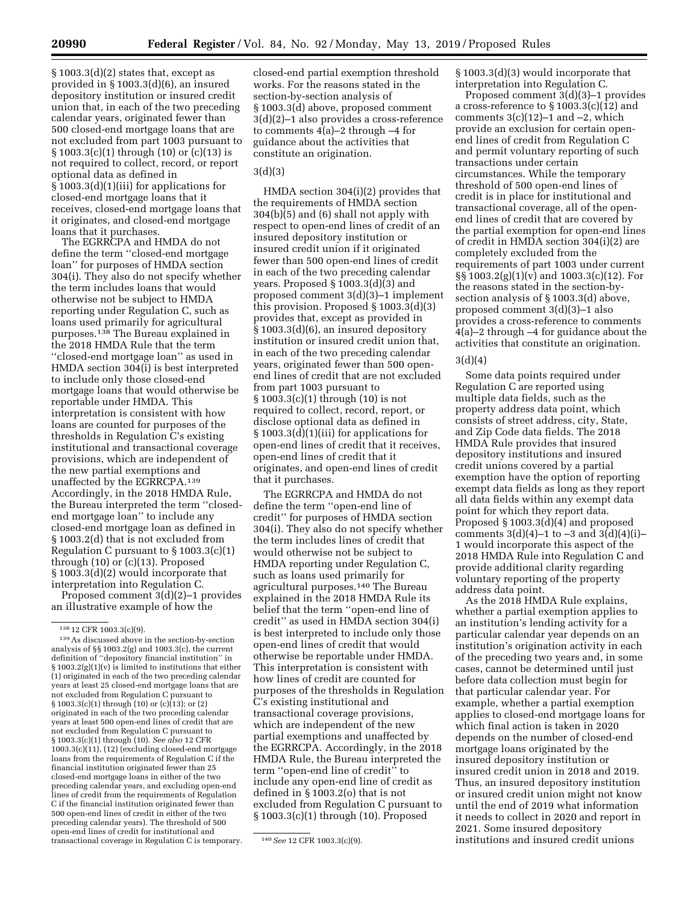§ 1003.3(d)(2) states that, except as provided in § 1003.3(d)(6), an insured depository institution or insured credit union that, in each of the two preceding calendar years, originated fewer than 500 closed-end mortgage loans that are not excluded from part 1003 pursuant to § 1003.3(c)(1) through (10) or (c)(13) is not required to collect, record, or report optional data as defined in § 1003.3(d)(1)(iii) for applications for closed-end mortgage loans that it receives, closed-end mortgage loans that it originates, and closed-end mortgage loans that it purchases.

The EGRRCPA and HMDA do not define the term ''closed-end mortgage loan'' for purposes of HMDA section 304(i). They also do not specify whether the term includes loans that would otherwise not be subject to HMDA reporting under Regulation C, such as loans used primarily for agricultural purposes.[138] The Bureau explained in the 2018 HMDA Rule that the term ''closed-end mortgage loan'' as used in HMDA section 304(i) is best interpreted to include only those closed-end mortgage loans that would otherwise be reportable under HMDA. This interpretation is consistent with how loans are counted for purposes of the thresholds in Regulation C's existing institutional and transactional coverage provisions, which are independent of the new partial exemptions and unaffected by the EGRRCPA.[139] Accordingly, in the 2018 HMDA Rule, the Bureau interpreted the term ''closed-end mortgage loan'' to include any closed-end mortgage loan as defined in § 1003.2(d) that is not excluded from Regulation C pursuant to § 1003.3(c)(1) through (10) or (c)(13). Proposed § 1003.3(d)(2) would incorporate that interpretation into Regulation C.

Proposed comment 3(d)(2)–1 provides an illustrative example of how the closed-end partial exemption threshold works. For the reasons stated in the section-by-section analysis of § 1003.3(d) above, proposed comment 3(d)(2)–1 also provides a cross-reference to comments 4(a)–2 through –4 for guidance about the activities that constitute an origination.

### 3(d)(3)

HMDA section 304(i)(2) provides that the requirements of HMDA section 304(b)(5) and (6) shall not apply with respect to open-end lines of credit of an insured depository institution or insured credit union if it originated fewer than 500 open-end lines of credit in each of the two preceding calendar years. Proposed § 1003.3(d)(3) and proposed comment 3(d)(3)–1 implement this provision. Proposed § 1003.3(d)(3) provides that, except as provided in § 1003.3(d)(6), an insured depository institution or insured credit union that, in each of the two preceding calendar years, originated fewer than 500 open-end lines of credit that are not excluded from part 1003 pursuant to § 1003.3(c)(1) through (10) is not required to collect, record, report, or disclose optional data as defined in § 1003.3(d)(1)(iii) for applications for open-end lines of credit that it receives, open-end lines of credit that it originates, and open-end lines of credit that it purchases.

The EGRRCPA and HMDA do not define the term ''open-end line of credit'' for purposes of HMDA section 304(i). They also do not specify whether the term includes lines of credit that would otherwise not be subject to HMDA reporting under Regulation C, such as loans used primarily for agricultural purposes.[140] The Bureau explained in the 2018 HMDA Rule its belief that the term ''open-end line of credit'' as used in HMDA section 304(i) is best interpreted to include only those open-end lines of credit that would otherwise be reportable under HMDA. This interpretation is consistent with how lines of credit are counted for purposes of the thresholds in Regulation C's existing institutional and transactional coverage provisions, which are independent of the new partial exemptions and unaffected by the EGRRCPA. Accordingly, in the 2018 HMDA Rule, the Bureau interpreted the term ''open-end line of credit'' to include any open-end line of credit as defined in § 1003.2(o) that is not excluded from Regulation C pursuant to § 1003.3(c)(1) through (10). Proposed § 1003.3(d)(3) would incorporate that interpretation into Regulation C.

Proposed comment 3(d)(3)–1 provides a cross-reference to § 1003.3(c)(12) and comments 3(c)(12)–1 and –2, which provide an exclusion for certain open-end lines of credit from Regulation C and permit voluntary reporting of such transactions under certain circumstances. While the temporary threshold of 500 open-end lines of credit is in place for institutional and transactional coverage, all of the open-end lines of credit that are covered by the partial exemption for open-end lines of credit in HMDA section 304(i)(2) are completely excluded from the requirements of part 1003 under current §§ 1003.2(g)(1)(v) and 1003.3(c)(12). For the reasons stated in the section-by-section analysis of § 1003.3(d) above, proposed comment 3(d)(3)–1 also provides a cross-reference to comments 4(a)–2 through –4 for guidance about the activities that constitute an origination.

### 3(d)(4)

Some data points required under Regulation C are reported using multiple data fields, such as the property address data point, which consists of street address, city, State, and Zip Code data fields. The 2018 HMDA Rule provides that insured depository institutions and insured credit unions covered by a partial exemption have the option of reporting exempt data fields as long as they report all data fields within any exempt data point for which they report data. Proposed § 1003.3(d)(4) and proposed comments 3(d)(4)–1 to –3 and 3(d)(4)(i)–1 would incorporate this aspect of the 2018 HMDA Rule into Regulation C and provide additional clarity regarding voluntary reporting of the property address data point.

As the 2018 HMDA Rule explains, whether a partial exemption applies to an institution's lending activity for a particular calendar year depends on an institution's origination activity in each of the preceding two years and, in some cases, cannot be determined until just before data collection must begin for that particular calendar year. For example, whether a partial exemption applies to closed-end mortgage loans for which final action is taken in 2020 depends on the number of closed-end mortgage loans originated by the insured depository institution or insured credit union in 2018 and 2019. Thus, an insured depository institution or insured credit union might not know until the end of 2019 what information it needs to collect in 2020 and report in 2021. Some insured depository institutions and insured credit unions

---

[138] 12 CFR 1003.3(c)(9).

[139] As discussed above in the section-by-section analysis of §§ 1003.2(g) and 1003.3(c), the current definition of ''depository financial institution'' in § 1003.2(g)(1)(v) is limited to institutions that either (1) originated in each of the two preceding calendar years at least 25 closed-end mortgage loans that are not excluded from Regulation C pursuant to § 1003.3(c)(1) through (10) or (c)(13); or (2) originated in each of the two preceding calendar years at least 500 open-end lines of credit that are not excluded from Regulation C pursuant to § 1003.3(c)(1) through (10). *See also* 12 CFR 1003.3(c)(11), (12) (excluding closed-end mortgage loans from the requirements of Regulation C if the financial institution originated fewer than 25 closed-end mortgage loans in either of the two preceding calendar years, and excluding open-end lines of credit from the requirements of Regulation C if the financial institution originated fewer than 500 open-end lines of credit in either of the two preceding calendar years). The threshold of 500 open-end lines of credit for institutional and transactional coverage in Regulation C is temporary.

[140] *See* 12 CFR 1003.3(c)(9).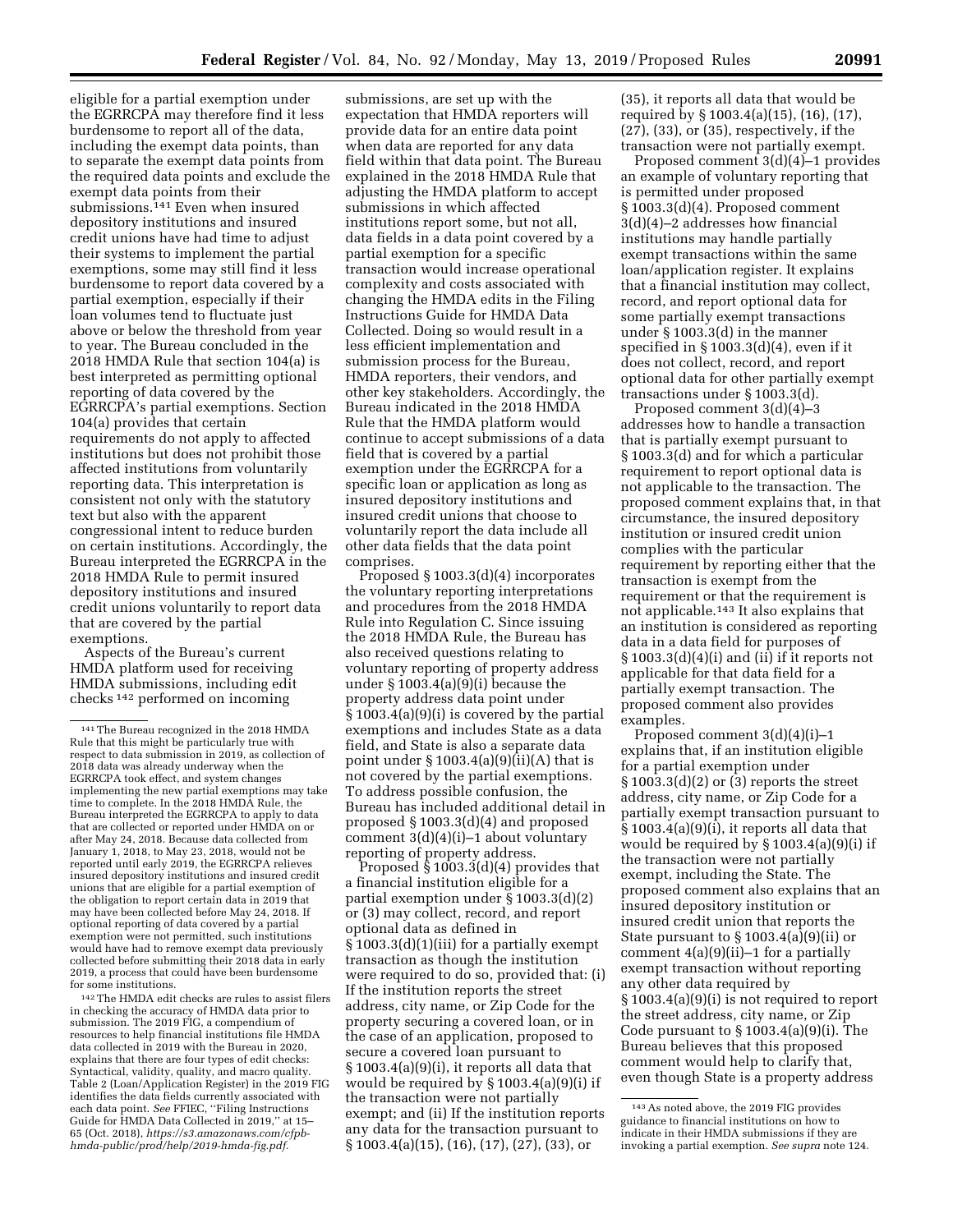eligible for a partial exemption under the EGRRCPA may therefore find it less burdensome to report all of the data, including the exempt data points, than to separate the exempt data points from the required data points and exclude the exempt data points from their submissions.[141] Even when insured depository institutions and insured credit unions have had time to adjust their systems to implement the partial exemptions, some may still find it less burdensome to report data covered by a partial exemption, especially if their loan volumes tend to fluctuate just above or below the threshold from year to year. The Bureau concluded in the 2018 HMDA Rule that section 104(a) is best interpreted as permitting optional reporting of data covered by the EGRRCPA's partial exemptions. Section 104(a) provides that certain requirements do not apply to affected institutions but does not prohibit those affected institutions from voluntarily reporting data. This interpretation is consistent not only with the statutory text but also with the apparent congressional intent to reduce burden on certain institutions. Accordingly, the Bureau interpreted the EGRRCPA in the 2018 HMDA Rule to permit insured depository institutions and insured credit unions voluntarily to report data that are covered by the partial exemptions.

Aspects of the Bureau's current HMDA platform used for receiving HMDA submissions, including edit checks[142] performed on incoming submissions, are set up with the expectation that HMDA reporters will provide data for an entire data point when data are reported for any data field within that data point. The Bureau explained in the 2018 HMDA Rule that adjusting the HMDA platform to accept submissions in which affected institutions report some, but not all, data fields in a data point covered by a partial exemption for a specific transaction would increase operational complexity and costs associated with changing the HMDA edits in the Filing Instructions Guide for HMDA Data Collected. Doing so would result in a less efficient implementation and submission process for the Bureau, HMDA reporters, their vendors, and other key stakeholders. Accordingly, the Bureau indicated in the 2018 HMDA Rule that the HMDA platform would continue to accept submissions of a data field that is covered by a partial exemption under the EGRRCPA for a specific loan or application as long as insured depository institutions and insured credit unions that choose to voluntarily report the data include all other data fields that the data point comprises.

Proposed § 1003.3(d)(4) incorporates the voluntary reporting interpretations and procedures from the 2018 HMDA Rule into Regulation C. Since issuing the 2018 HMDA Rule, the Bureau has also received questions relating to voluntary reporting of property address under § 1003.4(a)(9)(i) because the property address data point under § 1003.4(a)(9)(i) is covered by the partial exemptions and includes State as a data field, and State is also a separate data point under § 1003.4(a)(9)(ii)(A) that is not covered by the partial exemptions. To address possible confusion, the Bureau has included additional detail in proposed § 1003.3(d)(4) and proposed comment 3(d)(4)(i)–1 about voluntary reporting of property address.

Proposed § 1003.3(d)(4) provides that a financial institution eligible for a partial exemption under § 1003.3(d)(2) or (3) may collect, record, and report optional data as defined in § 1003.3(d)(1)(iii) for a partially exempt transaction as though the institution were required to do so, provided that: (i) If the institution reports the street address, city name, or Zip Code for the property securing a covered loan, or in the case of an application, proposed to secure a covered loan pursuant to § 1003.4(a)(9)(i), it reports all data that would be required by § 1003.4(a)(9)(i) if the transaction were not partially exempt; and (ii) If the institution reports any data for the transaction pursuant to § 1003.4(a)(15), (16), (17), (27), (33), or (35), it reports all data that would be required by § 1003.4(a)(15), (16), (17), (27), (33), or (35), respectively, if the transaction were not partially exempt.

Proposed comment 3(d)(4)–1 provides an example of voluntary reporting that is permitted under proposed § 1003.3(d)(4). Proposed comment 3(d)(4)–2 addresses how financial institutions may handle partially exempt transactions within the same loan/application register. It explains that a financial institution may collect, record, and report optional data for some partially exempt transactions under § 1003.3(d) in the manner specified in § 1003.3(d)(4), even if it does not collect, record, and report optional data for other partially exempt transactions under § 1003.3(d).

Proposed comment 3(d)(4)–3 addresses how to handle a transaction that is partially exempt pursuant to § 1003.3(d) and for which a particular requirement to report optional data is not applicable to the transaction. The proposed comment explains that, in that circumstance, the insured depository institution or insured credit union complies with the particular requirement by reporting either that the transaction is exempt from the requirement or that the requirement is not applicable.[143] It also explains that an institution is considered as reporting data in a data field for purposes of § 1003.3(d)(4)(i) and (ii) if it reports not applicable for that data field for a partially exempt transaction. The proposed comment also provides examples.

Proposed comment 3(d)(4)(i)–1 explains that, if an institution eligible for a partial exemption under § 1003.3(d)(2) or (3) reports the street address, city name, or Zip Code for a partially exempt transaction pursuant to § 1003.4(a)(9)(i), it reports all data that would be required by § 1003.4(a)(9)(i) if the transaction were not partially exempt, including the State. The proposed comment also explains that an insured depository institution or insured credit union that reports the State pursuant to § 1003.4(a)(9)(ii) or comment 4(a)(9)(ii)–1 for a partially exempt transaction without reporting any other data required by § 1003.4(a)(9)(i) is not required to report the street address, city name, or Zip Code pursuant to § 1003.4(a)(9)(i). The Bureau believes that this proposed comment would help to clarify that, even though State is a property address

---

[141] The Bureau recognized in the 2018 HMDA Rule that this might be particularly true with respect to data submission in 2019, as collection of 2018 data was already underway when the EGRRCPA took effect, and system changes implementing the new partial exemptions may take time to complete. In the 2018 HMDA Rule, the Bureau interpreted the EGRRCPA to apply to data that are collected or reported under HMDA on or after May 24, 2018. Because data collected from January 1, 2018, to May 23, 2018, would not be reported until early 2019, the EGRRCPA relieves insured depository institutions and insured credit unions that are eligible for a partial exemption of the obligation to report certain data in 2019 that may have been collected before May 24, 2018. If optional reporting of data covered by a partial exemption were not permitted, such institutions would have had to remove exempt data previously collected before submitting their 2018 data in early 2019, a process that could have been burdensome for some institutions.

[142] The HMDA edit checks are rules to assist filers in checking the accuracy of HMDA data prior to submission. The 2019 FIG, a compendium of resources to help financial institutions file HMDA data collected in 2019 with the Bureau in 2020, explains that there are four types of edit checks: Syntactical, validity, quality, and macro quality. Table 2 (Loan/Application Register) in the 2019 FIG identifies the data fields currently associated with each data point. *See* FFIEC, ''Filing Instructions Guide for HMDA Data Collected in 2019,'' at 15–65 (Oct. 2018), *https://s3.amazonaws.com/cfpb-hmda-public/prod/help/2019-hmda-fig.pdf*.

[143] As noted above, the 2019 FIG provides guidance to financial institutions on how to indicate in their HMDA submissions if they are invoking a partial exemption. *See supra* note 124.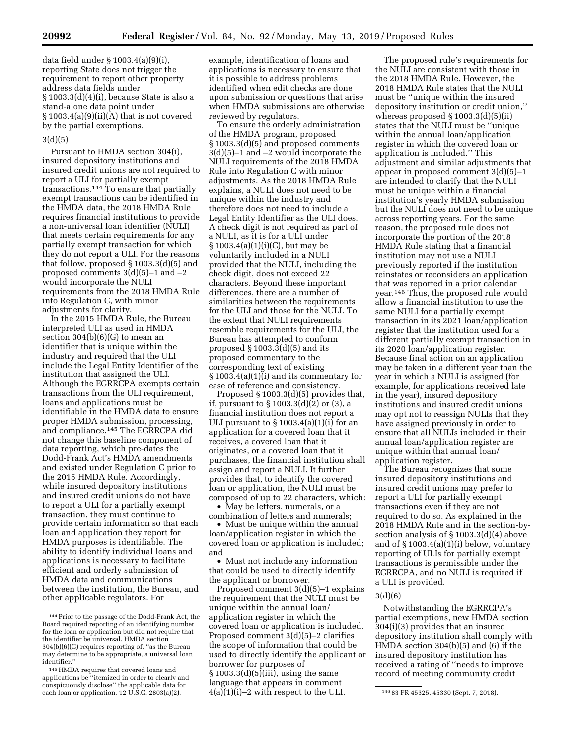data field under § 1003.4(a)(9)(i), reporting State does not trigger the requirement to report other property address data fields under § 1003.3(d)(4)(i), because State is also a stand-alone data point under § 1003.4(a)(9)(ii)(A) that is not covered by the partial exemptions.

### 3(d)(5)

Pursuant to HMDA section 304(i), insured depository institutions and insured credit unions are not required to report a ULI for partially exempt transactions.[144] To ensure that partially exempt transactions can be identified in the HMDA data, the 2018 HMDA Rule requires financial institutions to provide a non-universal loan identifier (NULI) that meets certain requirements for any partially exempt transaction for which they do not report a ULI. For the reasons that follow, proposed § 1003.3(d)(5) and proposed comments 3(d)(5)–1 and –2 would incorporate the NULI requirements from the 2018 HMDA Rule into Regulation C, with minor adjustments for clarity.

In the 2015 HMDA Rule, the Bureau interpreted ULI as used in HMDA section 304(b)(6)(G) to mean an identifier that is unique within the industry and required that the ULI include the Legal Entity Identifier of the institution that assigned the ULI. Although the EGRRCPA exempts certain transactions from the ULI requirement, loans and applications must be identifiable in the HMDA data to ensure proper HMDA submission, processing, and compliance.[145] The EGRRCPA did not change this baseline component of data reporting, which pre-dates the Dodd-Frank Act's HMDA amendments and existed under Regulation C prior to the 2015 HMDA Rule. Accordingly, while insured depository institutions and insured credit unions do not have to report a ULI for a partially exempt transaction, they must continue to provide certain information so that each loan and application they report for HMDA purposes is identifiable. The ability to identify individual loans and applications is necessary to facilitate efficient and orderly submission of HMDA data and communications between the institution, the Bureau, and other applicable regulators. For example, identification of loans and applications is necessary to ensure that it is possible to address problems identified when edit checks are done upon submission or questions that arise when HMDA submissions are otherwise reviewed by regulators.

To ensure the orderly administration of the HMDA program, proposed § 1003.3(d)(5) and proposed comments 3(d)(5)–1 and –2 would incorporate the NULI requirements of the 2018 HMDA Rule into Regulation C with minor adjustments. As the 2018 HMDA Rule explains, a NULI does not need to be unique within the industry and therefore does not need to include a Legal Entity Identifier as the ULI does. A check digit is not required as part of a NULI, as it is for a ULI under § 1003.4(a)(1)(i)(C), but may be voluntarily included in a NULI provided that the NULI, including the check digit, does not exceed 22 characters. Beyond these important differences, there are a number of similarities between the requirements for the ULI and those for the NULI. To the extent that NULI requirements resemble requirements for the ULI, the Bureau has attempted to conform proposed § 1003.3(d)(5) and its proposed commentary to the corresponding text of existing § 1003.4(a)(1)(i) and its commentary for ease of reference and consistency.

Proposed § 1003.3(d)(5) provides that, if, pursuant to § 1003.3(d)(2) or (3), a financial institution does not report a ULI pursuant to § 1003.4(a)(1)(i) for an application for a covered loan that it receives, a covered loan that it originates, or a covered loan that it purchases, the financial institution shall assign and report a NULI. It further provides that, to identify the covered loan or application, the NULI must be composed of up to 22 characters, which:

- May be letters, numerals, or a combination of letters and numerals;
- Must be unique within the annual loan/application register in which the covered loan or application is included; and
- Must not include any information that could be used to directly identify the applicant or borrower.

Proposed comment 3(d)(5)–1 explains the requirement that the NULI must be unique within the annual loan/application register in which the covered loan or application is included. Proposed comment 3(d)(5)–2 clarifies the scope of information that could be used to directly identify the applicant or borrower for purposes of § 1003.3(d)(5)(iii), using the same language that appears in comment 4(a)(1)(i)–2 with respect to the ULI.

The proposed rule's requirements for the NULI are consistent with those in the 2018 HMDA Rule. However, the 2018 HMDA Rule states that the NULI must be "unique within the insured depository institution or credit union," whereas proposed § 1003.3(d)(5)(ii) states that the NULI must be "unique within the annual loan/application register in which the covered loan or application is included." This adjustment and similar adjustments that appear in proposed comment 3(d)(5)–1 are intended to clarify that the NULI must be unique within a financial institution's yearly HMDA submission but the NULI does not need to be unique across reporting years. For the same reason, the proposed rule does not incorporate the portion of the 2018 HMDA Rule stating that a financial institution may not use a NULI previously reported if the institution reinstates or reconsiders an application that was reported in a prior calendar year.[146] Thus, the proposed rule would allow a financial institution to use the same NULI for a partially exempt transaction in its 2021 loan/application register that the institution used for a different partially exempt transaction in its 2020 loan/application register. Because final action on an application may be taken in a different year than the year in which a NULI is assigned (for example, for applications received late in the year), insured depository institutions and insured credit unions may opt not to reassign NULIs that they have assigned previously in order to ensure that all NULIs included in their annual loan/application register are unique within that annual loan/application register.

The Bureau recognizes that some insured depository institutions and insured credit unions may prefer to report a ULI for partially exempt transactions even if they are not required to do so. As explained in the 2018 HMDA Rule and in the section-by-section analysis of § 1003.3(d)(4) above and of § 1003.4(a)(1)(i) below, voluntary reporting of ULIs for partially exempt transactions is permissible under the EGRRCPA, and no NULI is required if a ULI is provided.

### 3(d)(6)

Notwithstanding the EGRRCPA's partial exemptions, new HMDA section 304(i)(3) provides that an insured depository institution shall comply with HMDA section 304(b)(5) and (6) if the insured depository institution has received a rating of "needs to improve record of meeting community credit

---

[144] Prior to the passage of the Dodd-Frank Act, the Board required reporting of an identifying number for the loan or application but did not require that the identifier be universal. HMDA section 304(b)(6)(G) requires reporting of, "as the Bureau may determine to be appropriate, a universal loan identifier."

[145] HMDA requires that covered loans and applications be "itemized in order to clearly and conspicuously disclose" the applicable data for each loan or application. 12 U.S.C. 2803(a)(2).

[146] 83 FR 45325, 45330 (Sept. 7, 2018).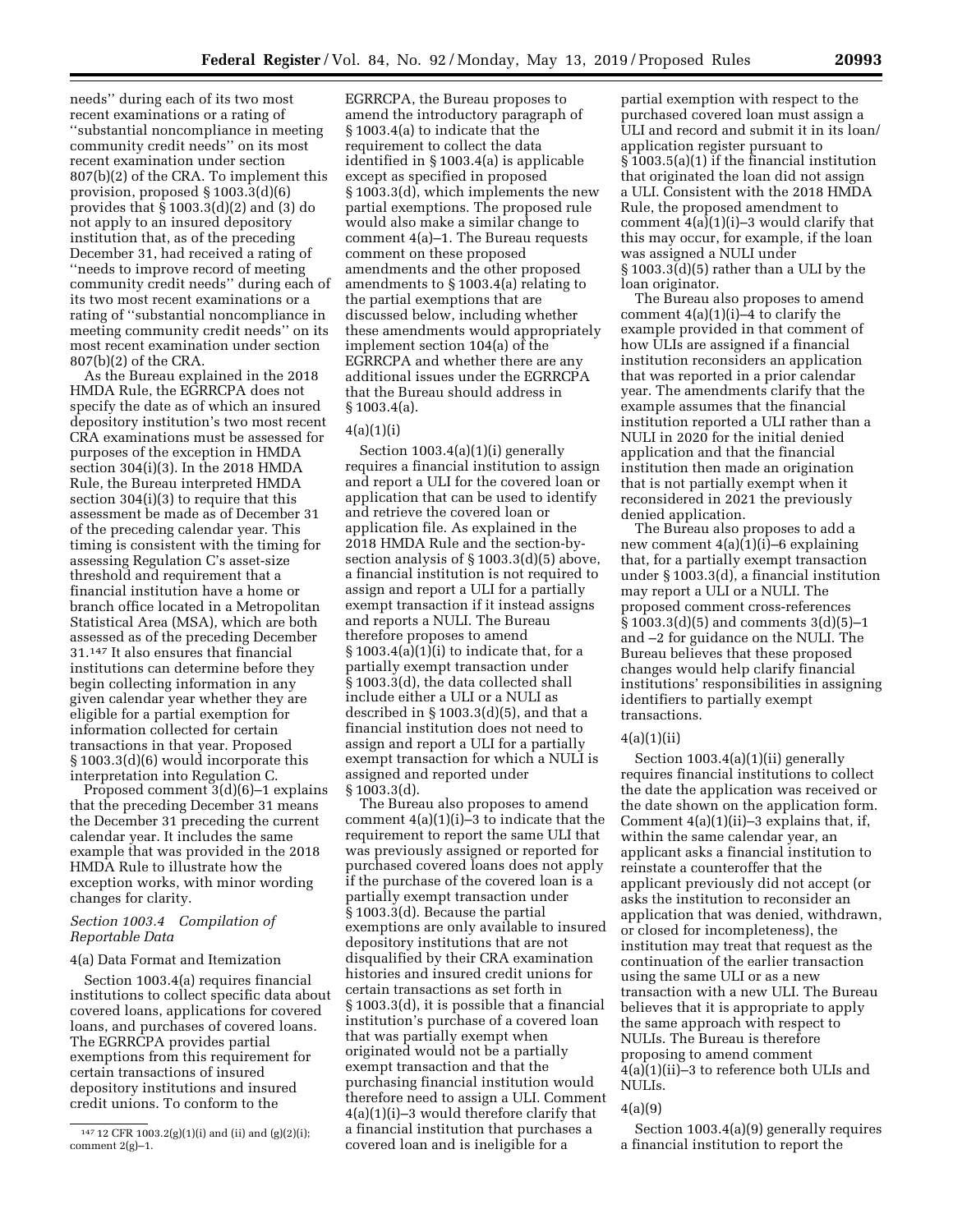needs'' during each of its two most recent examinations or a rating of ''substantial noncompliance in meeting community credit needs'' on its most recent examination under section 807(b)(2) of the CRA. To implement this provision, proposed § 1003.3(d)(6) provides that § 1003.3(d)(2) and (3) do not apply to an insured depository institution that, as of the preceding December 31, had received a rating of ''needs to improve record of meeting community credit needs'' during each of its two most recent examinations or a rating of ''substantial noncompliance in meeting community credit needs'' on its most recent examination under section 807(b)(2) of the CRA.

As the Bureau explained in the 2018 HMDA Rule, the EGRRCPA does not specify the date as of which an insured depository institution's two most recent CRA examinations must be assessed for purposes of the exception in HMDA section 304(i)(3). In the 2018 HMDA Rule, the Bureau interpreted HMDA section 304(i)(3) to require that this assessment be made as of December 31 of the preceding calendar year. This timing is consistent with the timing for assessing Regulation C's asset-size threshold and requirement that a financial institution have a home or branch office located in a Metropolitan Statistical Area (MSA), which are both assessed as of the preceding December 31.[147] It also ensures that financial institutions can determine before they begin collecting information in any given calendar year whether they are eligible for a partial exemption for information collected for certain transactions in that year. Proposed § 1003.3(d)(6) would incorporate this interpretation into Regulation C.

Proposed comment 3(d)(6)–1 explains that the preceding December 31 means the December 31 preceding the current calendar year. It includes the same example that was provided in the 2018 HMDA Rule to illustrate how the exception works, with minor wording changes for clarity.

### *Section 1003.4 Compilation of Reportable Data*

#### 4(a) Data Format and Itemization

Section 1003.4(a) requires financial institutions to collect specific data about covered loans, applications for covered loans, and purchases of covered loans. The EGRRCPA provides partial exemptions from this requirement for certain transactions of insured depository institutions and insured credit unions. To conform to the EGRRCPA, the Bureau proposes to amend the introductory paragraph of § 1003.4(a) to indicate that the requirement to collect the data identified in § 1003.4(a) is applicable except as specified in proposed § 1003.3(d), which implements the new partial exemptions. The proposed rule would also make a similar change to comment 4(a)–1. The Bureau requests comment on these proposed amendments and the other proposed amendments to § 1003.4(a) relating to the partial exemptions that are discussed below, including whether these amendments would appropriately implement section 104(a) of the EGRRCPA and whether there are any additional issues under the EGRRCPA that the Bureau should address in § 1003.4(a).

#### 4(a)(1)(i)

Section 1003.4(a)(1)(i) generally requires a financial institution to assign and report a ULI for the covered loan or application that can be used to identify and retrieve the covered loan or application file. As explained in the 2018 HMDA Rule and the section-by-section analysis of § 1003.3(d)(5) above, a financial institution is not required to assign and report a ULI for a partially exempt transaction if it instead assigns and reports a NULI. The Bureau therefore proposes to amend § 1003.4(a)(1)(i) to indicate that, for a partially exempt transaction under § 1003.3(d), the data collected shall include either a ULI or a NULI as described in § 1003.3(d)(5), and that a financial institution does not need to assign and report a ULI for a partially exempt transaction for which a NULI is assigned and reported under § 1003.3(d).

The Bureau also proposes to amend comment 4(a)(1)(i)–3 to indicate that the requirement to report the same ULI that was previously assigned or reported for purchased covered loans does not apply if the purchase of the covered loan is a partially exempt transaction under § 1003.3(d). Because the partial exemptions are only available to insured depository institutions that are not disqualified by their CRA examination histories and insured credit unions for certain transactions as set forth in § 1003.3(d), it is possible that a financial institution's purchase of a covered loan that was partially exempt when originated would not be a partially exempt transaction and that the purchasing financial institution would therefore need to assign a ULI. Comment 4(a)(1)(i)–3 would therefore clarify that a financial institution that purchases a covered loan and is ineligible for a partial exemption with respect to the purchased covered loan must assign a ULI and record and submit it in its loan/application register pursuant to § 1003.5(a)(1) if the financial institution that originated the loan did not assign a ULI. Consistent with the 2018 HMDA Rule, the proposed amendment to comment 4(a)(1)(i)–3 would clarify that this may occur, for example, if the loan was assigned a NULI under § 1003.3(d)(5) rather than a ULI by the loan originator.

The Bureau also proposes to amend comment 4(a)(1)(i)–4 to clarify the example provided in that comment of how ULIs are assigned if a financial institution reconsiders an application that was reported in a prior calendar year. The amendments clarify that the example assumes that the financial institution reported a ULI rather than a NULI in 2020 for the initial denied application and that the financial institution then made an origination that is not partially exempt when it reconsidered in 2021 the previously denied application.

The Bureau also proposes to add a new comment 4(a)(1)(i)–6 explaining that, for a partially exempt transaction under § 1003.3(d), a financial institution may report a ULI or a NULI. The proposed comment cross-references § 1003.3(d)(5) and comments 3(d)(5)–1 and –2 for guidance on the NULI. The Bureau believes that these proposed changes would help clarify financial institutions' responsibilities in assigning identifiers to partially exempt transactions.

#### 4(a)(1)(ii)

Section 1003.4(a)(1)(ii) generally requires financial institutions to collect the date the application was received or the date shown on the application form. Comment 4(a)(1)(ii)–3 explains that, if, within the same calendar year, an applicant asks a financial institution to reinstate a counteroffer that the applicant previously did not accept (or asks the institution to reconsider an application that was denied, withdrawn, or closed for incompleteness), the institution may treat that request as the continuation of the earlier transaction using the same ULI or as a new transaction with a new ULI. The Bureau believes that it is appropriate to apply the same approach with respect to NULIs. The Bureau is therefore proposing to amend comment 4(a)(1)(ii)–3 to reference both ULIs and NULIs.

#### 4(a)(9)

Section 1003.4(a)(9) generally requires a financial institution to report the

[147] 12 CFR 1003.2(g)(1)(i) and (ii) and (g)(2)(i); comment 2(g)–1.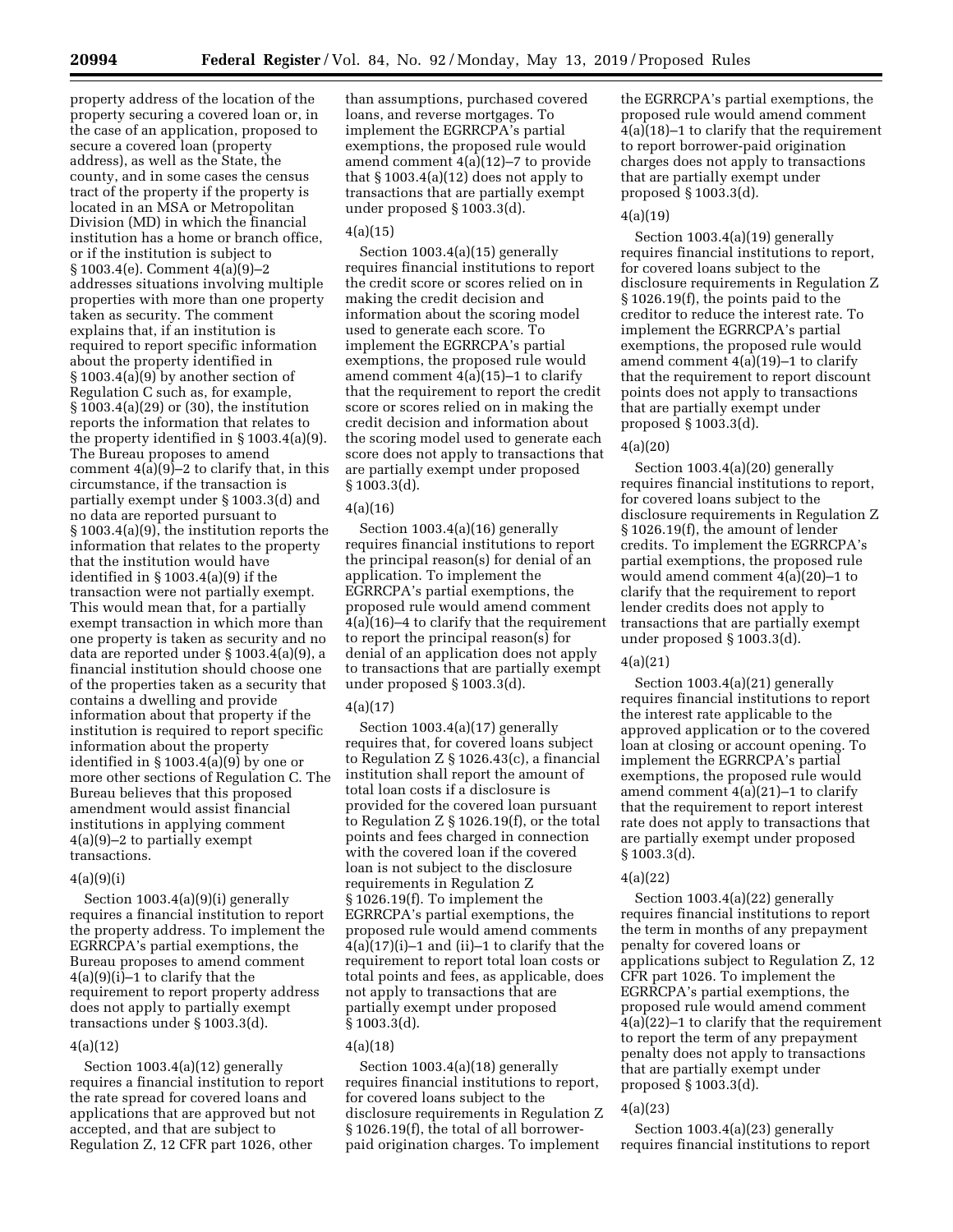property address of the location of the property securing a covered loan or, in the case of an application, proposed to secure a covered loan (property address), as well as the State, the county, and in some cases the census tract of the property if the property is located in an MSA or Metropolitan Division (MD) in which the financial institution has a home or branch office, or if the institution is subject to § 1003.4(e). Comment 4(a)(9)–2 addresses situations involving multiple properties with more than one property taken as security. The comment explains that, if an institution is required to report specific information about the property identified in § 1003.4(a)(9) by another section of Regulation C such as, for example, § 1003.4(a)(29) or (30), the institution reports the information that relates to the property identified in § 1003.4(a)(9). The Bureau proposes to amend comment 4(a)(9)–2 to clarify that, in this circumstance, if the transaction is partially exempt under § 1003.3(d) and no data are reported pursuant to § 1003.4(a)(9), the institution reports the information that relates to the property that the institution would have identified in § 1003.4(a)(9) if the transaction were not partially exempt. This would mean that, for a partially exempt transaction in which more than one property is taken as security and no data are reported under § 1003.4(a)(9), a financial institution should choose one of the properties taken as a security that contains a dwelling and provide information about that property if the institution is required to report specific information about the property identified in § 1003.4(a)(9) by one or more other sections of Regulation C. The Bureau believes that this proposed amendment would assist financial institutions in applying comment 4(a)(9)–2 to partially exempt transactions.

4(a)(9)(i)

Section 1003.4(a)(9)(i) generally requires a financial institution to report the property address. To implement the EGRRCPA's partial exemptions, the Bureau proposes to amend comment 4(a)(9)(i)–1 to clarify that the requirement to report property address does not apply to partially exempt transactions under § 1003.3(d).

4(a)(12)

Section 1003.4(a)(12) generally requires a financial institution to report the rate spread for covered loans and applications that are approved but not accepted, and that are subject to Regulation Z, 12 CFR part 1026, other than assumptions, purchased covered loans, and reverse mortgages. To implement the EGRRCPA's partial exemptions, the proposed rule would amend comment 4(a)(12)–7 to provide that § 1003.4(a)(12) does not apply to transactions that are partially exempt under proposed § 1003.3(d).

4(a)(15)

Section 1003.4(a)(15) generally requires financial institutions to report the credit score or scores relied on in making the credit decision and information about the scoring model used to generate each score. To implement the EGRRCPA's partial exemptions, the proposed rule would amend comment 4(a)(15)–1 to clarify that the requirement to report the credit score or scores relied on in making the credit decision and information about the scoring model used to generate each score does not apply to transactions that are partially exempt under proposed § 1003.3(d).

4(a)(16)

Section 1003.4(a)(16) generally requires financial institutions to report the principal reason(s) for denial of an application. To implement the EGRRCPA's partial exemptions, the proposed rule would amend comment 4(a)(16)–4 to clarify that the requirement to report the principal reason(s) for denial of an application does not apply to transactions that are partially exempt under proposed § 1003.3(d).

4(a)(17)

Section 1003.4(a)(17) generally requires that, for covered loans subject to Regulation Z § 1026.43(c), a financial institution shall report the amount of total loan costs if a disclosure is provided for the covered loan pursuant to Regulation Z § 1026.19(f), or the total points and fees charged in connection with the covered loan if the covered loan is not subject to the disclosure requirements in Regulation Z § 1026.19(f). To implement the EGRRCPA's partial exemptions, the proposed rule would amend comments 4(a)(17)(i)–1 and (ii)–1 to clarify that the requirement to report total loan costs or total points and fees, as applicable, does not apply to transactions that are partially exempt under proposed § 1003.3(d).

4(a)(18)

Section 1003.4(a)(18) generally requires financial institutions to report, for covered loans subject to the disclosure requirements in Regulation Z § 1026.19(f), the total of all borrower-paid origination charges. To implement the EGRRCPA's partial exemptions, the proposed rule would amend comment 4(a)(18)–1 to clarify that the requirement to report borrower-paid origination charges does not apply to transactions that are partially exempt under proposed § 1003.3(d).

4(a)(19)

Section 1003.4(a)(19) generally requires financial institutions to report, for covered loans subject to the disclosure requirements in Regulation Z § 1026.19(f), the points paid to the creditor to reduce the interest rate. To implement the EGRRCPA's partial exemptions, the proposed rule would amend comment 4(a)(19)–1 to clarify that the requirement to report discount points does not apply to transactions that are partially exempt under proposed § 1003.3(d).

4(a)(20)

Section 1003.4(a)(20) generally requires financial institutions to report, for covered loans subject to the disclosure requirements in Regulation Z § 1026.19(f), the amount of lender credits. To implement the EGRRCPA's partial exemptions, the proposed rule would amend comment 4(a)(20)–1 to clarify that the requirement to report lender credits does not apply to transactions that are partially exempt under proposed § 1003.3(d).

4(a)(21)

Section 1003.4(a)(21) generally requires financial institutions to report the interest rate applicable to the approved application or to the covered loan at closing or account opening. To implement the EGRRCPA's partial exemptions, the proposed rule would amend comment 4(a)(21)–1 to clarify that the requirement to report interest rate does not apply to transactions that are partially exempt under proposed § 1003.3(d).

4(a)(22)

Section 1003.4(a)(22) generally requires financial institutions to report the term in months of any prepayment penalty for covered loans or applications subject to Regulation Z, 12 CFR part 1026. To implement the EGRRCPA's partial exemptions, the proposed rule would amend comment 4(a)(22)–1 to clarify that the requirement to report the term of any prepayment penalty does not apply to transactions that are partially exempt under proposed § 1003.3(d).

4(a)(23)

Section 1003.4(a)(23) generally requires financial institutions to report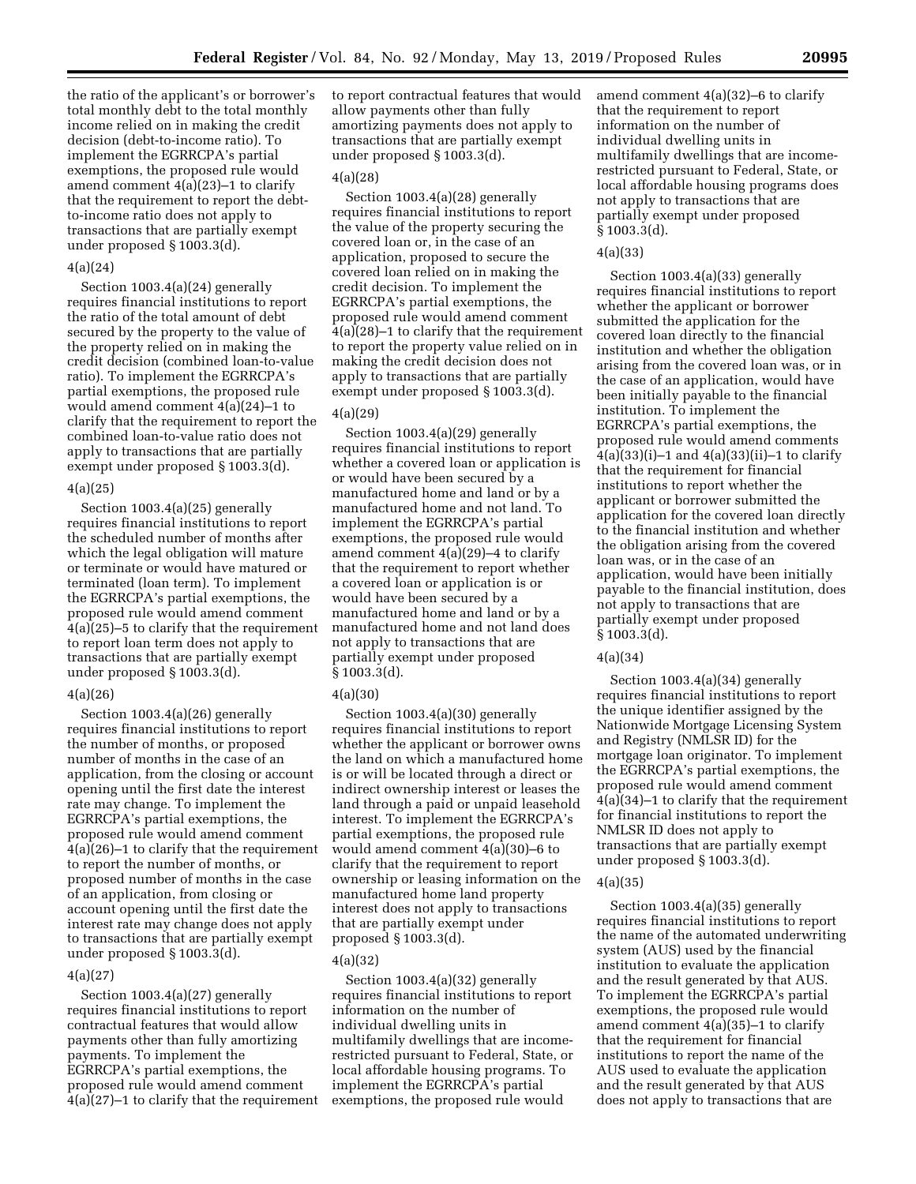the ratio of the applicant's or borrower's total monthly debt to the total monthly income relied on in making the credit decision (debt-to-income ratio). To implement the EGRRCPA's partial exemptions, the proposed rule would amend comment 4(a)(23)–1 to clarify that the requirement to report the debt-to-income ratio does not apply to transactions that are partially exempt under proposed § 1003.3(d).

#### 4(a)(24)

Section 1003.4(a)(24) generally requires financial institutions to report the ratio of the total amount of debt secured by the property to the value of the property relied on in making the credit decision (combined loan-to-value ratio). To implement the EGRRCPA's partial exemptions, the proposed rule would amend comment 4(a)(24)–1 to clarify that the requirement to report the combined loan-to-value ratio does not apply to transactions that are partially exempt under proposed § 1003.3(d).

#### 4(a)(25)

Section 1003.4(a)(25) generally requires financial institutions to report the scheduled number of months after which the legal obligation will mature or terminate or would have matured or terminated (loan term). To implement the EGRRCPA's partial exemptions, the proposed rule would amend comment 4(a)(25)–5 to clarify that the requirement to report loan term does not apply to transactions that are partially exempt under proposed § 1003.3(d).

#### 4(a)(26)

Section 1003.4(a)(26) generally requires financial institutions to report the number of months, or proposed number of months in the case of an application, from the closing or account opening until the first date the interest rate may change. To implement the EGRRCPA's partial exemptions, the proposed rule would amend comment 4(a)(26)–1 to clarify that the requirement to report the number of months, or proposed number of months in the case of an application, from closing or account opening until the first date the interest rate may change does not apply to transactions that are partially exempt under proposed § 1003.3(d).

#### 4(a)(27)

Section 1003.4(a)(27) generally requires financial institutions to report contractual features that would allow payments other than fully amortizing payments. To implement the EGRRCPA's partial exemptions, the proposed rule would amend comment 4(a)(27)–1 to clarify that the requirement to report contractual features that would allow payments other than fully amortizing payments does not apply to transactions that are partially exempt under proposed § 1003.3(d).

#### 4(a)(28)

Section 1003.4(a)(28) generally requires financial institutions to report the value of the property securing the covered loan or, in the case of an application, proposed to secure the covered loan relied on in making the credit decision. To implement the EGRRCPA's partial exemptions, the proposed rule would amend comment 4(a)(28)–1 to clarify that the requirement to report the property value relied on in making the credit decision does not apply to transactions that are partially exempt under proposed § 1003.3(d).

#### 4(a)(29)

Section 1003.4(a)(29) generally requires financial institutions to report whether a covered loan or application is or would have been secured by a manufactured home and land or by a manufactured home and not land. To implement the EGRRCPA's partial exemptions, the proposed rule would amend comment 4(a)(29)–4 to clarify that the requirement to report whether a covered loan or application is or would have been secured by a manufactured home and land or by a manufactured home and not land does not apply to transactions that are partially exempt under proposed § 1003.3(d).

#### 4(a)(30)

Section 1003.4(a)(30) generally requires financial institutions to report whether the applicant or borrower owns the land on which a manufactured home is or will be located through a direct or indirect ownership interest or leases the land through a paid or unpaid leasehold interest. To implement the EGRRCPA's partial exemptions, the proposed rule would amend comment 4(a)(30)–6 to clarify that the requirement to report ownership or leasing information on the manufactured home land property interest does not apply to transactions that are partially exempt under proposed § 1003.3(d).

#### 4(a)(32)

Section 1003.4(a)(32) generally requires financial institutions to report information on the number of individual dwelling units in multifamily dwellings that are income-restricted pursuant to Federal, State, or local affordable housing programs. To implement the EGRRCPA's partial exemptions, the proposed rule would amend comment 4(a)(32)–6 to clarify that the requirement to report information on the number of individual dwelling units in multifamily dwellings that are income-restricted pursuant to Federal, State, or local affordable housing programs does not apply to transactions that are partially exempt under proposed § 1003.3(d).

#### 4(a)(33)

Section 1003.4(a)(33) generally requires financial institutions to report whether the applicant or borrower submitted the application for the covered loan directly to the financial institution and whether the obligation arising from the covered loan was, or in the case of an application, would have been initially payable to the financial institution. To implement the EGRRCPA's partial exemptions, the proposed rule would amend comments 4(a)(33)(i)–1 and 4(a)(33)(ii)–1 to clarify that the requirement for financial institutions to report whether the applicant or borrower submitted the application for the covered loan directly to the financial institution and whether the obligation arising from the covered loan was, or in the case of an application, would have been initially payable to the financial institution, does not apply to transactions that are partially exempt under proposed § 1003.3(d).

#### 4(a)(34)

Section 1003.4(a)(34) generally requires financial institutions to report the unique identifier assigned by the Nationwide Mortgage Licensing System and Registry (NMLSR ID) for the mortgage loan originator. To implement the EGRRCPA's partial exemptions, the proposed rule would amend comment 4(a)(34)–1 to clarify that the requirement for financial institutions to report the NMLSR ID does not apply to transactions that are partially exempt under proposed § 1003.3(d).

#### 4(a)(35)

Section 1003.4(a)(35) generally requires financial institutions to report the name of the automated underwriting system (AUS) used by the financial institution to evaluate the application and the result generated by that AUS. To implement the EGRRCPA's partial exemptions, the proposed rule would amend comment 4(a)(35)–1 to clarify that the requirement for financial institutions to report the name of the AUS used to evaluate the application and the result generated by that AUS does not apply to transactions that are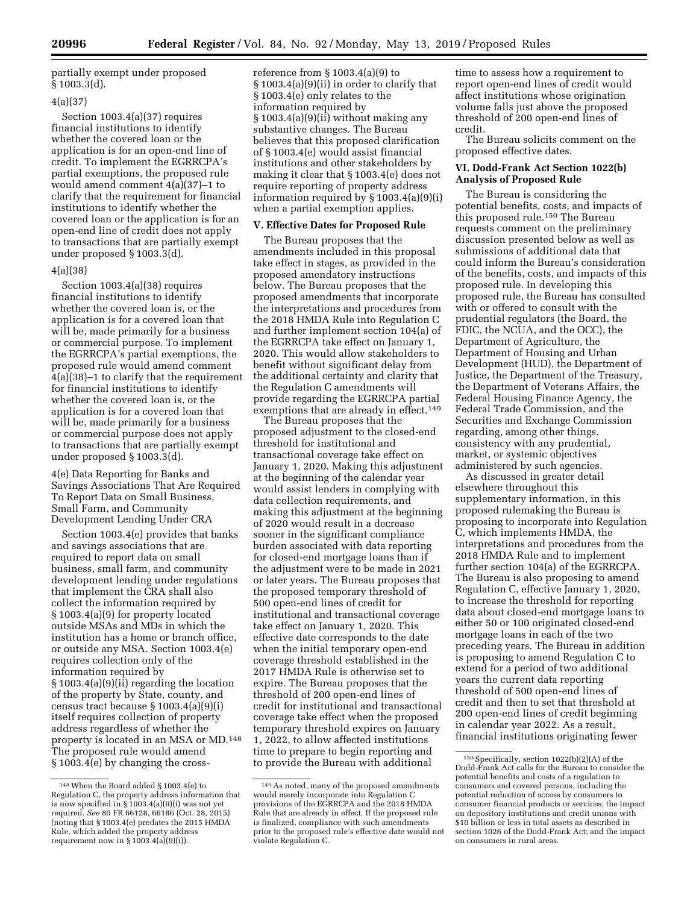partially exempt under proposed § 1003.3(d).

4(a)(37)

Section 1003.4(a)(37) requires financial institutions to identify whether the covered loan or the application is for an open-end line of credit. To implement the EGRRCPA's partial exemptions, the proposed rule would amend comment 4(a)(37)–1 to clarify that the requirement for financial institutions to identify whether the covered loan or the application is for an open-end line of credit does not apply to transactions that are partially exempt under proposed § 1003.3(d).

4(a)(38)

Section 1003.4(a)(38) requires financial institutions to identify whether the covered loan is, or the application is for a covered loan that will be, made primarily for a business or commercial purpose. To implement the EGRRCPA's partial exemptions, the proposed rule would amend comment 4(a)(38)–1 to clarify that the requirement for financial institutions to identify whether the covered loan is, or the application is for a covered loan that will be, made primarily for a business or commercial purpose does not apply to transactions that are partially exempt under proposed § 1003.3(d).

4(e) Data Reporting for Banks and Savings Associations That Are Required To Report Data on Small Business, Small Farm, and Community Development Lending Under CRA

Section 1003.4(e) provides that banks and savings associations that are required to report data on small business, small farm, and community development lending under regulations that implement the CRA shall also collect the information required by § 1003.4(a)(9) for property located outside MSAs and MDs in which the institution has a home or branch office, or outside any MSA. Section 1003.4(e) requires collection only of the information required by § 1003.4(a)(9)(ii) regarding the location of the property by State, county, and census tract because § 1003.4(a)(9)(i) itself requires collection of property address regardless of whether the property is located in an MSA or MD.[148] The proposed rule would amend § 1003.4(e) by changing the cross-reference from § 1003.4(a)(9) to § 1003.4(a)(9)(ii) in order to clarify that § 1003.4(e) only relates to the information required by § 1003.4(a)(9)(ii) without making any substantive changes. The Bureau believes that this proposed clarification of § 1003.4(e) would assist financial institutions and other stakeholders by making it clear that § 1003.4(e) does not require reporting of property address information required by § 1003.4(a)(9)(i) when a partial exemption applies.

## V. Effective Dates for Proposed Rule

The Bureau proposes that the amendments included in this proposal take effect in stages, as provided in the proposed amendatory instructions below. The Bureau proposes that the proposed amendments that incorporate the interpretations and procedures from the 2018 HMDA Rule into Regulation C and further implement section 104(a) of the EGRRCPA take effect on January 1, 2020. This would allow stakeholders to benefit without significant delay from the additional certainty and clarity that the Regulation C amendments will provide regarding the EGRRCPA partial exemptions that are already in effect.[149]

The Bureau proposes that the proposed adjustment to the closed-end threshold for institutional and transactional coverage take effect on January 1, 2020. Making this adjustment at the beginning of the calendar year would assist lenders in complying with data collection requirements, and making this adjustment at the beginning of 2020 would result in a decrease sooner in the significant compliance burden associated with data reporting for closed-end mortgage loans than if the adjustment were to be made in 2021 or later years. The Bureau proposes that the proposed temporary threshold of 500 open-end lines of credit for institutional and transactional coverage take effect on January 1, 2020. This effective date corresponds to the date when the initial temporary open-end coverage threshold established in the 2017 HMDA Rule is otherwise set to expire. The Bureau proposes that the threshold of 200 open-end lines of credit for institutional and transactional coverage take effect when the proposed temporary threshold expires on January 1, 2022, to allow affected institutions time to prepare to begin reporting and to provide the Bureau with additional time to assess how a requirement to report open-end lines of credit would affect institutions whose origination volume falls just above the proposed threshold of 200 open-end lines of credit.

The Bureau solicits comment on the proposed effective dates.

## VI. Dodd-Frank Act Section 1022(b) Analysis of Proposed Rule

The Bureau is considering the potential benefits, costs, and impacts of this proposed rule.[150] The Bureau requests comment on the preliminary discussion presented below as well as submissions of additional data that could inform the Bureau's consideration of the benefits, costs, and impacts of this proposed rule. In developing this proposed rule, the Bureau has consulted with or offered to consult with the prudential regulators (the Board, the FDIC, the NCUA, and the OCC), the Department of Agriculture, the Department of Housing and Urban Development (HUD), the Department of Justice, the Department of the Treasury, the Department of Veterans Affairs, the Federal Housing Finance Agency, the Federal Trade Commission, and the Securities and Exchange Commission regarding, among other things, consistency with any prudential, market, or systemic objectives administered by such agencies.

As discussed in greater detail elsewhere throughout this supplementary information, in this proposed rulemaking the Bureau is proposing to incorporate into Regulation C, which implements HMDA, the interpretations and procedures from the 2018 HMDA Rule and to implement further section 104(a) of the EGRRCPA. The Bureau is also proposing to amend Regulation C, effective January 1, 2020, to increase the threshold for reporting data about closed-end mortgage loans to either 50 or 100 originated closed-end mortgage loans in each of the two preceding years. The Bureau in addition is proposing to amend Regulation C to extend for a period of two additional years the current data reporting threshold of 500 open-end lines of credit and then to set that threshold at 200 open-end lines of credit beginning in calendar year 2022. As a result, financial institutions originating fewer

---

[148] When the Board added § 1003.4(e) to Regulation C, the property address information that is now specified in § 1003.4(a)(9)(i) was not yet required. *See* 80 FR 66128, 66186 (Oct. 28, 2015) (noting that § 1003.4(e) predates the 2015 HMDA Rule, which added the property address requirement now in § 1003.4(a)(9)(i)).

[149] As noted, many of the proposed amendments would merely incorporate into Regulation C provisions of the EGRRCPA and the 2018 HMDA Rule that are already in effect. If the proposed rule is finalized, compliance with such amendments prior to the proposed rule's effective date would not violate Regulation C.

[150] Specifically, section 1022(b)(2)(A) of the Dodd-Frank Act calls for the Bureau to consider the potential benefits and costs of a regulation to consumers and covered persons, including the potential reduction of access by consumers to consumer financial products or services; the impact on depository institutions and credit unions with $10 billion or less in total assets as described in section 1026 of the Dodd-Frank Act; and the impact on consumers in rural areas.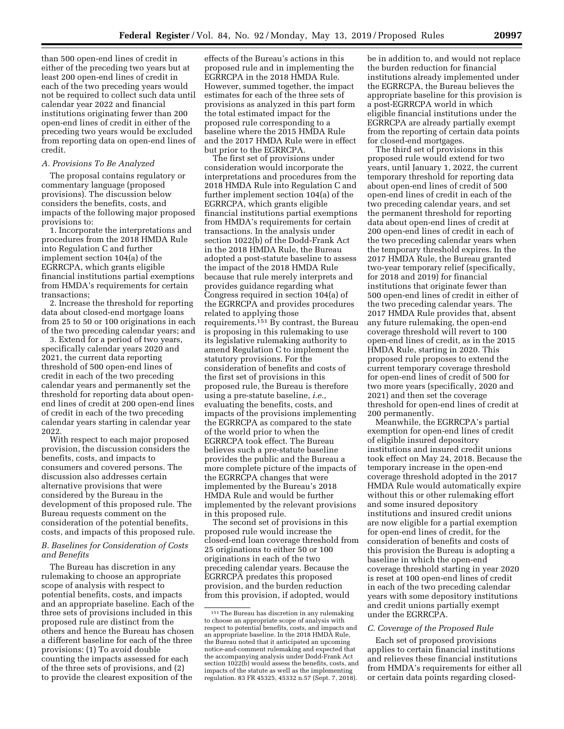than 500 open-end lines of credit in either of the preceding two years but at least 200 open-end lines of credit in each of the two preceding years would not be required to collect such data until calendar year 2022 and financial institutions originating fewer than 200 open-end lines of credit in either of the preceding two years would be excluded from reporting data on open-end lines of credit.

### A. Provisions To Be Analyzed

The proposal contains regulatory or commentary language (proposed provisions). The discussion below considers the benefits, costs, and impacts of the following major proposed provisions to:

1. Incorporate the interpretations and procedures from the 2018 HMDA Rule into Regulation C and further implement section 104(a) of the EGRRCPA, which grants eligible financial institutions partial exemptions from HMDA's requirements for certain transactions;

2. Increase the threshold for reporting data about closed-end mortgage loans from 25 to 50 or 100 originations in each of the two preceding calendar years; and

3. Extend for a period of two years, specifically calendar years 2020 and 2021, the current data reporting threshold of 500 open-end lines of credit in each of the two preceding calendar years and permanently set the threshold for reporting data about open-end lines of credit at 200 open-end lines of credit in each of the two preceding calendar years starting in calendar year 2022.

With respect to each major proposed provision, the discussion considers the benefits, costs, and impacts to consumers and covered persons. The discussion also addresses certain alternative provisions that were considered by the Bureau in the development of this proposed rule. The Bureau requests comment on the consideration of the potential benefits, costs, and impacts of this proposed rule.

### B. Baselines for Consideration of Costs and Benefits

The Bureau has discretion in any rulemaking to choose an appropriate scope of analysis with respect to potential benefits, costs, and impacts and an appropriate baseline. Each of the three sets of provisions included in this proposed rule are distinct from the others and hence the Bureau has chosen a different baseline for each of the three provisions: (1) To avoid double counting the impacts assessed for each of the three sets of provisions, and (2) to provide the clearest exposition of the effects of the Bureau's actions in this proposed rule and in implementing the EGRRCPA in the 2018 HMDA Rule. However, summed together, the impact estimates for each of the three sets of provisions as analyzed in this part form the total estimated impact for the proposed rule corresponding to a baseline where the 2015 HMDA Rule and the 2017 HMDA Rule were in effect but prior to the EGRRCPA.

The first set of provisions under consideration would incorporate the interpretations and procedures from the 2018 HMDA Rule into Regulation C and further implement section 104(a) of the EGRRCPA, which grants eligible financial institutions partial exemptions from HMDA's requirements for certain transactions. In the analysis under section 1022(b) of the Dodd-Frank Act in the 2018 HMDA Rule, the Bureau adopted a post-statute baseline to assess the impact of the 2018 HMDA Rule because that rule merely interprets and provides guidance regarding what Congress required in section 104(a) of the EGRRCPA and provides procedures related to applying those requirements.[151] By contrast, the Bureau is proposing in this rulemaking to use its legislative rulemaking authority to amend Regulation C to implement the statutory provisions. For the consideration of benefits and costs of the first set of provisions in this proposed rule, the Bureau is therefore using a pre-statute baseline, *i.e.,* evaluating the benefits, costs, and impacts of the provisions implementing the EGRRCPA as compared to the state of the world prior to when the EGRRCPA took effect. The Bureau believes such a pre-statute baseline provides the public and the Bureau a more complete picture of the impacts of the EGRRCPA changes that were implemented by the Bureau's 2018 HMDA Rule and would be further implemented by the relevant provisions in this proposed rule.

The second set of provisions in this proposed rule would increase the closed-end loan coverage threshold from 25 originations to either 50 or 100 originations in each of the two preceding calendar years. Because the EGRRCPA predates this proposed provision, and the burden reduction from this provision, if adopted, would be in addition to, and would not replace the burden reduction for financial institutions already implemented under the EGRRCPA, the Bureau believes the appropriate baseline for this provision is a post-EGRRCPA world in which eligible financial institutions under the EGRRCPA are already partially exempt from the reporting of certain data points for closed-end mortgages.

The third set of provisions in this proposed rule would extend for two years, until January 1, 2022, the current temporary threshold for reporting data about open-end lines of credit of 500 open-end lines of credit in each of the two preceding calendar years, and set the permanent threshold for reporting data about open-end lines of credit at 200 open-end lines of credit in each of the two preceding calendar years when the temporary threshold expires. In the 2017 HMDA Rule, the Bureau granted two-year temporary relief (specifically, for 2018 and 2019) for financial institutions that originate fewer than 500 open-end lines of credit in either of the two preceding calendar years. The 2017 HMDA Rule provides that, absent any future rulemaking, the open-end coverage threshold will revert to 100 open-end lines of credit, as in the 2015 HMDA Rule, starting in 2020. This proposed rule proposes to extend the current temporary coverage threshold for open-end lines of credit of 500 for two more years (specifically, 2020 and 2021) and then set the coverage threshold for open-end lines of credit at 200 permanently.

Meanwhile, the EGRRCPA's partial exemption for open-end lines of credit of eligible insured depository institutions and insured credit unions took effect on May 24, 2018. Because the temporary increase in the open-end coverage threshold adopted in the 2017 HMDA Rule would automatically expire without this or other rulemaking effort and some insured depository institutions and insured credit unions are now eligible for a partial exemption for open-end lines of credit, for the consideration of benefits and costs of this provision the Bureau is adopting a baseline in which the open-end coverage threshold starting in year 2020 is reset at 100 open-end lines of credit in each of the two preceding calendar years with some depository institutions and credit unions partially exempt under the EGRRCPA.

### C. Coverage of the Proposed Rule

Each set of proposed provisions applies to certain financial institutions and relieves these financial institutions from HMDA's requirements for either all or certain data points regarding closed-

[151] The Bureau has discretion in any rulemaking to choose an appropriate scope of analysis with respect to potential benefits, costs, and impacts and an appropriate baseline. In the 2018 HMDA Rule, the Bureau noted that it anticipated an upcoming notice-and-comment rulemaking and expected that the accompanying analysis under Dodd-Frank Act section 1022(b) would assess the benefits, costs, and impacts of the statute as well as the implementing regulation. 83 FR 45325, 45332 n.57 (Sept. 7, 2018).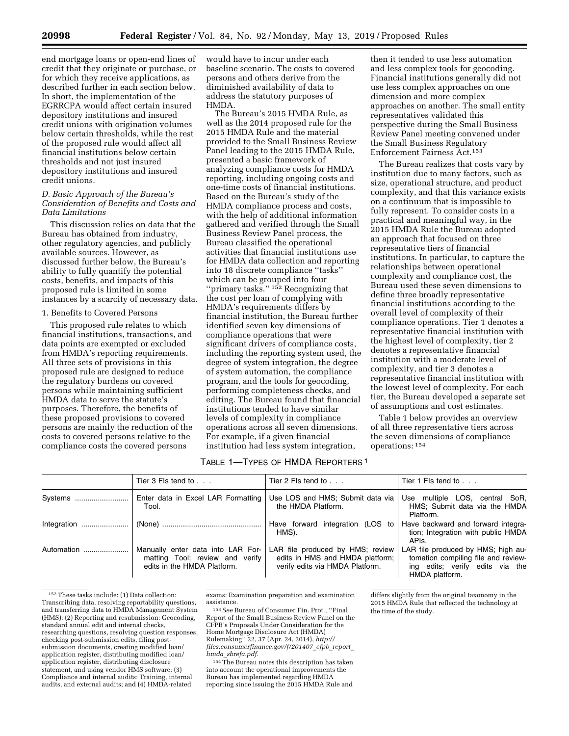end mortgage loans or open-end lines of credit that they originate or purchase, or for which they receive applications, as described further in each section below. In short, the implementation of the EGRRCPA would affect certain insured depository institutions and insured credit unions with origination volumes below certain thresholds, while the rest of the proposed rule would affect all financial institutions below certain thresholds and not just insured depository institutions and insured credit unions.

### D. Basic Approach of the Bureau's Consideration of Benefits and Costs and Data Limitations

This discussion relies on data that the Bureau has obtained from industry, other regulatory agencies, and publicly available sources. However, as discussed further below, the Bureau's ability to fully quantify the potential costs, benefits, and impacts of this proposed rule is limited in some instances by a scarcity of necessary data.

#### 1. Benefits to Covered Persons

This proposed rule relates to which financial institutions, transactions, and data points are exempted or excluded from HMDA's reporting requirements. All three sets of provisions in this proposed rule are designed to reduce the regulatory burdens on covered persons while maintaining sufficient HMDA data to serve the statute's purposes. Therefore, the benefits of these proposed provisions to covered persons are mainly the reduction of the costs to covered persons relative to the compliance costs the covered persons would have to incur under each baseline scenario. The costs to covered persons and others derive from the diminished availability of data to address the statutory purposes of HMDA.

The Bureau's 2015 HMDA Rule, as well as the 2014 proposed rule for the 2015 HMDA Rule and the material provided to the Small Business Review Panel leading to the 2015 HMDA Rule, presented a basic framework of analyzing compliance costs for HMDA reporting, including ongoing costs and one-time costs of financial institutions. Based on the Bureau's study of the HMDA compliance process and costs, with the help of additional information gathered and verified through the Small Business Review Panel process, the Bureau classified the operational activities that financial institutions use for HMDA data collection and reporting into 18 discrete compliance "tasks" which can be grouped into four "primary tasks." [152] Recognizing that the cost per loan of complying with HMDA's requirements differs by financial institution, the Bureau further identified seven key dimensions of compliance operations that were significant drivers of compliance costs, including the reporting system used, the degree of system integration, the degree of system automation, the compliance program, and the tools for geocoding, performing completeness checks, and editing. The Bureau found that financial institutions tended to have similar levels of complexity in compliance operations across all seven dimensions. For example, if a given financial institution had less system integration, then it tended to use less automation and less complex tools for geocoding. Financial institutions generally did not use less complex approaches on one dimension and more complex approaches on another. The small entity representatives validated this perspective during the Small Business Review Panel meeting convened under the Small Business Regulatory Enforcement Fairness Act.[153]

The Bureau realizes that costs vary by institution due to many factors, such as size, operational structure, and product complexity, and that this variance exists on a continuum that is impossible to fully represent. To consider costs in a practical and meaningful way, in the 2015 HMDA Rule the Bureau adopted an approach that focused on three representative tiers of financial institutions. In particular, to capture the relationships between operational complexity and compliance cost, the Bureau used these seven dimensions to define three broadly representative financial institutions according to the overall level of complexity of their compliance operations. Tier 1 denotes a representative financial institution with the highest level of complexity, tier 2 denotes a representative financial institution with a moderate level of complexity, and tier 3 denotes a representative financial institution with the lowest level of complexity. For each tier, the Bureau developed a separate set of assumptions and cost estimates.

Table 1 below provides an overview of all three representative tiers across the seven dimensions of compliance operations: [154]

TABLE 1—TYPES OF HMDA REPORTERS [1]

| | Tier 3 FIs tend to . . . | Tier 2 FIs tend to . . . | Tier 1 FIs tend to . . . |
|---|---|---|---|
| Systems | Enter data in Excel LAR Formatting Tool. | Use LOS and HMS; Submit data via the HMDA Platform. | Use multiple LOS, central SoR, HMS; Submit data via the HMDA Platform. |
| Integration | (None) | Have forward integration (LOS to HMS). | Have backward and forward integration; Integration with public HMDA APIs. |
| Automation | Manually enter data into LAR Formatting Tool; review and verify edits in the HMDA Platform. | LAR file produced by HMS; review edits in HMS and HMDA platform; verify edits via HMDA Platform. | LAR file produced by HMS; high automation compiling file and reviewing edits; verify edits via the HMDA platform. |

[152] These tasks include: (1) Data collection: Transcribing data, resolving reportability questions, and transferring data to HMDA Management System (HMS); (2) Reporting and resubmission: Geocoding, standard annual edit and internal checks, researching questions, resolving question responses, checking post-submission edits, filing post-submission documents, creating modified loan/application register, distributing modified loan/application register, distributing disclosure statement, and using vendor HMS software; (3) Compliance and internal audits: Training, internal audits, and external audits; and (4) HMDA-related exams: Examination preparation and examination assistance.

[153] *See* Bureau of Consumer Fin. Prot., "Final Report of the Small Business Review Panel on the CFPB's Proposals Under Consideration for the Home Mortgage Disclosure Act (HMDA) Rulemaking" 22, 37 (Apr. 24, 2014), *http://files.consumerfinance.gov/f/201407_cfpb_report_hmda_sbrefa.pdf*.

[154] The Bureau notes this description has taken into account the operational improvements the Bureau has implemented regarding HMDA reporting since issuing the 2015 HMDA Rule and differs slightly from the original taxonomy in the 2015 HMDA Rule that reflected the technology at the time of the study.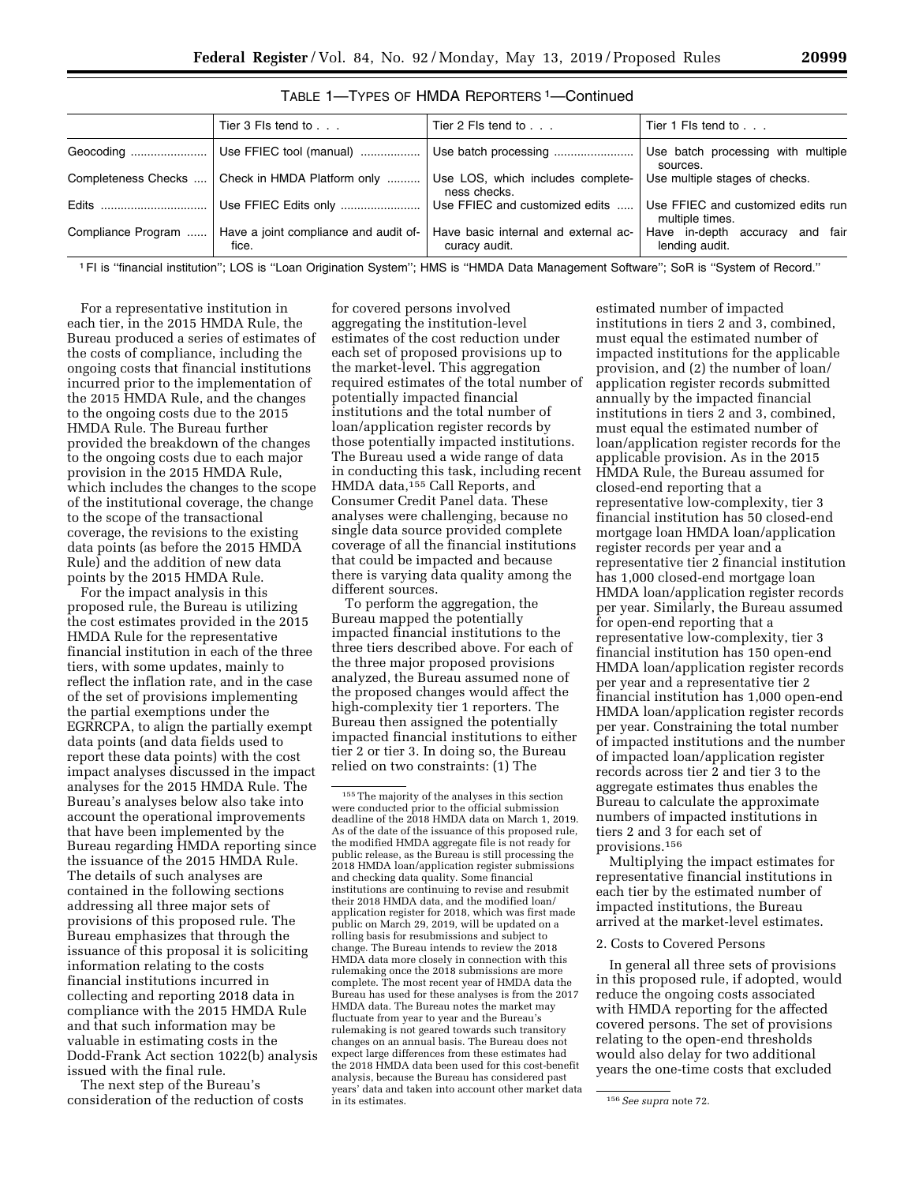TABLE 1—TYPES OF HMDA REPORTERS [1]—Continued

| | Tier 3 FIs tend to . . . | Tier 2 FIs tend to . . . | Tier 1 FIs tend to . . . |
|---|---|---|---|
| Geocoding | Use FFIEC tool (manual) | Use batch processing | Use batch processing with multiple sources. |
| Completeness Checks | Check in HMDA Platform only | Use LOS, which includes completeness checks. | Use multiple stages of checks. |
| Edits | Use FFIEC Edits only | Use FFIEC and customized edits | Use FFIEC and customized edits run multiple times. |
| Compliance Program | Have a joint compliance and audit office. | Have basic internal and external accuracy audit. | Have in-depth accuracy and fair lending audit. |

[1] FI is "financial institution"; LOS is "Loan Origination System"; HMS is "HMDA Data Management Software"; SoR is "System of Record."

For a representative institution in each tier, in the 2015 HMDA Rule, the Bureau produced a series of estimates of the costs of compliance, including the ongoing costs that financial institutions incurred prior to the implementation of the 2015 HMDA Rule, and the changes to the ongoing costs due to the 2015 HMDA Rule. The Bureau further provided the breakdown of the changes to the ongoing costs due to each major provision in the 2015 HMDA Rule, which includes the changes to the scope of the institutional coverage, the change to the scope of the transactional coverage, the revisions to the existing data points (as before the 2015 HMDA Rule) and the addition of new data points by the 2015 HMDA Rule.

For the impact analysis in this proposed rule, the Bureau is utilizing the cost estimates provided in the 2015 HMDA Rule for the representative financial institution in each of the three tiers, with some updates, mainly to reflect the inflation rate, and in the case of the set of provisions implementing the partial exemptions under the EGRRCPA, to align the partially exempt data points (and data fields used to report these data points) with the cost impact analyses discussed in the impact analyses for the 2015 HMDA Rule. The Bureau's analyses below also take into account the operational improvements that have been implemented by the Bureau regarding HMDA reporting since the issuance of the 2015 HMDA Rule. The details of such analyses are contained in the following sections addressing all three major sets of provisions of this proposed rule. The Bureau emphasizes that through the issuance of this proposal it is soliciting information relating to the costs financial institutions incurred in collecting and reporting 2018 data in compliance with the 2015 HMDA Rule and that such information may be valuable in estimating costs in the Dodd-Frank Act section 1022(b) analysis issued with the final rule.

The next step of the Bureau's consideration of the reduction of costs for covered persons involved aggregating the institution-level estimates of the cost reduction under each set of proposed provisions up to the market-level. This aggregation required estimates of the total number of potentially impacted financial institutions and the total number of loan/application register records by those potentially impacted institutions. The Bureau used a wide range of data in conducting this task, including recent HMDA data,[155] Call Reports, and Consumer Credit Panel data. These analyses were challenging, because no single data source provided complete coverage of all the financial institutions that could be impacted and because there is varying data quality among the different sources.

To perform the aggregation, the Bureau mapped the potentially impacted financial institutions to the three tiers described above. For each of the three major proposed provisions analyzed, the Bureau assumed none of the proposed changes would affect the high-complexity tier 1 reporters. The Bureau then assigned the potentially impacted financial institutions to either tier 2 or tier 3. In doing so, the Bureau relied on two constraints: (1) The estimated number of impacted institutions in tiers 2 and 3, combined, must equal the estimated number of impacted institutions for the applicable provision, and (2) the number of loan/application register records submitted annually by the impacted financial institutions in tiers 2 and 3, combined, must equal the estimated number of loan/application register records for the applicable provision. As in the 2015 HMDA Rule, the Bureau assumed for closed-end reporting that a representative low-complexity, tier 3 financial institution has 50 closed-end mortgage loan HMDA loan/application register records per year and a representative tier 2 financial institution has 1,000 closed-end mortgage loan HMDA loan/application register records per year. Similarly, the Bureau assumed for open-end reporting that a representative low-complexity, tier 3 financial institution has 150 open-end HMDA loan/application register records per year and a representative tier 2 financial institution has 1,000 open-end HMDA loan/application register records per year. Constraining the total number of impacted institutions and the number of impacted loan/application register records across tier 2 and tier 3 to the aggregate estimates thus enables the Bureau to calculate the approximate numbers of impacted institutions in tiers 2 and 3 for each set of provisions.[156]

Multiplying the impact estimates for representative financial institutions in each tier by the estimated number of impacted institutions, the Bureau arrived at the market-level estimates.

2. Costs to Covered Persons

In general all three sets of provisions in this proposed rule, if adopted, would reduce the ongoing costs associated with HMDA reporting for the affected covered persons. The set of provisions relating to the open-end thresholds would also delay for two additional years the one-time costs that excluded

[155] The majority of the analyses in this section were conducted prior to the official submission deadline of the 2018 HMDA data on March 1, 2019. As of the date of the issuance of this proposed rule, the modified HMDA aggregate file is not ready for public release, as the Bureau is still processing the 2018 HMDA loan/application register submissions and checking data quality. Some financial institutions are continuing to revise and resubmit their 2018 HMDA data, and the modified loan/application register for 2018, which was first made public on March 29, 2019, will be updated on a rolling basis for resubmissions and subject to change. The Bureau intends to review the 2018 HMDA data more closely in connection with this rulemaking once the 2018 submissions are more complete. The most recent year of HMDA data the Bureau has used for these analyses is from the 2017 HMDA data. The Bureau notes the market may fluctuate from year to year and the Bureau's rulemaking is not geared towards such transitory changes on an annual basis. The Bureau does not expect large differences from these estimates had the 2018 HMDA data been used for this cost-benefit analysis, because the Bureau has considered past years' data and taken into account other market data in its estimates.

[156] *See supra* note 72.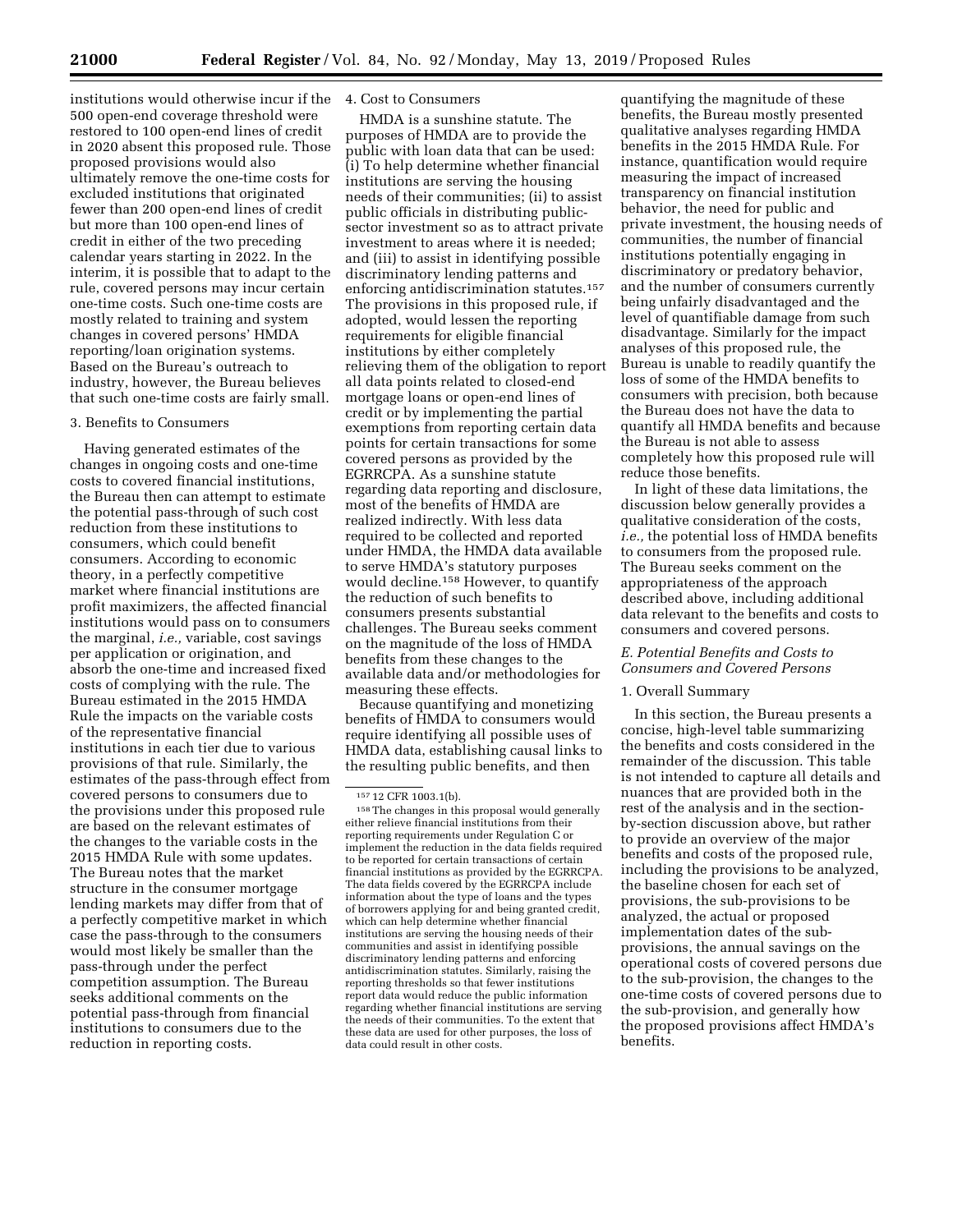institutions would otherwise incur if the 500 open-end coverage threshold were restored to 100 open-end lines of credit in 2020 absent this proposed rule. Those proposed provisions would also ultimately remove the one-time costs for excluded institutions that originated fewer than 200 open-end lines of credit but more than 100 open-end lines of credit in either of the two preceding calendar years starting in 2022. In the interim, it is possible that to adapt to the rule, covered persons may incur certain one-time costs. Such one-time costs are mostly related to training and system changes in covered persons' HMDA reporting/loan origination systems. Based on the Bureau's outreach to industry, however, the Bureau believes that such one-time costs are fairly small.

3. Benefits to Consumers

Having generated estimates of the changes in ongoing costs and one-time costs to covered financial institutions, the Bureau then can attempt to estimate the potential pass-through of such cost reduction from these institutions to consumers, which could benefit consumers. According to economic theory, in a perfectly competitive market where financial institutions are profit maximizers, the affected financial institutions would pass on to consumers the marginal, *i.e.,* variable, cost savings per application or origination, and absorb the one-time and increased fixed costs of complying with the rule. The Bureau estimated in the 2015 HMDA Rule the impacts on the variable costs of the representative financial institutions in each tier due to various provisions of that rule. Similarly, the estimates of the pass-through effect from covered persons to consumers due to the provisions under this proposed rule are based on the relevant estimates of the changes to the variable costs in the 2015 HMDA Rule with some updates. The Bureau notes that the market structure in the consumer mortgage lending markets may differ from that of a perfectly competitive market in which case the pass-through to the consumers would most likely be smaller than the pass-through under the perfect competition assumption. The Bureau seeks additional comments on the potential pass-through from financial institutions to consumers due to the reduction in reporting costs.

4. Cost to Consumers

HMDA is a sunshine statute. The purposes of HMDA are to provide the public with loan data that can be used: (i) To help determine whether financial institutions are serving the housing needs of their communities; (ii) to assist public officials in distributing public-sector investment so as to attract private investment to areas where it is needed; and (iii) to assist in identifying possible discriminatory lending patterns and enforcing antidiscrimination statutes.[157] The provisions in this proposed rule, if adopted, would lessen the reporting requirements for eligible financial institutions by either completely relieving them of the obligation to report all data points related to closed-end mortgage loans or open-end lines of credit or by implementing the partial exemptions from reporting certain data points for certain transactions for some covered persons as provided by the EGRRCPA. As a sunshine statute regarding data reporting and disclosure, most of the benefits of HMDA are realized indirectly. With less data required to be collected and reported under HMDA, the HMDA data available to serve HMDA's statutory purposes would decline.[158] However, to quantify the reduction of such benefits to consumers presents substantial challenges. The Bureau seeks comment on the magnitude of the loss of HMDA benefits from these changes to the available data and/or methodologies for measuring these effects.

Because quantifying and monetizing benefits of HMDA to consumers would require identifying all possible uses of HMDA data, establishing causal links to the resulting public benefits, and then quantifying the magnitude of these benefits, the Bureau mostly presented qualitative analyses regarding HMDA benefits in the 2015 HMDA Rule. For instance, quantification would require measuring the impact of increased transparency on financial institution behavior, the need for public and private investment, the housing needs of communities, the number of financial institutions potentially engaging in discriminatory or predatory behavior, and the number of consumers currently being unfairly disadvantaged and the level of quantifiable damage from such disadvantage. Similarly for the impact analyses of this proposed rule, the Bureau is unable to readily quantify the loss of some of the HMDA benefits to consumers with precision, both because the Bureau does not have the data to quantify all HMDA benefits and because the Bureau is not able to assess completely how this proposed rule will reduce those benefits.

In light of these data limitations, the discussion below generally provides a qualitative consideration of the costs, *i.e.,* the potential loss of HMDA benefits to consumers from the proposed rule. The Bureau seeks comment on the appropriateness of the approach described above, including additional data relevant to the benefits and costs to consumers and covered persons.

### *E. Potential Benefits and Costs to Consumers and Covered Persons*

1. Overall Summary

In this section, the Bureau presents a concise, high-level table summarizing the benefits and costs considered in the remainder of the discussion. This table is not intended to capture all details and nuances that are provided both in the rest of the analysis and in the section-by-section discussion above, but rather to provide an overview of the major benefits and costs of the proposed rule, including the provisions to be analyzed, the baseline chosen for each set of provisions, the sub-provisions to be analyzed, the actual or proposed implementation dates of the sub-provisions, the annual savings on the operational costs of covered persons due to the sub-provision, the changes to the one-time costs of covered persons due to the sub-provision, and generally how the proposed provisions affect HMDA's benefits.

---

[157] 12 CFR 1003.1(b).

[158] The changes in this proposal would generally either relieve financial institutions from their reporting requirements under Regulation C or implement the reduction in the data fields required to be reported for certain transactions of certain financial institutions as provided by the EGRRCPA. The data fields covered by the EGRRCPA include information about the type of loans and the types of borrowers applying for and being granted credit, which can help determine whether financial institutions are serving the housing needs of their communities and assist in identifying possible discriminatory lending patterns and enforcing antidiscrimination statutes. Similarly, raising the reporting thresholds so that fewer institutions report data would reduce the public information regarding whether financial institutions are serving the needs of their communities. To the extent that these data are used for other purposes, the loss of data could result in other costs.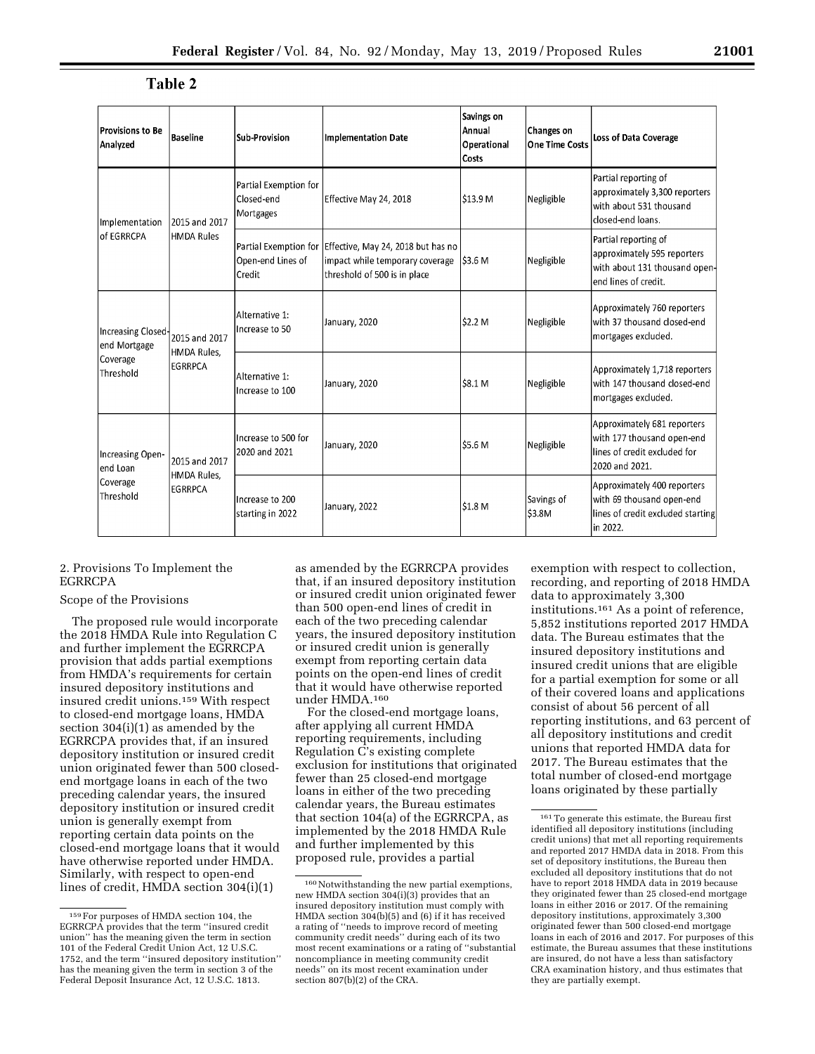## Table 2

| Provisions to Be Analyzed | Baseline | Sub-Provision | Implementation Date | Savings on Annual Operational Costs | Changes on One Time Costs | Loss of Data Coverage |
|---|---|---|---|---|---|---|
| Implementation of EGRRCPA | 2015 and 2017 HMDA Rules | Partial Exemption for Closed-end Mortgages | Effective May 24, 2018 | $13.9 M | Negligible | Partial reporting of approximately 3,300 reporters with about 531 thousand closed-end loans. |
| | | Partial Exemption for Open-end Lines of Credit | Effective, May 24, 2018 but has no impact while temporary coverage threshold of 500 is in place | $3.6 M | Negligible | Partial reporting of approximately 595 reporters with about 131 thousand open-end lines of credit. |
| Increasing Closed-end Mortgage Coverage Threshold | 2015 and 2017 HMDA Rules, EGRRPCA | Alternative 1: Increase to 50 | January, 2020 | $2.2 M | Negligible | Approximately 760 reporters with 37 thousand closed-end mortgages excluded. |
| | | Alternative 1: Increase to 100 | January, 2020 | $8.1 M | Negligible | Approximately 1,718 reporters with 147 thousand closed-end mortgages excluded. |
| Increasing Open-end Loan Coverage Threshold | 2015 and 2017 HMDA Rules, EGRRPCA | Increase to 500 for 2020 and 2021 | January, 2020 | $5.6 M | Negligible | Approximately 681 reporters with 177 thousand open-end lines of credit excluded for 2020 and 2021. |
| | | Increase to 200 starting in 2022 | January, 2022 | $1.8 M | Savings of $3.8M | Approximately 400 reporters with 69 thousand open-end lines of credit excluded starting in 2022. |

2. Provisions To Implement the EGRRCPA

Scope of the Provisions

The proposed rule would incorporate the 2018 HMDA Rule into Regulation C and further implement the EGRRCPA provision that adds partial exemptions from HMDA's requirements for certain insured depository institutions and insured credit unions.[159] With respect to closed-end mortgage loans, HMDA section 304(i)(1) as amended by the EGRRCPA provides that, if an insured depository institution or insured credit union originated fewer than 500 closed-end mortgage loans in each of the two preceding calendar years, the insured depository institution or insured credit union is generally exempt from reporting certain data points on the closed-end mortgage loans that it would have otherwise reported under HMDA. Similarly, with respect to open-end lines of credit, HMDA section 304(i)(1) as amended by the EGRRCPA provides that, if an insured depository institution or insured credit union originated fewer than 500 open-end lines of credit in each of the two preceding calendar years, the insured depository institution or insured credit union is generally exempt from reporting certain data points on the open-end lines of credit that it would have otherwise reported under HMDA.[160]

For the closed-end mortgage loans, after applying all current HMDA reporting requirements, including Regulation C's existing complete exclusion for institutions that originated fewer than 25 closed-end mortgage loans in either of the two preceding calendar years, the Bureau estimates that section 104(a) of the EGRRCPA, as implemented by the 2018 HMDA Rule and further implemented by this proposed rule, provides a partial exemption with respect to collection, recording, and reporting of 2018 HMDA data to approximately 3,300 institutions.[161] As a point of reference, 5,852 institutions reported 2017 HMDA data. The Bureau estimates that the insured depository institutions and insured credit unions that are eligible for a partial exemption for some or all of their covered loans and applications consist of about 56 percent of all reporting institutions, and 63 percent of all depository institutions and credit unions that reported HMDA data for 2017. The Bureau estimates that the total number of closed-end mortgage loans originated by these partially

[159] For purposes of HMDA section 104, the EGRRCPA provides that the term ''insured credit union'' has the meaning given the term in section 101 of the Federal Credit Union Act, 12 U.S.C. 1752, and the term ''insured depository institution'' has the meaning given the term in section 3 of the Federal Deposit Insurance Act, 12 U.S.C. 1813.

[160] Notwithstanding the new partial exemptions, new HMDA section 304(i)(3) provides that an insured depository institution must comply with HMDA section 304(b)(5) and (6) if it has received a rating of ''needs to improve record of meeting community credit needs'' during each of its two most recent examinations or a rating of ''substantial noncompliance in meeting community credit needs'' on its most recent examination under section 807(b)(2) of the CRA.

[161] To generate this estimate, the Bureau first identified all depository institutions (including credit unions) that met all reporting requirements and reported 2017 HMDA data in 2018. From this set of depository institutions, the Bureau then excluded all depository institutions that do not have to report 2018 HMDA data in 2019 because they originated fewer than 25 closed-end mortgage loans in either 2016 or 2017. Of the remaining depository institutions, approximately 3,300 originated fewer than 500 closed-end mortgage loans in each of 2016 and 2017. For purposes of this estimate, the Bureau assumes that these institutions are insured, do not have a less than satisfactory CRA examination history, and thus estimates that they are partially exempt.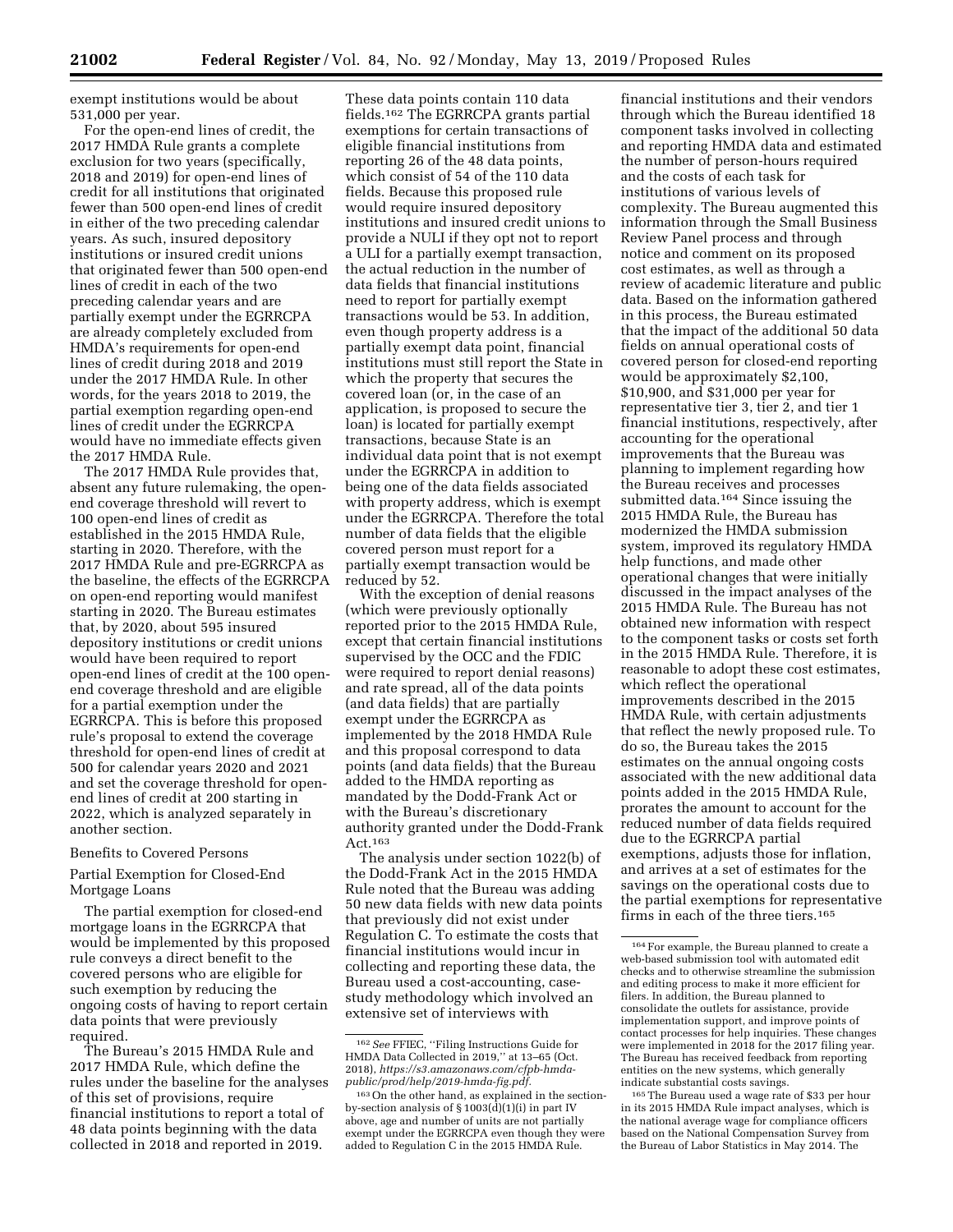exempt institutions would be about 531,000 per year.

For the open-end lines of credit, the 2017 HMDA Rule grants a complete exclusion for two years (specifically, 2018 and 2019) for open-end lines of credit for all institutions that originated fewer than 500 open-end lines of credit in either of the two preceding calendar years. As such, insured depository institutions or insured credit unions that originated fewer than 500 open-end lines of credit in each of the two preceding calendar years and are partially exempt under the EGRRCPA are already completely excluded from HMDA's requirements for open-end lines of credit during 2018 and 2019 under the 2017 HMDA Rule. In other words, for the years 2018 to 2019, the partial exemption regarding open-end lines of credit under the EGRRCPA would have no immediate effects given the 2017 HMDA Rule.

The 2017 HMDA Rule provides that, absent any future rulemaking, the open-end coverage threshold will revert to 100 open-end lines of credit as established in the 2015 HMDA Rule, starting in 2020. Therefore, with the 2017 HMDA Rule and pre-EGRRCPA as the baseline, the effects of the EGRRCPA on open-end reporting would manifest starting in 2020. The Bureau estimates that, by 2020, about 595 insured depository institutions or credit unions would have been required to report open-end lines of credit at the 100 open-end coverage threshold and are eligible for a partial exemption under the EGRRCPA. This is before this proposed rule's proposal to extend the coverage threshold for open-end lines of credit at 500 for calendar years 2020 and 2021 and set the coverage threshold for open-end lines of credit at 200 starting in 2022, which is analyzed separately in another section.

Benefits to Covered Persons

Partial Exemption for Closed-End Mortgage Loans

The partial exemption for closed-end mortgage loans in the EGRRCPA that would be implemented by this proposed rule conveys a direct benefit to the covered persons who are eligible for such exemption by reducing the ongoing costs of having to report certain data points that were previously required.

The Bureau's 2015 HMDA Rule and 2017 HMDA Rule, which define the rules under the baseline for the analyses of this set of provisions, require financial institutions to report a total of 48 data points beginning with the data collected in 2018 and reported in 2019. These data points contain 110 data fields.[162] The EGRRCPA grants partial exemptions for certain transactions of eligible financial institutions from reporting 26 of the 48 data points, which consist of 54 of the 110 data fields. Because this proposed rule would require insured depository institutions and insured credit unions to provide a NULI if they opt not to report a ULI for a partially exempt transaction, the actual reduction in the number of data fields that financial institutions need to report for partially exempt transactions would be 53. In addition, even though property address is a partially exempt data point, financial institutions must still report the State in which the property that secures the covered loan (or, in the case of an application, is proposed to secure the loan) is located for partially exempt transactions, because State is an individual data point that is not exempt under the EGRRCPA in addition to being one of the data fields associated with property address, which is exempt under the EGRRCPA. Therefore the total number of data fields that the eligible covered person must report for a partially exempt transaction would be reduced by 52.

With the exception of denial reasons (which were previously optionally reported prior to the 2015 HMDA Rule, except that certain financial institutions supervised by the OCC and the FDIC were required to report denial reasons) and rate spread, all of the data points (and data fields) that are partially exempt under the EGRRCPA as implemented by the 2018 HMDA Rule and this proposal correspond to data points (and data fields) that the Bureau added to the HMDA reporting as mandated by the Dodd-Frank Act or with the Bureau's discretionary authority granted under the Dodd-Frank Act.[163]

The analysis under section 1022(b) of the Dodd-Frank Act in the 2015 HMDA Rule noted that the Bureau was adding 50 new data fields with new data points that previously did not exist under Regulation C. To estimate the costs that financial institutions would incur in collecting and reporting these data, the Bureau used a cost-accounting, case-study methodology which involved an extensive set of interviews with financial institutions and their vendors through which the Bureau identified 18 component tasks involved in collecting and reporting HMDA data and estimated the number of person-hours required and the costs of each task for institutions of various levels of complexity. The Bureau augmented this information through the Small Business Review Panel process and through notice and comment on its proposed cost estimates, as well as through a review of academic literature and public data. Based on the information gathered in this process, the Bureau estimated that the impact of the additional 50 data fields on annual operational costs of covered person for closed-end reporting would be approximately $2,100, $10,900, and $31,000 per year for representative tier 3, tier 2, and tier 1 financial institutions, respectively, after accounting for the operational improvements that the Bureau was planning to implement regarding how the Bureau receives and processes submitted data.[164] Since issuing the 2015 HMDA Rule, the Bureau has modernized the HMDA submission system, improved its regulatory HMDA help functions, and made other operational changes that were initially discussed in the impact analyses of the 2015 HMDA Rule. The Bureau has not obtained new information with respect to the component tasks or costs set forth in the 2015 HMDA Rule. Therefore, it is reasonable to adopt these cost estimates, which reflect the operational improvements described in the 2015 HMDA Rule, with certain adjustments that reflect the newly proposed rule. To do so, the Bureau takes the 2015 estimates on the annual ongoing costs associated with the new additional data points added in the 2015 HMDA Rule, prorates the amount to account for the reduced number of data fields required due to the EGRRCPA partial exemptions, adjusts those for inflation, and arrives at a set of estimates for the savings on the operational costs due to the partial exemptions for representative firms in each of the three tiers.[165]

[162] *See* FFIEC, "Filing Instructions Guide for HMDA Data Collected in 2019," at 13–65 (Oct. 2018), *https://s3.amazonaws.com/cfpb-hmda-public/prod/help/2019-hmda-fig.pdf.*

[163] On the other hand, as explained in the section-by-section analysis of § 1003(d)(1)(i) in part IV above, age and number of units are not partially exempt under the EGRRCPA even though they were added to Regulation C in the 2015 HMDA Rule.

[164] For example, the Bureau planned to create a web-based submission tool with automated edit checks and to otherwise streamline the submission and editing process to make it more efficient for filers. In addition, the Bureau planned to consolidate the outlets for assistance, provide implementation support, and improve points of contact processes for help inquiries. These changes were implemented in 2018 for the 2017 filing year. The Bureau has received feedback from reporting entities on the new systems, which generally indicate substantial costs savings.

[165] The Bureau used a wage rate of $33 per hour in its 2015 HMDA Rule impact analyses, which is the national average wage for compliance officers based on the National Compensation Survey from the Bureau of Labor Statistics in May 2014. The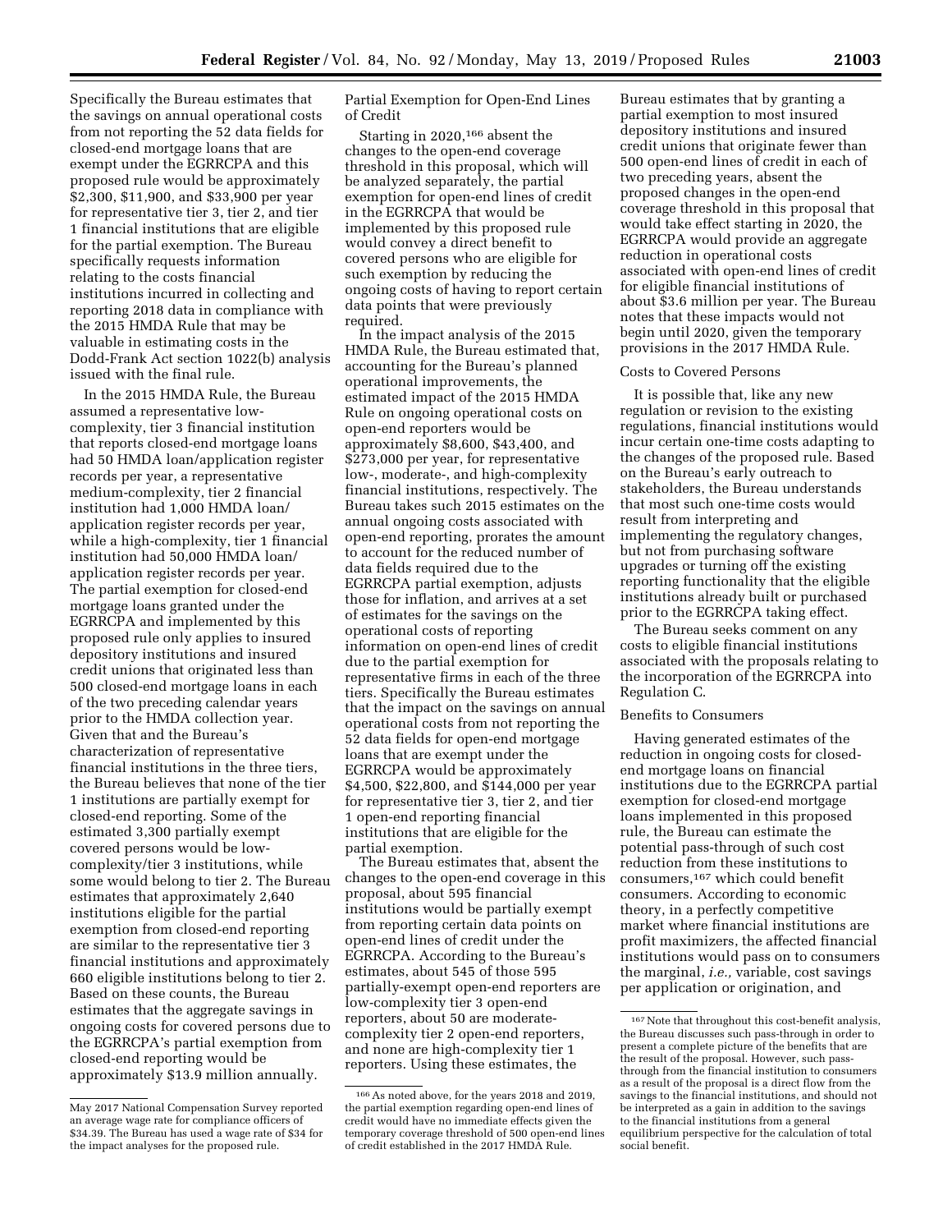Specifically the Bureau estimates that the savings on annual operational costs from not reporting the 52 data fields for closed-end mortgage loans that are exempt under the EGRRCPA and this proposed rule would be approximately $2,300, $11,900, and $33,900 per year for representative tier 3, tier 2, and tier 1 financial institutions that are eligible for the partial exemption. The Bureau specifically requests information relating to the costs financial institutions incurred in collecting and reporting 2018 data in compliance with the 2015 HMDA Rule that may be valuable in estimating costs in the Dodd-Frank Act section 1022(b) analysis issued with the final rule.

In the 2015 HMDA Rule, the Bureau assumed a representative low-complexity, tier 3 financial institution that reports closed-end mortgage loans had 50 HMDA loan/application register records per year, a representative medium-complexity, tier 2 financial institution had 1,000 HMDA loan/application register records per year, while a high-complexity, tier 1 financial institution had 50,000 HMDA loan/application register records per year. The partial exemption for closed-end mortgage loans granted under the EGRRCPA and implemented by this proposed rule only applies to insured depository institutions and insured credit unions that originated less than 500 closed-end mortgage loans in each of the two preceding calendar years prior to the HMDA collection year. Given that and the Bureau's characterization of representative financial institutions in the three tiers, the Bureau believes that none of the tier 1 institutions are partially exempt for closed-end reporting. Some of the estimated 3,300 partially exempt covered persons would be low-complexity/tier 3 institutions, while some would belong to tier 2. The Bureau estimates that approximately 2,640 institutions eligible for the partial exemption from closed-end reporting are similar to the representative tier 3 financial institutions and approximately 660 eligible institutions belong to tier 2. Based on these counts, the Bureau estimates that the aggregate savings in ongoing costs for covered persons due to the EGRRCPA's partial exemption from closed-end reporting would be approximately $13.9 million annually.

Partial Exemption for Open-End Lines of Credit

Starting in 2020,[166] absent the changes to the open-end coverage threshold in this proposal, which will be analyzed separately, the partial exemption for open-end lines of credit in the EGRRCPA that would be implemented by this proposed rule would convey a direct benefit to covered persons who are eligible for such exemption by reducing the ongoing costs of having to report certain data points that were previously required.

In the impact analysis of the 2015 HMDA Rule, the Bureau estimated that, accounting for the Bureau's planned operational improvements, the estimated impact of the 2015 HMDA Rule on ongoing operational costs on open-end reporters would be approximately $8,600, $43,400, and $273,000 per year, for representative low-, moderate-, and high-complexity financial institutions, respectively. The Bureau takes such 2015 estimates on the annual ongoing costs associated with open-end reporting, prorates the amount to account for the reduced number of data fields required due to the EGRRCPA partial exemption, adjusts those for inflation, and arrives at a set of estimates for the savings on the operational costs of reporting information on open-end lines of credit due to the partial exemption for representative firms in each of the three tiers. Specifically the Bureau estimates that the impact on the savings on annual operational costs from not reporting the 52 data fields for open-end mortgage loans that are exempt under the EGRRCPA would be approximately $4,500, $22,800, and $144,000 per year for representative tier 3, tier 2, and tier 1 open-end reporting financial institutions that are eligible for the partial exemption.

The Bureau estimates that, absent the changes to the open-end coverage in this proposal, about 595 financial institutions would be partially exempt from reporting certain data points on open-end lines of credit under the EGRRCPA. According to the Bureau's estimates, about 545 of those 595 partially-exempt open-end reporters are low-complexity tier 3 open-end reporters, about 50 are moderate-complexity tier 2 open-end reporters, and none are high-complexity tier 1 reporters. Using these estimates, the Bureau estimates that by granting a partial exemption to most insured depository institutions and insured credit unions that originate fewer than 500 open-end lines of credit in each of two preceding years, absent the proposed changes in the open-end coverage threshold in this proposal that would take effect starting in 2020, the EGRRCPA would provide an aggregate reduction in operational costs associated with open-end lines of credit for eligible financial institutions of about $3.6 million per year. The Bureau notes that these impacts would not begin until 2020, given the temporary provisions in the 2017 HMDA Rule.

Costs to Covered Persons

It is possible that, like any new regulation or revision to the existing regulations, financial institutions would incur certain one-time costs adapting to the changes of the proposed rule. Based on the Bureau's early outreach to stakeholders, the Bureau understands that most such one-time costs would result from interpreting and implementing the regulatory changes, but not from purchasing software upgrades or turning off the existing reporting functionality that the eligible institutions already built or purchased prior to the EGRRCPA taking effect.

The Bureau seeks comment on any costs to eligible financial institutions associated with the proposals relating to the incorporation of the EGRRCPA into Regulation C.

Benefits to Consumers

Having generated estimates of the reduction in ongoing costs for closed-end mortgage loans on financial institutions due to the EGRRCPA partial exemption for closed-end mortgage loans implemented in this proposed rule, the Bureau can estimate the potential pass-through of such cost reduction from these institutions to consumers,[167] which could benefit consumers. According to economic theory, in a perfectly competitive market where financial institutions are profit maximizers, the affected financial institutions would pass on to consumers the marginal, *i.e.,* variable, cost savings per application or origination, and

---

May 2017 National Compensation Survey reported an average wage rate for compliance officers of $34.39. The Bureau has used a wage rate of $34 for the impact analyses for the proposed rule.

[166] As noted above, for the years 2018 and 2019, the partial exemption regarding open-end lines of credit would have no immediate effects given the temporary coverage threshold of 500 open-end lines of credit established in the 2017 HMDA Rule.

[167] Note that throughout this cost-benefit analysis, the Bureau discusses such pass-through in order to present a complete picture of the benefits that are the result of the proposal. However, such pass-through from the financial institution to consumers as a result of the proposal is a direct flow from the savings to the financial institutions, and should not be interpreted as a gain in addition to the savings to the financial institutions from a general equilibrium perspective for the calculation of total social benefit.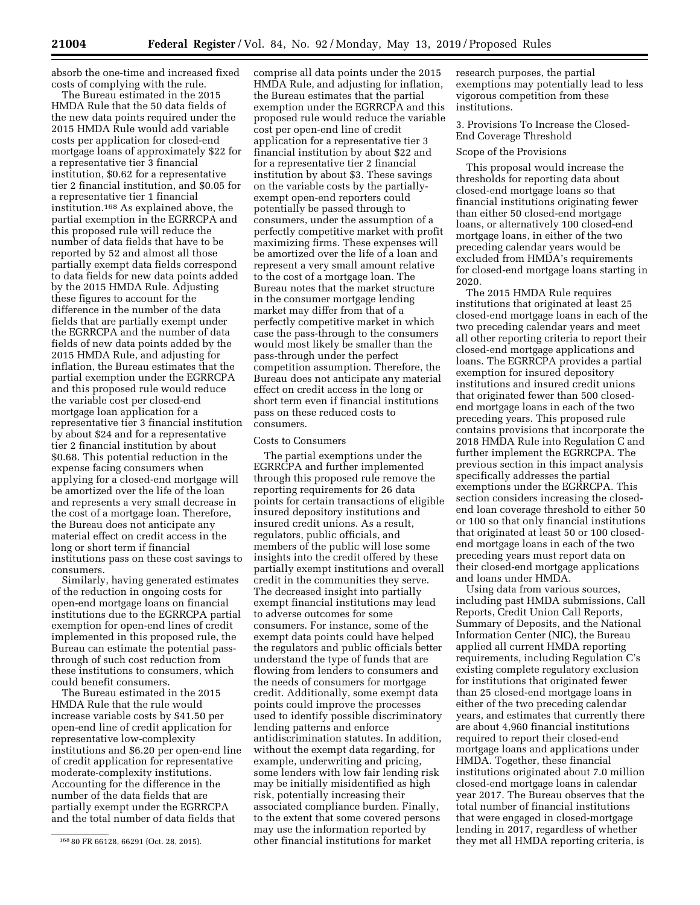absorb the one-time and increased fixed costs of complying with the rule.

The Bureau estimated in the 2015 HMDA Rule that the 50 data fields of the new data points required under the 2015 HMDA Rule would add variable costs per application for closed-end mortgage loans of approximately $22 for a representative tier 3 financial institution, $0.62 for a representative tier 2 financial institution, and $0.05 for a representative tier 1 financial institution.[168] As explained above, the partial exemption in the EGRRCPA and this proposed rule will reduce the number of data fields that have to be reported by 52 and almost all those partially exempt data fields correspond to data fields for new data points added by the 2015 HMDA Rule. Adjusting these figures to account for the difference in the number of the data fields that are partially exempt under the EGRRCPA and the number of data fields of new data points added by the 2015 HMDA Rule, and adjusting for inflation, the Bureau estimates that the partial exemption under the EGRRCPA and this proposed rule would reduce the variable cost per closed-end mortgage loan application for a representative tier 3 financial institution by about $24 and for a representative tier 2 financial institution by about $0.68. This potential reduction in the expense facing consumers when applying for a closed-end mortgage will be amortized over the life of the loan and represents a very small decrease in the cost of a mortgage loan. Therefore, the Bureau does not anticipate any material effect on credit access in the long or short term if financial institutions pass on these cost savings to consumers.

Similarly, having generated estimates of the reduction in ongoing costs for open-end mortgage loans on financial institutions due to the EGRRCPA partial exemption for open-end lines of credit implemented in this proposed rule, the Bureau can estimate the potential pass-through of such cost reduction from these institutions to consumers, which could benefit consumers.

The Bureau estimated in the 2015 HMDA Rule that the rule would increase variable costs by $41.50 per open-end line of credit application for representative low-complexity institutions and $6.20 per open-end line of credit application for representative moderate-complexity institutions. Accounting for the difference in the number of the data fields that are partially exempt under the EGRRCPA and the total number of data fields that comprise all data points under the 2015 HMDA Rule, and adjusting for inflation, the Bureau estimates that the partial exemption under the EGRRCPA and this proposed rule would reduce the variable cost per open-end line of credit application for a representative tier 3 financial institution by about $22 and for a representative tier 2 financial institution by about $3. These savings on the variable costs by the partially-exempt open-end reporters could potentially be passed through to consumers, under the assumption of a perfectly competitive market with profit maximizing firms. These expenses will be amortized over the life of a loan and represent a very small amount relative to the cost of a mortgage loan. The Bureau notes that the market structure in the consumer mortgage lending market may differ from that of a perfectly competitive market in which case the pass-through to the consumers would most likely be smaller than the pass-through under the perfect competition assumption. Therefore, the Bureau does not anticipate any material effect on credit access in the long or short term even if financial institutions pass on these reduced costs to consumers.

Costs to Consumers

The partial exemptions under the EGRRCPA and further implemented through this proposed rule remove the reporting requirements for 26 data points for certain transactions of eligible insured depository institutions and insured credit unions. As a result, regulators, public officials, and members of the public will lose some insights into the credit offered by these partially exempt institutions and overall credit in the communities they serve. The decreased insight into partially exempt financial institutions may lead to adverse outcomes for some consumers. For instance, some of the exempt data points could have helped the regulators and public officials better understand the type of funds that are flowing from lenders to consumers and the needs of consumers for mortgage credit. Additionally, some exempt data points could improve the processes used to identify possible discriminatory lending patterns and enforce antidiscrimination statutes. In addition, without the exempt data regarding, for example, underwriting and pricing, some lenders with low fair lending risk may be initially misidentified as high risk, potentially increasing their associated compliance burden. Finally, to the extent that some covered persons may use the information reported by other financial institutions for market research purposes, the partial exemptions may potentially lead to less vigorous competition from these institutions.

3. Provisions To Increase the Closed-End Coverage Threshold

Scope of the Provisions

This proposal would increase the thresholds for reporting data about closed-end mortgage loans so that financial institutions originating fewer than either 50 closed-end mortgage loans, or alternatively 100 closed-end mortgage loans, in either of the two preceding calendar years would be excluded from HMDA's requirements for closed-end mortgage loans starting in 2020.

The 2015 HMDA Rule requires institutions that originated at least 25 closed-end mortgage loans in each of the two preceding calendar years and meet all other reporting criteria to report their closed-end mortgage applications and loans. The EGRRCPA provides a partial exemption for insured depository institutions and insured credit unions that originated fewer than 500 closed-end mortgage loans in each of the two preceding years. This proposed rule contains provisions that incorporate the 2018 HMDA Rule into Regulation C and further implement the EGRRCPA. The previous section in this impact analysis specifically addresses the partial exemptions under the EGRRCPA. This section considers increasing the closed-end loan coverage threshold to either 50 or 100 so that only financial institutions that originated at least 50 or 100 closed-end mortgage loans in each of the two preceding years must report data on their closed-end mortgage applications and loans under HMDA.

Using data from various sources, including past HMDA submissions, Call Reports, Credit Union Call Reports, Summary of Deposits, and the National Information Center (NIC), the Bureau applied all current HMDA reporting requirements, including Regulation C's existing complete regulatory exclusion for institutions that originated fewer than 25 closed-end mortgage loans in either of the two preceding calendar years, and estimates that currently there are about 4,960 financial institutions required to report their closed-end mortgage loans and applications under HMDA. Together, these financial institutions originated about 7.0 million closed-end mortgage loans in calendar year 2017. The Bureau observes that the total number of financial institutions that were engaged in closed-mortgage lending in 2017, regardless of whether they met all HMDA reporting criteria, is

[168] 80 FR 66128, 66291 (Oct. 28, 2015).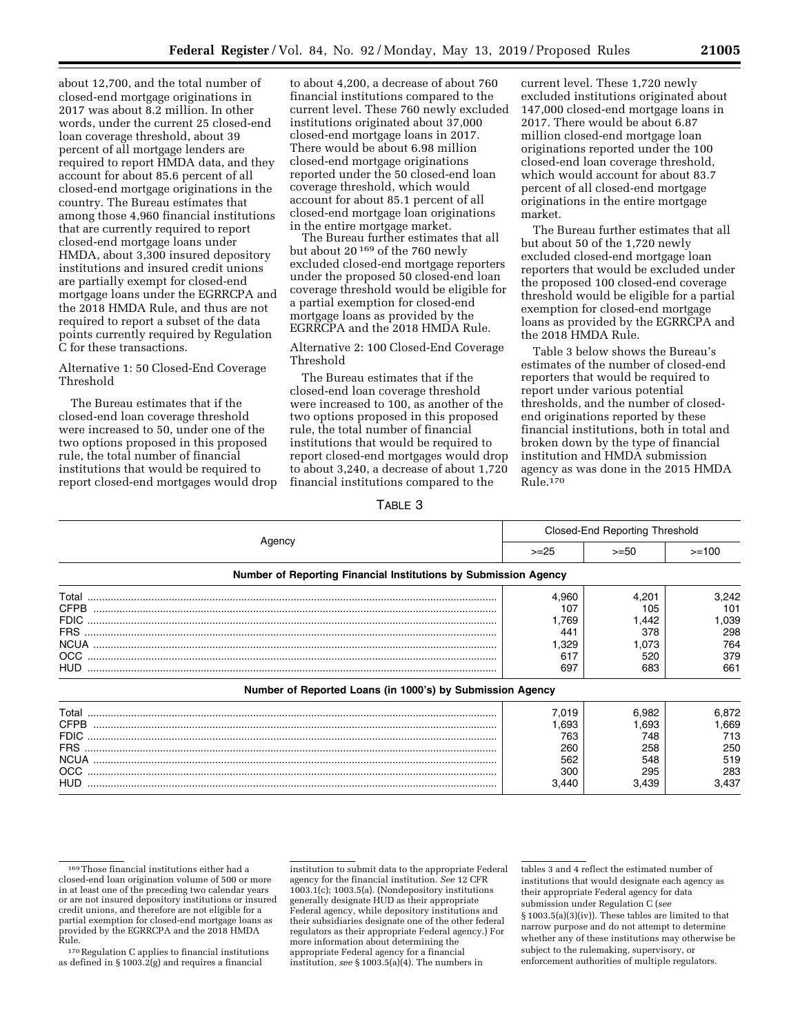about 12,700, and the total number of closed-end mortgage originations in 2017 was about 8.2 million. In other words, under the current 25 closed-end loan coverage threshold, about 39 percent of all mortgage lenders are required to report HMDA data, and they account for about 85.6 percent of all closed-end mortgage originations in the country. The Bureau estimates that among those 4,960 financial institutions that are currently required to report closed-end mortgage loans under HMDA, about 3,300 insured depository institutions and insured credit unions are partially exempt for closed-end mortgage loans under the EGRRCPA and the 2018 HMDA Rule, and thus are not required to report a subset of the data points currently required by Regulation C for these transactions.

Alternative 1: 50 Closed-End Coverage Threshold

The Bureau estimates that if the closed-end loan coverage threshold were increased to 50, under one of the two options proposed in this proposed rule, the total number of financial institutions that would be required to report closed-end mortgages would drop to about 4,200, a decrease of about 760 financial institutions compared to the current level. These 760 newly excluded institutions originated about 37,000 closed-end mortgage loans in 2017. There would be about 6.98 million closed-end mortgage originations reported under the 50 closed-end loan coverage threshold, which would account for about 85.1 percent of all closed-end mortgage loan originations in the entire mortgage market.

The Bureau further estimates that all but about 20 [169] of the 760 newly excluded closed-end mortgage reporters under the proposed 50 closed-end loan coverage threshold would be eligible for a partial exemption for closed-end mortgage loans as provided by the EGRRCPA and the 2018 HMDA Rule.

Alternative 2: 100 Closed-End Coverage Threshold

The Bureau estimates that if the closed-end loan coverage threshold were increased to 100, as another of the two options proposed in this proposed rule, the total number of financial institutions that would be required to report closed-end mortgages would drop to about 3,240, a decrease of about 1,720 financial institutions compared to the current level. These 1,720 newly excluded institutions originated about 147,000 closed-end mortgage loans in 2017. There would be about 6.87 million closed-end mortgage loan originations reported under the 100 closed-end loan coverage threshold, which would account for about 83.7 percent of all closed-end mortgage originations in the entire mortgage market.

The Bureau further estimates that all but about 50 of the 1,720 newly excluded closed-end mortgage loan reporters that would be excluded under the proposed 100 closed-end coverage threshold would be eligible for a partial exemption for closed-end mortgage loans as provided by the EGRRCPA and the 2018 HMDA Rule.

Table 3 below shows the Bureau's estimates of the number of closed-end reporters that would be required to report under various potential thresholds, and the number of closed-end originations reported by these financial institutions, both in total and broken down by the type of financial institution and HMDA submission agency as was done in the 2015 HMDA Rule.[170]

TABLE 3

| Agency | Closed-End Reporting Threshold | | |
|---|---|---|---|
| | >=25 | >=50 | >=100 |
| **Number of Reporting Financial Institutions by Submission Agency** | | | |
| Total | 4,960 | 4,201 | 3,242 |
| CFPB | 107 | 105 | 101 |
| FDIC | 1,769 | 1,442 | 1,039 |
| FRS | 441 | 378 | 298 |
| NCUA | 1,329 | 1,073 | 764 |
| OCC | 617 | 520 | 379 |
| HUD | 697 | 683 | 661 |
| **Number of Reported Loans (in 1000's) by Submission Agency** | | | |
| Total | 7,019 | 6,982 | 6,872 |
| CFPB | 1,693 | 1,693 | 1,669 |
| FDIC | 763 | 748 | 713 |
| FRS | 260 | 258 | 250 |
| NCUA | 562 | 548 | 519 |
| OCC | 300 | 295 | 283 |
| HUD | 3,440 | 3,439 | 3,437 |

[169] Those financial institutions either had a closed-end loan origination volume of 500 or more in at least one of the preceding two calendar years or are not insured depository institutions or insured credit unions, and therefore are not eligible for a partial exemption for closed-end mortgage loans as provided by the EGRRCPA and the 2018 HMDA Rule.

[170] Regulation C applies to financial institutions as defined in § 1003.2(g) and requires a financial institution to submit data to the appropriate Federal agency for the financial institution. *See* 12 CFR 1003.1(c); 1003.5(a). (Nondepository institutions generally designate HUD as their appropriate Federal agency, while depository institutions and their subsidiaries designate one of the other federal regulators as their appropriate Federal agency.) For more information about determining the appropriate Federal agency for a financial institution, *see* § 1003.5(a)(4). The numbers in tables 3 and 4 reflect the estimated number of institutions that would designate each agency as their appropriate Federal agency for data submission under Regulation C (*see* § 1003.5(a)(3)(iv)). These tables are limited to that narrow purpose and do not attempt to determine whether any of these institutions may otherwise be subject to the rulemaking, supervisory, or enforcement authorities of multiple regulators.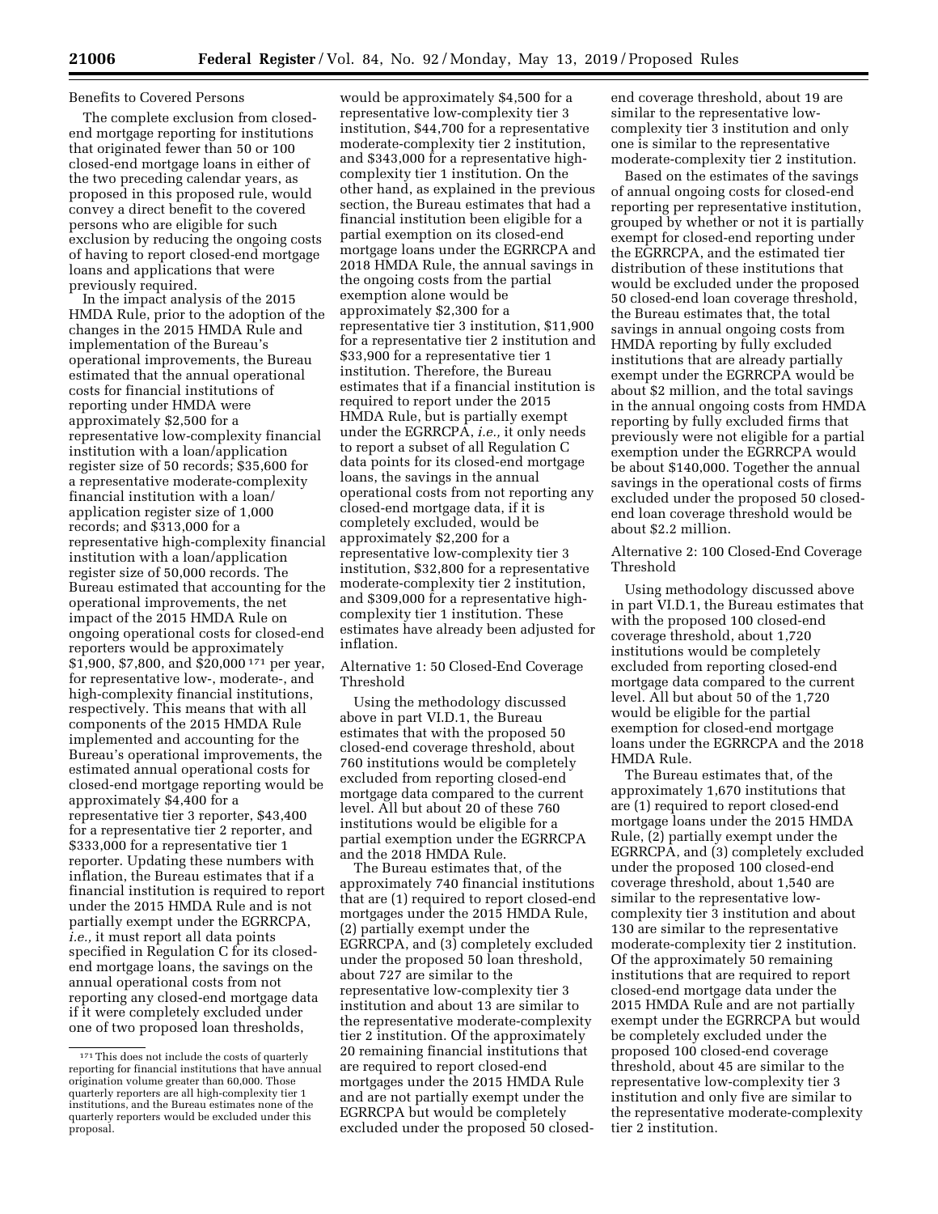Benefits to Covered Persons

The complete exclusion from closed-end mortgage reporting for institutions that originated fewer than 50 or 100 closed-end mortgage loans in either of the two preceding calendar years, as proposed in this proposed rule, would convey a direct benefit to the covered persons who are eligible for such exclusion by reducing the ongoing costs of having to report closed-end mortgage loans and applications that were previously required.

In the impact analysis of the 2015 HMDA Rule, prior to the adoption of the changes in the 2015 HMDA Rule and implementation of the Bureau's operational improvements, the Bureau estimated that the annual operational costs for financial institutions of reporting under HMDA were approximately $2,500 for a representative low-complexity financial institution with a loan/application register size of 50 records; $35,600 for a representative moderate-complexity financial institution with a loan/application register size of 1,000 records; and $313,000 for a representative high-complexity financial institution with a loan/application register size of 50,000 records. The Bureau estimated that accounting for the operational improvements, the net impact of the 2015 HMDA Rule on ongoing operational costs for closed-end reporters would be approximately $1,900, $7,800, and $20,000 [171] per year, for representative low-, moderate-, and high-complexity financial institutions, respectively. This means that with all components of the 2015 HMDA Rule implemented and accounting for the Bureau's operational improvements, the estimated annual operational costs for closed-end mortgage reporting would be approximately $4,400 for a representative tier 3 reporter, $43,400 for a representative tier 2 reporter, and $333,000 for a representative tier 1 reporter. Updating these numbers with inflation, the Bureau estimates that if a financial institution is required to report under the 2015 HMDA Rule and is not partially exempt under the EGRRCPA, *i.e.,* it must report all data points specified in Regulation C for its closed-end mortgage loans, the savings on the annual operational costs from not reporting any closed-end mortgage data if it were completely excluded under one of two proposed loan thresholds, would be approximately $4,500 for a representative low-complexity tier 3 institution, $44,700 for a representative moderate-complexity tier 2 institution, and $343,000 for a representative high-complexity tier 1 institution. On the other hand, as explained in the previous section, the Bureau estimates that had a financial institution been eligible for a partial exemption on its closed-end mortgage loans under the EGRRCPA and 2018 HMDA Rule, the annual savings in the ongoing costs from the partial exemption alone would be approximately $2,300 for a representative tier 3 institution, $11,900 for a representative tier 2 institution and $33,900 for a representative tier 1 institution. Therefore, the Bureau estimates that if a financial institution is required to report under the 2015 HMDA Rule, but is partially exempt under the EGRRCPA, *i.e.,* it only needs to report a subset of all Regulation C data points for its closed-end mortgage loans, the savings in the annual operational costs from not reporting any closed-end mortgage data, if it is completely excluded, would be approximately $2,200 for a representative low-complexity tier 3 institution, $32,800 for a representative moderate-complexity tier 2 institution, and $309,000 for a representative high-complexity tier 1 institution. These estimates have already been adjusted for inflation.

Alternative 1: 50 Closed-End Coverage Threshold

Using the methodology discussed above in part VI.D.1, the Bureau estimates that with the proposed 50 closed-end coverage threshold, about 760 institutions would be completely excluded from reporting closed-end mortgage data compared to the current level. All but about 20 of these 760 institutions would be eligible for a partial exemption under the EGRRCPA and the 2018 HMDA Rule.

The Bureau estimates that, of the approximately 740 financial institutions that are (1) required to report closed-end mortgages under the 2015 HMDA Rule, (2) partially exempt under the EGRRCPA, and (3) completely excluded under the proposed 50 loan threshold, about 727 are similar to the representative low-complexity tier 3 institution and about 13 are similar to the representative moderate-complexity tier 2 institution. Of the approximately 20 remaining financial institutions that are required to report closed-end mortgages under the 2015 HMDA Rule and are not partially exempt under the EGRRCPA but would be completely excluded under the proposed 50 closed-end coverage threshold, about 19 are similar to the representative low-complexity tier 3 institution and only one is similar to the representative moderate-complexity tier 2 institution.

Based on the estimates of the savings of annual ongoing costs for closed-end reporting per representative institution, grouped by whether or not it is partially exempt for closed-end reporting under the EGRRCPA, and the estimated tier distribution of these institutions that would be excluded under the proposed 50 closed-end loan coverage threshold, the Bureau estimates that, the total savings in annual ongoing costs from HMDA reporting by fully excluded institutions that are already partially exempt under the EGRRCPA would be about $2 million, and the total savings in the annual ongoing costs from HMDA reporting by fully excluded firms that previously were not eligible for a partial exemption under the EGRRCPA would be about $140,000. Together the annual savings in the operational costs of firms excluded under the proposed 50 closed-end loan coverage threshold would be about $2.2 million.

Alternative 2: 100 Closed-End Coverage Threshold

Using methodology discussed above in part VI.D.1, the Bureau estimates that with the proposed 100 closed-end coverage threshold, about 1,720 institutions would be completely excluded from reporting closed-end mortgage data compared to the current level. All but about 50 of the 1,720 would be eligible for the partial exemption for closed-end mortgage loans under the EGRRCPA and the 2018 HMDA Rule.

The Bureau estimates that, of the approximately 1,670 institutions that are (1) required to report closed-end mortgage loans under the 2015 HMDA Rule, (2) partially exempt under the EGRRCPA, and (3) completely excluded under the proposed 100 closed-end coverage threshold, about 1,540 are similar to the representative low-complexity tier 3 institution and about 130 are similar to the representative moderate-complexity tier 2 institution. Of the approximately 50 remaining institutions that are required to report closed-end mortgage data under the 2015 HMDA Rule and are not partially exempt under the EGRRCPA but would be completely excluded under the proposed 100 closed-end coverage threshold, about 45 are similar to the representative low-complexity tier 3 institution and only five are similar to the representative moderate-complexity tier 2 institution.

[171] This does not include the costs of quarterly reporting for financial institutions that have annual origination volume greater than 60,000. Those quarterly reporters are all high-complexity tier 1 institutions, and the Bureau estimates none of the quarterly reporters would be excluded under this proposal.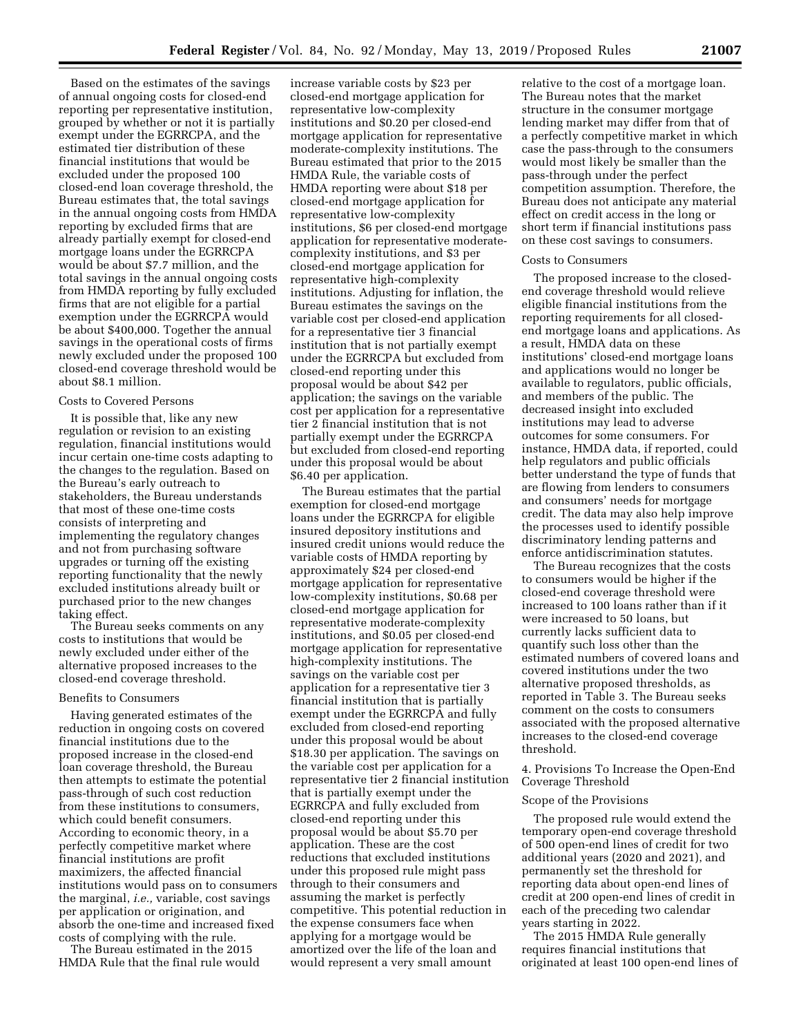Based on the estimates of the savings of annual ongoing costs for closed-end reporting per representative institution, grouped by whether or not it is partially exempt under the EGRRCPA, and the estimated tier distribution of these financial institutions that would be excluded under the proposed 100 closed-end loan coverage threshold, the Bureau estimates that, the total savings in the annual ongoing costs from HMDA reporting by excluded firms that are already partially exempt for closed-end mortgage loans under the EGRRCPA would be about $7.7 million, and the total savings in the annual ongoing costs from HMDA reporting by fully excluded firms that are not eligible for a partial exemption under the EGRRCPA would be about $400,000. Together the annual savings in the operational costs of firms newly excluded under the proposed 100 closed-end coverage threshold would be about $8.1 million.

Costs to Covered Persons

It is possible that, like any new regulation or revision to an existing regulation, financial institutions would incur certain one-time costs adapting to the changes to the regulation. Based on the Bureau's early outreach to stakeholders, the Bureau understands that most of these one-time costs consists of interpreting and implementing the regulatory changes and not from purchasing software upgrades or turning off the existing reporting functionality that the newly excluded institutions already built or purchased prior to the new changes taking effect.

The Bureau seeks comments on any costs to institutions that would be newly excluded under either of the alternative proposed increases to the closed-end coverage threshold.

Benefits to Consumers

Having generated estimates of the reduction in ongoing costs on covered financial institutions due to the proposed increase in the closed-end loan coverage threshold, the Bureau then attempts to estimate the potential pass-through of such cost reduction from these institutions to consumers, which could benefit consumers. According to economic theory, in a perfectly competitive market where financial institutions are profit maximizers, the affected financial institutions would pass on to consumers the marginal, *i.e.,* variable, cost savings per application or origination, and absorb the one-time and increased fixed costs of complying with the rule.

The Bureau estimated in the 2015 HMDA Rule that the final rule would increase variable costs by $23 per closed-end mortgage application for representative low-complexity institutions and $0.20 per closed-end mortgage application for representative moderate-complexity institutions. The Bureau estimated that prior to the 2015 HMDA Rule, the variable costs of HMDA reporting were about $18 per closed-end mortgage application for representative low-complexity institutions, $6 per closed-end mortgage application for representative moderate-complexity institutions, and $3 per closed-end mortgage application for representative high-complexity institutions. Adjusting for inflation, the Bureau estimates the savings on the variable cost per closed-end application for a representative tier 3 financial institution that is not partially exempt under the EGRRCPA but excluded from closed-end reporting under this proposal would be about $42 per application; the savings on the variable cost per application for a representative tier 2 financial institution that is not partially exempt under the EGRRCPA but excluded from closed-end reporting under this proposal would be about $6.40 per application.

The Bureau estimates that the partial exemption for closed-end mortgage loans under the EGRRCPA for eligible insured depository institutions and insured credit unions would reduce the variable costs of HMDA reporting by approximately $24 per closed-end mortgage application for representative low-complexity institutions, $0.68 per closed-end mortgage application for representative moderate-complexity institutions, and $0.05 per closed-end mortgage application for representative high-complexity institutions. The savings on the variable cost per application for a representative tier 3 financial institution that is partially exempt under the EGRRCPA and fully excluded from closed-end reporting under this proposal would be about $18.30 per application. The savings on the variable cost per application for a representative tier 2 financial institution that is partially exempt under the EGRRCPA and fully excluded from closed-end reporting under this proposal would be about $5.70 per application. These are the cost reductions that excluded institutions under this proposed rule might pass through to their consumers and assuming the market is perfectly competitive. This potential reduction in the expense consumers face when applying for a mortgage would be amortized over the life of the loan and would represent a very small amount relative to the cost of a mortgage loan. The Bureau notes that the market structure in the consumer mortgage lending market may differ from that of a perfectly competitive market in which case the pass-through to the consumers would most likely be smaller than the pass-through under the perfect competition assumption. Therefore, the Bureau does not anticipate any material effect on credit access in the long or short term if financial institutions pass on these cost savings to consumers.

Costs to Consumers

The proposed increase to the closed-end coverage threshold would relieve eligible financial institutions from the reporting requirements for all closed-end mortgage loans and applications. As a result, HMDA data on these institutions' closed-end mortgage loans and applications would no longer be available to regulators, public officials, and members of the public. The decreased insight into excluded institutions may lead to adverse outcomes for some consumers. For instance, HMDA data, if reported, could help regulators and public officials better understand the type of funds that are flowing from lenders to consumers and consumers' needs for mortgage credit. The data may also help improve the processes used to identify possible discriminatory lending patterns and enforce antidiscrimination statutes.

The Bureau recognizes that the costs to consumers would be higher if the closed-end coverage threshold were increased to 100 loans rather than if it were increased to 50 loans, but currently lacks sufficient data to quantify such loss other than the estimated numbers of covered loans and covered institutions under the two alternative proposed thresholds, as reported in Table 3. The Bureau seeks comment on the costs to consumers associated with the proposed alternative increases to the closed-end coverage threshold.

4. Provisions To Increase the Open-End Coverage Threshold

Scope of the Provisions

The proposed rule would extend the temporary open-end coverage threshold of 500 open-end lines of credit for two additional years (2020 and 2021), and permanently set the threshold for reporting data about open-end lines of credit at 200 open-end lines of credit in each of the preceding two calendar years starting in 2022.

The 2015 HMDA Rule generally requires financial institutions that originated at least 100 open-end lines of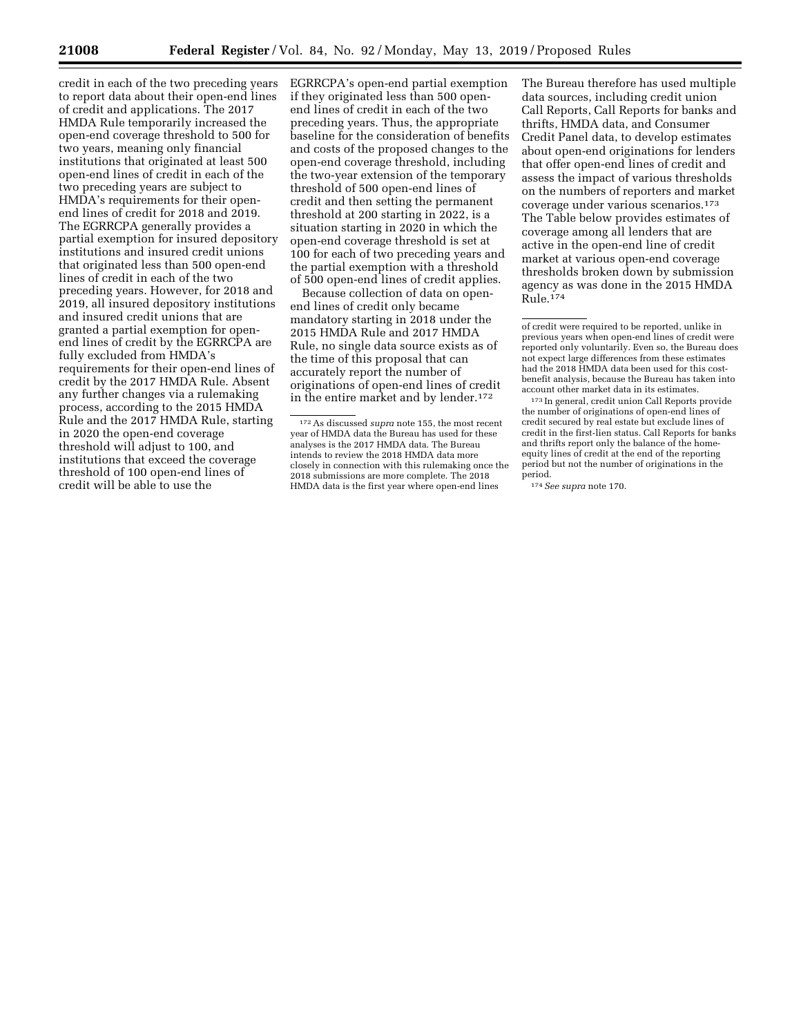credit in each of the two preceding years to report data about their open-end lines of credit and applications. The 2017 HMDA Rule temporarily increased the open-end coverage threshold to 500 for two years, meaning only financial institutions that originated at least 500 open-end lines of credit in each of the two preceding years are subject to HMDA's requirements for their open-end lines of credit for 2018 and 2019. The EGRRCPA generally provides a partial exemption for insured depository institutions and insured credit unions that originated less than 500 open-end lines of credit in each of the two preceding years. However, for 2018 and 2019, all insured depository institutions and insured credit unions that are granted a partial exemption for open-end lines of credit by the EGRRCPA are fully excluded from HMDA's requirements for their open-end lines of credit by the 2017 HMDA Rule. Absent any further changes via a rulemaking process, according to the 2015 HMDA Rule and the 2017 HMDA Rule, starting in 2020 the open-end coverage threshold will adjust to 100, and institutions that exceed the coverage threshold of 100 open-end lines of credit will be able to use the EGRRCPA's open-end partial exemption if they originated less than 500 open-end lines of credit in each of the two preceding years. Thus, the appropriate baseline for the consideration of benefits and costs of the proposed changes to the open-end coverage threshold, including the two-year extension of the temporary threshold of 500 open-end lines of credit and then setting the permanent threshold at 200 starting in 2022, is a situation starting in 2020 in which the open-end coverage threshold is set at 100 for each of two preceding years and the partial exemption with a threshold of 500 open-end lines of credit applies.

Because collection of data on open-end lines of credit only became mandatory starting in 2018 under the 2015 HMDA Rule and 2017 HMDA Rule, no single data source exists as of the time of this proposal that can accurately report the number of originations of open-end lines of credit in the entire market and by lender.[172] The Bureau therefore has used multiple data sources, including credit union Call Reports, Call Reports for banks and thrifts, HMDA data, and Consumer Credit Panel data, to develop estimates about open-end originations for lenders that offer open-end lines of credit and assess the impact of various thresholds on the numbers of reporters and market coverage under various scenarios.[173] The Table below provides estimates of coverage among all lenders that are active in the open-end line of credit market at various open-end coverage thresholds broken down by submission agency as was done in the 2015 HMDA Rule.[174]

---

[172] As discussed *supra* note 155, the most recent year of HMDA data the Bureau has used for these analyses is the 2017 HMDA data. The Bureau intends to review the 2018 HMDA data more closely in connection with this rulemaking once the 2018 submissions are more complete. The 2018 HMDA data is the first year where open-end lines of credit were required to be reported, unlike in previous years when open-end lines of credit were reported only voluntarily. Even so, the Bureau does not expect large differences from these estimates had the 2018 HMDA data been used for this cost-benefit analysis, because the Bureau has taken into account other market data in its estimates.

[173] In general, credit union Call Reports provide the number of originations of open-end lines of credit secured by real estate but exclude lines of credit in the first-lien status. Call Reports for banks and thrifts report only the balance of the home-equity lines of credit at the end of the reporting period but not the number of originations in the period.

[174] *See supra* note 170.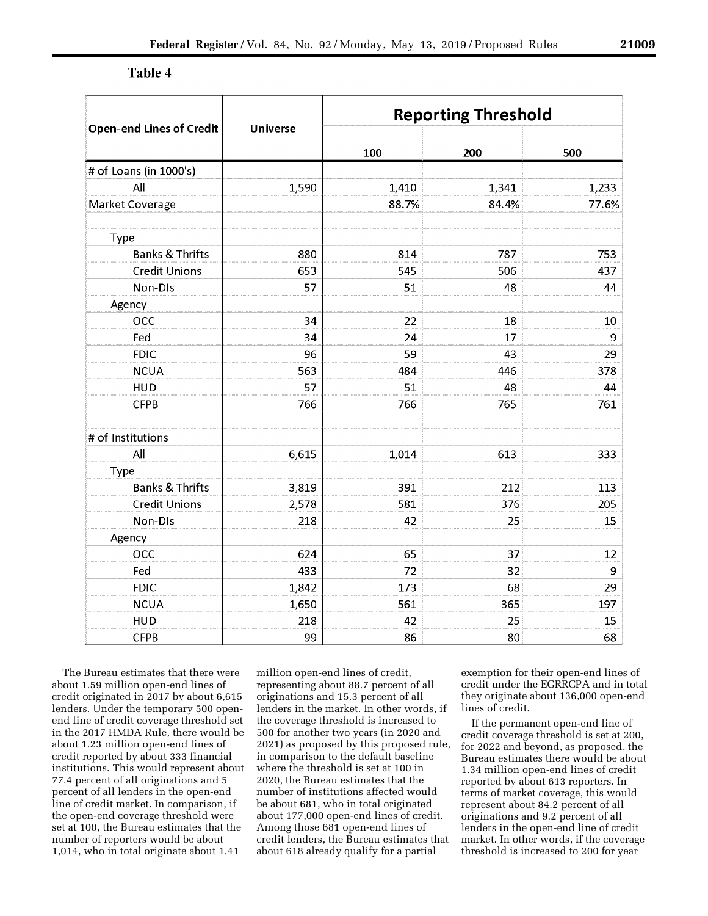### Table 4

| Open-end Lines of Credit | Universe | Reporting Threshold | | |
|---|---|---|---|---|
| | | 100 | 200 | 500 |
| # of Loans (in 1000's) | | | | |
| All | 1,590 | 1,410 | 1,341 | 1,233 |
| Market Coverage | | 88.7% | 84.4% | 77.6% |
| | | | | |
| Type | | | | |
| Banks & Thrifts | 880 | 814 | 787 | 753 |
| Credit Unions | 653 | 545 | 506 | 437 |
| Non-DIs | 57 | 51 | 48 | 44 |
| Agency | | | | |
| OCC | 34 | 22 | 18 | 10 |
| Fed | 34 | 24 | 17 | 9 |
| FDIC | 96 | 59 | 43 | 29 |
| NCUA | 563 | 484 | 446 | 378 |
| HUD | 57 | 51 | 48 | 44 |
| CFPB | 766 | 766 | 765 | 761 |
| | | | | |
| # of Institutions | | | | |
| All | 6,615 | 1,014 | 613 | 333 |
| Type | | | | |
| Banks & Thrifts | 3,819 | 391 | 212 | 113 |
| Credit Unions | 2,578 | 581 | 376 | 205 |
| Non-DIs | 218 | 42 | 25 | 15 |
| Agency | | | | |
| OCC | 624 | 65 | 37 | 12 |
| Fed | 433 | 72 | 32 | 9 |
| FDIC | 1,842 | 173 | 68 | 29 |
| NCUA | 1,650 | 561 | 365 | 197 |
| HUD | 218 | 42 | 25 | 15 |
| CFPB | 99 | 86 | 80 | 68 |

The Bureau estimates that there were about 1.59 million open-end lines of credit originated in 2017 by about 6,615 lenders. Under the temporary 500 open-end line of credit coverage threshold set in the 2017 HMDA Rule, there would be about 1.23 million open-end lines of credit reported by about 333 financial institutions. This would represent about 77.4 percent of all originations and 5 percent of all lenders in the open-end line of credit market. In comparison, if the open-end coverage threshold were set at 100, the Bureau estimates that the number of reporters would be about 1,014, who in total originate about 1.41 million open-end lines of credit, representing about 88.7 percent of all originations and 15.3 percent of all lenders in the market. In other words, if the coverage threshold is increased to 500 for another two years (in 2020 and 2021) as proposed by this proposed rule, in comparison to the default baseline where the threshold is set at 100 in 2020, the Bureau estimates that the number of institutions affected would be about 681, who in total originated about 177,000 open-end lines of credit. Among those 681 open-end lines of credit lenders, the Bureau estimates that about 618 already qualify for a partial exemption for their open-end lines of credit under the EGRRCPA and in total they originate about 136,000 open-end lines of credit.

If the permanent open-end line of credit coverage threshold is set at 200, for 2022 and beyond, as proposed, the Bureau estimates there would be about 1.34 million open-end lines of credit reported by about 613 reporters. In terms of market coverage, this would represent about 84.2 percent of all originations and 9.2 percent of all lenders in the open-end line of credit market. In other words, if the coverage threshold is increased to 200 for year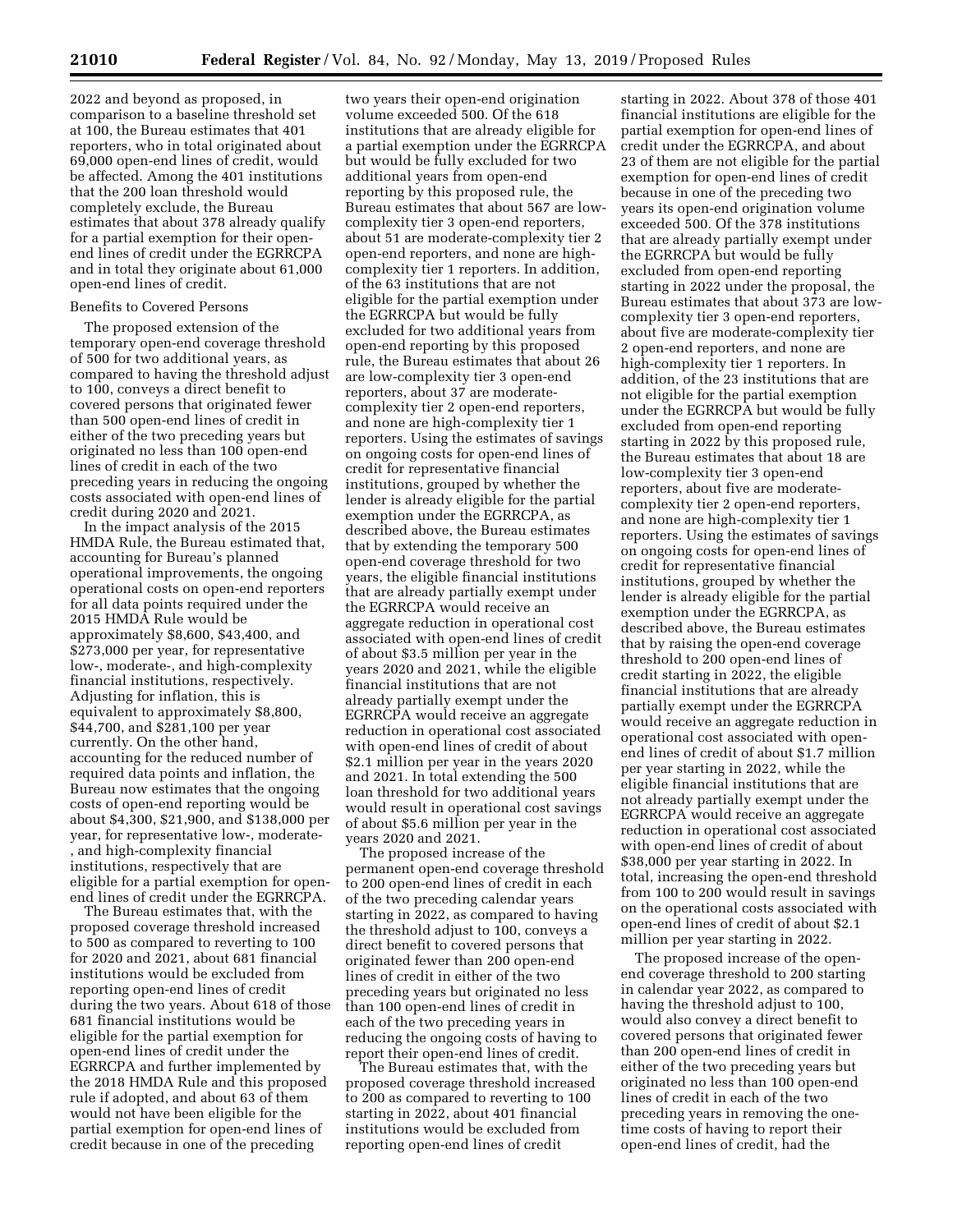2022 and beyond as proposed, in comparison to a baseline threshold set at 100, the Bureau estimates that 401 reporters, who in total originated about 69,000 open-end lines of credit, would be affected. Among the 401 institutions that the 200 loan threshold would completely exclude, the Bureau estimates that about 378 already qualify for a partial exemption for their open-end lines of credit under the EGRRCPA and in total they originate about 61,000 open-end lines of credit.

Benefits to Covered Persons

The proposed extension of the temporary open-end coverage threshold of 500 for two additional years, as compared to having the threshold adjust to 100, conveys a direct benefit to covered persons that originated fewer than 500 open-end lines of credit in either of the two preceding years but originated no less than 100 open-end lines of credit in each of the two preceding years in reducing the ongoing costs associated with open-end lines of credit during 2020 and 2021.

In the impact analysis of the 2015 HMDA Rule, the Bureau estimated that, accounting for Bureau's planned operational improvements, the ongoing operational costs on open-end reporters for all data points required under the 2015 HMDA Rule would be approximately $8,600, $43,400, and $273,000 per year, for representative low-, moderate-, and high-complexity financial institutions, respectively. Adjusting for inflation, this is equivalent to approximately $8,800, $44,700, and $281,100 per year currently. On the other hand, accounting for the reduced number of required data points and inflation, the Bureau now estimates that the ongoing costs of open-end reporting would be about $4,300, $21,900, and $138,000 per year, for representative low-, moderate-, and high-complexity financial institutions, respectively that are eligible for a partial exemption for open-end lines of credit under the EGRRCPA.

The Bureau estimates that, with the proposed coverage threshold increased to 500 as compared to reverting to 100 for 2020 and 2021, about 681 financial institutions would be excluded from reporting open-end lines of credit during the two years. About 618 of those 681 financial institutions would be eligible for the partial exemption for open-end lines of credit under the EGRRCPA and further implemented by the 2018 HMDA Rule and this proposed rule if adopted, and about 63 of them would not have been eligible for the partial exemption for open-end lines of credit because in one of the preceding two years their open-end origination volume exceeded 500. Of the 618 institutions that are already eligible for a partial exemption under the EGRRCPA but would be fully excluded for two additional years from open-end reporting by this proposed rule, the Bureau estimates that about 567 are low-complexity tier 3 open-end reporters, about 51 are moderate-complexity tier 2 open-end reporters, and none are high-complexity tier 1 reporters. In addition, of the 63 institutions that are not eligible for the partial exemption under the EGRRCPA but would be fully excluded for two additional years from open-end reporting by this proposed rule, the Bureau estimates that about 26 are low-complexity tier 3 open-end reporters, about 37 are moderate-complexity tier 2 open-end reporters, and none are high-complexity tier 1 reporters. Using the estimates of savings on ongoing costs for open-end lines of credit for representative financial institutions, grouped by whether the lender is already eligible for the partial exemption under the EGRRCPA, as described above, the Bureau estimates that by extending the temporary 500 open-end coverage threshold for two years, the eligible financial institutions that are already partially exempt under the EGRRCPA would receive an aggregate reduction in operational cost associated with open-end lines of credit of about $3.5 million per year in the years 2020 and 2021, while the eligible financial institutions that are not already partially exempt under the EGRRCPA would receive an aggregate reduction in operational cost associated with open-end lines of credit of about $2.1 million per year in the years 2020 and 2021. In total extending the 500 loan threshold for two additional years would result in operational cost savings of about $5.6 million per year in the years 2020 and 2021.

The proposed increase of the permanent open-end coverage threshold to 200 open-end lines of credit in each of the two preceding calendar years starting in 2022, as compared to having the threshold adjust to 100, conveys a direct benefit to covered persons that originated fewer than 200 open-end lines of credit in either of the two preceding years but originated no less than 100 open-end lines of credit in each of the two preceding years in reducing the ongoing costs of having to report their open-end lines of credit.

The Bureau estimates that, with the proposed coverage threshold increased to 200 as compared to reverting to 100 starting in 2022, about 401 financial institutions would be excluded from reporting open-end lines of credit starting in 2022. About 378 of those 401 financial institutions are eligible for the partial exemption for open-end lines of credit under the EGRRCPA, and about 23 of them are not eligible for the partial exemption for open-end lines of credit because in one of the preceding two years its open-end origination volume exceeded 500. Of the 378 institutions that are already partially exempt under the EGRRCPA but would be fully excluded from open-end reporting starting in 2022 under the proposal, the Bureau estimates that about 373 are low-complexity tier 3 open-end reporters, about five are moderate-complexity tier 2 open-end reporters, and none are high-complexity tier 1 reporters. In addition, of the 23 institutions that are not eligible for the partial exemption under the EGRRCPA but would be fully excluded from open-end reporting starting in 2022 by this proposed rule, the Bureau estimates that about 18 are low-complexity tier 3 open-end reporters, about five are moderate-complexity tier 2 open-end reporters, and none are high-complexity tier 1 reporters. Using the estimates of savings on ongoing costs for open-end lines of credit for representative financial institutions, grouped by whether the lender is already eligible for the partial exemption under the EGRRCPA, as described above, the Bureau estimates that by raising the open-end coverage threshold to 200 open-end lines of credit starting in 2022, the eligible financial institutions that are already partially exempt under the EGRRCPA would receive an aggregate reduction in operational cost associated with open-end lines of credit of about $1.7 million per year starting in 2022, while the eligible financial institutions that are not already partially exempt under the EGRRCPA would receive an aggregate reduction in operational cost associated with open-end lines of credit of about $38,000 per year starting in 2022. In total, increasing the open-end threshold from 100 to 200 would result in savings on the operational costs associated with open-end lines of credit of about $2.1 million per year starting in 2022.

The proposed increase of the open-end coverage threshold to 200 starting in calendar year 2022, as compared to having the threshold adjust to 100, would also convey a direct benefit to covered persons that originated fewer than 200 open-end lines of credit in either of the two preceding years but originated no less than 100 open-end lines of credit in each of the two preceding years in removing the one-time costs of having to report their open-end lines of credit, had the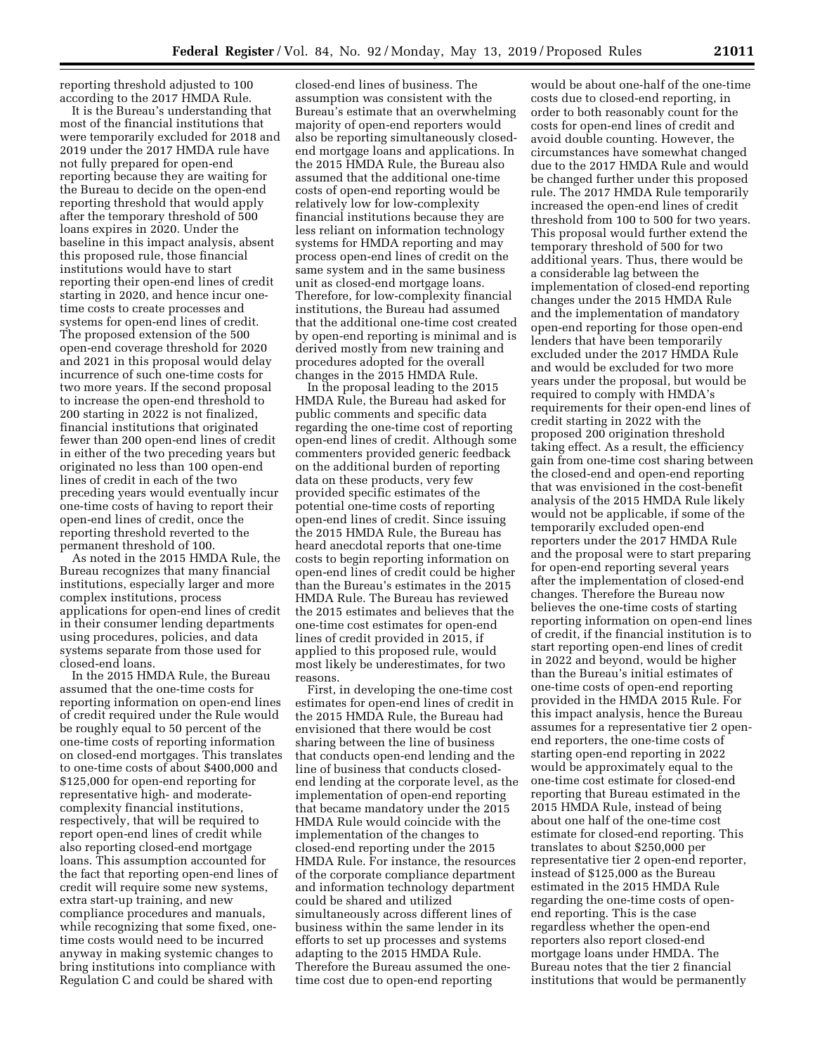reporting threshold adjusted to 100 according to the 2017 HMDA Rule.

It is the Bureau's understanding that most of the financial institutions that were temporarily excluded for 2018 and 2019 under the 2017 HMDA rule have not fully prepared for open-end reporting because they are waiting for the Bureau to decide on the open-end reporting threshold that would apply after the temporary threshold of 500 loans expires in 2020. Under the baseline in this impact analysis, absent this proposed rule, those financial institutions would have to start reporting their open-end lines of credit starting in 2020, and hence incur one-time costs to create processes and systems for open-end lines of credit. The proposed extension of the 500 open-end coverage threshold for 2020 and 2021 in this proposal would delay incurrence of such one-time costs for two more years. If the second proposal to increase the open-end threshold to 200 starting in 2022 is not finalized, financial institutions that originated fewer than 200 open-end lines of credit in either of the two preceding years but originated no less than 100 open-end lines of credit in each of the two preceding years would eventually incur one-time costs of having to report their open-end lines of credit, once the reporting threshold reverted to the permanent threshold of 100.

As noted in the 2015 HMDA Rule, the Bureau recognizes that many financial institutions, especially larger and more complex institutions, process applications for open-end lines of credit in their consumer lending departments using procedures, policies, and data systems separate from those used for closed-end loans.

In the 2015 HMDA Rule, the Bureau assumed that the one-time costs for reporting information on open-end lines of credit required under the Rule would be roughly equal to 50 percent of the one-time costs of reporting information on closed-end mortgages. This translates to one-time costs of about $400,000 and $125,000 for open-end reporting for representative high- and moderate-complexity financial institutions, respectively, that will be required to report open-end lines of credit while also reporting closed-end mortgage loans. This assumption accounted for the fact that reporting open-end lines of credit will require some new systems, extra start-up training, and new compliance procedures and manuals, while recognizing that some fixed, one-time costs would need to be incurred anyway in making systemic changes to bring institutions into compliance with Regulation C and could be shared with closed-end lines of business. The assumption was consistent with the Bureau's estimate that an overwhelming majority of open-end reporters would also be reporting simultaneously closed-end mortgage loans and applications. In the 2015 HMDA Rule, the Bureau also assumed that the additional one-time costs of open-end reporting would be relatively low for low-complexity financial institutions because they are less reliant on information technology systems for HMDA reporting and may process open-end lines of credit on the same system and in the same business unit as closed-end mortgage loans. Therefore, for low-complexity financial institutions, the Bureau had assumed that the additional one-time cost created by open-end reporting is minimal and is derived mostly from new training and procedures adopted for the overall changes in the 2015 HMDA Rule.

In the proposal leading to the 2015 HMDA Rule, the Bureau had asked for public comments and specific data regarding the one-time cost of reporting open-end lines of credit. Although some commenters provided generic feedback on the additional burden of reporting data on these products, very few provided specific estimates of the potential one-time costs of reporting open-end lines of credit. Since issuing the 2015 HMDA Rule, the Bureau has heard anecdotal reports that one-time costs to begin reporting information on open-end lines of credit could be higher than the Bureau's estimates in the 2015 HMDA Rule. The Bureau has reviewed the 2015 estimates and believes that the one-time cost estimates for open-end lines of credit provided in 2015, if applied to this proposed rule, would most likely be underestimates, for two reasons.

First, in developing the one-time cost estimates for open-end lines of credit in the 2015 HMDA Rule, the Bureau had envisioned that there would be cost sharing between the line of business that conducts open-end lending and the line of business that conducts closed-end lending at the corporate level, as the implementation of open-end reporting that became mandatory under the 2015 HMDA Rule would coincide with the implementation of the changes to closed-end reporting under the 2015 HMDA Rule. For instance, the resources of the corporate compliance department and information technology department could be shared and utilized simultaneously across different lines of business within the same lender in its efforts to set up processes and systems adapting to the 2015 HMDA Rule. Therefore the Bureau assumed the one-time cost due to open-end reporting would be about one-half of the one-time costs due to closed-end reporting, in order to both reasonably count for the costs for open-end lines of credit and avoid double counting. However, the circumstances have somewhat changed due to the 2017 HMDA Rule and would be changed further under this proposed rule. The 2017 HMDA Rule temporarily increased the open-end lines of credit threshold from 100 to 500 for two years. This proposal would further extend the temporary threshold of 500 for two additional years. Thus, there would be a considerable lag between the implementation of closed-end reporting changes under the 2015 HMDA Rule and the implementation of mandatory open-end reporting for those open-end lenders that have been temporarily excluded under the 2017 HMDA Rule and would be excluded for two more years under the proposal, but would be required to comply with HMDA's requirements for their open-end lines of credit starting in 2022 with the proposed 200 origination threshold taking effect. As a result, the efficiency gain from one-time cost sharing between the closed-end and open-end reporting that was envisioned in the cost-benefit analysis of the 2015 HMDA Rule likely would not be applicable, if some of the temporarily excluded open-end reporters under the 2017 HMDA Rule and the proposal were to start preparing for open-end reporting several years after the implementation of closed-end changes. Therefore the Bureau now believes the one-time costs of starting reporting information on open-end lines of credit, if the financial institution is to start reporting open-end lines of credit in 2022 and beyond, would be higher than the Bureau's initial estimates of one-time costs of open-end reporting provided in the HMDA 2015 Rule. For this impact analysis, hence the Bureau assumes for a representative tier 2 open-end reporters, the one-time costs of starting open-end reporting in 2022 would be approximately equal to the one-time cost estimate for closed-end reporting that Bureau estimated in the 2015 HMDA Rule, instead of being about one half of the one-time cost estimate for closed-end reporting. This translates to about $250,000 per representative tier 2 open-end reporter, instead of $125,000 as the Bureau estimated in the 2015 HMDA Rule regarding the one-time costs of open-end reporting. This is the case regardless whether the open-end reporters also report closed-end mortgage loans under HMDA. The Bureau notes that the tier 2 financial institutions that would be permanently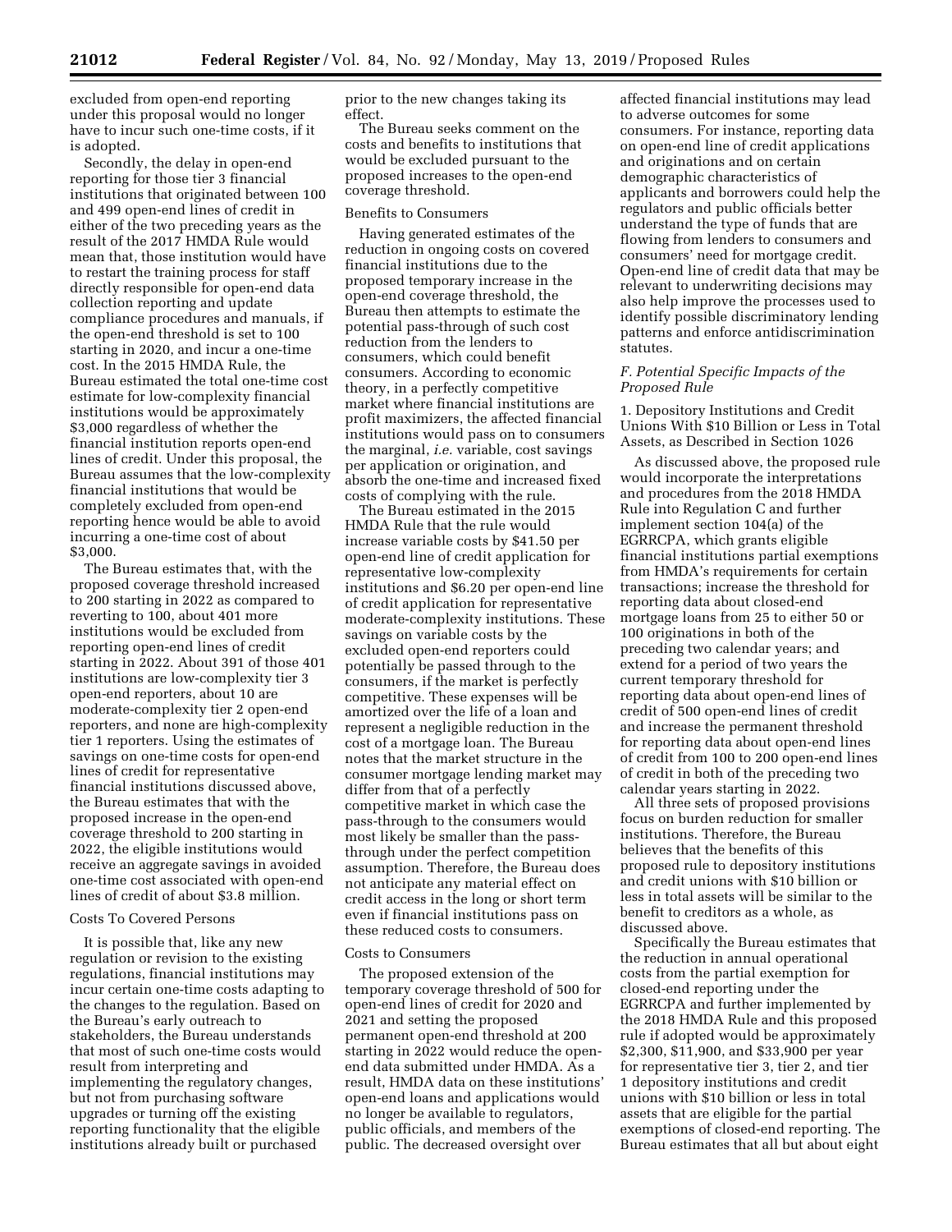excluded from open-end reporting under this proposal would no longer have to incur such one-time costs, if it is adopted.

Secondly, the delay in open-end reporting for those tier 3 financial institutions that originated between 100 and 499 open-end lines of credit in either of the two preceding years as the result of the 2017 HMDA Rule would mean that, those institution would have to restart the training process for staff directly responsible for open-end data collection reporting and update compliance procedures and manuals, if the open-end threshold is set to 100 starting in 2020, and incur a one-time cost. In the 2015 HMDA Rule, the Bureau estimated the total one-time cost estimate for low-complexity financial institutions would be approximately $3,000 regardless of whether the financial institution reports open-end lines of credit. Under this proposal, the Bureau assumes that the low-complexity financial institutions that would be completely excluded from open-end reporting hence would be able to avoid incurring a one-time cost of about $3,000.

The Bureau estimates that, with the proposed coverage threshold increased to 200 starting in 2022 as compared to reverting to 100, about 401 more institutions would be excluded from reporting open-end lines of credit starting in 2022. About 391 of those 401 institutions are low-complexity tier 3 open-end reporters, about 10 are moderate-complexity tier 2 open-end reporters, and none are high-complexity tier 1 reporters. Using the estimates of savings on one-time costs for open-end lines of credit for representative financial institutions discussed above, the Bureau estimates that with the proposed increase in the open-end coverage threshold to 200 starting in 2022, the eligible institutions would receive an aggregate savings in avoided one-time cost associated with open-end lines of credit of about $3.8 million.

Costs To Covered Persons

It is possible that, like any new regulation or revision to the existing regulations, financial institutions may incur certain one-time costs adapting to the changes to the regulation. Based on the Bureau's early outreach to stakeholders, the Bureau understands that most of such one-time costs would result from interpreting and implementing the regulatory changes, but not from purchasing software upgrades or turning off the existing reporting functionality that the eligible institutions already built or purchased prior to the new changes taking its effect.

The Bureau seeks comment on the costs and benefits to institutions that would be excluded pursuant to the proposed increases to the open-end coverage threshold.

Benefits to Consumers

Having generated estimates of the reduction in ongoing costs on covered financial institutions due to the proposed temporary increase in the open-end coverage threshold, the Bureau then attempts to estimate the potential pass-through of such cost reduction from the lenders to consumers, which could benefit consumers. According to economic theory, in a perfectly competitive market where financial institutions are profit maximizers, the affected financial institutions would pass on to consumers the marginal, *i.e.* variable, cost savings per application or origination, and absorb the one-time and increased fixed costs of complying with the rule.

The Bureau estimated in the 2015 HMDA Rule that the rule would increase variable costs by $41.50 per open-end line of credit application for representative low-complexity institutions and $6.20 per open-end line of credit application for representative moderate-complexity institutions. These savings on variable costs by the excluded open-end reporters could potentially be passed through to the consumers, if the market is perfectly competitive. These expenses will be amortized over the life of a loan and represent a negligible reduction in the cost of a mortgage loan. The Bureau notes that the market structure in the consumer mortgage lending market may differ from that of a perfectly competitive market in which case the pass-through to the consumers would most likely be smaller than the pass-through under the perfect competition assumption. Therefore, the Bureau does not anticipate any material effect on credit access in the long or short term even if financial institutions pass on these reduced costs to consumers.

Costs to Consumers

The proposed extension of the temporary coverage threshold of 500 for open-end lines of credit for 2020 and 2021 and setting the proposed permanent open-end threshold at 200 starting in 2022 would reduce the open-end data submitted under HMDA. As a result, HMDA data on these institutions' open-end loans and applications would no longer be available to regulators, public officials, and members of the public. The decreased oversight over affected financial institutions may lead to adverse outcomes for some consumers. For instance, reporting data on open-end line of credit applications and originations and on certain demographic characteristics of applicants and borrowers could help the regulators and public officials better understand the type of funds that are flowing from lenders to consumers and consumers' need for mortgage credit. Open-end line of credit data that may be relevant to underwriting decisions may also help improve the processes used to identify possible discriminatory lending patterns and enforce antidiscrimination statutes.

### *F. Potential Specific Impacts of the Proposed Rule*

1. Depository Institutions and Credit Unions With $10 Billion or Less in Total Assets, as Described in Section 1026

As discussed above, the proposed rule would incorporate the interpretations and procedures from the 2018 HMDA Rule into Regulation C and further implement section 104(a) of the EGRRCPA, which grants eligible financial institutions partial exemptions from HMDA's requirements for certain transactions; increase the threshold for reporting data about closed-end mortgage loans from 25 to either 50 or 100 originations in both of the preceding two calendar years; and extend for a period of two years the current temporary threshold for reporting data about open-end lines of credit of 500 open-end lines of credit and increase the permanent threshold for reporting data about open-end lines of credit from 100 to 200 open-end lines of credit in both of the preceding two calendar years starting in 2022.

All three sets of proposed provisions focus on burden reduction for smaller institutions. Therefore, the Bureau believes that the benefits of this proposed rule to depository institutions and credit unions with $10 billion or less in total assets will be similar to the benefit to creditors as a whole, as discussed above.

Specifically the Bureau estimates that the reduction in annual operational costs from the partial exemption for closed-end reporting under the EGRRCPA and further implemented by the 2018 HMDA Rule and this proposed rule if adopted would be approximately $2,300, $11,900, and $33,900 per year for representative tier 3, tier 2, and tier 1 depository institutions and credit unions with $10 billion or less in total assets that are eligible for the partial exemptions of closed-end reporting. The Bureau estimates that all but about eight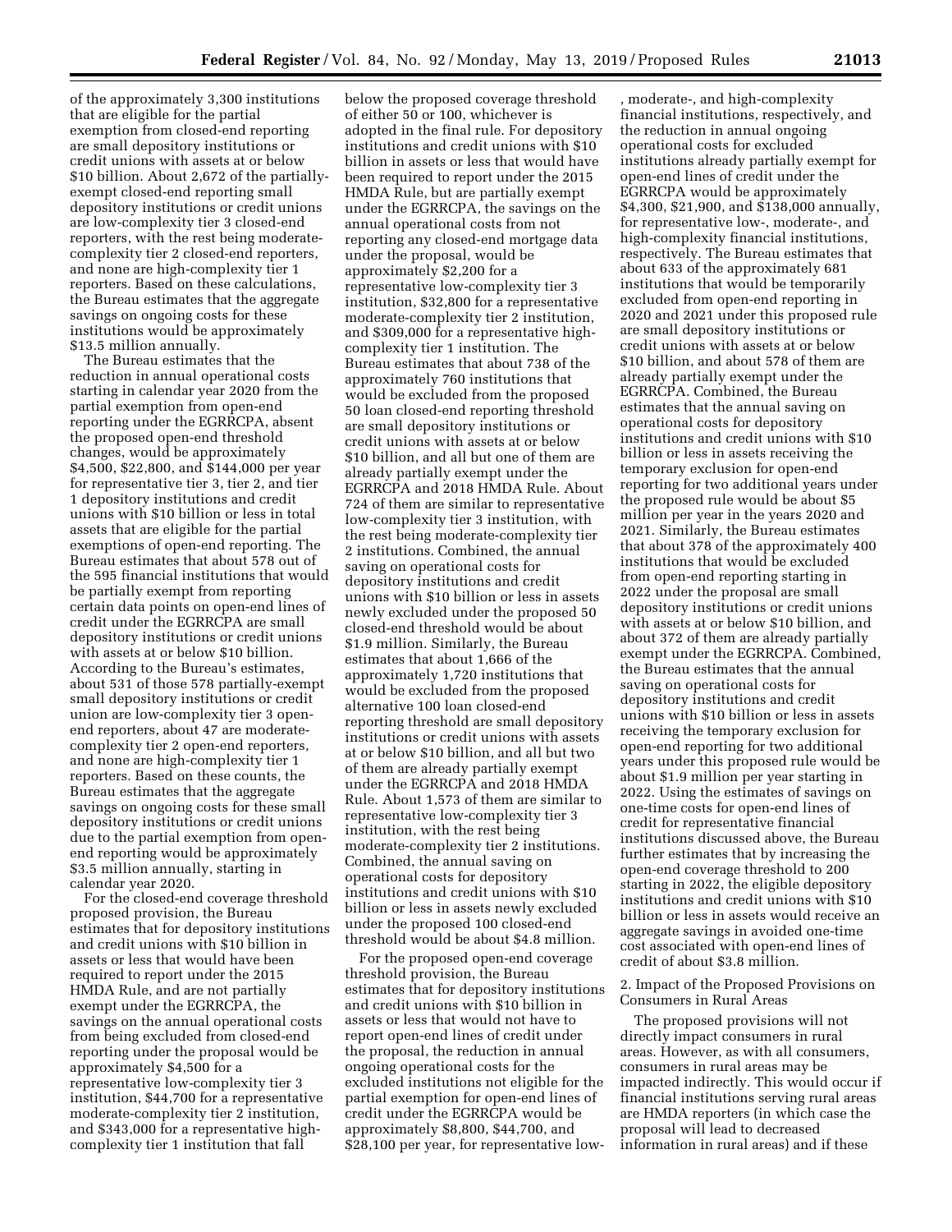of the approximately 3,300 institutions that are eligible for the partial exemption from closed-end reporting are small depository institutions or credit unions with assets at or below $10 billion. About 2,672 of the partially-exempt closed-end reporting small depository institutions or credit unions are low-complexity tier 3 closed-end reporters, with the rest being moderate-complexity tier 2 closed-end reporters, and none are high-complexity tier 1 reporters. Based on these calculations, the Bureau estimates that the aggregate savings on ongoing costs for these institutions would be approximately $13.5 million annually.

The Bureau estimates that the reduction in annual operational costs starting in calendar year 2020 from the partial exemption from open-end reporting under the EGRRCPA, absent the proposed open-end threshold changes, would be approximately $4,500, $22,800, and $144,000 per year for representative tier 3, tier 2, and tier 1 depository institutions and credit unions with $10 billion or less in total assets that are eligible for the partial exemptions of open-end reporting. The Bureau estimates that about 578 out of the 595 financial institutions that would be partially exempt from reporting certain data points on open-end lines of credit under the EGRRCPA are small depository institutions or credit unions with assets at or below $10 billion. According to the Bureau's estimates, about 531 of those 578 partially-exempt small depository institutions or credit union are low-complexity tier 3 open-end reporters, about 47 are moderate-complexity tier 2 open-end reporters, and none are high-complexity tier 1 reporters. Based on these counts, the Bureau estimates that the aggregate savings on ongoing costs for these small depository institutions or credit unions due to the partial exemption from open-end reporting would be approximately $3.5 million annually, starting in calendar year 2020.

For the closed-end coverage threshold proposed provision, the Bureau estimates that for depository institutions and credit unions with $10 billion in assets or less that would have been required to report under the 2015 HMDA Rule, and are not partially exempt under the EGRRCPA, the savings on the annual operational costs from being excluded from closed-end reporting under the proposal would be approximately $4,500 for a representative low-complexity tier 3 institution, $44,700 for a representative moderate-complexity tier 2 institution, and $343,000 for a representative high-complexity tier 1 institution that fall below the proposed coverage threshold of either 50 or 100, whichever is adopted in the final rule. For depository institutions and credit unions with $10 billion in assets or less that would have been required to report under the 2015 HMDA Rule, but are partially exempt under the EGRRCPA, the savings on the annual operational costs from not reporting any closed-end mortgage data under the proposal, would be approximately $2,200 for a representative low-complexity tier 3 institution, $32,800 for a representative moderate-complexity tier 2 institution, and $309,000 for a representative high-complexity tier 1 institution. The Bureau estimates that about 738 of the approximately 760 institutions that would be excluded from the proposed 50 loan closed-end reporting threshold are small depository institutions or credit unions with assets at or below $10 billion, and all but one of them are already partially exempt under the EGRRCPA and 2018 HMDA Rule. About 724 of them are similar to representative low-complexity tier 3 institution, with the rest being moderate-complexity tier 2 institutions. Combined, the annual saving on operational costs for depository institutions and credit unions with $10 billion or less in assets newly excluded under the proposed 50 closed-end threshold would be about $1.9 million. Similarly, the Bureau estimates that about 1,666 of the approximately 1,720 institutions that would be excluded from the proposed alternative 100 loan closed-end reporting threshold are small depository institutions or credit unions with assets at or below $10 billion, and all but two of them are already partially exempt under the EGRRCPA and 2018 HMDA Rule. About 1,573 of them are similar to representative low-complexity tier 3 institution, with the rest being moderate-complexity tier 2 institutions. Combined, the annual saving on operational costs for depository institutions and credit unions with $10 billion or less in assets newly excluded under the proposed 100 closed-end threshold would be about $4.8 million.

For the proposed open-end coverage threshold provision, the Bureau estimates that for depository institutions and credit unions with $10 billion in assets or less that would not have to report open-end lines of credit under the proposal, the reduction in annual ongoing operational costs for the excluded institutions not eligible for the partial exemption for open-end lines of credit under the EGRRCPA would be approximately $8,800, $44,700, and $28,100 per year, for representative low-, moderate-, and high-complexity financial institutions, respectively, and the reduction in annual ongoing operational costs for excluded institutions already partially exempt for open-end lines of credit under the EGRRCPA would be approximately $4,300, $21,900, and $138,000 annually, for representative low-, moderate-, and high-complexity financial institutions, respectively. The Bureau estimates that about 633 of the approximately 681 institutions that would be temporarily excluded from open-end reporting in 2020 and 2021 under this proposed rule are small depository institutions or credit unions with assets at or below $10 billion, and about 578 of them are already partially exempt under the EGRRCPA. Combined, the Bureau estimates that the annual saving on operational costs for depository institutions and credit unions with $10 billion or less in assets receiving the temporary exclusion for open-end reporting for two additional years under the proposed rule would be about $5 million per year in the years 2020 and 2021. Similarly, the Bureau estimates that about 378 of the approximately 400 institutions that would be excluded from open-end reporting starting in 2022 under the proposal are small depository institutions or credit unions with assets at or below $10 billion, and about 372 of them are already partially exempt under the EGRRCPA. Combined, the Bureau estimates that the annual saving on operational costs for depository institutions and credit unions with $10 billion or less in assets receiving the temporary exclusion for open-end reporting for two additional years under this proposed rule would be about $1.9 million per year starting in 2022. Using the estimates of savings on one-time costs for open-end lines of credit for representative financial institutions discussed above, the Bureau further estimates that by increasing the open-end coverage threshold to 200 starting in 2022, the eligible depository institutions and credit unions with $10 billion or less in assets would receive an aggregate savings in avoided one-time cost associated with open-end lines of credit of about $3.8 million.

2. Impact of the Proposed Provisions on Consumers in Rural Areas

The proposed provisions will not directly impact consumers in rural areas. However, as with all consumers, consumers in rural areas may be impacted indirectly. This would occur if financial institutions serving rural areas are HMDA reporters (in which case the proposal will lead to decreased information in rural areas) and if these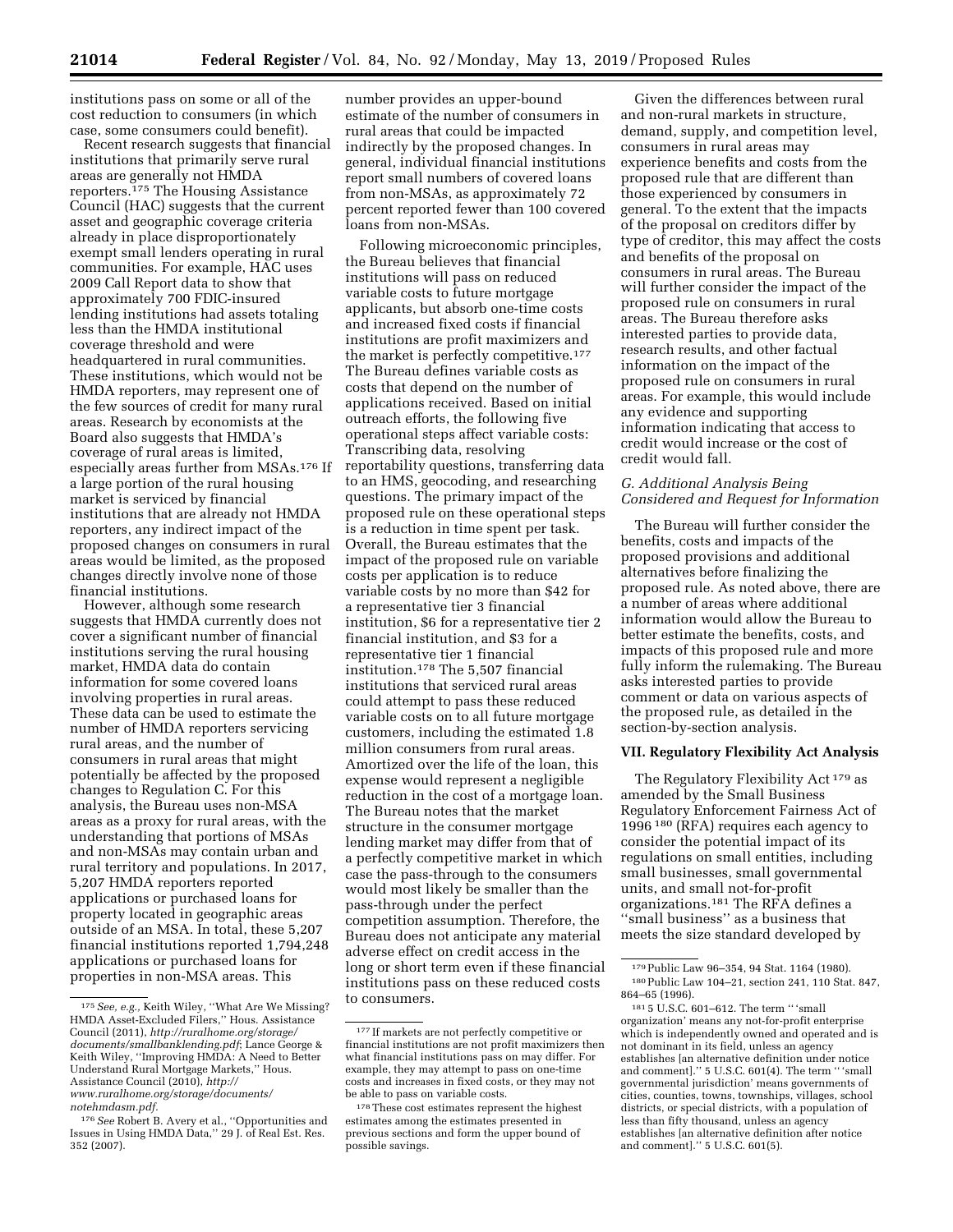institutions pass on some or all of the cost reduction to consumers (in which case, some consumers could benefit).

Recent research suggests that financial institutions that primarily serve rural areas are generally not HMDA reporters.[175] The Housing Assistance Council (HAC) suggests that the current asset and geographic coverage criteria already in place disproportionately exempt small lenders operating in rural communities. For example, HAC uses 2009 Call Report data to show that approximately 700 FDIC-insured lending institutions had assets totaling less than the HMDA institutional coverage threshold and were headquartered in rural communities. These institutions, which would not be HMDA reporters, may represent one of the few sources of credit for many rural areas. Research by economists at the Board also suggests that HMDA's coverage of rural areas is limited, especially areas further from MSAs.[176] If a large portion of the rural housing market is serviced by financial institutions that are already not HMDA reporters, any indirect impact of the proposed changes on consumers in rural areas would be limited, as the proposed changes directly involve none of those financial institutions.

However, although some research suggests that HMDA currently does not cover a significant number of financial institutions serving the rural housing market, HMDA data do contain information for some covered loans involving properties in rural areas. These data can be used to estimate the number of HMDA reporters servicing rural areas, and the number of consumers in rural areas that might potentially be affected by the proposed changes to Regulation C. For this analysis, the Bureau uses non-MSA areas as a proxy for rural areas, with the understanding that portions of MSAs and non-MSAs may contain urban and rural territory and populations. In 2017, 5,207 HMDA reporters reported applications or purchased loans for property located in geographic areas outside of an MSA. In total, these 5,207 financial institutions reported 1,794,248 applications or purchased loans for properties in non-MSA areas. This number provides an upper-bound estimate of the number of consumers in rural areas that could be impacted indirectly by the proposed changes. In general, individual financial institutions report small numbers of covered loans from non-MSAs, as approximately 72 percent reported fewer than 100 covered loans from non-MSAs.

Following microeconomic principles, the Bureau believes that financial institutions will pass on reduced variable costs to future mortgage applicants, but absorb one-time costs and increased fixed costs if financial institutions are profit maximizers and the market is perfectly competitive.[177] The Bureau defines variable costs as costs that depend on the number of applications received. Based on initial outreach efforts, the following five operational steps affect variable costs: Transcribing data, resolving reportability questions, transferring data to an HMS, geocoding, and researching questions. The primary impact of the proposed rule on these operational steps is a reduction in time spent per task. Overall, the Bureau estimates that the impact of the proposed rule on variable costs per application is to reduce variable costs by no more than $42 for a representative tier 3 financial institution, $6 for a representative tier 2 financial institution, and $3 for a representative tier 1 financial institution.[178] The 5,507 financial institutions that serviced rural areas could attempt to pass these reduced variable costs on to all future mortgage customers, including the estimated 1.8 million consumers from rural areas. Amortized over the life of the loan, this expense would represent a negligible reduction in the cost of a mortgage loan. The Bureau notes that the market structure in the consumer mortgage lending market may differ from that of a perfectly competitive market in which case the pass-through to the consumers would most likely be smaller than the pass-through under the perfect competition assumption. Therefore, the Bureau does not anticipate any material adverse effect on credit access in the long or short term even if these financial institutions pass on these reduced costs to consumers.

Given the differences between rural and non-rural markets in structure, demand, supply, and competition level, consumers in rural areas may experience benefits and costs from the proposed rule that are different than those experienced by consumers in general. To the extent that the impacts of the proposal on creditors differ by type of creditor, this may affect the costs and benefits of the proposal on consumers in rural areas. The Bureau will further consider the impact of the proposed rule on consumers in rural areas. The Bureau therefore asks interested parties to provide data, research results, and other factual information on the impact of the proposed rule on consumers in rural areas. For example, this would include any evidence and supporting information indicating that access to credit would increase or the cost of credit would fall.

### G. Additional Analysis Being Considered and Request for Information

The Bureau will further consider the benefits, costs and impacts of the proposed provisions and additional alternatives before finalizing the proposed rule. As noted above, there are a number of areas where additional information would allow the Bureau to better estimate the benefits, costs, and impacts of this proposed rule and more fully inform the rulemaking. The Bureau asks interested parties to provide comment or data on various aspects of the proposed rule, as detailed in the section-by-section analysis.

## VII. Regulatory Flexibility Act Analysis

The Regulatory Flexibility Act[179] as amended by the Small Business Regulatory Enforcement Fairness Act of 1996[180] (RFA) requires each agency to consider the potential impact of its regulations on small entities, including small businesses, small governmental units, and small not-for-profit organizations.[181] The RFA defines a "small business" as a business that meets the size standard developed by

---

[175] *See, e.g.,* Keith Wiley, "What Are We Missing? HMDA Asset-Excluded Filers," Hous. Assistance Council (2011), *http://ruralhome.org/storage/documents/smallbanklending.pdf*; Lance George & Keith Wiley, "Improving HMDA: A Need to Better Understand Rural Mortgage Markets," Hous. Assistance Council (2010), *http://www.ruralhome.org/storage/documents/notehmdasm.pdf*.

[176] *See* Robert B. Avery et al., "Opportunities and Issues in Using HMDA Data," 29 J. of Real Est. Res. 352 (2007).

[177] If markets are not perfectly competitive or financial institutions are not profit maximizers then what financial institutions pass on may differ. For example, they may attempt to pass on one-time costs and increases in fixed costs, or they may not be able to pass on variable costs.

[178] These cost estimates represent the highest estimates among the estimates presented in previous sections and form the upper bound of possible savings.

[179] Public Law 96–354, 94 Stat. 1164 (1980).

[180] Public Law 104–21, section 241, 110 Stat. 847, 864–65 (1996).

[181] 5 U.S.C. 601–612. The term "'small organization' means any not-for-profit enterprise which is independently owned and operated and is not dominant in its field, unless an agency establishes [an alternative definition under notice and comment]." 5 U.S.C. 601(4). The term "'small governmental jurisdiction' means governments of cities, counties, towns, townships, villages, school districts, or special districts, with a population of less than fifty thousand, unless an agency establishes [an alternative definition after notice and comment]." 5 U.S.C. 601(5).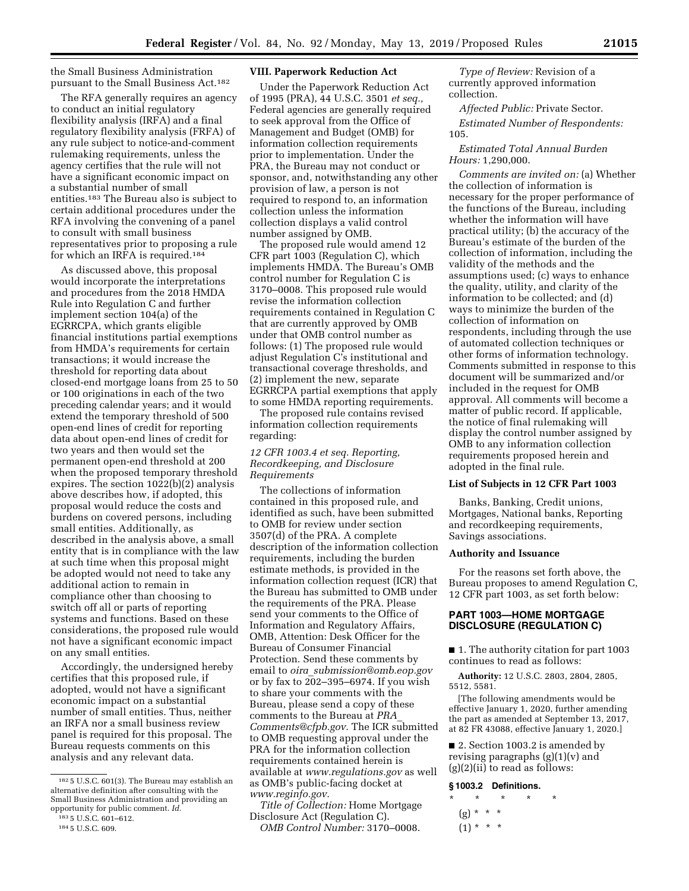the Small Business Administration pursuant to the Small Business Act.[182]

The RFA generally requires an agency to conduct an initial regulatory flexibility analysis (IRFA) and a final regulatory flexibility analysis (FRFA) of any rule subject to notice-and-comment rulemaking requirements, unless the agency certifies that the rule will not have a significant economic impact on a substantial number of small entities.[183] The Bureau also is subject to certain additional procedures under the RFA involving the convening of a panel to consult with small business representatives prior to proposing a rule for which an IRFA is required.[184]

As discussed above, this proposal would incorporate the interpretations and procedures from the 2018 HMDA Rule into Regulation C and further implement section 104(a) of the EGRRCPA, which grants eligible financial institutions partial exemptions from HMDA's requirements for certain transactions; it would increase the threshold for reporting data about closed-end mortgage loans from 25 to 50 or 100 originations in each of the two preceding calendar years; and it would extend the temporary threshold of 500 open-end lines of credit for reporting data about open-end lines of credit for two years and then would set the permanent open-end threshold at 200 when the proposed temporary threshold expires. The section 1022(b)(2) analysis above describes how, if adopted, this proposal would reduce the costs and burdens on covered persons, including small entities. Additionally, as described in the analysis above, a small entity that is in compliance with the law at such time when this proposal might be adopted would not need to take any additional action to remain in compliance other than choosing to switch off all or parts of reporting systems and functions. Based on these considerations, the proposed rule would not have a significant economic impact on any small entities.

Accordingly, the undersigned hereby certifies that this proposed rule, if adopted, would not have a significant economic impact on a substantial number of small entities. Thus, neither an IRFA nor a small business review panel is required for this proposal. The Bureau requests comments on this analysis and any relevant data.

[182] 5 U.S.C. 601(3). The Bureau may establish an alternative definition after consulting with the Small Business Administration and providing an opportunity for public comment. *Id.*

[183] 5 U.S.C. 601–612.

[184] 5 U.S.C. 609.

## VIII. Paperwork Reduction Act

Under the Paperwork Reduction Act of 1995 (PRA), 44 U.S.C. 3501 *et seq.,* Federal agencies are generally required to seek approval from the Office of Management and Budget (OMB) for information collection requirements prior to implementation. Under the PRA, the Bureau may not conduct or sponsor, and, notwithstanding any other provision of law, a person is not required to respond to, an information collection unless the information collection displays a valid control number assigned by OMB.

The proposed rule would amend 12 CFR part 1003 (Regulation C), which implements HMDA. The Bureau's OMB control number for Regulation C is 3170–0008. This proposed rule would revise the information collection requirements contained in Regulation C that are currently approved by OMB under that OMB control number as follows: (1) The proposed rule would adjust Regulation C's institutional and transactional coverage thresholds, and (2) implement the new, separate EGRRCPA partial exemptions that apply to some HMDA reporting requirements.

The proposed rule contains revised information collection requirements regarding:

*12 CFR 1003.4 et seq. Reporting, Recordkeeping, and Disclosure Requirements*

The collections of information contained in this proposed rule, and identified as such, have been submitted to OMB for review under section 3507(d) of the PRA. A complete description of the information collection requirements, including the burden estimate methods, is provided in the information collection request (ICR) that the Bureau has submitted to OMB under the requirements of the PRA. Please send your comments to the Office of Information and Regulatory Affairs, OMB, Attention: Desk Officer for the Bureau of Consumer Financial Protection. Send these comments by email to *oira_submission@omb.eop.gov* or by fax to 202–395–6974. If you wish to share your comments with the Bureau, please send a copy of these comments to the Bureau at *PRA_Comments@cfpb.gov.* The ICR submitted to OMB requesting approval under the PRA for the information collection requirements contained herein is available at *www.regulations.gov* as well as OMB's public-facing docket at *www.reginfo.gov.*

*Title of Collection:* Home Mortgage Disclosure Act (Regulation C).

*OMB Control Number:* 3170–0008.

*Type of Review:* Revision of a currently approved information collection.

*Affected Public:* Private Sector.

*Estimated Number of Respondents:* 105.

*Estimated Total Annual Burden Hours:* 1,290,000.

*Comments are invited on:* (a) Whether the collection of information is necessary for the proper performance of the functions of the Bureau, including whether the information will have practical utility; (b) the accuracy of the Bureau's estimate of the burden of the collection of information, including the validity of the methods and the assumptions used; (c) ways to enhance the quality, utility, and clarity of the information to be collected; and (d) ways to minimize the burden of the collection of information on respondents, including through the use of automated collection techniques or other forms of information technology. Comments submitted in response to this document will be summarized and/or included in the request for OMB approval. All comments will become a matter of public record. If applicable, the notice of final rulemaking will display the control number assigned by OMB to any information collection requirements proposed herein and adopted in the final rule.

### List of Subjects in 12 CFR Part 1003

Banks, Banking, Credit unions, Mortgages, National banks, Reporting and recordkeeping requirements, Savings associations.

### Authority and Issuance

For the reasons set forth above, the Bureau proposes to amend Regulation C, 12 CFR part 1003, as set forth below:

## PART 1003—HOME MORTGAGE DISCLOSURE (REGULATION C)

■ 1. The authority citation for part 1003 continues to read as follows:

**Authority:** 12 U.S.C. 2803, 2804, 2805, 5512, 5581.

[The following amendments would be effective January 1, 2020, further amending the part as amended at September 13, 2017, at 82 FR 43088, effective January 1, 2020.]

■ 2. Section 1003.2 is amended by revising paragraphs (g)(1)(v) and (g)(2)(ii) to read as follows:

### § 1003.2 Definitions.

\* \* \* \* \*

(g) \* \* \*

(1) \* \* \*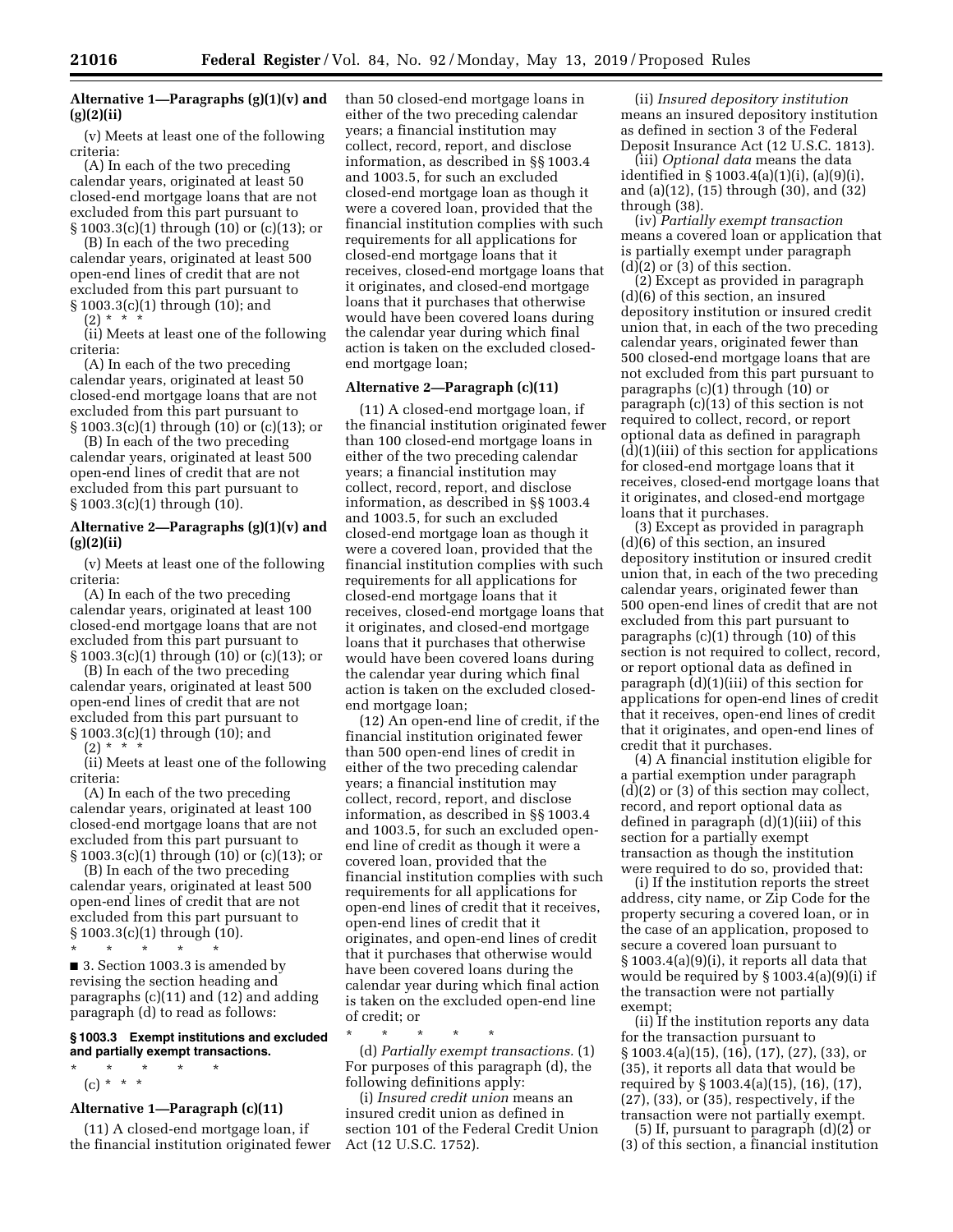**Alternative 1—Paragraphs (g)(1)(v) and (g)(2)(ii)**

(v) Meets at least one of the following criteria:

(A) In each of the two preceding calendar years, originated at least 50 closed-end mortgage loans that are not excluded from this part pursuant to § 1003.3(c)(1) through (10) or (c)(13); or

(B) In each of the two preceding calendar years, originated at least 500 open-end lines of credit that are not excluded from this part pursuant to § 1003.3(c)(1) through (10); and

(2) * * *

(ii) Meets at least one of the following criteria:

(A) In each of the two preceding calendar years, originated at least 50 closed-end mortgage loans that are not excluded from this part pursuant to § 1003.3(c)(1) through (10) or (c)(13); or

(B) In each of the two preceding calendar years, originated at least 500 open-end lines of credit that are not excluded from this part pursuant to § 1003.3(c)(1) through (10).

**Alternative 2—Paragraphs (g)(1)(v) and (g)(2)(ii)**

(v) Meets at least one of the following criteria:

(A) In each of the two preceding calendar years, originated at least 100 closed-end mortgage loans that are not excluded from this part pursuant to § 1003.3(c)(1) through (10) or (c)(13); or

(B) In each of the two preceding calendar years, originated at least 500 open-end lines of credit that are not excluded from this part pursuant to § 1003.3(c)(1) through (10); and

(2) * * *

(ii) Meets at least one of the following criteria:

(A) In each of the two preceding calendar years, originated at least 100 closed-end mortgage loans that are not excluded from this part pursuant to § 1003.3(c)(1) through (10) or (c)(13); or

(B) In each of the two preceding calendar years, originated at least 500 open-end lines of credit that are not excluded from this part pursuant to § 1003.3(c)(1) through (10).

\* \* \* \* \*

■ 3. Section 1003.3 is amended by revising the section heading and paragraphs (c)(11) and (12) and adding paragraph (d) to read as follows:

**§ 1003.3 Exempt institutions and excluded and partially exempt transactions.**

\* \* \* \* \*

(c) * * *

**Alternative 1—Paragraph (c)(11)**

(11) A closed-end mortgage loan, if the financial institution originated fewer than 50 closed-end mortgage loans in either of the two preceding calendar years; a financial institution may collect, record, report, and disclose information, as described in §§ 1003.4 and 1003.5, for such an excluded closed-end mortgage loan as though it were a covered loan, provided that the financial institution complies with such requirements for all applications for closed-end mortgage loans that it receives, closed-end mortgage loans that it originates, and closed-end mortgage loans that it purchases that otherwise would have been covered loans during the calendar year during which final action is taken on the excluded closed-end mortgage loan;

**Alternative 2—Paragraph (c)(11)**

(11) A closed-end mortgage loan, if the financial institution originated fewer than 100 closed-end mortgage loans in either of the two preceding calendar years; a financial institution may collect, record, report, and disclose information, as described in §§ 1003.4 and 1003.5, for such an excluded closed-end mortgage loan as though it were a covered loan, provided that the financial institution complies with such requirements for all applications for closed-end mortgage loans that it receives, closed-end mortgage loans that it originates, and closed-end mortgage loans that it purchases that otherwise would have been covered loans during the calendar year during which final action is taken on the excluded closed-end mortgage loan;

(12) An open-end line of credit, if the financial institution originated fewer than 500 open-end lines of credit in either of the two preceding calendar years; a financial institution may collect, record, report, and disclose information, as described in §§ 1003.4 and 1003.5, for such an excluded open-end line of credit as though it were a covered loan, provided that the financial institution complies with such requirements for all applications for open-end lines of credit that it receives, open-end lines of credit that it originates, and open-end lines of credit that it purchases that otherwise would have been covered loans during the calendar year during which final action is taken on the excluded open-end line of credit; or

\* \* \* \* \*

(d) *Partially exempt transactions.* (1) For purposes of this paragraph (d), the following definitions apply:

(i) *Insured credit union* means an insured credit union as defined in section 101 of the Federal Credit Union Act (12 U.S.C. 1752).

(ii) *Insured depository institution* means an insured depository institution as defined in section 3 of the Federal Deposit Insurance Act (12 U.S.C. 1813).

(iii) *Optional data* means the data identified in § 1003.4(a)(1)(i), (a)(9)(i), and (a)(12), (15) through (30), and (32) through (38).

(iv) *Partially exempt transaction* means a covered loan or application that is partially exempt under paragraph (d)(2) or (3) of this section.

(2) Except as provided in paragraph (d)(6) of this section, an insured depository institution or insured credit union that, in each of the two preceding calendar years, originated fewer than 500 closed-end mortgage loans that are not excluded from this part pursuant to paragraphs (c)(1) through (10) or paragraph (c)(13) of this section is not required to collect, record, or report optional data as defined in paragraph (d)(1)(iii) of this section for applications for closed-end mortgage loans that it receives, closed-end mortgage loans that it originates, and closed-end mortgage loans that it purchases.

(3) Except as provided in paragraph (d)(6) of this section, an insured depository institution or insured credit union that, in each of the two preceding calendar years, originated fewer than 500 open-end lines of credit that are not excluded from this part pursuant to paragraphs (c)(1) through (10) of this section is not required to collect, record, or report optional data as defined in paragraph (d)(1)(iii) of this section for applications for open-end lines of credit that it receives, open-end lines of credit that it originates, and open-end lines of credit that it purchases.

(4) A financial institution eligible for a partial exemption under paragraph (d)(2) or (3) of this section may collect, record, and report optional data as defined in paragraph (d)(1)(iii) of this section for a partially exempt transaction as though the institution were required to do so, provided that:

(i) If the institution reports the street address, city name, or Zip Code for the property securing a covered loan, or in the case of an application, proposed to secure a covered loan pursuant to § 1003.4(a)(9)(i), it reports all data that would be required by § 1003.4(a)(9)(i) if the transaction were not partially exempt;

(ii) If the institution reports any data for the transaction pursuant to § 1003.4(a)(15), (16), (17), (27), (33), or (35), it reports all data that would be required by § 1003.4(a)(15), (16), (17), (27), (33), or (35), respectively, if the transaction were not partially exempt.

(5) If, pursuant to paragraph (d)(2) or (3) of this section, a financial institution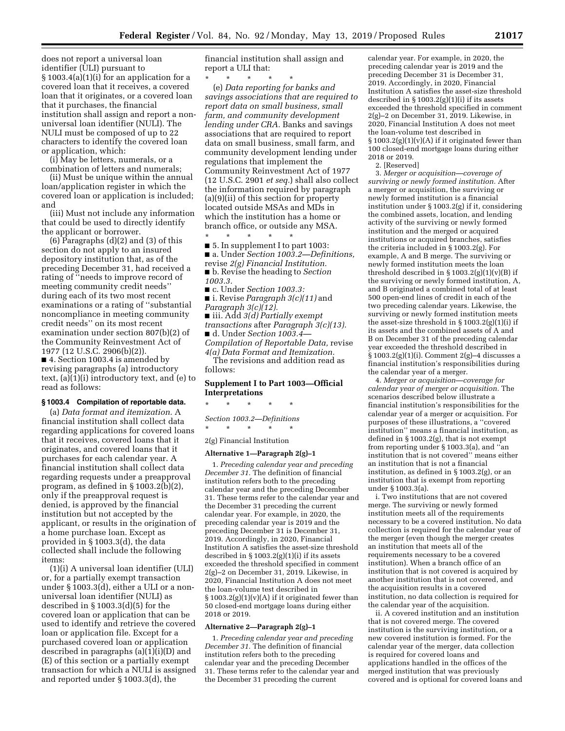does not report a universal loan identifier (ULI) pursuant to § 1003.4(a)(1)(i) for an application for a covered loan that it receives, a covered loan that it originates, or a covered loan that it purchases, the financial institution shall assign and report a non-universal loan identifier (NULI). The NULI must be composed of up to 22 characters to identify the covered loan or application, which:

(i) May be letters, numerals, or a combination of letters and numerals;

(ii) Must be unique within the annual loan/application register in which the covered loan or application is included; and

(iii) Must not include any information that could be used to directly identify the applicant or borrower.

(6) Paragraphs (d)(2) and (3) of this section do not apply to an insured depository institution that, as of the preceding December 31, had received a rating of ''needs to improve record of meeting community credit needs'' during each of its two most recent examinations or a rating of ''substantial noncompliance in meeting community credit needs'' on its most recent examination under section 807(b)(2) of the Community Reinvestment Act of 1977 (12 U.S.C. 2906(b)(2)).

■ 4. Section 1003.4 is amended by revising paragraphs (a) introductory text, (a)(1)(i) introductory text, and (e) to read as follows:

**§ 1003.4 Compilation of reportable data.**

(a) *Data format and itemization.* A financial institution shall collect data regarding applications for covered loans that it receives, covered loans that it originates, and covered loans that it purchases for each calendar year. A financial institution shall collect data regarding requests under a preapproval program, as defined in § 1003.2(b)(2), only if the preapproval request is denied, is approved by the financial institution but not accepted by the applicant, or results in the origination of a home purchase loan. Except as provided in § 1003.3(d), the data collected shall include the following items:

(1)(i) A universal loan identifier (ULI) or, for a partially exempt transaction under § 1003.3(d), either a ULI or a non-universal loan identifier (NULI) as described in § 1003.3(d)(5) for the covered loan or application that can be used to identify and retrieve the covered loan or application file. Except for a purchased covered loan or application described in paragraphs (a)(1)(i)(D) and (E) of this section or a partially exempt transaction for which a NULI is assigned and reported under § 1003.3(d), the financial institution shall assign and report a ULI that:

\* \* \* \* \*

(e) *Data reporting for banks and savings associations that are required to report data on small business, small farm, and community development lending under CRA.* Banks and savings associations that are required to report data on small business, small farm, and community development lending under regulations that implement the Community Reinvestment Act of 1977 (12 U.S.C. 2901 *et seq.*) shall also collect the information required by paragraph (a)(9)(ii) of this section for property located outside MSAs and MDs in which the institution has a home or branch office, or outside any MSA.

\* \* \* \* \*

■ 5. In supplement I to part 1003:

■ a. Under *Section 1003.2—Definitions,* revise *2(g) Financial Institution.*

■ b. Revise the heading to *Section 1003.3.*

■ c. Under *Section 1003.3:*

■ i. Revise *Paragraph 3(c)(11)* and *Paragraph 3(c)(12).*

■ iii. Add *3(d) Partially exempt transactions* after *Paragraph 3(c)(13).*

■ d. Under *Section 1003.4—Compilation of Reportable Data,* revise *4(a) Data Format and Itemization.*

The revisions and addition read as follows:

## Supplement I to Part 1003—Official Interpretations

\* \* \* \* \*

*Section 1003.2—Definitions*

\* \* \* \* \*

2(g) Financial Institution

**Alternative 1—Paragraph 2(g)–1**

1. *Preceding calendar year and preceding December 31.* The definition of financial institution refers both to the preceding calendar year and the preceding December 31. These terms refer to the calendar year and the December 31 preceding the current calendar year. For example, in 2020, the preceding calendar year is 2019 and the preceding December 31 is December 31, 2019. Accordingly, in 2020, Financial Institution A satisfies the asset-size threshold described in § 1003.2(g)(1)(i) if its assets exceeded the threshold specified in comment 2(g)–2 on December 31, 2019. Likewise, in 2020, Financial Institution A does not meet the loan-volume test described in § 1003.2(g)(1)(v)(A) if it originated fewer than 50 closed-end mortgage loans during either 2018 or 2019.

**Alternative 2—Paragraph 2(g)–1**

1. *Preceding calendar year and preceding December 31.* The definition of financial institution refers both to the preceding calendar year and the preceding December 31. These terms refer to the calendar year and the December 31 preceding the current calendar year. For example, in 2020, the preceding calendar year is 2019 and the preceding December 31 is December 31, 2019. Accordingly, in 2020, Financial Institution A satisfies the asset-size threshold described in § 1003.2(g)(1)(i) if its assets exceeded the threshold specified in comment 2(g)–2 on December 31, 2019. Likewise, in 2020, Financial Institution A does not meet the loan-volume test described in § 1003.2(g)(1)(v)(A) if it originated fewer than 100 closed-end mortgage loans during either 2018 or 2019.

2. [Reserved]

3. *Merger or acquisition—coverage of surviving or newly formed institution.* After a merger or acquisition, the surviving or newly formed institution is a financial institution under § 1003.2(g) if it, considering the combined assets, location, and lending activity of the surviving or newly formed institution and the merged or acquired institutions or acquired branches, satisfies the criteria included in § 1003.2(g). For example, A and B merge. The surviving or newly formed institution meets the loan threshold described in § 1003.2(g)(1)(v)(B) if the surviving or newly formed institution, A, and B originated a combined total of at least 500 open-end lines of credit in each of the two preceding calendar years. Likewise, the surviving or newly formed institution meets the asset-size threshold in § 1003.2(g)(1)(i) if its assets and the combined assets of A and B on December 31 of the preceding calendar year exceeded the threshold described in § 1003.2(g)(1)(i). Comment 2(g)–4 discusses a financial institution's responsibilities during the calendar year of a merger.

4. *Merger or acquisition—coverage for calendar year of merger or acquisition.* The scenarios described below illustrate a financial institution's responsibilities for the calendar year of a merger or acquisition. For purposes of these illustrations, a ''covered institution'' means a financial institution, as defined in § 1003.2(g), that is not exempt from reporting under § 1003.3(a), and ''an institution that is not covered'' means either an institution that is not a financial institution, as defined in § 1003.2(g), or an institution that is exempt from reporting under § 1003.3(a).

i. Two institutions that are not covered merge. The surviving or newly formed institution meets all of the requirements necessary to be a covered institution. No data collection is required for the calendar year of the merger (even though the merger creates an institution that meets all of the requirements necessary to be a covered institution). When a branch office of an institution that is not covered is acquired by another institution that is not covered, and the acquisition results in a covered institution, no data collection is required for the calendar year of the acquisition.

ii. A covered institution and an institution that is not covered merge. The covered institution is the surviving institution, or a new covered institution is formed. For the calendar year of the merger, data collection is required for covered loans and applications handled in the offices of the merged institution that was previously covered and is optional for covered loans and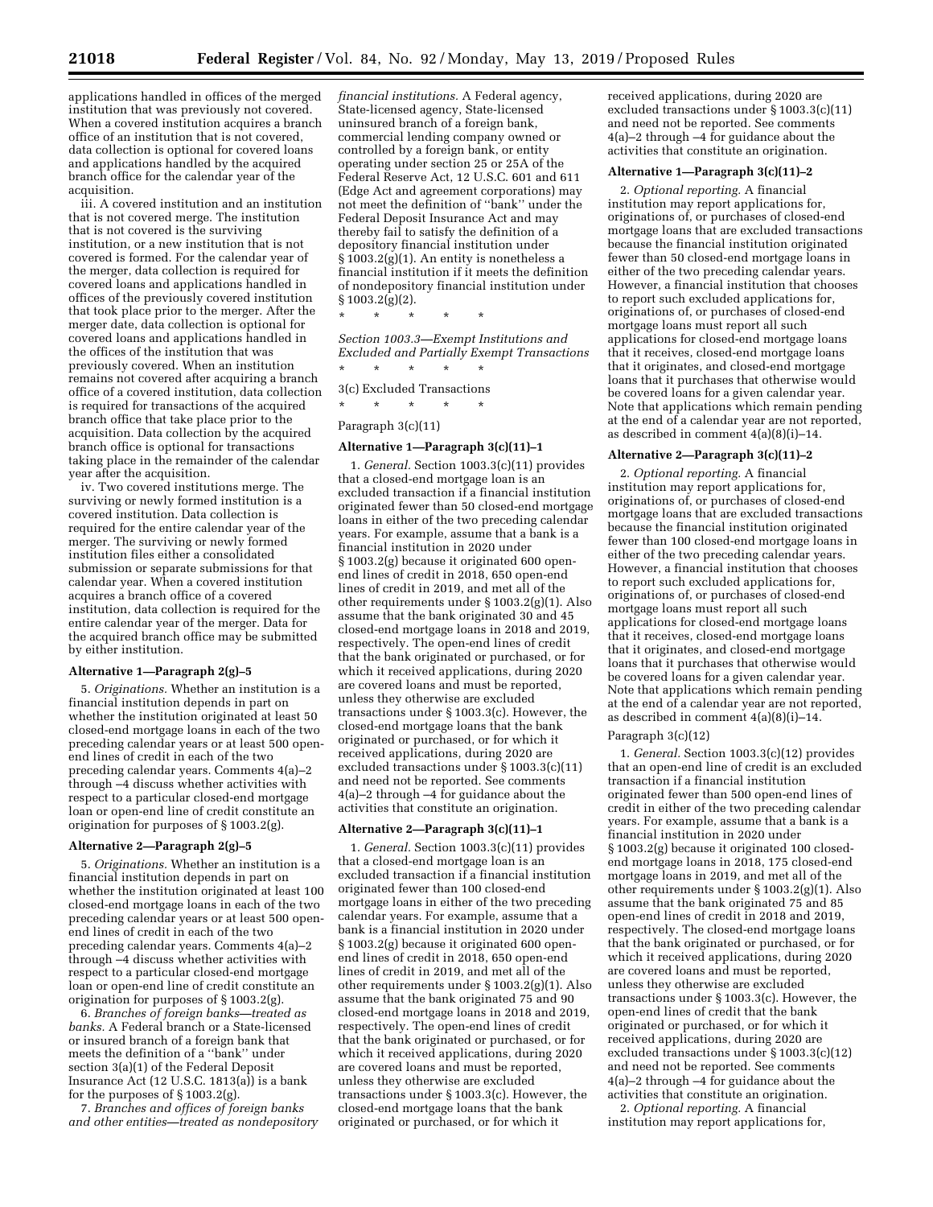applications handled in offices of the merged institution that was previously not covered. When a covered institution acquires a branch office of an institution that is not covered, data collection is optional for covered loans and applications handled by the acquired branch office for the calendar year of the acquisition.

iii. A covered institution and an institution that is not covered merge. The institution that is not covered is the surviving institution, or a new institution that is not covered is formed. For the calendar year of the merger, data collection is required for covered loans and applications handled in offices of the previously covered institution that took place prior to the merger. After the merger date, data collection is optional for covered loans and applications handled in the offices of the institution that was previously covered. When an institution remains not covered after acquiring a branch office of a covered institution, data collection is required for transactions of the acquired branch office that take place prior to the acquisition. Data collection by the acquired branch office is optional for transactions taking place in the remainder of the calendar year after the acquisition.

iv. Two covered institutions merge. The surviving or newly formed institution is a covered institution. Data collection is required for the entire calendar year of the merger. The surviving or newly formed institution files either a consolidated submission or separate submissions for that calendar year. When a covered institution acquires a branch office of a covered institution, data collection is required for the entire calendar year of the merger. Data for the acquired branch office may be submitted by either institution.

**Alternative 1—Paragraph 2(g)–5**

5. *Originations.* Whether an institution is a financial institution depends in part on whether the institution originated at least 50 closed-end mortgage loans in each of the two preceding calendar years or at least 500 open-end lines of credit in each of the two preceding calendar years. Comments 4(a)–2 through –4 discuss whether activities with respect to a particular closed-end mortgage loan or open-end line of credit constitute an origination for purposes of § 1003.2(g).

**Alternative 2—Paragraph 2(g)–5**

5. *Originations.* Whether an institution is a financial institution depends in part on whether the institution originated at least 100 closed-end mortgage loans in each of the two preceding calendar years or at least 500 open-end lines of credit in each of the two preceding calendar years. Comments 4(a)–2 through –4 discuss whether activities with respect to a particular closed-end mortgage loan or open-end line of credit constitute an origination for purposes of § 1003.2(g).

6. *Branches of foreign banks—treated as banks.* A Federal branch or a State-licensed or insured branch of a foreign bank that meets the definition of a "bank" under section 3(a)(1) of the Federal Deposit Insurance Act (12 U.S.C. 1813(a)) is a bank for the purposes of § 1003.2(g).

7. *Branches and offices of foreign banks and other entities—treated as nondepository financial institutions.* A Federal agency, State-licensed agency, State-licensed uninsured branch of a foreign bank, commercial lending company owned or controlled by a foreign bank, or entity operating under section 25 or 25A of the Federal Reserve Act, 12 U.S.C. 601 and 611 (Edge Act and agreement corporations) may not meet the definition of "bank" under the Federal Deposit Insurance Act and may thereby fail to satisfy the definition of a depository financial institution under § 1003.2(g)(1). An entity is nonetheless a financial institution if it meets the definition of nondepository financial institution under § 1003.2(g)(2).

\* \* \* \* \*

*Section 1003.3—Exempt Institutions and Excluded and Partially Exempt Transactions*

\* \* \* \* \*

3(c) Excluded Transactions

\* \* \* \* \*

Paragraph 3(c)(11)

**Alternative 1—Paragraph 3(c)(11)–1**

1. *General.* Section 1003.3(c)(11) provides that a closed-end mortgage loan is an excluded transaction if a financial institution originated fewer than 50 closed-end mortgage loans in either of the two preceding calendar years. For example, assume that a bank is a financial institution in 2020 under § 1003.2(g) because it originated 600 open-end lines of credit in 2018, 650 open-end lines of credit in 2019, and met all of the other requirements under § 1003.2(g)(1). Also assume that the bank originated 30 and 45 closed-end mortgage loans in 2018 and 2019, respectively. The open-end lines of credit that the bank originated or purchased, or for which it received applications, during 2020 are covered loans and must be reported, unless they otherwise are excluded transactions under § 1003.3(c). However, the closed-end mortgage loans that the bank originated or purchased, or for which it received applications, during 2020 are excluded transactions under § 1003.3(c)(11) and need not be reported. See comments 4(a)–2 through –4 for guidance about the activities that constitute an origination.

**Alternative 2—Paragraph 3(c)(11)–1**

1. *General.* Section 1003.3(c)(11) provides that a closed-end mortgage loan is an excluded transaction if a financial institution originated fewer than 100 closed-end mortgage loans in either of the two preceding calendar years. For example, assume that a bank is a financial institution in 2020 under § 1003.2(g) because it originated 600 open-end lines of credit in 2018, 650 open-end lines of credit in 2019, and met all of the other requirements under § 1003.2(g)(1). Also assume that the bank originated 75 and 90 closed-end mortgage loans in 2018 and 2019, respectively. The open-end lines of credit that the bank originated or purchased, or for which it received applications, during 2020 are covered loans and must be reported, unless they otherwise are excluded transactions under § 1003.3(c). However, the closed-end mortgage loans that the bank originated or purchased, or for which it received applications, during 2020 are excluded transactions under § 1003.3(c)(11) and need not be reported. See comments 4(a)–2 through –4 for guidance about the activities that constitute an origination.

**Alternative 1—Paragraph 3(c)(11)–2**

2. *Optional reporting.* A financial institution may report applications for, originations of, or purchases of closed-end mortgage loans that are excluded transactions because the financial institution originated fewer than 50 closed-end mortgage loans in either of the two preceding calendar years. However, a financial institution that chooses to report such excluded applications for, originations of, or purchases of closed-end mortgage loans must report all such applications for closed-end mortgage loans that it receives, closed-end mortgage loans that it originates, and closed-end mortgage loans that it purchases that otherwise would be covered loans for a given calendar year. Note that applications which remain pending at the end of a calendar year are not reported, as described in comment 4(a)(8)(i)–14.

**Alternative 2—Paragraph 3(c)(11)–2**

2. *Optional reporting.* A financial institution may report applications for, originations of, or purchases of closed-end mortgage loans that are excluded transactions because the financial institution originated fewer than 100 closed-end mortgage loans in either of the two preceding calendar years. However, a financial institution that chooses to report such excluded applications for, originations of, or purchases of closed-end mortgage loans must report all such applications for closed-end mortgage loans that it receives, closed-end mortgage loans that it originates, and closed-end mortgage loans that it purchases that otherwise would be covered loans for a given calendar year. Note that applications which remain pending at the end of a calendar year are not reported, as described in comment 4(a)(8)(i)–14.

Paragraph 3(c)(12)

1. *General.* Section 1003.3(c)(12) provides that an open-end line of credit is an excluded transaction if a financial institution originated fewer than 500 open-end lines of credit in either of the two preceding calendar years. For example, assume that a bank is a financial institution in 2020 under § 1003.2(g) because it originated 100 closed-end mortgage loans in 2018, 175 closed-end mortgage loans in 2019, and met all of the other requirements under § 1003.2(g)(1). Also assume that the bank originated 75 and 85 open-end lines of credit in 2018 and 2019, respectively. The closed-end mortgage loans that the bank originated or purchased, or for which it received applications, during 2020 are covered loans and must be reported, unless they otherwise are excluded transactions under § 1003.3(c). However, the open-end lines of credit that the bank originated or purchased, or for which it received applications, during 2020 are excluded transactions under § 1003.3(c)(12) and need not be reported. See comments 4(a)–2 through –4 for guidance about the activities that constitute an origination.

2. *Optional reporting.* A financial institution may report applications for,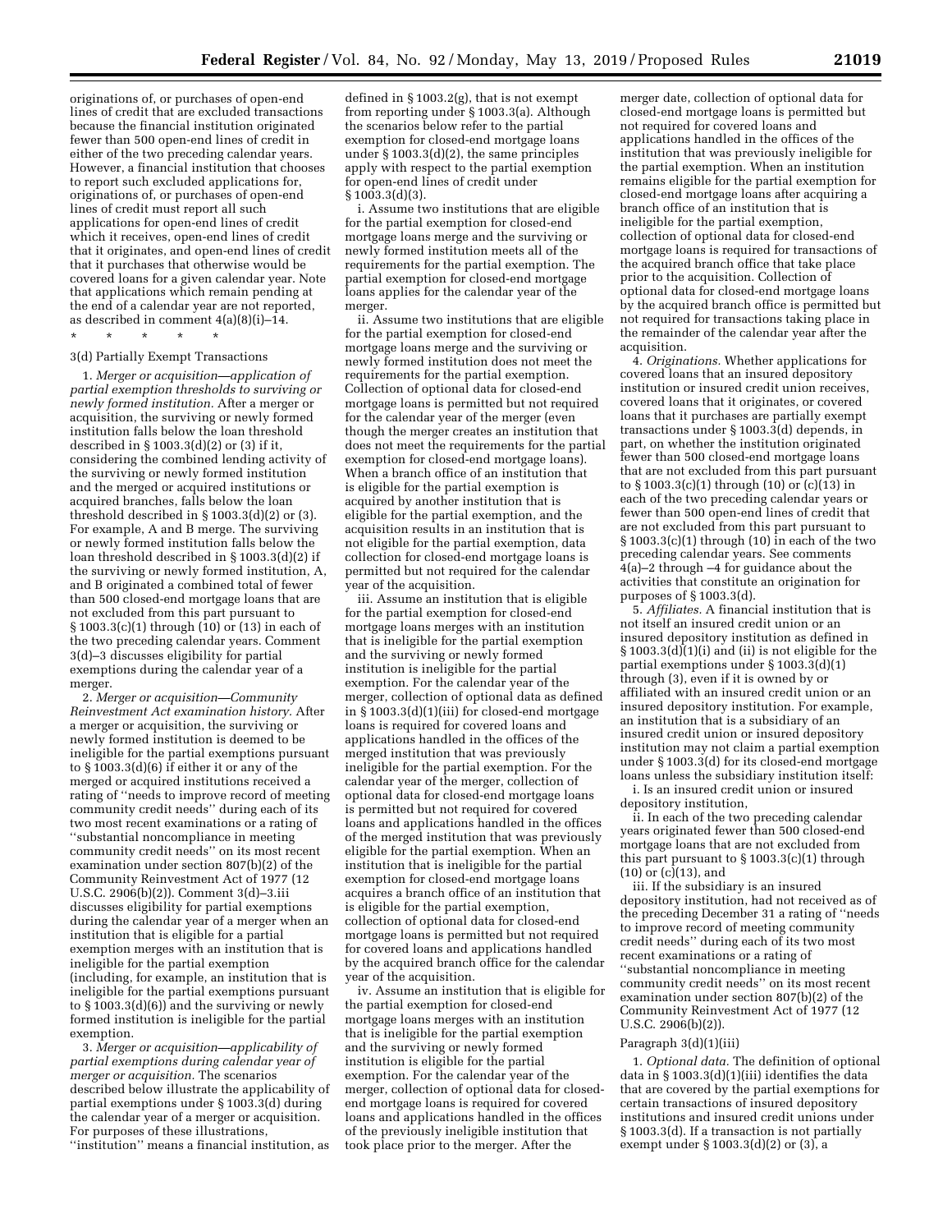originations of, or purchases of open-end lines of credit that are excluded transactions because the financial institution originated fewer than 500 open-end lines of credit in either of the two preceding calendar years. However, a financial institution that chooses to report such excluded applications for, originations of, or purchases of open-end lines of credit must report all such applications for open-end lines of credit which it receives, open-end lines of credit that it originates, and open-end lines of credit that it purchases that otherwise would be covered loans for a given calendar year. Note that applications which remain pending at the end of a calendar year are not reported, as described in comment 4(a)(8)(i)–14.

\* \* \* \* \*

3(d) Partially Exempt Transactions

1. *Merger or acquisition—application of partial exemption thresholds to surviving or newly formed institution.* After a merger or acquisition, the surviving or newly formed institution falls below the loan threshold described in § 1003.3(d)(2) or (3) if it, considering the combined lending activity of the surviving or newly formed institution and the merged or acquired institutions or acquired branches, falls below the loan threshold described in § 1003.3(d)(2) or (3). For example, A and B merge. The surviving or newly formed institution falls below the loan threshold described in § 1003.3(d)(2) if the surviving or newly formed institution, A, and B originated a combined total of fewer than 500 closed-end mortgage loans that are not excluded from this part pursuant to § 1003.3(c)(1) through (10) or (13) in each of the two preceding calendar years. Comment 3(d)–3 discusses eligibility for partial exemptions during the calendar year of a merger.

2. *Merger or acquisition—Community Reinvestment Act examination history.* After a merger or acquisition, the surviving or newly formed institution is deemed to be ineligible for the partial exemptions pursuant to § 1003.3(d)(6) if either it or any of the merged or acquired institutions received a rating of ''needs to improve record of meeting community credit needs'' during each of its two most recent examinations or a rating of ''substantial noncompliance in meeting community credit needs'' on its most recent examination under section 807(b)(2) of the Community Reinvestment Act of 1977 (12 U.S.C. 2906(b)(2)). Comment 3(d)–3.iii discusses eligibility for partial exemptions during the calendar year of a merger when an institution that is eligible for a partial exemption merges with an institution that is ineligible for the partial exemption (including, for example, an institution that is ineligible for the partial exemptions pursuant to § 1003.3(d)(6)) and the surviving or newly formed institution is ineligible for the partial exemption.

3. *Merger or acquisition—applicability of partial exemptions during calendar year of merger or acquisition.* The scenarios described below illustrate the applicability of partial exemptions under § 1003.3(d) during the calendar year of a merger or acquisition. For purposes of these illustrations, ''institution'' means a financial institution, as defined in § 1003.2(g), that is not exempt from reporting under § 1003.3(a). Although the scenarios below refer to the partial exemption for closed-end mortgage loans under § 1003.3(d)(2), the same principles apply with respect to the partial exemption for open-end lines of credit under § 1003.3(d)(3).

i. Assume two institutions that are eligible for the partial exemption for closed-end mortgage loans merge and the surviving or newly formed institution meets all of the requirements for the partial exemption. The partial exemption for closed-end mortgage loans applies for the calendar year of the merger.

ii. Assume two institutions that are eligible for the partial exemption for closed-end mortgage loans merge and the surviving or newly formed institution does not meet the requirements for the partial exemption. Collection of optional data for closed-end mortgage loans is permitted but not required for the calendar year of the merger (even though the merger creates an institution that does not meet the requirements for the partial exemption for closed-end mortgage loans). When a branch office of an institution that is eligible for the partial exemption is acquired by another institution that is eligible for the partial exemption, and the acquisition results in an institution that is not eligible for the partial exemption, data collection for closed-end mortgage loans is permitted but not required for the calendar year of the acquisition.

iii. Assume an institution that is eligible for the partial exemption for closed-end mortgage loans merges with an institution that is ineligible for the partial exemption and the surviving or newly formed institution is ineligible for the partial exemption. For the calendar year of the merger, collection of optional data as defined in § 1003.3(d)(1)(iii) for closed-end mortgage loans is required for covered loans and applications handled in the offices of the merged institution that was previously ineligible for the partial exemption. For the calendar year of the merger, collection of optional data for closed-end mortgage loans is permitted but not required for covered loans and applications handled in the offices of the merged institution that was previously eligible for the partial exemption. When an institution that is ineligible for the partial exemption for closed-end mortgage loans acquires a branch office of an institution that is eligible for the partial exemption, collection of optional data for closed-end mortgage loans is permitted but not required for covered loans and applications handled by the acquired branch office for the calendar year of the acquisition.

iv. Assume an institution that is eligible for the partial exemption for closed-end mortgage loans merges with an institution that is ineligible for the partial exemption and the surviving or newly formed institution is eligible for the partial exemption. For the calendar year of the merger, collection of optional data for closed-end mortgage loans is required for covered loans and applications handled in the offices of the previously ineligible institution that took place prior to the merger. After the merger date, collection of optional data for closed-end mortgage loans is permitted but not required for covered loans and applications handled in the offices of the institution that was previously ineligible for the partial exemption. When an institution remains eligible for the partial exemption for closed-end mortgage loans after acquiring a branch office of an institution that is ineligible for the partial exemption, collection of optional data for closed-end mortgage loans is required for transactions of the acquired branch office that take place prior to the acquisition. Collection of optional data for closed-end mortgage loans by the acquired branch office is permitted but not required for transactions taking place in the remainder of the calendar year after the acquisition.

4. *Originations.* Whether applications for covered loans that an insured depository institution or insured credit union receives, covered loans that it originates, or covered loans that it purchases are partially exempt transactions under § 1003.3(d) depends, in part, on whether the institution originated fewer than 500 closed-end mortgage loans that are not excluded from this part pursuant to § 1003.3(c)(1) through (10) or (c)(13) in each of the two preceding calendar years or fewer than 500 open-end lines of credit that are not excluded from this part pursuant to § 1003.3(c)(1) through (10) in each of the two preceding calendar years. See comments 4(a)–2 through –4 for guidance about the activities that constitute an origination for purposes of § 1003.3(d).

5. *Affiliates.* A financial institution that is not itself an insured credit union or an insured depository institution as defined in § 1003.3(d)(1)(i) and (ii) is not eligible for the partial exemptions under § 1003.3(d)(1) through (3), even if it is owned by or affiliated with an insured credit union or an insured depository institution. For example, an institution that is a subsidiary of an insured credit union or insured depository institution may not claim a partial exemption under § 1003.3(d) for its closed-end mortgage loans unless the subsidiary institution itself:

i. Is an insured credit union or insured depository institution,

ii. In each of the two preceding calendar years originated fewer than 500 closed-end mortgage loans that are not excluded from this part pursuant to § 1003.3(c)(1) through (10) or (c)(13), and

iii. If the subsidiary is an insured depository institution, had not received as of the preceding December 31 a rating of ''needs to improve record of meeting community credit needs'' during each of its two most recent examinations or a rating of ''substantial noncompliance in meeting community credit needs'' on its most recent examination under section 807(b)(2) of the Community Reinvestment Act of 1977 (12 U.S.C. 2906(b)(2)).

Paragraph 3(d)(1)(iii)

1. *Optional data.* The definition of optional data in § 1003.3(d)(1)(iii) identifies the data that are covered by the partial exemptions for certain transactions of insured depository institutions and insured credit unions under § 1003.3(d). If a transaction is not partially exempt under § 1003.3(d)(2) or (3), a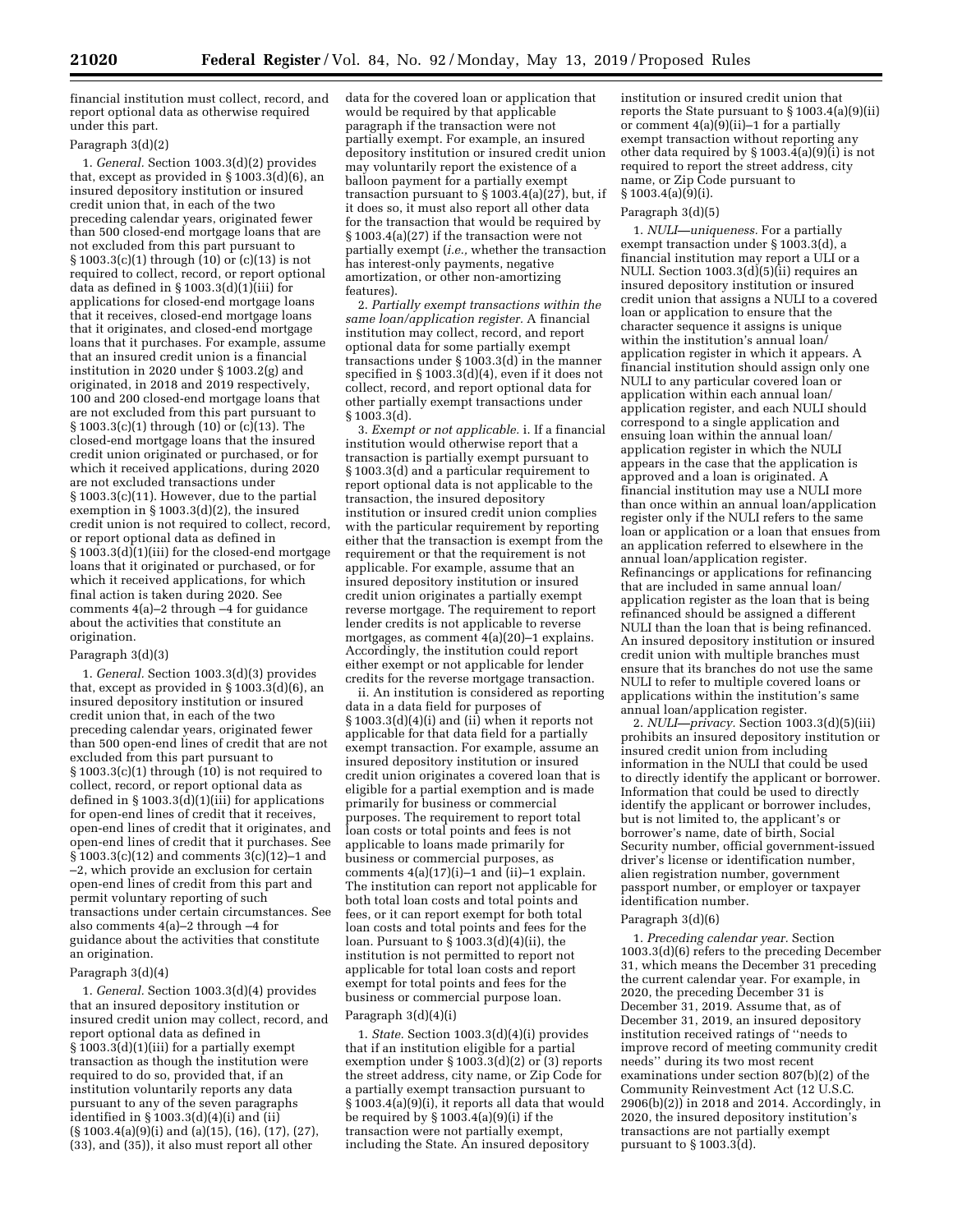financial institution must collect, record, and report optional data as otherwise required under this part.

Paragraph 3(d)(2)

1. *General.* Section 1003.3(d)(2) provides that, except as provided in § 1003.3(d)(6), an insured depository institution or insured credit union that, in each of the two preceding calendar years, originated fewer than 500 closed-end mortgage loans that are not excluded from this part pursuant to § 1003.3(c)(1) through (10) or (c)(13) is not required to collect, record, or report optional data as defined in § 1003.3(d)(1)(iii) for applications for closed-end mortgage loans that it receives, closed-end mortgage loans that it originates, and closed-end mortgage loans that it purchases. For example, assume that an insured credit union is a financial institution in 2020 under § 1003.2(g) and originated, in 2018 and 2019 respectively, 100 and 200 closed-end mortgage loans that are not excluded from this part pursuant to § 1003.3(c)(1) through (10) or (c)(13). The closed-end mortgage loans that the insured credit union originated or purchased, or for which it received applications, during 2020 are not excluded transactions under § 1003.3(c)(11). However, due to the partial exemption in § 1003.3(d)(2), the insured credit union is not required to collect, record, or report optional data as defined in § 1003.3(d)(1)(iii) for the closed-end mortgage loans that it originated or purchased, or for which it received applications, for which final action is taken during 2020. See comments 4(a)–2 through –4 for guidance about the activities that constitute an origination.

Paragraph 3(d)(3)

1. *General.* Section 1003.3(d)(3) provides that, except as provided in § 1003.3(d)(6), an insured depository institution or insured credit union that, in each of the two preceding calendar years, originated fewer than 500 open-end lines of credit that are not excluded from this part pursuant to § 1003.3(c)(1) through (10) is not required to collect, record, or report optional data as defined in § 1003.3(d)(1)(iii) for applications for open-end lines of credit that it receives, open-end lines of credit that it originates, and open-end lines of credit that it purchases. See § 1003.3(c)(12) and comments 3(c)(12)–1 and –2, which provide an exclusion for certain open-end lines of credit from this part and permit voluntary reporting of such transactions under certain circumstances. See also comments 4(a)–2 through –4 for guidance about the activities that constitute an origination.

Paragraph 3(d)(4)

1. *General.* Section 1003.3(d)(4) provides that an insured depository institution or insured credit union may collect, record, and report optional data as defined in § 1003.3(d)(1)(iii) for a partially exempt transaction as though the institution were required to do so, provided that, if an institution voluntarily reports any data pursuant to any of the seven paragraphs identified in § 1003.3(d)(4)(i) and (ii) (§ 1003.4(a)(9)(i) and (a)(15), (16), (17), (27), (33), and (35)), it also must report all other data for the covered loan or application that would be required by that applicable paragraph if the transaction were not partially exempt. For example, an insured depository institution or insured credit union may voluntarily report the existence of a balloon payment for a partially exempt transaction pursuant to § 1003.4(a)(27), but, if it does so, it must also report all other data for the transaction that would be required by § 1003.4(a)(27) if the transaction were not partially exempt (*i.e.,* whether the transaction has interest-only payments, negative amortization, or other non-amortizing features).

2. *Partially exempt transactions within the same loan/application register.* A financial institution may collect, record, and report optional data for some partially exempt transactions under § 1003.3(d) in the manner specified in § 1003.3(d)(4), even if it does not collect, record, and report optional data for other partially exempt transactions under § 1003.3(d).

3. *Exempt or not applicable.* i. If a financial institution would otherwise report that a transaction is partially exempt pursuant to § 1003.3(d) and a particular requirement to report optional data is not applicable to the transaction, the insured depository institution or insured credit union complies with the particular requirement by reporting either that the transaction is exempt from the requirement or that the requirement is not applicable. For example, assume that an insured depository institution or insured credit union originates a partially exempt reverse mortgage. The requirement to report lender credits is not applicable to reverse mortgages, as comment 4(a)(20)–1 explains. Accordingly, the institution could report either exempt or not applicable for lender credits for the reverse mortgage transaction.

ii. An institution is considered as reporting data in a data field for purposes of § 1003.3(d)(4)(i) and (ii) when it reports not applicable for that data field for a partially exempt transaction. For example, assume an insured depository institution or insured credit union originates a covered loan that is eligible for a partial exemption and is made primarily for business or commercial purposes. The requirement to report total loan costs or total points and fees is not applicable to loans made primarily for business or commercial purposes, as comments 4(a)(17)(i)–1 and (ii)–1 explain. The institution can report not applicable for both total loan costs and total points and fees, or it can report exempt for both total loan costs and total points and fees for the loan. Pursuant to § 1003.3(d)(4)(ii), the institution is not permitted to report not applicable for total loan costs and report exempt for total points and fees for the business or commercial purpose loan.

Paragraph 3(d)(4)(i)

1. *State.* Section 1003.3(d)(4)(i) provides that if an institution eligible for a partial exemption under § 1003.3(d)(2) or (3) reports the street address, city name, or Zip Code for a partially exempt transaction pursuant to § 1003.4(a)(9)(i), it reports all data that would be required by § 1003.4(a)(9)(i) if the transaction were not partially exempt, including the State. An insured depository institution or insured credit union that reports the State pursuant to § 1003.4(a)(9)(ii) or comment 4(a)(9)(ii)–1 for a partially exempt transaction without reporting any other data required by § 1003.4(a)(9)(i) is not required to report the street address, city name, or Zip Code pursuant to § 1003.4(a)(9)(i).

Paragraph 3(d)(5)

1. *NULI—uniqueness.* For a partially exempt transaction under § 1003.3(d), a financial institution may report a ULI or a NULI. Section 1003.3(d)(5)(ii) requires an insured depository institution or insured credit union that assigns a NULI to a covered loan or application to ensure that the character sequence it assigns is unique within the institution's annual loan/application register in which it appears. A financial institution should assign only one NULI to any particular covered loan or application within each annual loan/application register, and each NULI should correspond to a single application and ensuing loan within the annual loan/application register in which the NULI appears in the case that the application is approved and a loan is originated. A financial institution may use a NULI more than once within an annual loan/application register only if the NULI refers to the same loan or application or a loan that ensues from an application referred to elsewhere in the annual loan/application register. Refinancings or applications for refinancing that are included in same annual loan/application register as the loan that is being refinanced should be assigned a different NULI than the loan that is being refinanced. An insured depository institution or insured credit union with multiple branches must ensure that its branches do not use the same NULI to refer to multiple covered loans or applications within the institution's same annual loan/application register.

2. *NULI—privacy.* Section 1003.3(d)(5)(iii) prohibits an insured depository institution or insured credit union from including information in the NULI that could be used to directly identify the applicant or borrower. Information that could be used to directly identify the applicant or borrower includes, but is not limited to, the applicant's or borrower's name, date of birth, Social Security number, official government-issued driver's license or identification number, alien registration number, government passport number, or employer or taxpayer identification number.

Paragraph 3(d)(6)

1. *Preceding calendar year.* Section 1003.3(d)(6) refers to the preceding December 31, which means the December 31 preceding the current calendar year. For example, in 2020, the preceding December 31 is December 31, 2019. Assume that, as of December 31, 2019, an insured depository institution received ratings of "needs to improve record of meeting community credit needs" during its two most recent examinations under section 807(b)(2) of the Community Reinvestment Act (12 U.S.C. 2906(b)(2)) in 2018 and 2014. Accordingly, in 2020, the insured depository institution's transactions are not partially exempt pursuant to § 1003.3(d).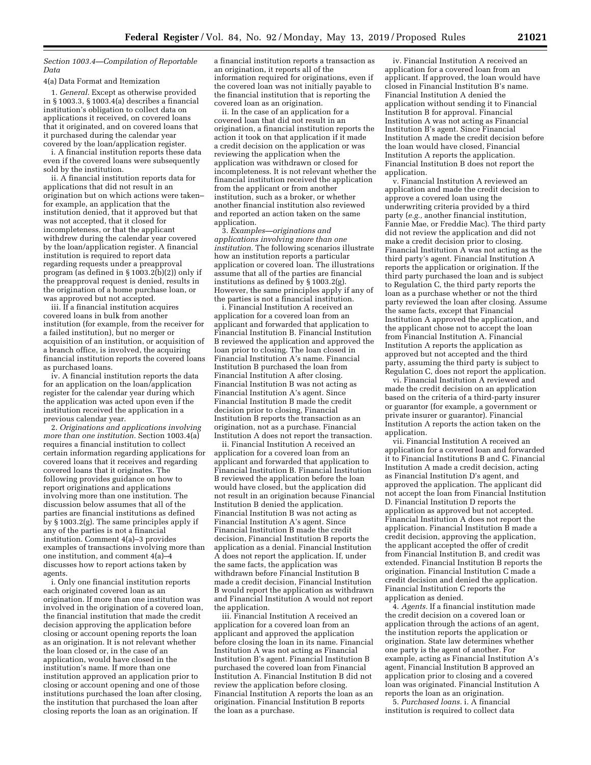*Section 1003.4—Compilation of Reportable Data*

4(a) Data Format and Itemization

1. *General.* Except as otherwise provided in § 1003.3, § 1003.4(a) describes a financial institution's obligation to collect data on applications it received, on covered loans that it originated, and on covered loans that it purchased during the calendar year covered by the loan/application register.

i. A financial institution reports these data even if the covered loans were subsequently sold by the institution.

ii. A financial institution reports data for applications that did not result in an origination but on which actions were taken–for example, an application that the institution denied, that it approved but that was not accepted, that it closed for incompleteness, or that the applicant withdrew during the calendar year covered by the loan/application register. A financial institution is required to report data regarding requests under a preapproval program (as defined in § 1003.2(b)(2)) only if the preapproval request is denied, results in the origination of a home purchase loan, or was approved but not accepted.

iii. If a financial institution acquires covered loans in bulk from another institution (for example, from the receiver for a failed institution), but no merger or acquisition of an institution, or acquisition of a branch office, is involved, the acquiring financial institution reports the covered loans as purchased loans.

iv. A financial institution reports the data for an application on the loan/application register for the calendar year during which the application was acted upon even if the institution received the application in a previous calendar year.

2. *Originations and applications involving more than one institution.* Section 1003.4(a) requires a financial institution to collect certain information regarding applications for covered loans that it receives and regarding covered loans that it originates. The following provides guidance on how to report originations and applications involving more than one institution. The discussion below assumes that all of the parties are financial institutions as defined by § 1003.2(g). The same principles apply if any of the parties is not a financial institution. Comment 4(a)–3 provides examples of transactions involving more than one institution, and comment 4(a)–4 discusses how to report actions taken by agents.

i. Only one financial institution reports each originated covered loan as an origination. If more than one institution was involved in the origination of a covered loan, the financial institution that made the credit decision approving the application before closing or account opening reports the loan as an origination. It is not relevant whether the loan closed or, in the case of an application, would have closed in the institution's name. If more than one institution approved an application prior to closing or account opening and one of those institutions purchased the loan after closing, the institution that purchased the loan after closing reports the loan as an origination. If a financial institution reports a transaction as an origination, it reports all of the information required for originations, even if the covered loan was not initially payable to the financial institution that is reporting the covered loan as an origination.

ii. In the case of an application for a covered loan that did not result in an origination, a financial institution reports the action it took on that application if it made a credit decision on the application or was reviewing the application when the application was withdrawn or closed for incompleteness. It is not relevant whether the financial institution received the application from the applicant or from another institution, such as a broker, or whether another financial institution also reviewed and reported an action taken on the same application.

3. *Examples—originations and applications involving more than one institution.* The following scenarios illustrate how an institution reports a particular application or covered loan. The illustrations assume that all of the parties are financial institutions as defined by § 1003.2(g). However, the same principles apply if any of the parties is not a financial institution.

i. Financial Institution A received an application for a covered loan from an applicant and forwarded that application to Financial Institution B. Financial Institution B reviewed the application and approved the loan prior to closing. The loan closed in Financial Institution A's name. Financial Institution B purchased the loan from Financial Institution A after closing. Financial Institution B was not acting as Financial Institution A's agent. Since Financial Institution B made the credit decision prior to closing, Financial Institution B reports the transaction as an origination, not as a purchase. Financial Institution A does not report the transaction.

ii. Financial Institution A received an application for a covered loan from an applicant and forwarded that application to Financial Institution B. Financial Institution B reviewed the application before the loan would have closed, but the application did not result in an origination because Financial Institution B denied the application. Financial Institution B was not acting as Financial Institution A's agent. Since Financial Institution B made the credit decision, Financial Institution B reports the application as a denial. Financial Institution A does not report the application. If, under the same facts, the application was withdrawn before Financial Institution B made a credit decision, Financial Institution B would report the application as withdrawn and Financial Institution A would not report the application.

iii. Financial Institution A received an application for a covered loan from an applicant and approved the application before closing the loan in its name. Financial Institution A was not acting as Financial Institution B's agent. Financial Institution B purchased the covered loan from Financial Institution A. Financial Institution B did not review the application before closing. Financial Institution A reports the loan as an origination. Financial Institution B reports the loan as a purchase.

iv. Financial Institution A received an application for a covered loan from an applicant. If approved, the loan would have closed in Financial Institution B's name. Financial Institution A denied the application without sending it to Financial Institution B for approval. Financial Institution A was not acting as Financial Institution B's agent. Since Financial Institution A made the credit decision before the loan would have closed, Financial Institution A reports the application. Financial Institution B does not report the application.

v. Financial Institution A reviewed an application and made the credit decision to approve a covered loan using the underwriting criteria provided by a third party (*e.g.,* another financial institution, Fannie Mae, or Freddie Mac). The third party did not review the application and did not make a credit decision prior to closing. Financial Institution A was not acting as the third party's agent. Financial Institution A reports the application or origination. If the third party purchased the loan and is subject to Regulation C, the third party reports the loan as a purchase whether or not the third party reviewed the loan after closing. Assume the same facts, except that Financial Institution A approved the application, and the applicant chose not to accept the loan from Financial Institution A. Financial Institution A reports the application as approved but not accepted and the third party, assuming the third party is subject to Regulation C, does not report the application.

vi. Financial Institution A reviewed and made the credit decision on an application based on the criteria of a third-party insurer or guarantor (for example, a government or private insurer or guarantor). Financial Institution A reports the action taken on the application.

vii. Financial Institution A received an application for a covered loan and forwarded it to Financial Institutions B and C. Financial Institution A made a credit decision, acting as Financial Institution D's agent, and approved the application. The applicant did not accept the loan from Financial Institution D. Financial Institution D reports the application as approved but not accepted. Financial Institution A does not report the application. Financial Institution B made a credit decision, approving the application, the applicant accepted the offer of credit from Financial Institution B, and credit was extended. Financial Institution B reports the origination. Financial Institution C made a credit decision and denied the application. Financial Institution C reports the application as denied.

4. *Agents.* If a financial institution made the credit decision on a covered loan or application through the actions of an agent, the institution reports the application or origination. State law determines whether one party is the agent of another. For example, acting as Financial Institution A's agent, Financial Institution B approved an application prior to closing and a covered loan was originated. Financial Institution A reports the loan as an origination.

5. *Purchased loans.* i. A financial institution is required to collect data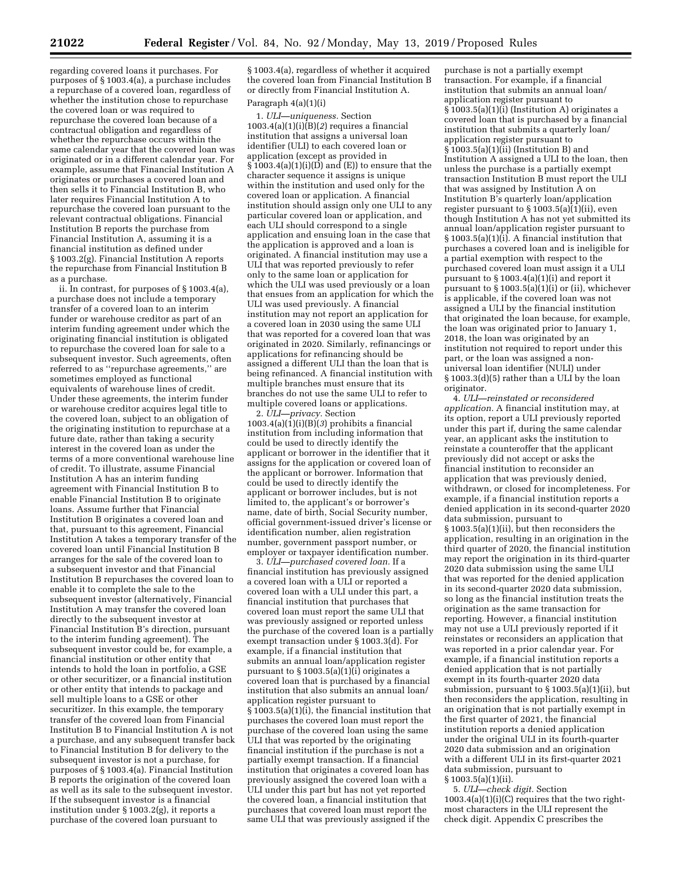regarding covered loans it purchases. For purposes of § 1003.4(a), a purchase includes a repurchase of a covered loan, regardless of whether the institution chose to repurchase the covered loan or was required to repurchase the covered loan because of a contractual obligation and regardless of whether the repurchase occurs within the same calendar year that the covered loan was originated or in a different calendar year. For example, assume that Financial Institution A originates or purchases a covered loan and then sells it to Financial Institution B, who later requires Financial Institution A to repurchase the covered loan pursuant to the relevant contractual obligations. Financial Institution B reports the purchase from Financial Institution A, assuming it is a financial institution as defined under § 1003.2(g). Financial Institution A reports the repurchase from Financial Institution B as a purchase.

ii. In contrast, for purposes of § 1003.4(a), a purchase does not include a temporary transfer of a covered loan to an interim funder or warehouse creditor as part of an interim funding agreement under which the originating financial institution is obligated to repurchase the covered loan for sale to a subsequent investor. Such agreements, often referred to as ''repurchase agreements,'' are sometimes employed as functional equivalents of warehouse lines of credit. Under these agreements, the interim funder or warehouse creditor acquires legal title to the covered loan, subject to an obligation of the originating institution to repurchase at a future date, rather than taking a security interest in the covered loan as under the terms of a more conventional warehouse line of credit. To illustrate, assume Financial Institution A has an interim funding agreement with Financial Institution B to enable Financial Institution B to originate loans. Assume further that Financial Institution B originates a covered loan and that, pursuant to this agreement, Financial Institution A takes a temporary transfer of the covered loan until Financial Institution B arranges for the sale of the covered loan to a subsequent investor and that Financial Institution B repurchases the covered loan to enable it to complete the sale to the subsequent investor (alternatively, Financial Institution A may transfer the covered loan directly to the subsequent investor at Financial Institution B's direction, pursuant to the interim funding agreement). The subsequent investor could be, for example, a financial institution or other entity that intends to hold the loan in portfolio, a GSE or other securitizer, or a financial institution or other entity that intends to package and sell multiple loans to a GSE or other securitizer. In this example, the temporary transfer of the covered loan from Financial Institution B to Financial Institution A is not a purchase, and any subsequent transfer back to Financial Institution B for delivery to the subsequent investor is not a purchase, for purposes of § 1003.4(a). Financial Institution B reports the origination of the covered loan as well as its sale to the subsequent investor. If the subsequent investor is a financial institution under § 1003.2(g), it reports a purchase of the covered loan pursuant to § 1003.4(a), regardless of whether it acquired the covered loan from Financial Institution B or directly from Financial Institution A.

Paragraph 4(a)(1)(i)

1. *ULI—uniqueness.* Section 1003.4(a)(1)(i)(B)(*2*) requires a financial institution that assigns a universal loan identifier (ULI) to each covered loan or application (except as provided in § 1003.4(a)(1)(i)(D) and (E)) to ensure that the character sequence it assigns is unique within the institution and used only for the covered loan or application. A financial institution should assign only one ULI to any particular covered loan or application, and each ULI should correspond to a single application and ensuing loan in the case that the application is approved and a loan is originated. A financial institution may use a ULI that was reported previously to refer only to the same loan or application for which the ULI was used previously or a loan that ensues from an application for which the ULI was used previously. A financial institution may not report an application for a covered loan in 2030 using the same ULI that was reported for a covered loan that was originated in 2020. Similarly, refinancings or applications for refinancing should be assigned a different ULI than the loan that is being refinanced. A financial institution with multiple branches must ensure that its branches do not use the same ULI to refer to multiple covered loans or applications.

2. *ULI—privacy.* Section 1003.4(a)(1)(i)(B)(*3*) prohibits a financial institution from including information that could be used to directly identify the applicant or borrower in the identifier that it assigns for the application or covered loan of the applicant or borrower. Information that could be used to directly identify the applicant or borrower includes, but is not limited to, the applicant's or borrower's name, date of birth, Social Security number, official government-issued driver's license or identification number, alien registration number, government passport number, or employer or taxpayer identification number.

3. *ULI—purchased covered loan.* If a financial institution has previously assigned a covered loan with a ULI or reported a covered loan with a ULI under this part, a financial institution that purchases that covered loan must report the same ULI that was previously assigned or reported unless the purchase of the covered loan is a partially exempt transaction under § 1003.3(d). For example, if a financial institution that submits an annual loan/application register pursuant to § 1003.5(a)(1)(i) originates a covered loan that is purchased by a financial institution that also submits an annual loan/application register pursuant to § 1003.5(a)(1)(i), the financial institution that purchases the covered loan must report the purchase of the covered loan using the same ULI that was reported by the originating financial institution if the purchase is not a partially exempt transaction. If a financial institution that originates a covered loan has previously assigned the covered loan with a ULI under this part but has not yet reported the covered loan, a financial institution that purchases that covered loan must report the same ULI that was previously assigned if the purchase is not a partially exempt transaction. For example, if a financial institution that submits an annual loan/application register pursuant to § 1003.5(a)(1)(i) (Institution A) originates a covered loan that is purchased by a financial institution that submits a quarterly loan/application register pursuant to § 1003.5(a)(1)(ii) (Institution B) and Institution A assigned a ULI to the loan, then unless the purchase is a partially exempt transaction Institution B must report the ULI that was assigned by Institution A on Institution B's quarterly loan/application register pursuant to § 1003.5(a)(1)(ii), even though Institution A has not yet submitted its annual loan/application register pursuant to § 1003.5(a)(1)(i). A financial institution that purchases a covered loan and is ineligible for a partial exemption with respect to the purchased covered loan must assign it a ULI pursuant to § 1003.4(a)(1)(i) and report it pursuant to § 1003.5(a)(1)(i) or (ii), whichever is applicable, if the covered loan was not assigned a ULI by the financial institution that originated the loan because, for example, the loan was originated prior to January 1, 2018, the loan was originated by an institution not required to report under this part, or the loan was assigned a non-universal loan identifier (NULI) under § 1003.3(d)(5) rather than a ULI by the loan originator.

4. *ULI—reinstated or reconsidered application.* A financial institution may, at its option, report a ULI previously reported under this part if, during the same calendar year, an applicant asks the institution to reinstate a counteroffer that the applicant previously did not accept or asks the financial institution to reconsider an application that was previously denied, withdrawn, or closed for incompleteness. For example, if a financial institution reports a denied application in its second-quarter 2020 data submission, pursuant to § 1003.5(a)(1)(ii), but then reconsiders the application, resulting in an origination in the third quarter of 2020, the financial institution may report the origination in its third-quarter 2020 data submission using the same ULI that was reported for the denied application in its second-quarter 2020 data submission, so long as the financial institution treats the origination as the same transaction for reporting. However, a financial institution may not use a ULI previously reported if it reinstates or reconsiders an application that was reported in a prior calendar year. For example, if a financial institution reports a denied application that is not partially exempt in its fourth-quarter 2020 data submission, pursuant to § 1003.5(a)(1)(ii), but then reconsiders the application, resulting in an origination that is not partially exempt in the first quarter of 2021, the financial institution reports a denied application under the original ULI in its fourth-quarter 2020 data submission and an origination with a different ULI in its first-quarter 2021 data submission, pursuant to § 1003.5(a)(1)(ii).

5. *ULI—check digit.* Section 1003.4(a)(1)(i)(C) requires that the two right-most characters in the ULI represent the check digit. Appendix C prescribes the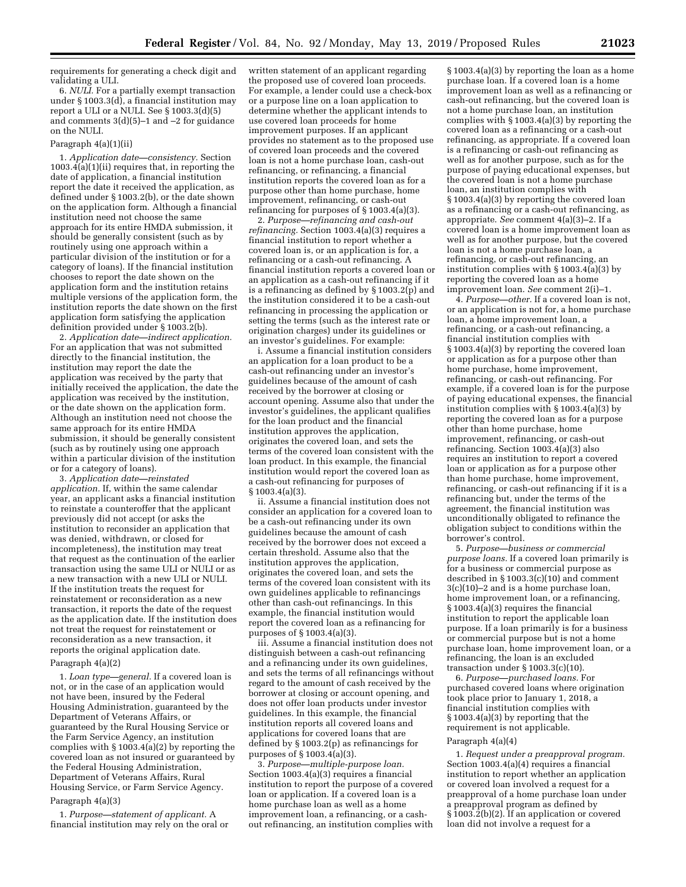requirements for generating a check digit and validating a ULI.

6. *NULI.* For a partially exempt transaction under § 1003.3(d), a financial institution may report a ULI or a NULI. See § 1003.3(d)(5) and comments 3(d)(5)–1 and –2 for guidance on the NULI.

Paragraph 4(a)(1)(ii)

1. *Application date—consistency.* Section 1003.4(a)(1)(ii) requires that, in reporting the date of application, a financial institution report the date it received the application, as defined under § 1003.2(b), or the date shown on the application form. Although a financial institution need not choose the same approach for its entire HMDA submission, it should be generally consistent (such as by routinely using one approach within a particular division of the institution or for a category of loans). If the financial institution chooses to report the date shown on the application form and the institution retains multiple versions of the application form, the institution reports the date shown on the first application form satisfying the application definition provided under § 1003.2(b).

2. *Application date—indirect application.* For an application that was not submitted directly to the financial institution, the institution may report the date the application was received by the party that initially received the application, the date the application was received by the institution, or the date shown on the application form. Although an institution need not choose the same approach for its entire HMDA submission, it should be generally consistent (such as by routinely using one approach within a particular division of the institution or for a category of loans).

3. *Application date—reinstated application.* If, within the same calendar year, an applicant asks a financial institution to reinstate a counteroffer that the applicant previously did not accept (or asks the institution to reconsider an application that was denied, withdrawn, or closed for incompleteness), the institution may treat that request as the continuation of the earlier transaction using the same ULI or NULI or as a new transaction with a new ULI or NULI. If the institution treats the request for reinstatement or reconsideration as a new transaction, it reports the date of the request as the application date. If the institution does not treat the request for reinstatement or reconsideration as a new transaction, it reports the original application date.

Paragraph 4(a)(2)

1. *Loan type—general.* If a covered loan is not, or in the case of an application would not have been, insured by the Federal Housing Administration, guaranteed by the Department of Veterans Affairs, or guaranteed by the Rural Housing Service or the Farm Service Agency, an institution complies with § 1003.4(a)(2) by reporting the covered loan as not insured or guaranteed by the Federal Housing Administration, Department of Veterans Affairs, Rural Housing Service, or Farm Service Agency.

Paragraph 4(a)(3)

1. *Purpose—statement of applicant.* A financial institution may rely on the oral or written statement of an applicant regarding the proposed use of covered loan proceeds. For example, a lender could use a check-box or a purpose line on a loan application to determine whether the applicant intends to use covered loan proceeds for home improvement purposes. If an applicant provides no statement as to the proposed use of covered loan proceeds and the covered loan is not a home purchase loan, cash-out refinancing, or refinancing, a financial institution reports the covered loan as for a purpose other than home purchase, home improvement, refinancing, or cash-out refinancing for purposes of § 1003.4(a)(3).

2. *Purpose—refinancing and cash-out refinancing.* Section 1003.4(a)(3) requires a financial institution to report whether a covered loan is, or an application is for, a refinancing or a cash-out refinancing. A financial institution reports a covered loan or an application as a cash-out refinancing if it is a refinancing as defined by § 1003.2(p) and the institution considered it to be a cash-out refinancing in processing the application or setting the terms (such as the interest rate or origination charges) under its guidelines or an investor's guidelines. For example:

i. Assume a financial institution considers an application for a loan product to be a cash-out refinancing under an investor's guidelines because of the amount of cash received by the borrower at closing or account opening. Assume also that under the investor's guidelines, the applicant qualifies for the loan product and the financial institution approves the application, originates the covered loan, and sets the terms of the covered loan consistent with the loan product. In this example, the financial institution would report the covered loan as a cash-out refinancing for purposes of § 1003.4(a)(3).

ii. Assume a financial institution does not consider an application for a covered loan to be a cash-out refinancing under its own guidelines because the amount of cash received by the borrower does not exceed a certain threshold. Assume also that the institution approves the application, originates the covered loan, and sets the terms of the covered loan consistent with its own guidelines applicable to refinancings other than cash-out refinancings. In this example, the financial institution would report the covered loan as a refinancing for purposes of § 1003.4(a)(3).

iii. Assume a financial institution does not distinguish between a cash-out refinancing and a refinancing under its own guidelines, and sets the terms of all refinancings without regard to the amount of cash received by the borrower at closing or account opening, and does not offer loan products under investor guidelines. In this example, the financial institution reports all covered loans and applications for covered loans that are defined by § 1003.2(p) as refinancings for purposes of § 1003.4(a)(3).

3. *Purpose—multiple-purpose loan.* Section 1003.4(a)(3) requires a financial institution to report the purpose of a covered loan or application. If a covered loan is a home purchase loan as well as a home improvement loan, a refinancing, or a cash-out refinancing, an institution complies with § 1003.4(a)(3) by reporting the loan as a home purchase loan. If a covered loan is a home improvement loan as well as a refinancing or cash-out refinancing, but the covered loan is not a home purchase loan, an institution complies with § 1003.4(a)(3) by reporting the covered loan as a refinancing or a cash-out refinancing, as appropriate. If a covered loan is a refinancing or cash-out refinancing as well as for another purpose, such as for the purpose of paying educational expenses, but the covered loan is not a home purchase loan, an institution complies with § 1003.4(a)(3) by reporting the covered loan as a refinancing or a cash-out refinancing, as appropriate. *See* comment 4(a)(3)–2. If a covered loan is a home improvement loan as well as for another purpose, but the covered loan is not a home purchase loan, a refinancing, or cash-out refinancing, an institution complies with § 1003.4(a)(3) by reporting the covered loan as a home improvement loan. *See* comment 2(i)–1.

4. *Purpose—other.* If a covered loan is not, or an application is not for, a home purchase loan, a home improvement loan, a refinancing, or a cash-out refinancing, a financial institution complies with § 1003.4(a)(3) by reporting the covered loan or application as for a purpose other than home purchase, home improvement, refinancing, or cash-out refinancing. For example, if a covered loan is for the purpose of paying educational expenses, the financial institution complies with § 1003.4(a)(3) by reporting the covered loan as for a purpose other than home purchase, home improvement, refinancing, or cash-out refinancing. Section 1003.4(a)(3) also requires an institution to report a covered loan or application as for a purpose other than home purchase, home improvement, refinancing, or cash-out refinancing if it is a refinancing but, under the terms of the agreement, the financial institution was unconditionally obligated to refinance the obligation subject to conditions within the borrower's control.

5. *Purpose—business or commercial purpose loans.* If a covered loan primarily is for a business or commercial purpose as described in § 1003.3(c)(10) and comment 3(c)(10)–2 and is a home purchase loan, home improvement loan, or a refinancing, § 1003.4(a)(3) requires the financial institution to report the applicable loan purpose. If a loan primarily is for a business or commercial purpose but is not a home purchase loan, home improvement loan, or a refinancing, the loan is an excluded transaction under § 1003.3(c)(10).

6. *Purpose—purchased loans.* For purchased covered loans where origination took place prior to January 1, 2018, a financial institution complies with § 1003.4(a)(3) by reporting that the requirement is not applicable.

Paragraph 4(a)(4)

1. *Request under a preapproval program.* Section 1003.4(a)(4) requires a financial institution to report whether an application or covered loan involved a request for a preapproval of a home purchase loan under a preapproval program as defined by § 1003.2(b)(2). If an application or covered loan did not involve a request for a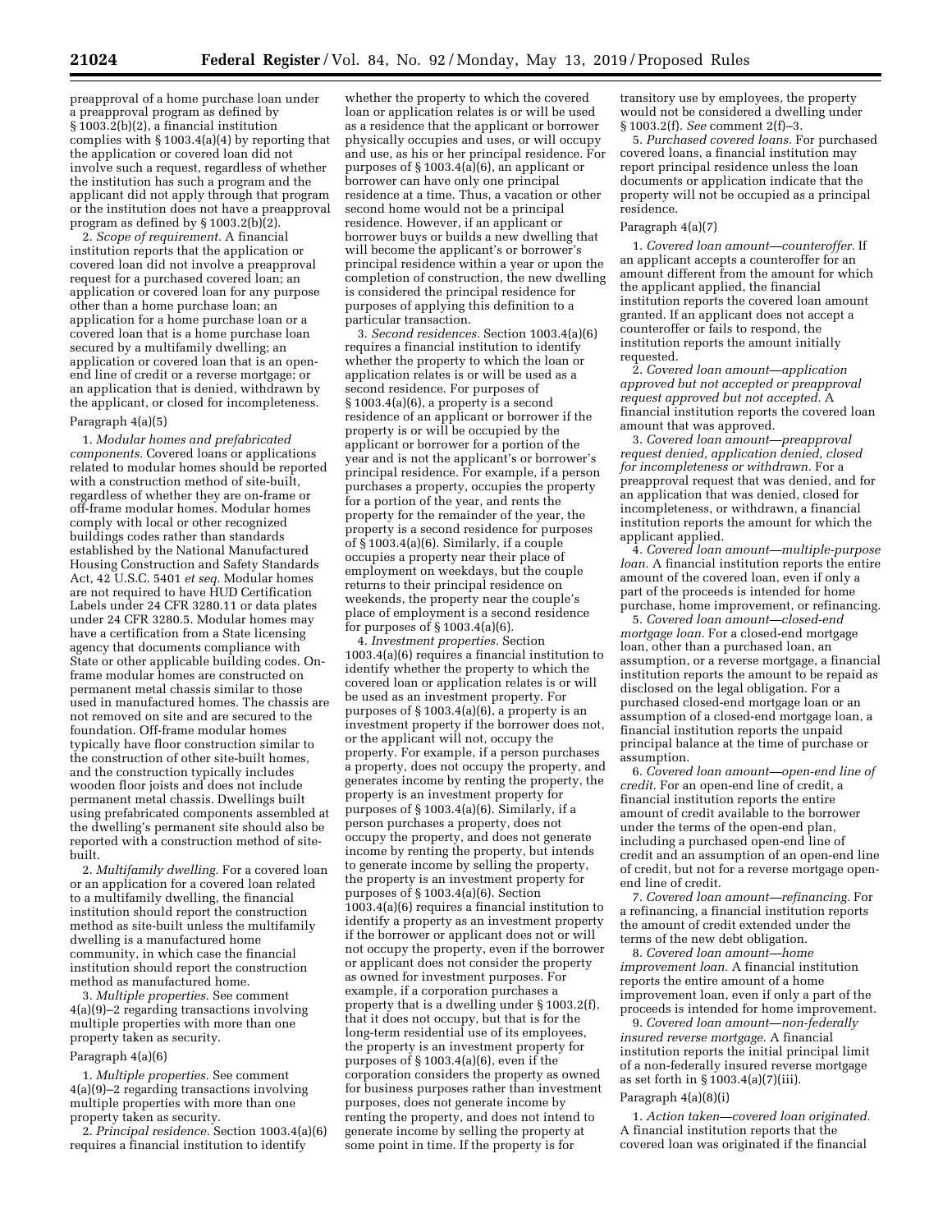preapproval of a home purchase loan under a preapproval program as defined by § 1003.2(b)(2), a financial institution complies with § 1003.4(a)(4) by reporting that the application or covered loan did not involve such a request, regardless of whether the institution has such a program and the applicant did not apply through that program or the institution does not have a preapproval program as defined by § 1003.2(b)(2).

2. *Scope of requirement.* A financial institution reports that the application or covered loan did not involve a preapproval request for a purchased covered loan; an application or covered loan for any purpose other than a home purchase loan; an application for a home purchase loan or a covered loan that is a home purchase loan secured by a multifamily dwelling; an application or covered loan that is an open-end line of credit or a reverse mortgage; or an application that is denied, withdrawn by the applicant, or closed for incompleteness.

Paragraph 4(a)(5)

1. *Modular homes and prefabricated components.* Covered loans or applications related to modular homes should be reported with a construction method of site-built, regardless of whether they are on-frame or off-frame modular homes. Modular homes comply with local or other recognized buildings codes rather than standards established by the National Manufactured Housing Construction and Safety Standards Act, 42 U.S.C. 5401 *et seq.* Modular homes are not required to have HUD Certification Labels under 24 CFR 3280.11 or data plates under 24 CFR 3280.5. Modular homes may have a certification from a State licensing agency that documents compliance with State or other applicable building codes. On-frame modular homes are constructed on permanent metal chassis similar to those used in manufactured homes. The chassis are not removed on site and are secured to the foundation. Off-frame modular homes typically have floor construction similar to the construction of other site-built homes, and the construction typically includes wooden floor joists and does not include permanent metal chassis. Dwellings built using prefabricated components assembled at the dwelling's permanent site should also be reported with a construction method of site-built.

2. *Multifamily dwelling.* For a covered loan or an application for a covered loan related to a multifamily dwelling, the financial institution should report the construction method as site-built unless the multifamily dwelling is a manufactured home community, in which case the financial institution should report the construction method as manufactured home.

3. *Multiple properties.* See comment 4(a)(9)–2 regarding transactions involving multiple properties with more than one property taken as security.

Paragraph 4(a)(6)

1. *Multiple properties.* See comment 4(a)(9)–2 regarding transactions involving multiple properties with more than one property taken as security.

2. *Principal residence.* Section 1003.4(a)(6) requires a financial institution to identify whether the property to which the covered loan or application relates is or will be used as a residence that the applicant or borrower physically occupies and uses, or will occupy and use, as his or her principal residence. For purposes of § 1003.4(a)(6), an applicant or borrower can have only one principal residence at a time. Thus, a vacation or other second home would not be a principal residence. However, if an applicant or borrower buys or builds a new dwelling that will become the applicant's or borrower's principal residence within a year or upon the completion of construction, the new dwelling is considered the principal residence for purposes of applying this definition to a particular transaction.

3. *Second residences.* Section 1003.4(a)(6) requires a financial institution to identify whether the property to which the loan or application relates is or will be used as a second residence. For purposes of § 1003.4(a)(6), a property is a second residence of an applicant or borrower if the property is or will be occupied by the applicant or borrower for a portion of the year and is not the applicant's or borrower's principal residence. For example, if a person purchases a property, occupies the property for a portion of the year, and rents the property for the remainder of the year, the property is a second residence for purposes of § 1003.4(a)(6). Similarly, if a couple occupies a property near their place of employment on weekdays, but the couple returns to their principal residence on weekends, the property near the couple's place of employment is a second residence for purposes of § 1003.4(a)(6).

4. *Investment properties.* Section 1003.4(a)(6) requires a financial institution to identify whether the property to which the covered loan or application relates is or will be used as an investment property. For purposes of § 1003.4(a)(6), a property is an investment property if the borrower does not, or the applicant will not, occupy the property. For example, if a person purchases a property, does not occupy the property, and generates income by renting the property, the property is an investment property for purposes of § 1003.4(a)(6). Similarly, if a person purchases a property, does not occupy the property, and does not generate income by renting the property, but intends to generate income by selling the property, the property is an investment property for purposes of § 1003.4(a)(6). Section 1003.4(a)(6) requires a financial institution to identify a property as an investment property if the borrower or applicant does not or will not occupy the property, even if the borrower or applicant does not consider the property as owned for investment purposes. For example, if a corporation purchases a property that is a dwelling under § 1003.2(f), that it does not occupy, but that is for the long-term residential use of its employees, the property is an investment property for purposes of § 1003.4(a)(6), even if the corporation considers the property as owned for business purposes rather than investment purposes, does not generate income by renting the property, and does not intend to generate income by selling the property at some point in time. If the property is for transitory use by employees, the property would not be considered a dwelling under § 1003.2(f). *See* comment 2(f)–3.

5. *Purchased covered loans.* For purchased covered loans, a financial institution may report principal residence unless the loan documents or application indicate that the property will not be occupied as a principal residence.

Paragraph 4(a)(7)

1. *Covered loan amount—counteroffer.* If an applicant accepts a counteroffer for an amount different from the amount for which the applicant applied, the financial institution reports the covered loan amount granted. If an applicant does not accept a counteroffer or fails to respond, the institution reports the amount initially requested.

2. *Covered loan amount—application approved but not accepted or preapproval request approved but not accepted.* A financial institution reports the covered loan amount that was approved.

3. *Covered loan amount—preapproval request denied, application denied, closed for incompleteness or withdrawn.* For a preapproval request that was denied, and for an application that was denied, closed for incompleteness, or withdrawn, a financial institution reports the amount for which the applicant applied.

4. *Covered loan amount—multiple-purpose loan.* A financial institution reports the entire amount of the covered loan, even if only a part of the proceeds is intended for home purchase, home improvement, or refinancing.

5. *Covered loan amount—closed-end mortgage loan.* For a closed-end mortgage loan, other than a purchased loan, an assumption, or a reverse mortgage, a financial institution reports the amount to be repaid as disclosed on the legal obligation. For a purchased closed-end mortgage loan or an assumption of a closed-end mortgage loan, a financial institution reports the unpaid principal balance at the time of purchase or assumption.

6. *Covered loan amount—open-end line of credit.* For an open-end line of credit, a financial institution reports the entire amount of credit available to the borrower under the terms of the open-end plan, including a purchased open-end line of credit and an assumption of an open-end line of credit, but not for a reverse mortgage open-end line of credit.

7. *Covered loan amount—refinancing.* For a refinancing, a financial institution reports the amount of credit extended under the terms of the new debt obligation.

8. *Covered loan amount—home improvement loan.* A financial institution reports the entire amount of a home improvement loan, even if only a part of the proceeds is intended for home improvement.

9. *Covered loan amount—non-federally insured reverse mortgage.* A financial institution reports the initial principal limit of a non-federally insured reverse mortgage as set forth in § 1003.4(a)(7)(iii).

Paragraph 4(a)(8)(i)

1. *Action taken—covered loan originated.* A financial institution reports that the covered loan was originated if the financial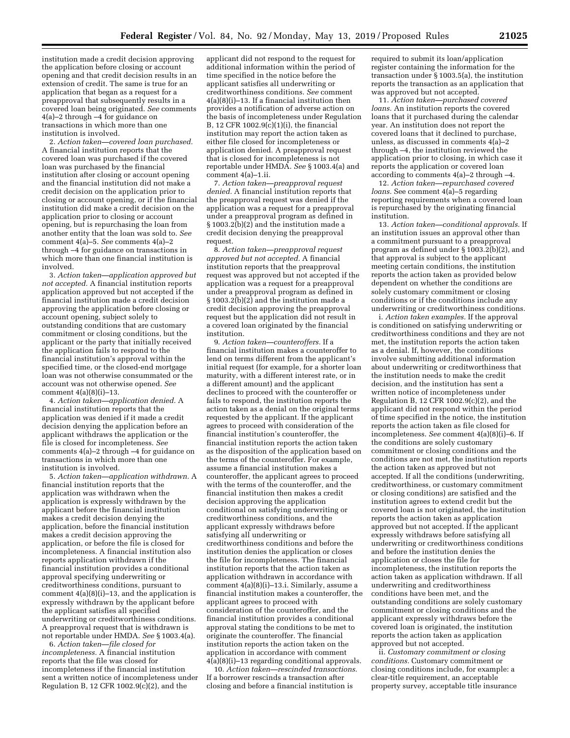institution made a credit decision approving the application before closing or account opening and that credit decision results in an extension of credit. The same is true for an application that began as a request for a preapproval that subsequently results in a covered loan being originated. *See* comments 4(a)–2 through –4 for guidance on transactions in which more than one institution is involved.

2. *Action taken—covered loan purchased.* A financial institution reports that the covered loan was purchased if the covered loan was purchased by the financial institution after closing or account opening and the financial institution did not make a credit decision on the application prior to closing or account opening, or if the financial institution did make a credit decision on the application prior to closing or account opening, but is repurchasing the loan from another entity that the loan was sold to. *See* comment 4(a)–5. *See* comments 4(a)–2 through –4 for guidance on transactions in which more than one financial institution is involved.

3. *Action taken—application approved but not accepted.* A financial institution reports application approved but not accepted if the financial institution made a credit decision approving the application before closing or account opening, subject solely to outstanding conditions that are customary commitment or closing conditions, but the applicant or the party that initially received the application fails to respond to the financial institution's approval within the specified time, or the closed-end mortgage loan was not otherwise consummated or the account was not otherwise opened. *See* comment 4(a)(8)(i)–13.

4. *Action taken—application denied.* A financial institution reports that the application was denied if it made a credit decision denying the application before an applicant withdraws the application or the file is closed for incompleteness. *See* comments 4(a)–2 through –4 for guidance on transactions in which more than one institution is involved.

5. *Action taken—application withdrawn.* A financial institution reports that the application was withdrawn when the application is expressly withdrawn by the applicant before the financial institution makes a credit decision denying the application, before the financial institution makes a credit decision approving the application, or before the file is closed for incompleteness. A financial institution also reports application withdrawn if the financial institution provides a conditional approval specifying underwriting or creditworthiness conditions, pursuant to comment 4(a)(8)(i)–13, and the application is expressly withdrawn by the applicant before the applicant satisfies all specified underwriting or creditworthiness conditions. A preapproval request that is withdrawn is not reportable under HMDA. *See* § 1003.4(a).

6. *Action taken—file closed for incompleteness.* A financial institution reports that the file was closed for incompleteness if the financial institution sent a written notice of incompleteness under Regulation B, 12 CFR 1002.9(c)(2), and the applicant did not respond to the request for additional information within the period of time specified in the notice before the applicant satisfies all underwriting or creditworthiness conditions. *See* comment 4(a)(8)(i)–13. If a financial institution then provides a notification of adverse action on the basis of incompleteness under Regulation B, 12 CFR 1002.9(c)(1)(i), the financial institution may report the action taken as either file closed for incompleteness or application denied. A preapproval request that is closed for incompleteness is not reportable under HMDA. *See* § 1003.4(a) and comment 4(a)–1.ii.

7. *Action taken—preapproval request denied.* A financial institution reports that the preapproval request was denied if the application was a request for a preapproval under a preapproval program as defined in § 1003.2(b)(2) and the institution made a credit decision denying the preapproval request.

8. *Action taken—preapproval request approved but not accepted.* A financial institution reports that the preapproval request was approved but not accepted if the application was a request for a preapproval under a preapproval program as defined in § 1003.2(b)(2) and the institution made a credit decision approving the preapproval request but the application did not result in a covered loan originated by the financial institution.

9. *Action taken—counteroffers.* If a financial institution makes a counteroffer to lend on terms different from the applicant's initial request (for example, for a shorter loan maturity, with a different interest rate, or in a different amount) and the applicant declines to proceed with the counteroffer or fails to respond, the institution reports the action taken as a denial on the original terms requested by the applicant. If the applicant agrees to proceed with consideration of the financial institution's counteroffer, the financial institution reports the action taken as the disposition of the application based on the terms of the counteroffer. For example, assume a financial institution makes a counteroffer, the applicant agrees to proceed with the terms of the counteroffer, and the financial institution then makes a credit decision approving the application conditional on satisfying underwriting or creditworthiness conditions, and the applicant expressly withdraws before satisfying all underwriting or creditworthiness conditions and before the institution denies the application or closes the file for incompleteness. The financial institution reports that the action taken as application withdrawn in accordance with comment 4(a)(8)(i)–13.i. Similarly, assume a financial institution makes a counteroffer, the applicant agrees to proceed with consideration of the counteroffer, and the financial institution provides a conditional approval stating the conditions to be met to originate the counteroffer. The financial institution reports the action taken on the application in accordance with comment 4(a)(8)(i)–13 regarding conditional approvals.

10. *Action taken—rescinded transactions.* If a borrower rescinds a transaction after closing and before a financial institution is required to submit its loan/application register containing the information for the transaction under § 1003.5(a), the institution reports the transaction as an application that was approved but not accepted.

11. *Action taken—purchased covered loans.* An institution reports the covered loans that it purchased during the calendar year. An institution does not report the covered loans that it declined to purchase, unless, as discussed in comments 4(a)–2 through –4, the institution reviewed the application prior to closing, in which case it reports the application or covered loan according to comments 4(a)–2 through –4.

12. *Action taken—repurchased covered loans.* See comment 4(a)–5 regarding reporting requirements when a covered loan is repurchased by the originating financial institution.

13. *Action taken—conditional approvals.* If an institution issues an approval other than a commitment pursuant to a preapproval program as defined under § 1003.2(b)(2), and that approval is subject to the applicant meeting certain conditions, the institution reports the action taken as provided below dependent on whether the conditions are solely customary commitment or closing conditions or if the conditions include any underwriting or creditworthiness conditions.

i. *Action taken examples.* If the approval is conditioned on satisfying underwriting or creditworthiness conditions and they are not met, the institution reports the action taken as a denial. If, however, the conditions involve submitting additional information about underwriting or creditworthiness that the institution needs to make the credit decision, and the institution has sent a written notice of incompleteness under Regulation B, 12 CFR 1002.9(c)(2), and the applicant did not respond within the period of time specified in the notice, the institution reports the action taken as file closed for incompleteness. *See* comment 4(a)(8)(i)–6. If the conditions are solely customary commitment or closing conditions and the conditions are not met, the institution reports the action taken as approved but not accepted. If all the conditions (underwriting, creditworthiness, or customary commitment or closing conditions) are satisfied and the institution agrees to extend credit but the covered loan is not originated, the institution reports the action taken as application approved but not accepted. If the applicant expressly withdraws before satisfying all underwriting or creditworthiness conditions and before the institution denies the application or closes the file for incompleteness, the institution reports the action taken as application withdrawn. If all underwriting and creditworthiness conditions have been met, and the outstanding conditions are solely customary commitment or closing conditions and the applicant expressly withdraws before the covered loan is originated, the institution reports the action taken as application approved but not accepted.

ii. *Customary commitment or closing conditions.* Customary commitment or closing conditions include, for example: a clear-title requirement, an acceptable property survey, acceptable title insurance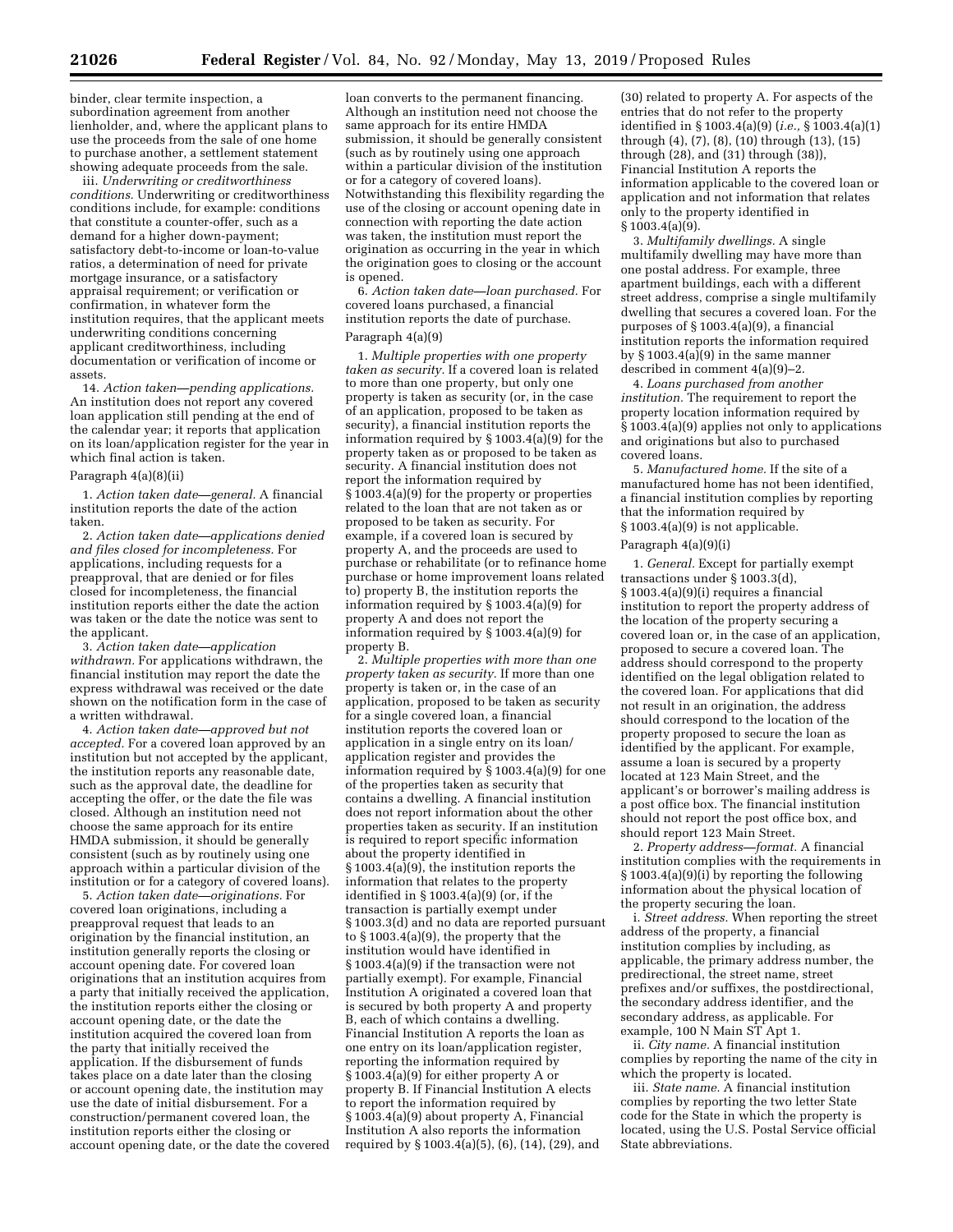binder, clear termite inspection, a subordination agreement from another lienholder, and, where the applicant plans to use the proceeds from the sale of one home to purchase another, a settlement statement showing adequate proceeds from the sale.

iii. *Underwriting or creditworthiness conditions.* Underwriting or creditworthiness conditions include, for example: conditions that constitute a counter-offer, such as a demand for a higher down-payment; satisfactory debt-to-income or loan-to-value ratios, a determination of need for private mortgage insurance, or a satisfactory appraisal requirement; or verification or confirmation, in whatever form the institution requires, that the applicant meets underwriting conditions concerning applicant creditworthiness, including documentation or verification of income or assets.

14. *Action taken—pending applications.* An institution does not report any covered loan application still pending at the end of the calendar year; it reports that application on its loan/application register for the year in which final action is taken.

Paragraph 4(a)(8)(ii)

1. *Action taken date—general.* A financial institution reports the date of the action taken.

2. *Action taken date—applications denied and files closed for incompleteness.* For applications, including requests for a preapproval, that are denied or for files closed for incompleteness, the financial institution reports either the date the action was taken or the date the notice was sent to the applicant.

3. *Action taken date—application withdrawn.* For applications withdrawn, the financial institution may report the date the express withdrawal was received or the date shown on the notification form in the case of a written withdrawal.

4. *Action taken date—approved but not accepted.* For a covered loan approved by an institution but not accepted by the applicant, the institution reports any reasonable date, such as the approval date, the deadline for accepting the offer, or the date the file was closed. Although an institution need not choose the same approach for its entire HMDA submission, it should be generally consistent (such as by routinely using one approach within a particular division of the institution or for a category of covered loans).

5. *Action taken date—originations.* For covered loan originations, including a preapproval request that leads to an origination by the financial institution, an institution generally reports the closing or account opening date. For covered loan originations that an institution acquires from a party that initially received the application, the institution reports either the closing or account opening date, or the date the institution acquired the covered loan from the party that initially received the application. If the disbursement of funds takes place on a date later than the closing or account opening date, the institution may use the date of initial disbursement. For a construction/permanent covered loan, the institution reports either the closing or account opening date, or the date the covered loan converts to the permanent financing. Although an institution need not choose the same approach for its entire HMDA submission, it should be generally consistent (such as by routinely using one approach within a particular division of the institution or for a category of covered loans). Notwithstanding this flexibility regarding the use of the closing or account opening date in connection with reporting the date action was taken, the institution must report the origination as occurring in the year in which the origination goes to closing or the account is opened.

6. *Action taken date—loan purchased.* For covered loans purchased, a financial institution reports the date of purchase.

Paragraph 4(a)(9)

1. *Multiple properties with one property taken as security.* If a covered loan is related to more than one property, but only one property is taken as security (or, in the case of an application, proposed to be taken as security), a financial institution reports the information required by § 1003.4(a)(9) for the property taken as or proposed to be taken as security. A financial institution does not report the information required by § 1003.4(a)(9) for the property or properties related to the loan that are not taken as or proposed to be taken as security. For example, if a covered loan is secured by property A, and the proceeds are used to purchase or rehabilitate (or to refinance home purchase or home improvement loans related to) property B, the institution reports the information required by § 1003.4(a)(9) for property A and does not report the information required by § 1003.4(a)(9) for property B.

2. *Multiple properties with more than one property taken as security.* If more than one property is taken or, in the case of an application, proposed to be taken as security for a single covered loan, a financial institution reports the covered loan or application in a single entry on its loan/application register and provides the information required by § 1003.4(a)(9) for one of the properties taken as security that contains a dwelling. A financial institution does not report information about the other properties taken as security. If an institution is required to report specific information about the property identified in § 1003.4(a)(9), the institution reports the information that relates to the property identified in § 1003.4(a)(9) (or, if the transaction is partially exempt under § 1003.3(d) and no data are reported pursuant to § 1003.4(a)(9), the property that the institution would have identified in § 1003.4(a)(9) if the transaction were not partially exempt). For example, Financial Institution A originated a covered loan that is secured by both property A and property B, each of which contains a dwelling. Financial Institution A reports the loan as one entry on its loan/application register, reporting the information required by § 1003.4(a)(9) for either property A or property B. If Financial Institution A elects to report the information required by § 1003.4(a)(9) about property A, Financial Institution A also reports the information required by § 1003.4(a)(5), (6), (14), (29), and (30) related to property A. For aspects of the entries that do not refer to the property identified in § 1003.4(a)(9) (*i.e.,* § 1003.4(a)(1) through (4), (7), (8), (10) through (13), (15) through (28), and (31) through (38)), Financial Institution A reports the information applicable to the covered loan or application and not information that relates only to the property identified in § 1003.4(a)(9).

3. *Multifamily dwellings.* A single multifamily dwelling may have more than one postal address. For example, three apartment buildings, each with a different street address, comprise a single multifamily dwelling that secures a covered loan. For the purposes of § 1003.4(a)(9), a financial institution reports the information required by § 1003.4(a)(9) in the same manner described in comment 4(a)(9)–2.

4. *Loans purchased from another institution.* The requirement to report the property location information required by § 1003.4(a)(9) applies not only to applications and originations but also to purchased covered loans.

5. *Manufactured home.* If the site of a manufactured home has not been identified, a financial institution complies by reporting that the information required by § 1003.4(a)(9) is not applicable.

Paragraph 4(a)(9)(i)

1. *General.* Except for partially exempt transactions under § 1003.3(d), § 1003.4(a)(9)(i) requires a financial institution to report the property address of the location of the property securing a covered loan or, in the case of an application, proposed to secure a covered loan. The address should correspond to the property identified on the legal obligation related to the covered loan. For applications that did not result in an origination, the address should correspond to the location of the property proposed to secure the loan as identified by the applicant. For example, assume a loan is secured by a property located at 123 Main Street, and the applicant's or borrower's mailing address is a post office box. The financial institution should not report the post office box, and should report 123 Main Street.

2. *Property address—format.* A financial institution complies with the requirements in § 1003.4(a)(9)(i) by reporting the following information about the physical location of the property securing the loan.

i. *Street address.* When reporting the street address of the property, a financial institution complies by including, as applicable, the primary address number, the predirectional, the street name, street prefixes and/or suffixes, the postdirectional, the secondary address identifier, and the secondary address, as applicable. For example, 100 N Main ST Apt 1.

ii. *City name.* A financial institution complies by reporting the name of the city in which the property is located.

iii. *State name.* A financial institution complies by reporting the two letter State code for the State in which the property is located, using the U.S. Postal Service official State abbreviations.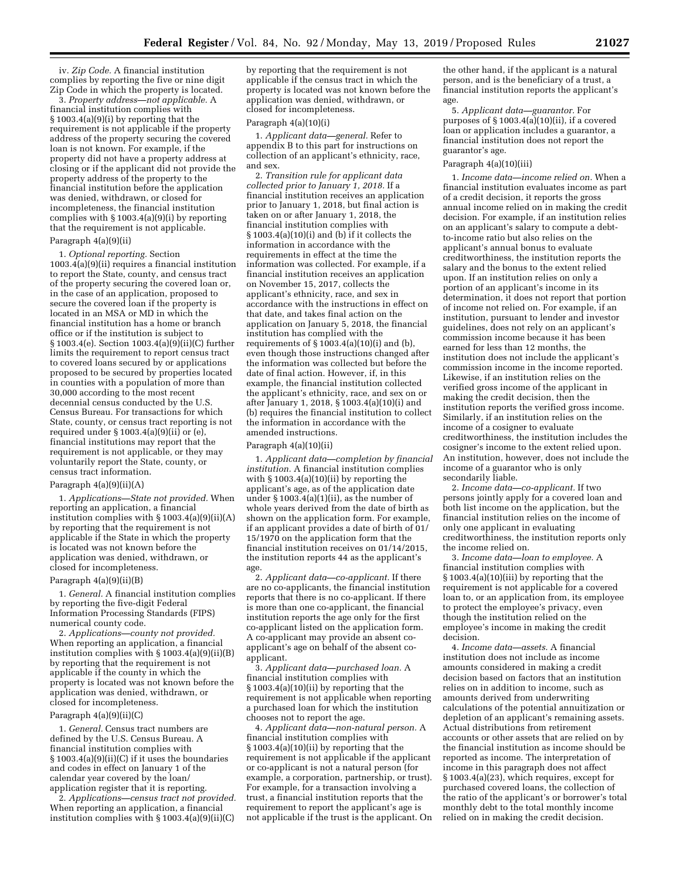iv. *Zip Code.* A financial institution complies by reporting the five or nine digit Zip Code in which the property is located.

3. *Property address—not applicable.* A financial institution complies with § 1003.4(a)(9)(i) by reporting that the requirement is not applicable if the property address of the property securing the covered loan is not known. For example, if the property did not have a property address at closing or if the applicant did not provide the property address of the property to the financial institution before the application was denied, withdrawn, or closed for incompleteness, the financial institution complies with § 1003.4(a)(9)(i) by reporting that the requirement is not applicable.

Paragraph 4(a)(9)(ii)

1. *Optional reporting.* Section 1003.4(a)(9)(ii) requires a financial institution to report the State, county, and census tract of the property securing the covered loan or, in the case of an application, proposed to secure the covered loan if the property is located in an MSA or MD in which the financial institution has a home or branch office or if the institution is subject to § 1003.4(e). Section 1003.4(a)(9)(ii)(C) further limits the requirement to report census tract to covered loans secured by or applications proposed to be secured by properties located in counties with a population of more than 30,000 according to the most recent decennial census conducted by the U.S. Census Bureau. For transactions for which State, county, or census tract reporting is not required under § 1003.4(a)(9)(ii) or (e), financial institutions may report that the requirement is not applicable, or they may voluntarily report the State, county, or census tract information.

Paragraph 4(a)(9)(ii)(A)

1. *Applications—State not provided.* When reporting an application, a financial institution complies with § 1003.4(a)(9)(ii)(A) by reporting that the requirement is not applicable if the State in which the property is located was not known before the application was denied, withdrawn, or closed for incompleteness.

Paragraph 4(a)(9)(ii)(B)

1. *General.* A financial institution complies by reporting the five-digit Federal Information Processing Standards (FIPS) numerical county code.

2. *Applications—county not provided.* When reporting an application, a financial institution complies with § 1003.4(a)(9)(ii)(B) by reporting that the requirement is not applicable if the county in which the property is located was not known before the application was denied, withdrawn, or closed for incompleteness.

Paragraph 4(a)(9)(ii)(C)

1. *General.* Census tract numbers are defined by the U.S. Census Bureau. A financial institution complies with § 1003.4(a)(9)(ii)(C) if it uses the boundaries and codes in effect on January 1 of the calendar year covered by the loan/application register that it is reporting.

2. *Applications—census tract not provided.* When reporting an application, a financial institution complies with § 1003.4(a)(9)(ii)(C) by reporting that the requirement is not applicable if the census tract in which the property is located was not known before the application was denied, withdrawn, or closed for incompleteness.

Paragraph 4(a)(10)(i)

1. *Applicant data—general.* Refer to appendix B to this part for instructions on collection of an applicant's ethnicity, race, and sex.

2. *Transition rule for applicant data collected prior to January 1, 2018.* If a financial institution receives an application prior to January 1, 2018, but final action is taken on or after January 1, 2018, the financial institution complies with § 1003.4(a)(10)(i) and (b) if it collects the information in accordance with the requirements in effect at the time the information was collected. For example, if a financial institution receives an application on November 15, 2017, collects the applicant's ethnicity, race, and sex in accordance with the instructions in effect on that date, and takes final action on the application on January 5, 2018, the financial institution has complied with the requirements of § 1003.4(a)(10)(i) and (b), even though those instructions changed after the information was collected but before the date of final action. However, if, in this example, the financial institution collected the applicant's ethnicity, race, and sex on or after January 1, 2018, § 1003.4(a)(10)(i) and (b) requires the financial institution to collect the information in accordance with the amended instructions.

Paragraph 4(a)(10)(ii)

1. *Applicant data—completion by financial institution.* A financial institution complies with § 1003.4(a)(10)(ii) by reporting the applicant's age, as of the application date under § 1003.4(a)(1)(ii), as the number of whole years derived from the date of birth as shown on the application form. For example, if an applicant provides a date of birth of 01/15/1970 on the application form that the financial institution receives on 01/14/2015, the institution reports 44 as the applicant's age.

2. *Applicant data—co-applicant.* If there are no co-applicants, the financial institution reports that there is no co-applicant. If there is more than one co-applicant, the financial institution reports the age only for the first co-applicant listed on the application form. A co-applicant may provide an absent co-applicant's age on behalf of the absent co-applicant.

3. *Applicant data—purchased loan.* A financial institution complies with § 1003.4(a)(10)(ii) by reporting that the requirement is not applicable when reporting a purchased loan for which the institution chooses not to report the age.

4. *Applicant data—non-natural person.* A financial institution complies with § 1003.4(a)(10)(ii) by reporting that the requirement is not applicable if the applicant or co-applicant is not a natural person (for example, a corporation, partnership, or trust). For example, for a transaction involving a trust, a financial institution reports that the requirement to report the applicant's age is not applicable if the trust is the applicant. On the other hand, if the applicant is a natural person, and is the beneficiary of a trust, a financial institution reports the applicant's age.

5. *Applicant data—guarantor.* For purposes of § 1003.4(a)(10)(ii), if a covered loan or application includes a guarantor, a financial institution does not report the guarantor's age.

Paragraph 4(a)(10)(iii)

1. *Income data—income relied on.* When a financial institution evaluates income as part of a credit decision, it reports the gross annual income relied on in making the credit decision. For example, if an institution relies on an applicant's salary to compute a debt-to-income ratio but also relies on the applicant's annual bonus to evaluate creditworthiness, the institution reports the salary and the bonus to the extent relied upon. If an institution relies on only a portion of an applicant's income in its determination, it does not report that portion of income not relied on. For example, if an institution, pursuant to lender and investor guidelines, does not rely on an applicant's commission income because it has been earned for less than 12 months, the institution does not include the applicant's commission income in the income reported. Likewise, if an institution relies on the verified gross income of the applicant in making the credit decision, then the institution reports the verified gross income. Similarly, if an institution relies on the income of a cosigner to evaluate creditworthiness, the institution includes the cosigner's income to the extent relied upon. An institution, however, does not include the income of a guarantor who is only secondarily liable.

2. *Income data—co-applicant.* If two persons jointly apply for a covered loan and both list income on the application, but the financial institution relies on the income of only one applicant in evaluating creditworthiness, the institution reports only the income relied on.

3. *Income data—loan to employee.* A financial institution complies with § 1003.4(a)(10)(iii) by reporting that the requirement is not applicable for a covered loan to, or an application from, its employee to protect the employee's privacy, even though the institution relied on the employee's income in making the credit decision.

4. *Income data—assets.* A financial institution does not include as income amounts considered in making a credit decision based on factors that an institution relies on in addition to income, such as amounts derived from underwriting calculations of the potential annuitization or depletion of an applicant's remaining assets. Actual distributions from retirement accounts or other assets that are relied on by the financial institution as income should be reported as income. The interpretation of income in this paragraph does not affect § 1003.4(a)(23), which requires, except for purchased covered loans, the collection of the ratio of the applicant's or borrower's total monthly debt to the total monthly income relied on in making the credit decision.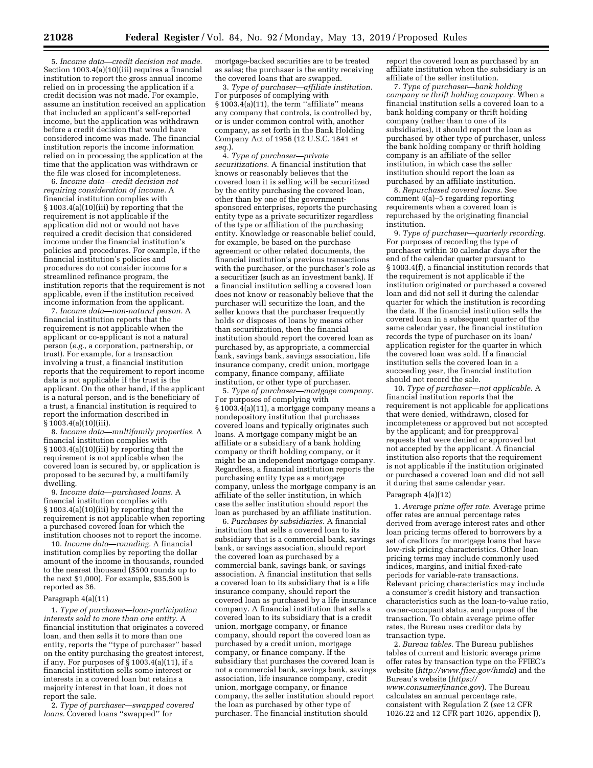5. *Income data—credit decision not made.* Section 1003.4(a)(10)(iii) requires a financial institution to report the gross annual income relied on in processing the application if a credit decision was not made. For example, assume an institution received an application that included an applicant's self-reported income, but the application was withdrawn before a credit decision that would have considered income was made. The financial institution reports the income information relied on in processing the application at the time that the application was withdrawn or the file was closed for incompleteness.

6. *Income data—credit decision not requiring consideration of income.* A financial institution complies with § 1003.4(a)(10)(iii) by reporting that the requirement is not applicable if the application did not or would not have required a credit decision that considered income under the financial institution's policies and procedures. For example, if the financial institution's policies and procedures do not consider income for a streamlined refinance program, the institution reports that the requirement is not applicable, even if the institution received income information from the applicant.

7. *Income data—non-natural person.* A financial institution reports that the requirement is not applicable when the applicant or co-applicant is not a natural person (*e.g.,* a corporation, partnership, or trust). For example, for a transaction involving a trust, a financial institution reports that the requirement to report income data is not applicable if the trust is the applicant. On the other hand, if the applicant is a natural person, and is the beneficiary of a trust, a financial institution is required to report the information described in § 1003.4(a)(10)(iii).

8. *Income data—multifamily properties.* A financial institution complies with § 1003.4(a)(10)(iii) by reporting that the requirement is not applicable when the covered loan is secured by, or application is proposed to be secured by, a multifamily dwelling.

9. *Income data—purchased loans.* A financial institution complies with § 1003.4(a)(10)(iii) by reporting that the requirement is not applicable when reporting a purchased covered loan for which the institution chooses not to report the income.

10. *Income data—rounding.* A financial institution complies by reporting the dollar amount of the income in thousands, rounded to the nearest thousand ($500 rounds up to the next $1,000). For example, $35,500 is reported as 36.

Paragraph 4(a)(11)

1. *Type of purchaser—loan-participation interests sold to more than one entity.* A financial institution that originates a covered loan, and then sells it to more than one entity, reports the "type of purchaser" based on the entity purchasing the greatest interest, if any. For purposes of § 1003.4(a)(11), if a financial institution sells some interest or interests in a covered loan but retains a majority interest in that loan, it does not report the sale.

2. *Type of purchaser—swapped covered loans.* Covered loans "swapped" for mortgage-backed securities are to be treated as sales; the purchaser is the entity receiving the covered loans that are swapped.

3. *Type of purchaser—affiliate institution.* For purposes of complying with § 1003.4(a)(11), the term "affiliate" means any company that controls, is controlled by, or is under common control with, another company, as set forth in the Bank Holding Company Act of 1956 (12 U.S.C. 1841 *et seq.*).

4. *Type of purchaser—private securitizations.* A financial institution that knows or reasonably believes that the covered loan it is selling will be securitized by the entity purchasing the covered loan, other than by one of the government-sponsored enterprises, reports the purchasing entity type as a private securitizer regardless of the type or affiliation of the purchasing entity. Knowledge or reasonable belief could, for example, be based on the purchase agreement or other related documents, the financial institution's previous transactions with the purchaser, or the purchaser's role as a securitizer (such as an investment bank). If a financial institution selling a covered loan does not know or reasonably believe that the purchaser will securitize the loan, and the seller knows that the purchaser frequently holds or disposes of loans by means other than securitization, then the financial institution should report the covered loan as purchased by, as appropriate, a commercial bank, savings bank, savings association, life insurance company, credit union, mortgage company, finance company, affiliate institution, or other type of purchaser.

5. *Type of purchaser—mortgage company.* For purposes of complying with § 1003.4(a)(11), a mortgage company means a nondepository institution that purchases covered loans and typically originates such loans. A mortgage company might be an affiliate or a subsidiary of a bank holding company or thrift holding company, or it might be an independent mortgage company. Regardless, a financial institution reports the purchasing entity type as a mortgage company, unless the mortgage company is an affiliate of the seller institution, in which case the seller institution should report the loan as purchased by an affiliate institution.

6. *Purchases by subsidiaries.* A financial institution that sells a covered loan to its subsidiary that is a commercial bank, savings bank, or savings association, should report the covered loan as purchased by a commercial bank, savings bank, or savings association. A financial institution that sells a covered loan to its subsidiary that is a life insurance company, should report the covered loan as purchased by a life insurance company. A financial institution that sells a covered loan to its subsidiary that is a credit union, mortgage company, or finance company, should report the covered loan as purchased by a credit union, mortgage company, or finance company. If the subsidiary that purchases the covered loan is not a commercial bank, savings bank, savings association, life insurance company, credit union, mortgage company, or finance company, the seller institution should report the loan as purchased by other type of purchaser. The financial institution should report the covered loan as purchased by an affiliate institution when the subsidiary is an affiliate of the seller institution.

7. *Type of purchaser—bank holding company or thrift holding company.* When a financial institution sells a covered loan to a bank holding company or thrift holding company (rather than to one of its subsidiaries), it should report the loan as purchased by other type of purchaser, unless the bank holding company or thrift holding company is an affiliate of the seller institution, in which case the seller institution should report the loan as purchased by an affiliate institution.

8. *Repurchased covered loans.* See comment 4(a)–5 regarding reporting requirements when a covered loan is repurchased by the originating financial institution.

9. *Type of purchaser—quarterly recording.* For purposes of recording the type of purchaser within 30 calendar days after the end of the calendar quarter pursuant to § 1003.4(f), a financial institution records that the requirement is not applicable if the institution originated or purchased a covered loan and did not sell it during the calendar quarter for which the institution is recording the data. If the financial institution sells the covered loan in a subsequent quarter of the same calendar year, the financial institution records the type of purchaser on its loan/application register for the quarter in which the covered loan was sold. If a financial institution sells the covered loan in a succeeding year, the financial institution should not record the sale.

10. *Type of purchaser—not applicable.* A financial institution reports that the requirement is not applicable for applications that were denied, withdrawn, closed for incompleteness or approved but not accepted by the applicant; and for preapproval requests that were denied or approved but not accepted by the applicant. A financial institution also reports that the requirement is not applicable if the institution originated or purchased a covered loan and did not sell it during that same calendar year.

Paragraph 4(a)(12)

1. *Average prime offer rate.* Average prime offer rates are annual percentage rates derived from average interest rates and other loan pricing terms offered to borrowers by a set of creditors for mortgage loans that have low-risk pricing characteristics. Other loan pricing terms may include commonly used indices, margins, and initial fixed-rate periods for variable-rate transactions. Relevant pricing characteristics may include a consumer's credit history and transaction characteristics such as the loan-to-value ratio, owner-occupant status, and purpose of the transaction. To obtain average prime offer rates, the Bureau uses creditor data by transaction type.

2. *Bureau tables.* The Bureau publishes tables of current and historic average prime offer rates by transaction type on the FFIEC's website (*http://www.ffiec.gov/hmda*) and the Bureau's website (*https://www.consumerfinance.gov*). The Bureau calculates an annual percentage rate, consistent with Regulation Z (*see* 12 CFR 1026.22 and 12 CFR part 1026, appendix J),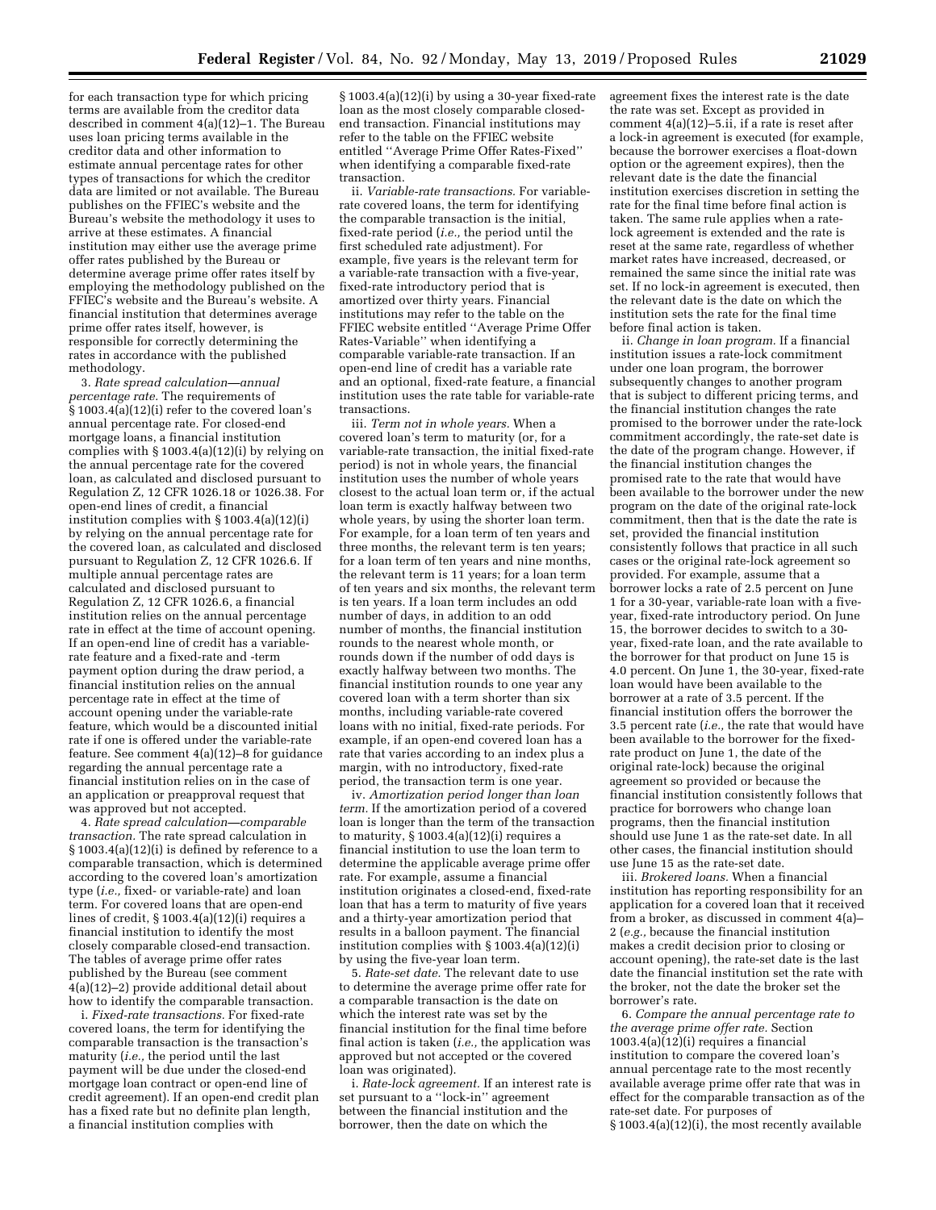for each transaction type for which pricing terms are available from the creditor data described in comment 4(a)(12)–1. The Bureau uses loan pricing terms available in the creditor data and other information to estimate annual percentage rates for other types of transactions for which the creditor data are limited or not available. The Bureau publishes on the FFIEC's website and the Bureau's website the methodology it uses to arrive at these estimates. A financial institution may either use the average prime offer rates published by the Bureau or determine average prime offer rates itself by employing the methodology published on the FFIEC's website and the Bureau's website. A financial institution that determines average prime offer rates itself, however, is responsible for correctly determining the rates in accordance with the published methodology.

3. *Rate spread calculation—annual percentage rate.* The requirements of § 1003.4(a)(12)(i) refer to the covered loan's annual percentage rate. For closed-end mortgage loans, a financial institution complies with § 1003.4(a)(12)(i) by relying on the annual percentage rate for the covered loan, as calculated and disclosed pursuant to Regulation Z, 12 CFR 1026.18 or 1026.38. For open-end lines of credit, a financial institution complies with § 1003.4(a)(12)(i) by relying on the annual percentage rate for the covered loan, as calculated and disclosed pursuant to Regulation Z, 12 CFR 1026.6. If multiple annual percentage rates are calculated and disclosed pursuant to Regulation Z, 12 CFR 1026.6, a financial institution relies on the annual percentage rate in effect at the time of account opening. If an open-end line of credit has a variable-rate feature and a fixed-rate and -term payment option during the draw period, a financial institution relies on the annual percentage rate in effect at the time of account opening under the variable-rate feature, which would be a discounted initial rate if one is offered under the variable-rate feature. See comment 4(a)(12)–8 for guidance regarding the annual percentage rate a financial institution relies on in the case of an application or preapproval request that was approved but not accepted.

4. *Rate spread calculation—comparable transaction.* The rate spread calculation in § 1003.4(a)(12)(i) is defined by reference to a comparable transaction, which is determined according to the covered loan's amortization type (*i.e.,* fixed- or variable-rate) and loan term. For covered loans that are open-end lines of credit, § 1003.4(a)(12)(i) requires a financial institution to identify the most closely comparable closed-end transaction. The tables of average prime offer rates published by the Bureau (see comment 4(a)(12)–2) provide additional detail about how to identify the comparable transaction.

i. *Fixed-rate transactions.* For fixed-rate covered loans, the term for identifying the comparable transaction is the transaction's maturity (*i.e.,* the period until the last payment will be due under the closed-end mortgage loan contract or open-end line of credit agreement). If an open-end credit plan has a fixed rate but no definite plan length, a financial institution complies with § 1003.4(a)(12)(i) by using a 30-year fixed-rate loan as the most closely comparable closed-end transaction. Financial institutions may refer to the table on the FFIEC website entitled ''Average Prime Offer Rates-Fixed'' when identifying a comparable fixed-rate transaction.

ii. *Variable-rate transactions.* For variable-rate covered loans, the term for identifying the comparable transaction is the initial, fixed-rate period (*i.e.,* the period until the first scheduled rate adjustment). For example, five years is the relevant term for a variable-rate transaction with a five-year, fixed-rate introductory period that is amortized over thirty years. Financial institutions may refer to the table on the FFIEC website entitled ''Average Prime Offer Rates-Variable'' when identifying a comparable variable-rate transaction. If an open-end line of credit has a variable rate and an optional, fixed-rate feature, a financial institution uses the rate table for variable-rate transactions.

iii. *Term not in whole years.* When a covered loan's term to maturity (or, for a variable-rate transaction, the initial fixed-rate period) is not in whole years, the financial institution uses the number of whole years closest to the actual loan term or, if the actual loan term is exactly halfway between two whole years, by using the shorter loan term. For example, for a loan term of ten years and three months, the relevant term is ten years; for a loan term of ten years and nine months, the relevant term is 11 years; for a loan term of ten years and six months, the relevant term is ten years. If a loan term includes an odd number of days, in addition to an odd number of months, the financial institution rounds to the nearest whole month, or rounds down if the number of odd days is exactly halfway between two months. The financial institution rounds to one year any covered loan with a term shorter than six months, including variable-rate covered loans with no initial, fixed-rate periods. For example, if an open-end covered loan has a rate that varies according to an index plus a margin, with no introductory, fixed-rate period, the transaction term is one year.

iv. *Amortization period longer than loan term.* If the amortization period of a covered loan is longer than the term of the transaction to maturity, § 1003.4(a)(12)(i) requires a financial institution to use the loan term to determine the applicable average prime offer rate. For example, assume a financial institution originates a closed-end, fixed-rate loan that has a term to maturity of five years and a thirty-year amortization period that results in a balloon payment. The financial institution complies with § 1003.4(a)(12)(i) by using the five-year loan term.

5. *Rate-set date.* The relevant date to use to determine the average prime offer rate for a comparable transaction is the date on which the interest rate was set by the financial institution for the final time before final action is taken (*i.e.,* the application was approved but not accepted or the covered loan was originated).

i. *Rate-lock agreement.* If an interest rate is set pursuant to a ''lock-in'' agreement between the financial institution and the borrower, then the date on which the agreement fixes the interest rate is the date the rate was set. Except as provided in comment 4(a)(12)–5.ii, if a rate is reset after a lock-in agreement is executed (for example, because the borrower exercises a float-down option or the agreement expires), then the relevant date is the date the financial institution exercises discretion in setting the rate for the final time before final action is taken. The same rule applies when a rate-lock agreement is extended and the rate is reset at the same rate, regardless of whether market rates have increased, decreased, or remained the same since the initial rate was set. If no lock-in agreement is executed, then the relevant date is the date on which the institution sets the rate for the final time before final action is taken.

ii. *Change in loan program.* If a financial institution issues a rate-lock commitment under one loan program, the borrower subsequently changes to another program that is subject to different pricing terms, and the financial institution changes the rate promised to the borrower under the rate-lock commitment accordingly, the rate-set date is the date of the program change. However, if the financial institution changes the promised rate to the rate that would have been available to the borrower under the new program on the date of the original rate-lock commitment, then that is the date the rate is set, provided the financial institution consistently follows that practice in all such cases or the original rate-lock agreement so provided. For example, assume that a borrower locks a rate of 2.5 percent on June 1 for a 30-year, variable-rate loan with a five-year, fixed-rate introductory period. On June 15, the borrower decides to switch to a 30-year, fixed-rate loan, and the rate available to the borrower for that product on June 15 is 4.0 percent. On June 1, the 30-year, fixed-rate loan would have been available to the borrower at a rate of 3.5 percent. If the financial institution offers the borrower the 3.5 percent rate (*i.e.,* the rate that would have been available to the borrower for the fixed-rate product on June 1, the date of the original rate-lock) because the original agreement so provided or because the financial institution consistently follows that practice for borrowers who change loan programs, then the financial institution should use June 1 as the rate-set date. In all other cases, the financial institution should use June 15 as the rate-set date.

iii. *Brokered loans.* When a financial institution has reporting responsibility for an application for a covered loan that it received from a broker, as discussed in comment 4(a)–2 (*e.g.,* because the financial institution makes a credit decision prior to closing or account opening), the rate-set date is the last date the financial institution set the rate with the broker, not the date the broker set the borrower's rate.

6. *Compare the annual percentage rate to the average prime offer rate.* Section 1003.4(a)(12)(i) requires a financial institution to compare the covered loan's annual percentage rate to the most recently available average prime offer rate that was in effect for the comparable transaction as of the rate-set date. For purposes of § 1003.4(a)(12)(i), the most recently available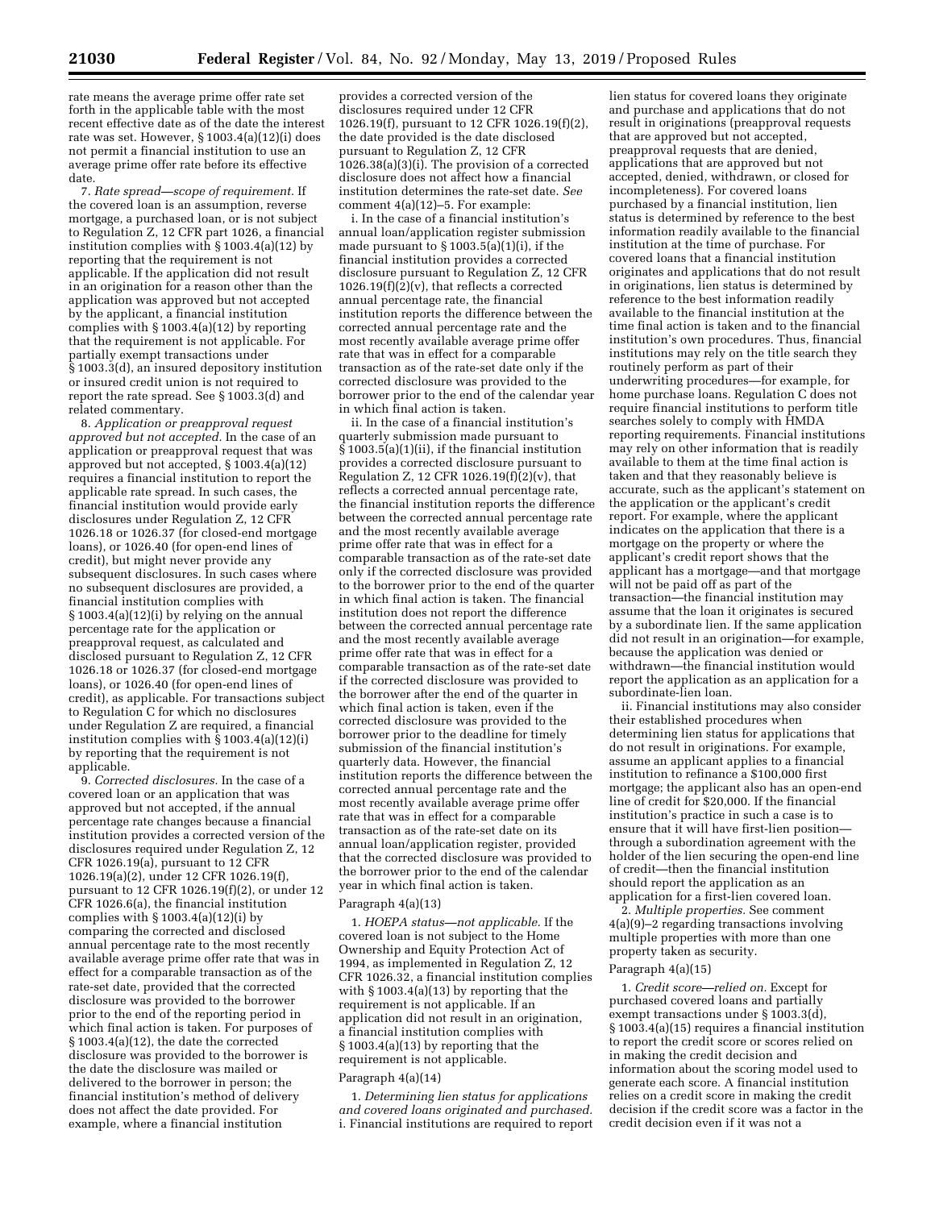rate means the average prime offer rate set forth in the applicable table with the most recent effective date as of the date the interest rate was set. However, § 1003.4(a)(12)(i) does not permit a financial institution to use an average prime offer rate before its effective date.

7. *Rate spread—scope of requirement.* If the covered loan is an assumption, reverse mortgage, a purchased loan, or is not subject to Regulation Z, 12 CFR part 1026, a financial institution complies with § 1003.4(a)(12) by reporting that the requirement is not applicable. If the application did not result in an origination for a reason other than the application was approved but not accepted by the applicant, a financial institution complies with § 1003.4(a)(12) by reporting that the requirement is not applicable. For partially exempt transactions under § 1003.3(d), an insured depository institution or insured credit union is not required to report the rate spread. See § 1003.3(d) and related commentary.

8. *Application or preapproval request approved but not accepted.* In the case of an application or preapproval request that was approved but not accepted, § 1003.4(a)(12) requires a financial institution to report the applicable rate spread. In such cases, the financial institution would provide early disclosures under Regulation Z, 12 CFR 1026.18 or 1026.37 (for closed-end mortgage loans), or 1026.40 (for open-end lines of credit), but might never provide any subsequent disclosures. In such cases where no subsequent disclosures are provided, a financial institution complies with § 1003.4(a)(12)(i) by relying on the annual percentage rate for the application or preapproval request, as calculated and disclosed pursuant to Regulation Z, 12 CFR 1026.18 or 1026.37 (for closed-end mortgage loans), or 1026.40 (for open-end lines of credit), as applicable. For transactions subject to Regulation C for which no disclosures under Regulation Z are required, a financial institution complies with § 1003.4(a)(12)(i) by reporting that the requirement is not applicable.

9. *Corrected disclosures.* In the case of a covered loan or an application that was approved but not accepted, if the annual percentage rate changes because a financial institution provides a corrected version of the disclosures required under Regulation Z, 12 CFR 1026.19(a), pursuant to 12 CFR 1026.19(a)(2), under 12 CFR 1026.19(f), pursuant to 12 CFR 1026.19(f)(2), or under 12 CFR 1026.6(a), the financial institution complies with § 1003.4(a)(12)(i) by comparing the corrected and disclosed annual percentage rate to the most recently available average prime offer rate that was in effect for a comparable transaction as of the rate-set date, provided that the corrected disclosure was provided to the borrower prior to the end of the reporting period in which final action is taken. For purposes of § 1003.4(a)(12), the date the corrected disclosure was provided to the borrower is the date the disclosure was mailed or delivered to the borrower in person; the financial institution's method of delivery does not affect the date provided. For example, where a financial institution provides a corrected version of the disclosures required under 12 CFR 1026.19(f), pursuant to 12 CFR 1026.19(f)(2), the date provided is the date disclosed pursuant to Regulation Z, 12 CFR 1026.38(a)(3)(i). The provision of a corrected disclosure does not affect how a financial institution determines the rate-set date. *See* comment 4(a)(12)–5. For example:

i. In the case of a financial institution's annual loan/application register submission made pursuant to § 1003.5(a)(1)(i), if the financial institution provides a corrected disclosure pursuant to Regulation Z, 12 CFR 1026.19(f)(2)(v), that reflects a corrected annual percentage rate, the financial institution reports the difference between the corrected annual percentage rate and the most recently available average prime offer rate that was in effect for a comparable transaction as of the rate-set date only if the corrected disclosure was provided to the borrower prior to the end of the calendar year in which final action is taken.

ii. In the case of a financial institution's quarterly submission made pursuant to § 1003.5(a)(1)(ii), if the financial institution provides a corrected disclosure pursuant to Regulation Z, 12 CFR 1026.19(f)(2)(v), that reflects a corrected annual percentage rate, the financial institution reports the difference between the corrected annual percentage rate and the most recently available average prime offer rate that was in effect for a comparable transaction as of the rate-set date only if the corrected disclosure was provided to the borrower prior to the end of the quarter in which final action is taken. The financial institution does not report the difference between the corrected annual percentage rate and the most recently available average prime offer rate that was in effect for a comparable transaction as of the rate-set date if the corrected disclosure was provided to the borrower after the end of the quarter in which final action is taken, even if the corrected disclosure was provided to the borrower prior to the deadline for timely submission of the financial institution's quarterly data. However, the financial institution reports the difference between the corrected annual percentage rate and the most recently available average prime offer rate that was in effect for a comparable transaction as of the rate-set date on its annual loan/application register, provided that the corrected disclosure was provided to the borrower prior to the end of the calendar year in which final action is taken.

Paragraph 4(a)(13)

1. *HOEPA status—not applicable.* If the covered loan is not subject to the Home Ownership and Equity Protection Act of 1994, as implemented in Regulation Z, 12 CFR 1026.32, a financial institution complies with § 1003.4(a)(13) by reporting that the requirement is not applicable. If an application did not result in an origination, a financial institution complies with § 1003.4(a)(13) by reporting that the requirement is not applicable.

Paragraph 4(a)(14)

1. *Determining lien status for applications and covered loans originated and purchased.* i. Financial institutions are required to report lien status for covered loans they originate and purchase and applications that do not result in originations (preapproval requests that are approved but not accepted, preapproval requests that are denied, applications that are approved but not accepted, denied, withdrawn, or closed for incompleteness). For covered loans purchased by a financial institution, lien status is determined by reference to the best information readily available to the financial institution at the time of purchase. For covered loans that a financial institution originates and applications that do not result in originations, lien status is determined by reference to the best information readily available to the financial institution at the time final action is taken and to the financial institution's own procedures. Thus, financial institutions may rely on the title search they routinely perform as part of their underwriting procedures—for example, for home purchase loans. Regulation C does not require financial institutions to perform title searches solely to comply with HMDA reporting requirements. Financial institutions may rely on other information that is readily available to them at the time final action is taken and that they reasonably believe is accurate, such as the applicant's statement on the application or the applicant's credit report. For example, where the applicant indicates on the application that there is a mortgage on the property or where the applicant's credit report shows that the applicant has a mortgage—and that mortgage will not be paid off as part of the transaction—the financial institution may assume that the loan it originates is secured by a subordinate lien. If the same application did not result in an origination—for example, because the application was denied or withdrawn—the financial institution would report the application as an application for a subordinate-lien loan.

ii. Financial institutions may also consider their established procedures when determining lien status for applications that do not result in originations. For example, assume an applicant applies to a financial institution to refinance a $100,000 first mortgage; the applicant also has an open-end line of credit for $20,000. If the financial institution's practice in such a case is to ensure that it will have first-lien position—through a subordination agreement with the holder of the lien securing the open-end line of credit—then the financial institution should report the application as an application for a first-lien covered loan.

2. *Multiple properties.* See comment 4(a)(9)–2 regarding transactions involving multiple properties with more than one property taken as security.

Paragraph 4(a)(15)

1. *Credit score—relied on.* Except for purchased covered loans and partially exempt transactions under § 1003.3(d), § 1003.4(a)(15) requires a financial institution to report the credit score or scores relied on in making the credit decision and information about the scoring model used to generate each score. A financial institution relies on a credit score in making the credit decision if the credit score was a factor in the credit decision even if it was not a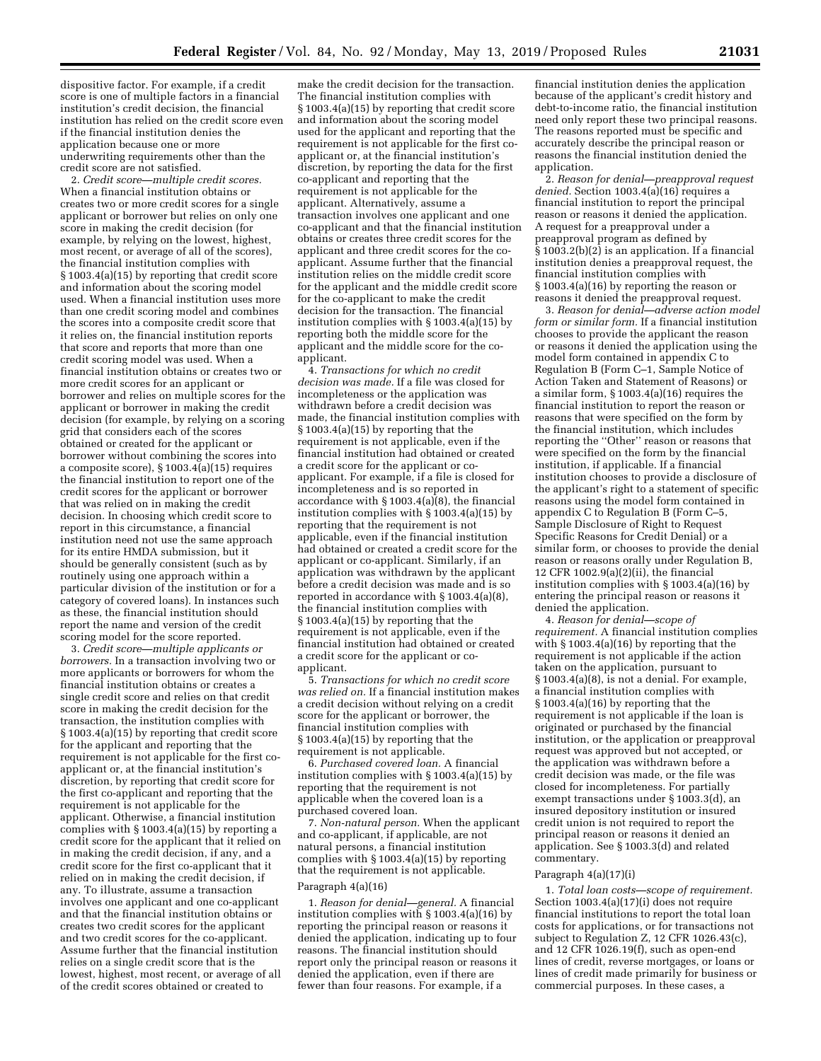dispositive factor. For example, if a credit score is one of multiple factors in a financial institution's credit decision, the financial institution has relied on the credit score even if the financial institution denies the application because one or more underwriting requirements other than the credit score are not satisfied.

2. *Credit score—multiple credit scores.* When a financial institution obtains or creates two or more credit scores for a single applicant or borrower but relies on only one score in making the credit decision (for example, by relying on the lowest, highest, most recent, or average of all of the scores), the financial institution complies with § 1003.4(a)(15) by reporting that credit score and information about the scoring model used. When a financial institution uses more than one credit scoring model and combines the scores into a composite credit score that it relies on, the financial institution reports that score and reports that more than one credit scoring model was used. When a financial institution obtains or creates two or more credit scores for an applicant or borrower and relies on multiple scores for the applicant or borrower in making the credit decision (for example, by relying on a scoring grid that considers each of the scores obtained or created for the applicant or borrower without combining the scores into a composite score), § 1003.4(a)(15) requires the financial institution to report one of the credit scores for the applicant or borrower that was relied on in making the credit decision. In choosing which credit score to report in this circumstance, a financial institution need not use the same approach for its entire HMDA submission, but it should be generally consistent (such as by routinely using one approach within a particular division of the institution or for a category of covered loans). In instances such as these, the financial institution should report the name and version of the credit scoring model for the score reported.

3. *Credit score—multiple applicants or borrowers.* In a transaction involving two or more applicants or borrowers for whom the financial institution obtains or creates a single credit score and relies on that credit score in making the credit decision for the transaction, the institution complies with § 1003.4(a)(15) by reporting that credit score for the applicant and reporting that the requirement is not applicable for the first co-applicant or, at the financial institution's discretion, by reporting that credit score for the first co-applicant and reporting that the requirement is not applicable for the applicant. Otherwise, a financial institution complies with § 1003.4(a)(15) by reporting a credit score for the applicant that it relied on in making the credit decision, if any, and a credit score for the first co-applicant that it relied on in making the credit decision, if any. To illustrate, assume a transaction involves one applicant and one co-applicant and that the financial institution obtains or creates two credit scores for the applicant and two credit scores for the co-applicant. Assume further that the financial institution relies on a single credit score that is the lowest, highest, most recent, or average of all of the credit scores obtained or created to make the credit decision for the transaction. The financial institution complies with § 1003.4(a)(15) by reporting that credit score and information about the scoring model used for the applicant and reporting that the requirement is not applicable for the first co-applicant or, at the financial institution's discretion, by reporting the data for the first co-applicant and reporting that the requirement is not applicable for the applicant. Alternatively, assume a transaction involves one applicant and one co-applicant and that the financial institution obtains or creates three credit scores for the applicant and three credit scores for the co-applicant. Assume further that the financial institution relies on the middle credit score for the applicant and the middle credit score for the co-applicant to make the credit decision for the transaction. The financial institution complies with § 1003.4(a)(15) by reporting both the middle score for the applicant and the middle score for the co-applicant.

4. *Transactions for which no credit decision was made.* If a file was closed for incompleteness or the application was withdrawn before a credit decision was made, the financial institution complies with § 1003.4(a)(15) by reporting that the requirement is not applicable, even if the financial institution had obtained or created a credit score for the applicant or co-applicant. For example, if a file is closed for incompleteness and is so reported in accordance with § 1003.4(a)(8), the financial institution complies with § 1003.4(a)(15) by reporting that the requirement is not applicable, even if the financial institution had obtained or created a credit score for the applicant or co-applicant. Similarly, if an application was withdrawn by the applicant before a credit decision was made and is so reported in accordance with § 1003.4(a)(8), the financial institution complies with § 1003.4(a)(15) by reporting that the requirement is not applicable, even if the financial institution had obtained or created a credit score for the applicant or co-applicant.

5. *Transactions for which no credit score was relied on.* If a financial institution makes a credit decision without relying on a credit score for the applicant or borrower, the financial institution complies with § 1003.4(a)(15) by reporting that the requirement is not applicable.

6. *Purchased covered loan.* A financial institution complies with § 1003.4(a)(15) by reporting that the requirement is not applicable when the covered loan is a purchased covered loan.

7. *Non-natural person.* When the applicant and co-applicant, if applicable, are not natural persons, a financial institution complies with § 1003.4(a)(15) by reporting that the requirement is not applicable.

Paragraph 4(a)(16)

1. *Reason for denial—general.* A financial institution complies with § 1003.4(a)(16) by reporting the principal reason or reasons it denied the application, indicating up to four reasons. The financial institution should report only the principal reason or reasons it denied the application, even if there are fewer than four reasons. For example, if a financial institution denies the application because of the applicant's credit history and debt-to-income ratio, the financial institution need only report these two principal reasons. The reasons reported must be specific and accurately describe the principal reason or reasons the financial institution denied the application.

2. *Reason for denial—preapproval request denied.* Section 1003.4(a)(16) requires a financial institution to report the principal reason or reasons it denied the application. A request for a preapproval under a preapproval program as defined by § 1003.2(b)(2) is an application. If a financial institution denies a preapproval request, the financial institution complies with § 1003.4(a)(16) by reporting the reason or reasons it denied the preapproval request.

3. *Reason for denial—adverse action model form or similar form.* If a financial institution chooses to provide the applicant the reason or reasons it denied the application using the model form contained in appendix C to Regulation B (Form C–1, Sample Notice of Action Taken and Statement of Reasons) or a similar form, § 1003.4(a)(16) requires the financial institution to report the reason or reasons that were specified on the form by the financial institution, which includes reporting the "Other" reason or reasons that were specified on the form by the financial institution, if applicable. If a financial institution chooses to provide a disclosure of the applicant's right to a statement of specific reasons using the model form contained in appendix C to Regulation B (Form C–5, Sample Disclosure of Right to Request Specific Reasons for Credit Denial) or a similar form, or chooses to provide the denial reason or reasons orally under Regulation B, 12 CFR 1002.9(a)(2)(ii), the financial institution complies with § 1003.4(a)(16) by entering the principal reason or reasons it denied the application.

4. *Reason for denial—scope of requirement.* A financial institution complies with § 1003.4(a)(16) by reporting that the requirement is not applicable if the action taken on the application, pursuant to § 1003.4(a)(8), is not a denial. For example, a financial institution complies with § 1003.4(a)(16) by reporting that the requirement is not applicable if the loan is originated or purchased by the financial institution, or the application or preapproval request was approved but not accepted, or the application was withdrawn before a credit decision was made, or the file was closed for incompleteness. For partially exempt transactions under § 1003.3(d), an insured depository institution or insured credit union is not required to report the principal reason or reasons it denied an application. See § 1003.3(d) and related commentary.

Paragraph 4(a)(17)(i)

1. *Total loan costs—scope of requirement.* Section 1003.4(a)(17)(i) does not require financial institutions to report the total loan costs for applications, or for transactions not subject to Regulation Z, 12 CFR 1026.43(c), and 12 CFR 1026.19(f), such as open-end lines of credit, reverse mortgages, or loans or lines of credit made primarily for business or commercial purposes. In these cases, a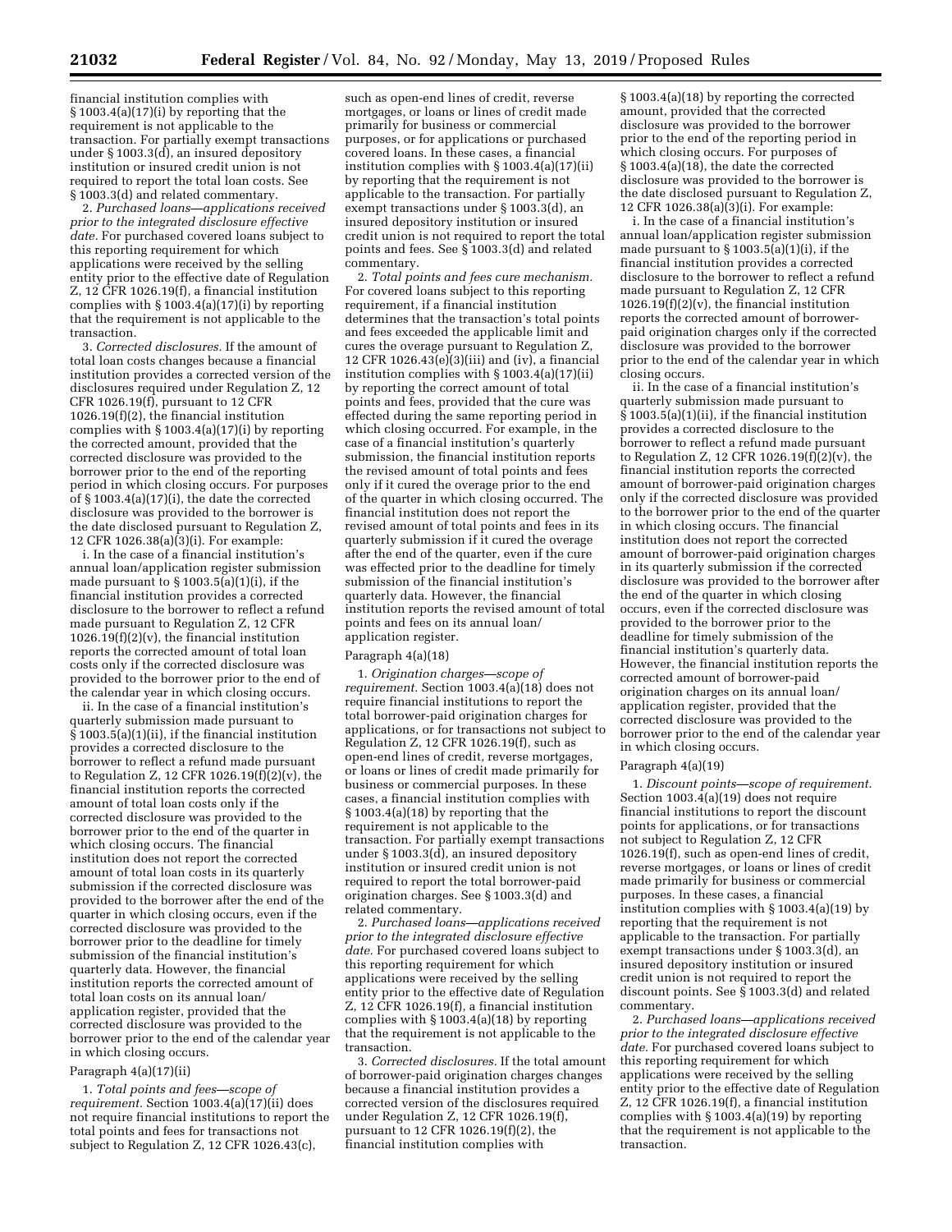financial institution complies with § 1003.4(a)(17)(i) by reporting that the requirement is not applicable to the transaction. For partially exempt transactions under § 1003.3(d), an insured depository institution or insured credit union is not required to report the total loan costs. See § 1003.3(d) and related commentary.

2. *Purchased loans—applications received prior to the integrated disclosure effective date.* For purchased covered loans subject to this reporting requirement for which applications were received by the selling entity prior to the effective date of Regulation Z, 12 CFR 1026.19(f), a financial institution complies with § 1003.4(a)(17)(i) by reporting that the requirement is not applicable to the transaction.

3. *Corrected disclosures.* If the amount of total loan costs changes because a financial institution provides a corrected version of the disclosures required under Regulation Z, 12 CFR 1026.19(f), pursuant to 12 CFR 1026.19(f)(2), the financial institution complies with § 1003.4(a)(17)(i) by reporting the corrected amount, provided that the corrected disclosure was provided to the borrower prior to the end of the reporting period in which closing occurs. For purposes of § 1003.4(a)(17)(i), the date the corrected disclosure was provided to the borrower is the date disclosed pursuant to Regulation Z, 12 CFR 1026.38(a)(3)(i). For example:

i. In the case of a financial institution's annual loan/application register submission made pursuant to § 1003.5(a)(1)(i), if the financial institution provides a corrected disclosure to the borrower to reflect a refund made pursuant to Regulation Z, 12 CFR 1026.19(f)(2)(v), the financial institution reports the corrected amount of total loan costs only if the corrected disclosure was provided to the borrower prior to the end of the calendar year in which closing occurs.

ii. In the case of a financial institution's quarterly submission made pursuant to § 1003.5(a)(1)(ii), if the financial institution provides a corrected disclosure to the borrower to reflect a refund made pursuant to Regulation Z, 12 CFR 1026.19(f)(2)(v), the financial institution reports the corrected amount of total loan costs only if the corrected disclosure was provided to the borrower prior to the end of the quarter in which closing occurs. The financial institution does not report the corrected amount of total loan costs in its quarterly submission if the corrected disclosure was provided to the borrower after the end of the quarter in which closing occurs, even if the corrected disclosure was provided to the borrower prior to the deadline for timely submission of the financial institution's quarterly data. However, the financial institution reports the corrected amount of total loan costs on its annual loan/application register, provided that the corrected disclosure was provided to the borrower prior to the end of the calendar year in which closing occurs.

Paragraph 4(a)(17)(ii)

1. *Total points and fees—scope of requirement.* Section 1003.4(a)(17)(ii) does not require financial institutions to report the total points and fees for transactions not subject to Regulation Z, 12 CFR 1026.43(c), such as open-end lines of credit, reverse mortgages, or loans or lines of credit made primarily for business or commercial purposes, or for applications or purchased covered loans. In these cases, a financial institution complies with § 1003.4(a)(17)(ii) by reporting that the requirement is not applicable to the transaction. For partially exempt transactions under § 1003.3(d), an insured depository institution or insured credit union is not required to report the total points and fees. See § 1003.3(d) and related commentary.

2. *Total points and fees cure mechanism.* For covered loans subject to this reporting requirement, if a financial institution determines that the transaction's total points and fees exceeded the applicable limit and cures the overage pursuant to Regulation Z, 12 CFR 1026.43(e)(3)(iii) and (iv), a financial institution complies with § 1003.4(a)(17)(ii) by reporting the correct amount of total points and fees, provided that the cure was effected during the same reporting period in which closing occurred. For example, in the case of a financial institution's quarterly submission, the financial institution reports the revised amount of total points and fees only if it cured the overage prior to the end of the quarter in which closing occurred. The financial institution does not report the revised amount of total points and fees in its quarterly submission if it cured the overage after the end of the quarter, even if the cure was effected prior to the deadline for timely submission of the financial institution's quarterly data. However, the financial institution reports the revised amount of total points and fees on its annual loan/application register.

Paragraph 4(a)(18)

1. *Origination charges—scope of requirement.* Section 1003.4(a)(18) does not require financial institutions to report the total borrower-paid origination charges for applications, or for transactions not subject to Regulation Z, 12 CFR 1026.19(f), such as open-end lines of credit, reverse mortgages, or loans or lines of credit made primarily for business or commercial purposes. In these cases, a financial institution complies with § 1003.4(a)(18) by reporting that the requirement is not applicable to the transaction. For partially exempt transactions under § 1003.3(d), an insured depository institution or insured credit union is not required to report the total borrower-paid origination charges. See § 1003.3(d) and related commentary.

2. *Purchased loans—applications received prior to the integrated disclosure effective date.* For purchased covered loans subject to this reporting requirement for which applications were received by the selling entity prior to the effective date of Regulation Z, 12 CFR 1026.19(f), a financial institution complies with § 1003.4(a)(18) by reporting that the requirement is not applicable to the transaction.

3. *Corrected disclosures.* If the total amount of borrower-paid origination charges changes because a financial institution provides a corrected version of the disclosures required under Regulation Z, 12 CFR 1026.19(f), pursuant to 12 CFR 1026.19(f)(2), the financial institution complies with § 1003.4(a)(18) by reporting the corrected amount, provided that the corrected disclosure was provided to the borrower prior to the end of the reporting period in which closing occurs. For purposes of § 1003.4(a)(18), the date the corrected disclosure was provided to the borrower is the date disclosed pursuant to Regulation Z, 12 CFR 1026.38(a)(3)(i). For example:

i. In the case of a financial institution's annual loan/application register submission made pursuant to § 1003.5(a)(1)(i), if the financial institution provides a corrected disclosure to the borrower to reflect a refund made pursuant to Regulation Z, 12 CFR 1026.19(f)(2)(v), the financial institution reports the corrected amount of borrower-paid origination charges only if the corrected disclosure was provided to the borrower prior to the end of the calendar year in which closing occurs.

ii. In the case of a financial institution's quarterly submission made pursuant to § 1003.5(a)(1)(ii), if the financial institution provides a corrected disclosure to the borrower to reflect a refund made pursuant to Regulation Z, 12 CFR 1026.19(f)(2)(v), the financial institution reports the corrected amount of borrower-paid origination charges only if the corrected disclosure was provided to the borrower prior to the end of the quarter in which closing occurs. The financial institution does not report the corrected amount of borrower-paid origination charges in its quarterly submission if the corrected disclosure was provided to the borrower after the end of the quarter in which closing occurs, even if the corrected disclosure was provided to the borrower prior to the deadline for timely submission of the financial institution's quarterly data. However, the financial institution reports the corrected amount of borrower-paid origination charges on its annual loan/application register, provided that the corrected disclosure was provided to the borrower prior to the end of the calendar year in which closing occurs.

Paragraph 4(a)(19)

1. *Discount points—scope of requirement.* Section 1003.4(a)(19) does not require financial institutions to report the discount points for applications, or for transactions not subject to Regulation Z, 12 CFR 1026.19(f), such as open-end lines of credit, reverse mortgages, or loans or lines of credit made primarily for business or commercial purposes. In these cases, a financial institution complies with § 1003.4(a)(19) by reporting that the requirement is not applicable to the transaction. For partially exempt transactions under § 1003.3(d), an insured depository institution or insured credit union is not required to report the discount points. See § 1003.3(d) and related commentary.

2. *Purchased loans—applications received prior to the integrated disclosure effective date.* For purchased covered loans subject to this reporting requirement for which applications were received by the selling entity prior to the effective date of Regulation Z, 12 CFR 1026.19(f), a financial institution complies with § 1003.4(a)(19) by reporting that the requirement is not applicable to the transaction.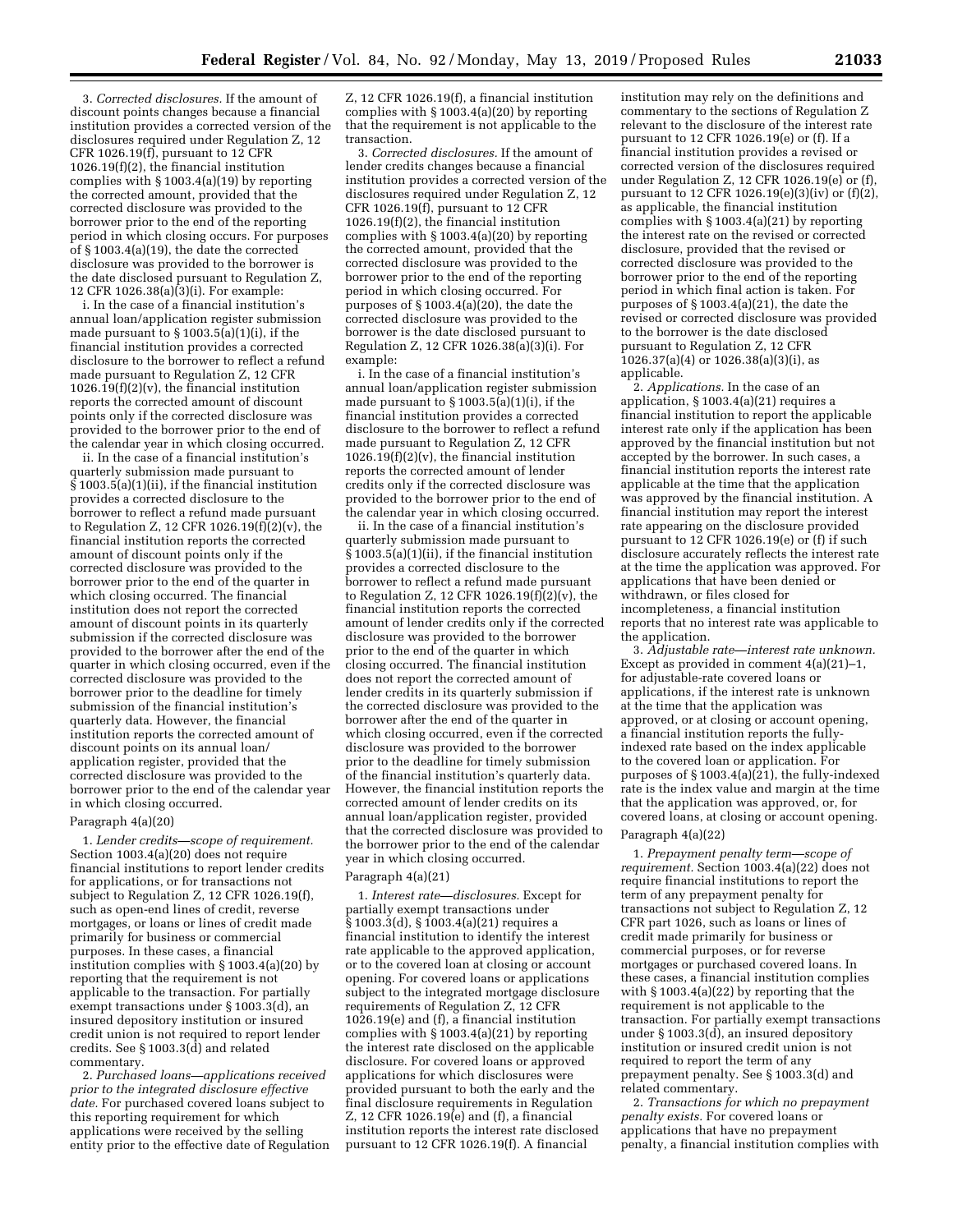3. *Corrected disclosures.* If the amount of discount points changes because a financial institution provides a corrected version of the disclosures required under Regulation Z, 12 CFR 1026.19(f), pursuant to 12 CFR 1026.19(f)(2), the financial institution complies with § 1003.4(a)(19) by reporting the corrected amount, provided that the corrected disclosure was provided to the borrower prior to the end of the reporting period in which closing occurs. For purposes of § 1003.4(a)(19), the date the corrected disclosure was provided to the borrower is the date disclosed pursuant to Regulation Z, 12 CFR 1026.38(a)(3)(i). For example:

i. In the case of a financial institution's annual loan/application register submission made pursuant to § 1003.5(a)(1)(i), if the financial institution provides a corrected disclosure to the borrower to reflect a refund made pursuant to Regulation Z, 12 CFR 1026.19(f)(2)(v), the financial institution reports the corrected amount of discount points only if the corrected disclosure was provided to the borrower prior to the end of the calendar year in which closing occurred.

ii. In the case of a financial institution's quarterly submission made pursuant to § 1003.5(a)(1)(ii), if the financial institution provides a corrected disclosure to the borrower to reflect a refund made pursuant to Regulation Z, 12 CFR 1026.19(f)(2)(v), the financial institution reports the corrected amount of discount points only if the corrected disclosure was provided to the borrower prior to the end of the quarter in which closing occurred. The financial institution does not report the corrected amount of discount points in its quarterly submission if the corrected disclosure was provided to the borrower after the end of the quarter in which closing occurred, even if the corrected disclosure was provided to the borrower prior to the deadline for timely submission of the financial institution's quarterly data. However, the financial institution reports the corrected amount of discount points on its annual loan/application register, provided that the corrected disclosure was provided to the borrower prior to the end of the calendar year in which closing occurred.

Paragraph 4(a)(20)

1. *Lender credits—scope of requirement.* Section 1003.4(a)(20) does not require financial institutions to report lender credits for applications, or for transactions not subject to Regulation Z, 12 CFR 1026.19(f), such as open-end lines of credit, reverse mortgages, or loans or lines of credit made primarily for business or commercial purposes. In these cases, a financial institution complies with § 1003.4(a)(20) by reporting that the requirement is not applicable to the transaction. For partially exempt transactions under § 1003.3(d), an insured depository institution or insured credit union is not required to report lender credits. See § 1003.3(d) and related commentary.

2. *Purchased loans—applications received prior to the integrated disclosure effective date.* For purchased covered loans subject to this reporting requirement for which applications were received by the selling entity prior to the effective date of Regulation Z, 12 CFR 1026.19(f), a financial institution complies with § 1003.4(a)(20) by reporting that the requirement is not applicable to the transaction.

3. *Corrected disclosures.* If the amount of lender credits changes because a financial institution provides a corrected version of the disclosures required under Regulation Z, 12 CFR 1026.19(f), pursuant to 12 CFR 1026.19(f)(2), the financial institution complies with § 1003.4(a)(20) by reporting the corrected amount, provided that the corrected disclosure was provided to the borrower prior to the end of the reporting period in which closing occurred. For purposes of § 1003.4(a)(20), the date the corrected disclosure was provided to the borrower is the date disclosed pursuant to Regulation Z, 12 CFR 1026.38(a)(3)(i). For example:

i. In the case of a financial institution's annual loan/application register submission made pursuant to § 1003.5(a)(1)(i), if the financial institution provides a corrected disclosure to the borrower to reflect a refund made pursuant to Regulation Z, 12 CFR 1026.19(f)(2)(v), the financial institution reports the corrected amount of lender credits only if the corrected disclosure was provided to the borrower prior to the end of the calendar year in which closing occurred.

ii. In the case of a financial institution's quarterly submission made pursuant to § 1003.5(a)(1)(ii), if the financial institution provides a corrected disclosure to the borrower to reflect a refund made pursuant to Regulation Z, 12 CFR 1026.19(f)(2)(v), the financial institution reports the corrected amount of lender credits only if the corrected disclosure was provided to the borrower prior to the end of the quarter in which closing occurred. The financial institution does not report the corrected amount of lender credits in its quarterly submission if the corrected disclosure was provided to the borrower after the end of the quarter in which closing occurred, even if the corrected disclosure was provided to the borrower prior to the deadline for timely submission of the financial institution's quarterly data. However, the financial institution reports the corrected amount of lender credits on its annual loan/application register, provided that the corrected disclosure was provided to the borrower prior to the end of the calendar year in which closing occurred.

Paragraph 4(a)(21)

1. *Interest rate—disclosures.* Except for partially exempt transactions under § 1003.3(d), § 1003.4(a)(21) requires a financial institution to identify the interest rate applicable to the approved application, or to the covered loan at closing or account opening. For covered loans or applications subject to the integrated mortgage disclosure requirements of Regulation Z, 12 CFR 1026.19(e) and (f), a financial institution complies with § 1003.4(a)(21) by reporting the interest rate disclosed on the applicable disclosure. For covered loans or approved applications for which disclosures were provided pursuant to both the early and the final disclosure requirements in Regulation Z, 12 CFR 1026.19(e) and (f), a financial institution reports the interest rate disclosed pursuant to 12 CFR 1026.19(f). A financial institution may rely on the definitions and commentary to the sections of Regulation Z relevant to the disclosure of the interest rate pursuant to 12 CFR 1026.19(e) or (f). If a financial institution provides a revised or corrected version of the disclosures required under Regulation Z, 12 CFR 1026.19(e) or (f), pursuant to 12 CFR 1026.19(e)(3)(iv) or (f)(2), as applicable, the financial institution complies with § 1003.4(a)(21) by reporting the interest rate on the revised or corrected disclosure, provided that the revised or corrected disclosure was provided to the borrower prior to the end of the reporting period in which final action is taken. For purposes of § 1003.4(a)(21), the date the revised or corrected disclosure was provided to the borrower is the date disclosed pursuant to Regulation Z, 12 CFR 1026.37(a)(4) or 1026.38(a)(3)(i), as applicable.

2. *Applications.* In the case of an application, § 1003.4(a)(21) requires a financial institution to report the applicable interest rate only if the application has been approved by the financial institution but not accepted by the borrower. In such cases, a financial institution reports the interest rate applicable at the time that the application was approved by the financial institution. A financial institution may report the interest rate appearing on the disclosure provided pursuant to 12 CFR 1026.19(e) or (f) if such disclosure accurately reflects the interest rate at the time the application was approved. For applications that have been denied or withdrawn, or files closed for incompleteness, a financial institution reports that no interest rate was applicable to the application.

3. *Adjustable rate—interest rate unknown.* Except as provided in comment 4(a)(21)–1, for adjustable-rate covered loans or applications, if the interest rate is unknown at the time that the application was approved, or at closing or account opening, a financial institution reports the fully-indexed rate based on the index applicable to the covered loan or application. For purposes of § 1003.4(a)(21), the fully-indexed rate is the index value and margin at the time that the application was approved, or, for covered loans, at closing or account opening.

Paragraph 4(a)(22)

1. *Prepayment penalty term—scope of requirement.* Section 1003.4(a)(22) does not require financial institutions to report the term of any prepayment penalty for transactions not subject to Regulation Z, 12 CFR part 1026, such as loans or lines of credit made primarily for business or commercial purposes, or for reverse mortgages or purchased covered loans. In these cases, a financial institution complies with § 1003.4(a)(22) by reporting that the requirement is not applicable to the transaction. For partially exempt transactions under § 1003.3(d), an insured depository institution or insured credit union is not required to report the term of any prepayment penalty. See § 1003.3(d) and related commentary.

2. *Transactions for which no prepayment penalty exists.* For covered loans or applications that have no prepayment penalty, a financial institution complies with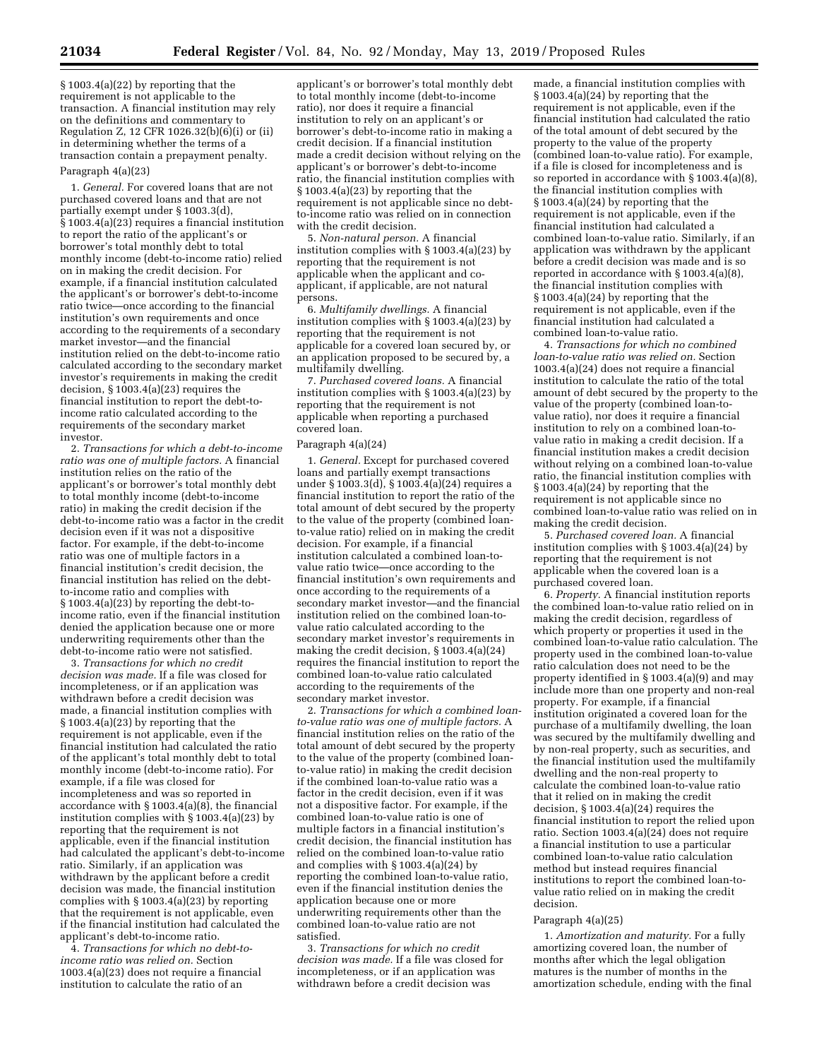§ 1003.4(a)(22) by reporting that the requirement is not applicable to the transaction. A financial institution may rely on the definitions and commentary to Regulation Z, 12 CFR 1026.32(b)(6)(i) or (ii) in determining whether the terms of a transaction contain a prepayment penalty.

Paragraph 4(a)(23)

1. *General.* For covered loans that are not purchased covered loans and that are not partially exempt under § 1003.3(d), § 1003.4(a)(23) requires a financial institution to report the ratio of the applicant's or borrower's total monthly debt to total monthly income (debt-to-income ratio) relied on in making the credit decision. For example, if a financial institution calculated the applicant's or borrower's debt-to-income ratio twice—once according to the financial institution's own requirements and once according to the requirements of a secondary market investor—and the financial institution relied on the debt-to-income ratio calculated according to the secondary market investor's requirements in making the credit decision, § 1003.4(a)(23) requires the financial institution to report the debt-to-income ratio calculated according to the requirements of the secondary market investor.

2. *Transactions for which a debt-to-income ratio was one of multiple factors.* A financial institution relies on the ratio of the applicant's or borrower's total monthly debt to total monthly income (debt-to-income ratio) in making the credit decision if the debt-to-income ratio was a factor in the credit decision even if it was not a dispositive factor. For example, if the debt-to-income ratio was one of multiple factors in a financial institution's credit decision, the financial institution has relied on the debt-to-income ratio and complies with § 1003.4(a)(23) by reporting the debt-to-income ratio, even if the financial institution denied the application because one or more underwriting requirements other than the debt-to-income ratio were not satisfied.

3. *Transactions for which no credit decision was made.* If a file was closed for incompleteness, or if an application was withdrawn before a credit decision was made, a financial institution complies with § 1003.4(a)(23) by reporting that the requirement is not applicable, even if the financial institution had calculated the ratio of the applicant's total monthly debt to total monthly income (debt-to-income ratio). For example, if a file was closed for incompleteness and was so reported in accordance with § 1003.4(a)(8), the financial institution complies with § 1003.4(a)(23) by reporting that the requirement is not applicable, even if the financial institution had calculated the applicant's debt-to-income ratio. Similarly, if an application was withdrawn by the applicant before a credit decision was made, the financial institution complies with § 1003.4(a)(23) by reporting that the requirement is not applicable, even if the financial institution had calculated the applicant's debt-to-income ratio.

4. *Transactions for which no debt-to-income ratio was relied on.* Section 1003.4(a)(23) does not require a financial institution to calculate the ratio of an applicant's or borrower's total monthly debt to total monthly income (debt-to-income ratio), nor does it require a financial institution to rely on an applicant's or borrower's debt-to-income ratio in making a credit decision. If a financial institution made a credit decision without relying on the applicant's or borrower's debt-to-income ratio, the financial institution complies with § 1003.4(a)(23) by reporting that the requirement is not applicable since no debt-to-income ratio was relied on in connection with the credit decision.

5. *Non-natural person.* A financial institution complies with § 1003.4(a)(23) by reporting that the requirement is not applicable when the applicant and co-applicant, if applicable, are not natural persons.

6. *Multifamily dwellings.* A financial institution complies with § 1003.4(a)(23) by reporting that the requirement is not applicable for a covered loan secured by, or an application proposed to be secured by, a multifamily dwelling.

7. *Purchased covered loans.* A financial institution complies with § 1003.4(a)(23) by reporting that the requirement is not applicable when reporting a purchased covered loan.

Paragraph 4(a)(24)

1. *General.* Except for purchased covered loans and partially exempt transactions under § 1003.3(d), § 1003.4(a)(24) requires a financial institution to report the ratio of the total amount of debt secured by the property to the value of the property (combined loan-to-value ratio) relied on in making the credit decision. For example, if a financial institution calculated a combined loan-to-value ratio twice—once according to the financial institution's own requirements and once according to the requirements of a secondary market investor—and the financial institution relied on the combined loan-to-value ratio calculated according to the secondary market investor's requirements in making the credit decision, § 1003.4(a)(24) requires the financial institution to report the combined loan-to-value ratio calculated according to the requirements of the secondary market investor.

2. *Transactions for which a combined loan-to-value ratio was one of multiple factors.* A financial institution relies on the ratio of the total amount of debt secured by the property to the value of the property (combined loan-to-value ratio) in making the credit decision if the combined loan-to-value ratio was a factor in the credit decision, even if it was not a dispositive factor. For example, if the combined loan-to-value ratio is one of multiple factors in a financial institution's credit decision, the financial institution has relied on the combined loan-to-value ratio and complies with § 1003.4(a)(24) by reporting the combined loan-to-value ratio, even if the financial institution denies the application because one or more underwriting requirements other than the combined loan-to-value ratio are not satisfied.

3. *Transactions for which no credit decision was made.* If a file was closed for incompleteness, or if an application was withdrawn before a credit decision was made, a financial institution complies with § 1003.4(a)(24) by reporting that the requirement is not applicable, even if the financial institution had calculated the ratio of the total amount of debt secured by the property to the value of the property (combined loan-to-value ratio). For example, if a file is closed for incompleteness and is so reported in accordance with § 1003.4(a)(8), the financial institution complies with § 1003.4(a)(24) by reporting that the requirement is not applicable, even if the financial institution had calculated a combined loan-to-value ratio. Similarly, if an application was withdrawn by the applicant before a credit decision was made and is so reported in accordance with § 1003.4(a)(8), the financial institution complies with § 1003.4(a)(24) by reporting that the requirement is not applicable, even if the financial institution had calculated a combined loan-to-value ratio.

4. *Transactions for which no combined loan-to-value ratio was relied on.* Section 1003.4(a)(24) does not require a financial institution to calculate the ratio of the total amount of debt secured by the property to the value of the property (combined loan-to-value ratio), nor does it require a financial institution to rely on a combined loan-to-value ratio in making a credit decision. If a financial institution makes a credit decision without relying on a combined loan-to-value ratio, the financial institution complies with § 1003.4(a)(24) by reporting that the requirement is not applicable since no combined loan-to-value ratio was relied on in making the credit decision.

5. *Purchased covered loan.* A financial institution complies with § 1003.4(a)(24) by reporting that the requirement is not applicable when the covered loan is a purchased covered loan.

6. *Property.* A financial institution reports the combined loan-to-value ratio relied on in making the credit decision, regardless of which property or properties it used in the combined loan-to-value ratio calculation. The property used in the combined loan-to-value ratio calculation does not need to be the property identified in § 1003.4(a)(9) and may include more than one property and non-real property. For example, if a financial institution originated a covered loan for the purchase of a multifamily dwelling, the loan was secured by the multifamily dwelling and by non-real property, such as securities, and the financial institution used the multifamily dwelling and the non-real property to calculate the combined loan-to-value ratio that it relied on in making the credit decision, § 1003.4(a)(24) requires the financial institution to report the relied upon ratio. Section 1003.4(a)(24) does not require a financial institution to use a particular combined loan-to-value ratio calculation method but instead requires financial institutions to report the combined loan-to-value ratio relied on in making the credit decision.

Paragraph 4(a)(25)

1. *Amortization and maturity.* For a fully amortizing covered loan, the number of months after which the legal obligation matures is the number of months in the amortization schedule, ending with the final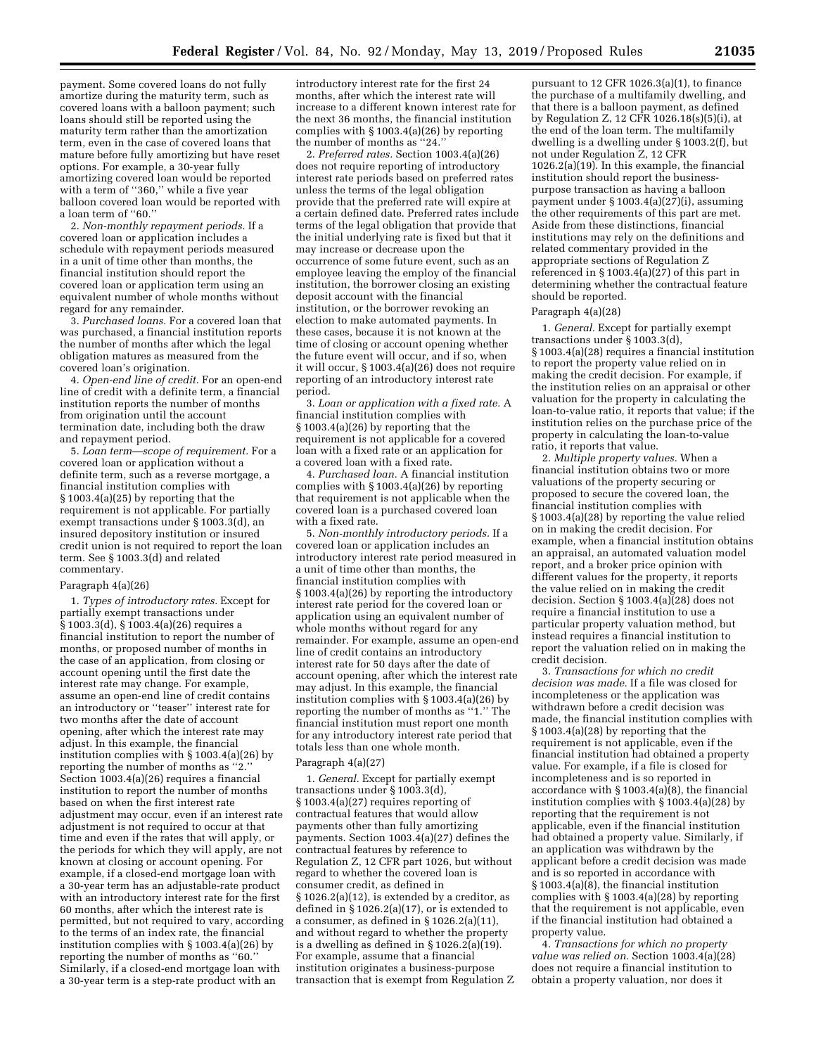payment. Some covered loans do not fully amortize during the maturity term, such as covered loans with a balloon payment; such loans should still be reported using the maturity term rather than the amortization term, even in the case of covered loans that mature before fully amortizing but have reset options. For example, a 30-year fully amortizing covered loan would be reported with a term of ''360,'' while a five year balloon covered loan would be reported with a loan term of ''60.''

2. *Non-monthly repayment periods.* If a covered loan or application includes a schedule with repayment periods measured in a unit of time other than months, the financial institution should report the covered loan or application term using an equivalent number of whole months without regard for any remainder.

3. *Purchased loans.* For a covered loan that was purchased, a financial institution reports the number of months after which the legal obligation matures as measured from the covered loan's origination.

4. *Open-end line of credit.* For an open-end line of credit with a definite term, a financial institution reports the number of months from origination until the account termination date, including both the draw and repayment period.

5. *Loan term—scope of requirement.* For a covered loan or application without a definite term, such as a reverse mortgage, a financial institution complies with § 1003.4(a)(25) by reporting that the requirement is not applicable. For partially exempt transactions under § 1003.3(d), an insured depository institution or insured credit union is not required to report the loan term. See § 1003.3(d) and related commentary.

Paragraph 4(a)(26)

1. *Types of introductory rates.* Except for partially exempt transactions under § 1003.3(d), § 1003.4(a)(26) requires a financial institution to report the number of months, or proposed number of months in the case of an application, from closing or account opening until the first date the interest rate may change. For example, assume an open-end line of credit contains an introductory or ''teaser'' interest rate for two months after the date of account opening, after which the interest rate may adjust. In this example, the financial institution complies with § 1003.4(a)(26) by reporting the number of months as ''2.'' Section 1003.4(a)(26) requires a financial institution to report the number of months based on when the first interest rate adjustment may occur, even if an interest rate adjustment is not required to occur at that time and even if the rates that will apply, or the periods for which they will apply, are not known at closing or account opening. For example, if a closed-end mortgage loan with a 30-year term has an adjustable-rate product with an introductory interest rate for the first 60 months, after which the interest rate is permitted, but not required to vary, according to the terms of an index rate, the financial institution complies with § 1003.4(a)(26) by reporting the number of months as ''60.'' Similarly, if a closed-end mortgage loan with a 30-year term is a step-rate product with an introductory interest rate for the first 24 months, after which the interest rate will increase to a different known interest rate for the next 36 months, the financial institution complies with § 1003.4(a)(26) by reporting the number of months as ''24.''

2. *Preferred rates.* Section 1003.4(a)(26) does not require reporting of introductory interest rate periods based on preferred rates unless the terms of the legal obligation provide that the preferred rate will expire at a certain defined date. Preferred rates include terms of the legal obligation that provide that the initial underlying rate is fixed but that it may increase or decrease upon the occurrence of some future event, such as an employee leaving the employ of the financial institution, the borrower closing an existing deposit account with the financial institution, or the borrower revoking an election to make automated payments. In these cases, because it is not known at the time of closing or account opening whether the future event will occur, and if so, when it will occur, § 1003.4(a)(26) does not require reporting of an introductory interest rate period.

3. *Loan or application with a fixed rate.* A financial institution complies with § 1003.4(a)(26) by reporting that the requirement is not applicable for a covered loan with a fixed rate or an application for a covered loan with a fixed rate.

4. *Purchased loan.* A financial institution complies with § 1003.4(a)(26) by reporting that requirement is not applicable when the covered loan is a purchased covered loan with a fixed rate.

5. *Non-monthly introductory periods.* If a covered loan or application includes an introductory interest rate period measured in a unit of time other than months, the financial institution complies with § 1003.4(a)(26) by reporting the introductory interest rate period for the covered loan or application using an equivalent number of whole months without regard for any remainder. For example, assume an open-end line of credit contains an introductory interest rate for 50 days after the date of account opening, after which the interest rate may adjust. In this example, the financial institution complies with § 1003.4(a)(26) by reporting the number of months as ''1.'' The financial institution must report one month for any introductory interest rate period that totals less than one whole month.

Paragraph 4(a)(27)

1. *General.* Except for partially exempt transactions under § 1003.3(d), § 1003.4(a)(27) requires reporting of contractual features that would allow payments other than fully amortizing payments. Section 1003.4(a)(27) defines the contractual features by reference to Regulation Z, 12 CFR part 1026, but without regard to whether the covered loan is consumer credit, as defined in § 1026.2(a)(12), is extended by a creditor, as defined in § 1026.2(a)(17), or is extended to a consumer, as defined in § 1026.2(a)(11), and without regard to whether the property is a dwelling as defined in § 1026.2(a)(19). For example, assume that a financial institution originates a business-purpose transaction that is exempt from Regulation Z pursuant to 12 CFR 1026.3(a)(1), to finance the purchase of a multifamily dwelling, and that there is a balloon payment, as defined by Regulation Z, 12 CFR 1026.18(s)(5)(i), at the end of the loan term. The multifamily dwelling is a dwelling under § 1003.2(f), but not under Regulation Z, 12 CFR 1026.2(a)(19). In this example, the financial institution should report the business-purpose transaction as having a balloon payment under § 1003.4(a)(27)(i), assuming the other requirements of this part are met. Aside from these distinctions, financial institutions may rely on the definitions and related commentary provided in the appropriate sections of Regulation Z referenced in § 1003.4(a)(27) of this part in determining whether the contractual feature should be reported.

Paragraph 4(a)(28)

1. *General.* Except for partially exempt transactions under § 1003.3(d), § 1003.4(a)(28) requires a financial institution to report the property value relied on in making the credit decision. For example, if the institution relies on an appraisal or other valuation for the property in calculating the loan-to-value ratio, it reports that value; if the institution relies on the purchase price of the property in calculating the loan-to-value ratio, it reports that value.

2. *Multiple property values.* When a financial institution obtains two or more valuations of the property securing or proposed to secure the covered loan, the financial institution complies with § 1003.4(a)(28) by reporting the value relied on in making the credit decision. For example, when a financial institution obtains an appraisal, an automated valuation model report, and a broker price opinion with different values for the property, it reports the value relied on in making the credit decision. Section § 1003.4(a)(28) does not require a financial institution to use a particular property valuation method, but instead requires a financial institution to report the valuation relied on in making the credit decision.

3. *Transactions for which no credit decision was made.* If a file was closed for incompleteness or the application was withdrawn before a credit decision was made, the financial institution complies with § 1003.4(a)(28) by reporting that the requirement is not applicable, even if the financial institution had obtained a property value. For example, if a file is closed for incompleteness and is so reported in accordance with § 1003.4(a)(8), the financial institution complies with § 1003.4(a)(28) by reporting that the requirement is not applicable, even if the financial institution had obtained a property value. Similarly, if an application was withdrawn by the applicant before a credit decision was made and is so reported in accordance with § 1003.4(a)(8), the financial institution complies with § 1003.4(a)(28) by reporting that the requirement is not applicable, even if the financial institution had obtained a property value.

4. *Transactions for which no property value was relied on.* Section 1003.4(a)(28) does not require a financial institution to obtain a property valuation, nor does it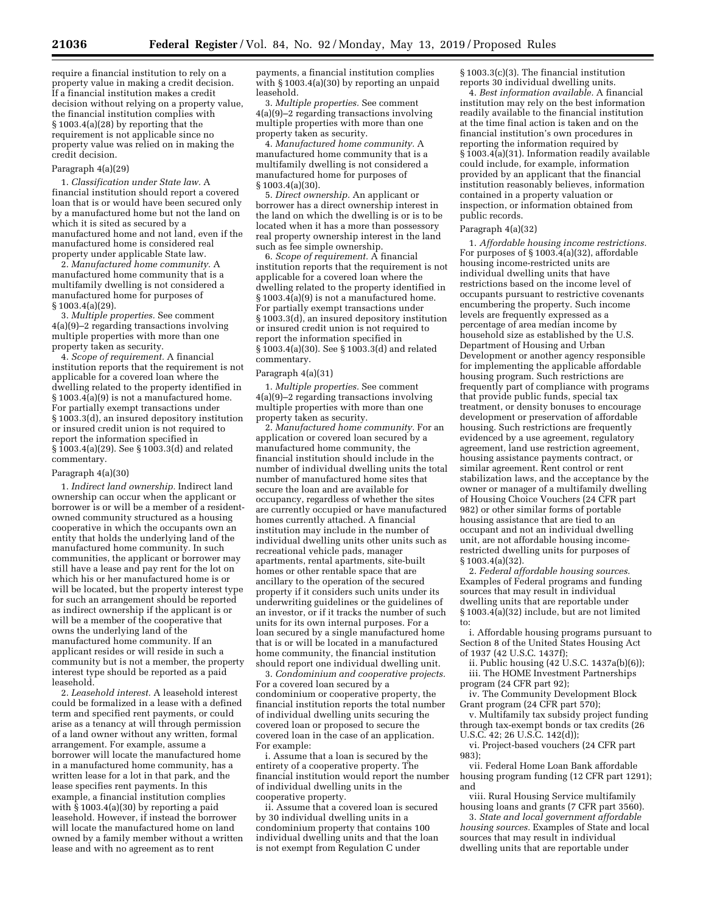require a financial institution to rely on a property value in making a credit decision. If a financial institution makes a credit decision without relying on a property value, the financial institution complies with § 1003.4(a)(28) by reporting that the requirement is not applicable since no property value was relied on in making the credit decision.

Paragraph 4(a)(29)

1. *Classification under State law.* A financial institution should report a covered loan that is or would have been secured only by a manufactured home but not the land on which it is sited as secured by a manufactured home and not land, even if the manufactured home is considered real property under applicable State law.

2. *Manufactured home community.* A manufactured home community that is a multifamily dwelling is not considered a manufactured home for purposes of § 1003.4(a)(29).

3. *Multiple properties.* See comment 4(a)(9)–2 regarding transactions involving multiple properties with more than one property taken as security.

4. *Scope of requirement.* A financial institution reports that the requirement is not applicable for a covered loan where the dwelling related to the property identified in § 1003.4(a)(9) is not a manufactured home. For partially exempt transactions under § 1003.3(d), an insured depository institution or insured credit union is not required to report the information specified in § 1003.4(a)(29). See § 1003.3(d) and related commentary.

Paragraph 4(a)(30)

1. *Indirect land ownership.* Indirect land ownership can occur when the applicant or borrower is or will be a member of a resident-owned community structured as a housing cooperative in which the occupants own an entity that holds the underlying land of the manufactured home community. In such communities, the applicant or borrower may still have a lease and pay rent for the lot on which his or her manufactured home is or will be located, but the property interest type for such an arrangement should be reported as indirect ownership if the applicant is or will be a member of the cooperative that owns the underlying land of the manufactured home community. If an applicant resides or will reside in such a community but is not a member, the property interest type should be reported as a paid leasehold.

2. *Leasehold interest.* A leasehold interest could be formalized in a lease with a defined term and specified rent payments, or could arise as a tenancy at will through permission of a land owner without any written, formal arrangement. For example, assume a borrower will locate the manufactured home in a manufactured home community, has a written lease for a lot in that park, and the lease specifies rent payments. In this example, a financial institution complies with § 1003.4(a)(30) by reporting a paid leasehold. However, if instead the borrower will locate the manufactured home on land owned by a family member without a written lease and with no agreement as to rent payments, a financial institution complies with § 1003.4(a)(30) by reporting an unpaid leasehold.

3. *Multiple properties.* See comment 4(a)(9)–2 regarding transactions involving multiple properties with more than one property taken as security.

4. *Manufactured home community.* A manufactured home community that is a multifamily dwelling is not considered a manufactured home for purposes of § 1003.4(a)(30).

5. *Direct ownership.* An applicant or borrower has a direct ownership interest in the land on which the dwelling is or is to be located when it has a more than possessory real property ownership interest in the land such as fee simple ownership.

6. *Scope of requirement.* A financial institution reports that the requirement is not applicable for a covered loan where the dwelling related to the property identified in § 1003.4(a)(9) is not a manufactured home. For partially exempt transactions under § 1003.3(d), an insured depository institution or insured credit union is not required to report the information specified in § 1003.4(a)(30). See § 1003.3(d) and related commentary.

Paragraph 4(a)(31)

1. *Multiple properties.* See comment 4(a)(9)–2 regarding transactions involving multiple properties with more than one property taken as security.

2. *Manufactured home community.* For an application or covered loan secured by a manufactured home community, the financial institution should include in the number of individual dwelling units the total number of manufactured home sites that secure the loan and are available for occupancy, regardless of whether the sites are currently occupied or have manufactured homes currently attached. A financial institution may include in the number of individual dwelling units other units such as recreational vehicle pads, manager apartments, rental apartments, site-built homes or other rentable space that are ancillary to the operation of the secured property if it considers such units under its underwriting guidelines or the guidelines of an investor, or if it tracks the number of such units for its own internal purposes. For a loan secured by a single manufactured home that is or will be located in a manufactured home community, the financial institution should report one individual dwelling unit.

3. *Condominium and cooperative projects.* For a covered loan secured by a condominium or cooperative property, the financial institution reports the total number of individual dwelling units securing the covered loan or proposed to secure the covered loan in the case of an application. For example:

i. Assume that a loan is secured by the entirety of a cooperative property. The financial institution would report the number of individual dwelling units in the cooperative property.

ii. Assume that a covered loan is secured by 30 individual dwelling units in a condominium property that contains 100 individual dwelling units and that the loan is not exempt from Regulation C under § 1003.3(c)(3). The financial institution reports 30 individual dwelling units.

4. *Best information available.* A financial institution may rely on the best information readily available to the financial institution at the time final action is taken and on the financial institution's own procedures in reporting the information required by § 1003.4(a)(31). Information readily available could include, for example, information provided by an applicant that the financial institution reasonably believes, information contained in a property valuation or inspection, or information obtained from public records.

Paragraph 4(a)(32)

1. *Affordable housing income restrictions.* For purposes of § 1003.4(a)(32), affordable housing income-restricted units are individual dwelling units that have restrictions based on the income level of occupants pursuant to restrictive covenants encumbering the property. Such income levels are frequently expressed as a percentage of area median income by household size as established by the U.S. Department of Housing and Urban Development or another agency responsible for implementing the applicable affordable housing program. Such restrictions are frequently part of compliance with programs that provide public funds, special tax treatment, or density bonuses to encourage development or preservation of affordable housing. Such restrictions are frequently evidenced by a use agreement, regulatory agreement, land use restriction agreement, housing assistance payments contract, or similar agreement. Rent control or rent stabilization laws, and the acceptance by the owner or manager of a multifamily dwelling of Housing Choice Vouchers (24 CFR part 982) or other similar forms of portable housing assistance that are tied to an occupant and not an individual dwelling unit, are not affordable housing income-restricted dwelling units for purposes of § 1003.4(a)(32).

2. *Federal affordable housing sources.* Examples of Federal programs and funding sources that may result in individual dwelling units that are reportable under § 1003.4(a)(32) include, but are not limited to:

i. Affordable housing programs pursuant to Section 8 of the United States Housing Act of 1937 (42 U.S.C. 1437f);

ii. Public housing (42 U.S.C. 1437a(b)(6));

iii. The HOME Investment Partnerships program (24 CFR part 92);

iv. The Community Development Block Grant program (24 CFR part 570);

v. Multifamily tax subsidy project funding through tax-exempt bonds or tax credits (26 U.S.C. 42; 26 U.S.C. 142(d));

vi. Project-based vouchers (24 CFR part 983);

vii. Federal Home Loan Bank affordable housing program funding (12 CFR part 1291); and

viii. Rural Housing Service multifamily housing loans and grants (7 CFR part 3560).

3. *State and local government affordable housing sources.* Examples of State and local sources that may result in individual dwelling units that are reportable under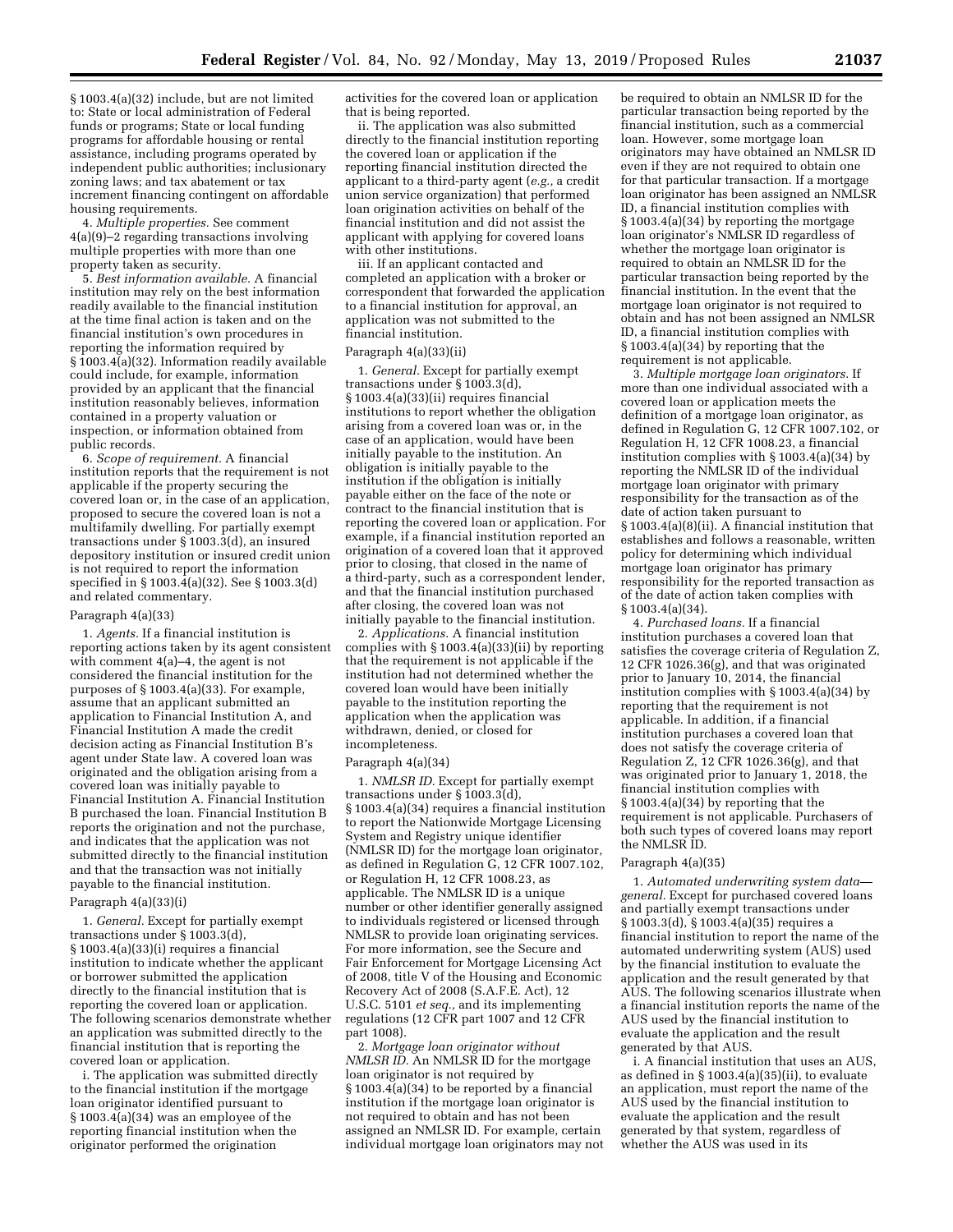§ 1003.4(a)(32) include, but are not limited to: State or local administration of Federal funds or programs; State or local funding programs for affordable housing or rental assistance, including programs operated by independent public authorities; inclusionary zoning laws; and tax abatement or tax increment financing contingent on affordable housing requirements.

4. *Multiple properties.* See comment 4(a)(9)–2 regarding transactions involving multiple properties with more than one property taken as security.

5. *Best information available.* A financial institution may rely on the best information readily available to the financial institution at the time final action is taken and on the financial institution's own procedures in reporting the information required by § 1003.4(a)(32). Information readily available could include, for example, information provided by an applicant that the financial institution reasonably believes, information contained in a property valuation or inspection, or information obtained from public records.

6. *Scope of requirement.* A financial institution reports that the requirement is not applicable if the property securing the covered loan or, in the case of an application, proposed to secure the covered loan is not a multifamily dwelling. For partially exempt transactions under § 1003.3(d), an insured depository institution or insured credit union is not required to report the information specified in § 1003.4(a)(32). See § 1003.3(d) and related commentary.

Paragraph 4(a)(33)

1. *Agents.* If a financial institution is reporting actions taken by its agent consistent with comment 4(a)–4, the agent is not considered the financial institution for the purposes of § 1003.4(a)(33). For example, assume that an applicant submitted an application to Financial Institution A, and Financial Institution A made the credit decision acting as Financial Institution B's agent under State law. A covered loan was originated and the obligation arising from a covered loan was initially payable to Financial Institution A. Financial Institution B purchased the loan. Financial Institution B reports the origination and not the purchase, and indicates that the application was not submitted directly to the financial institution and that the transaction was not initially payable to the financial institution.

Paragraph 4(a)(33)(i)

1. *General.* Except for partially exempt transactions under § 1003.3(d), § 1003.4(a)(33)(i) requires a financial institution to indicate whether the applicant or borrower submitted the application directly to the financial institution that is reporting the covered loan or application. The following scenarios demonstrate whether an application was submitted directly to the financial institution that is reporting the covered loan or application.

i. The application was submitted directly to the financial institution if the mortgage loan originator identified pursuant to § 1003.4(a)(34) was an employee of the reporting financial institution when the originator performed the origination activities for the covered loan or application that is being reported.

ii. The application was also submitted directly to the financial institution reporting the covered loan or application if the reporting financial institution directed the applicant to a third-party agent (*e.g.,* a credit union service organization) that performed loan origination activities on behalf of the financial institution and did not assist the applicant with applying for covered loans with other institutions.

iii. If an applicant contacted and completed an application with a broker or correspondent that forwarded the application to a financial institution for approval, an application was not submitted to the financial institution.

Paragraph 4(a)(33)(ii)

1. *General.* Except for partially exempt transactions under § 1003.3(d), § 1003.4(a)(33)(ii) requires financial institutions to report whether the obligation arising from a covered loan was or, in the case of an application, would have been initially payable to the institution. An obligation is initially payable to the institution if the obligation is initially payable either on the face of the note or contract to the financial institution that is reporting the covered loan or application. For example, if a financial institution reported an origination of a covered loan that it approved prior to closing, that closed in the name of a third-party, such as a correspondent lender, and that the financial institution purchased after closing, the covered loan was not initially payable to the financial institution.

2. *Applications.* A financial institution complies with § 1003.4(a)(33)(ii) by reporting that the requirement is not applicable if the institution had not determined whether the covered loan would have been initially payable to the institution reporting the application when the application was withdrawn, denied, or closed for incompleteness.

Paragraph 4(a)(34)

1. *NMLSR ID.* Except for partially exempt transactions under § 1003.3(d), § 1003.4(a)(34) requires a financial institution to report the Nationwide Mortgage Licensing System and Registry unique identifier (NMLSR ID) for the mortgage loan originator, as defined in Regulation G, 12 CFR 1007.102, or Regulation H, 12 CFR 1008.23, as applicable. The NMLSR ID is a unique number or other identifier generally assigned to individuals registered or licensed through NMLSR to provide loan originating services. For more information, see the Secure and Fair Enforcement for Mortgage Licensing Act of 2008, title V of the Housing and Economic Recovery Act of 2008 (S.A.F.E. Act), 12 U.S.C. 5101 *et seq.,* and its implementing regulations (12 CFR part 1007 and 12 CFR part 1008).

2. *Mortgage loan originator without NMLSR ID.* An NMLSR ID for the mortgage loan originator is not required by § 1003.4(a)(34) to be reported by a financial institution if the mortgage loan originator is not required to obtain and has not been assigned an NMLSR ID. For example, certain individual mortgage loan originators may not be required to obtain an NMLSR ID for the particular transaction being reported by the financial institution, such as a commercial loan. However, some mortgage loan originators may have obtained an NMLSR ID even if they are not required to obtain one for that particular transaction. If a mortgage loan originator has been assigned an NMLSR ID, a financial institution complies with § 1003.4(a)(34) by reporting the mortgage loan originator's NMLSR ID regardless of whether the mortgage loan originator is required to obtain an NMLSR ID for the particular transaction being reported by the financial institution. In the event that the mortgage loan originator is not required to obtain and has not been assigned an NMLSR ID, a financial institution complies with § 1003.4(a)(34) by reporting that the requirement is not applicable.

3. *Multiple mortgage loan originators.* If more than one individual associated with a covered loan or application meets the definition of a mortgage loan originator, as defined in Regulation G, 12 CFR 1007.102, or Regulation H, 12 CFR 1008.23, a financial institution complies with § 1003.4(a)(34) by reporting the NMLSR ID of the individual mortgage loan originator with primary responsibility for the transaction as of the date of action taken pursuant to § 1003.4(a)(8)(ii). A financial institution that establishes and follows a reasonable, written policy for determining which individual mortgage loan originator has primary responsibility for the reported transaction as of the date of action taken complies with § 1003.4(a)(34).

4. *Purchased loans.* If a financial institution purchases a covered loan that satisfies the coverage criteria of Regulation Z, 12 CFR 1026.36(g), and that was originated prior to January 10, 2014, the financial institution complies with § 1003.4(a)(34) by reporting that the requirement is not applicable. In addition, if a financial institution purchases a covered loan that does not satisfy the coverage criteria of Regulation Z, 12 CFR 1026.36(g), and that was originated prior to January 1, 2018, the financial institution complies with § 1003.4(a)(34) by reporting that the requirement is not applicable. Purchasers of both such types of covered loans may report the NMLSR ID.

Paragraph 4(a)(35)

1. *Automated underwriting system data—general.* Except for purchased covered loans and partially exempt transactions under § 1003.3(d), § 1003.4(a)(35) requires a financial institution to report the name of the automated underwriting system (AUS) used by the financial institution to evaluate the application and the result generated by that AUS. The following scenarios illustrate when a financial institution reports the name of the AUS used by the financial institution to evaluate the application and the result generated by that AUS.

i. A financial institution that uses an AUS, as defined in § 1003.4(a)(35)(ii), to evaluate an application, must report the name of the AUS used by the financial institution to evaluate the application and the result generated by that system, regardless of whether the AUS was used in its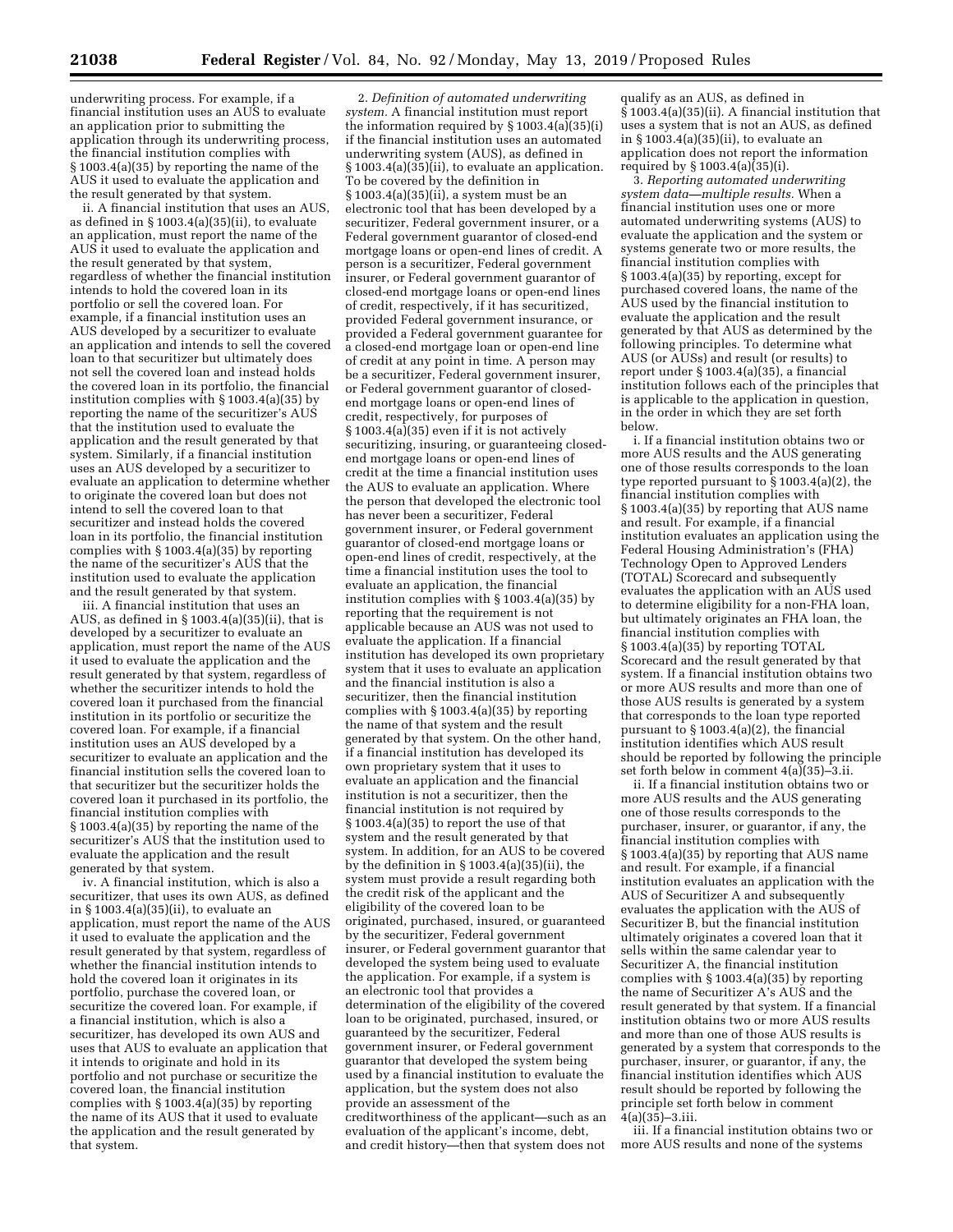underwriting process. For example, if a financial institution uses an AUS to evaluate an application prior to submitting the application through its underwriting process, the financial institution complies with § 1003.4(a)(35) by reporting the name of the AUS it used to evaluate the application and the result generated by that system.

ii. A financial institution that uses an AUS, as defined in § 1003.4(a)(35)(ii), to evaluate an application, must report the name of the AUS it used to evaluate the application and the result generated by that system, regardless of whether the financial institution intends to hold the covered loan in its portfolio or sell the covered loan. For example, if a financial institution uses an AUS developed by a securitizer to evaluate an application and intends to sell the covered loan to that securitizer but ultimately does not sell the covered loan and instead holds the covered loan in its portfolio, the financial institution complies with § 1003.4(a)(35) by reporting the name of the securitizer's AUS that the institution used to evaluate the application and the result generated by that system. Similarly, if a financial institution uses an AUS developed by a securitizer to evaluate an application to determine whether to originate the covered loan but does not intend to sell the covered loan to that securitizer and instead holds the covered loan in its portfolio, the financial institution complies with § 1003.4(a)(35) by reporting the name of the securitizer's AUS that the institution used to evaluate the application and the result generated by that system.

iii. A financial institution that uses an AUS, as defined in § 1003.4(a)(35)(ii), that is developed by a securitizer to evaluate an application, must report the name of the AUS it used to evaluate the application and the result generated by that system, regardless of whether the securitizer intends to hold the covered loan it purchased from the financial institution in its portfolio or securitize the covered loan. For example, if a financial institution uses an AUS developed by a securitizer to evaluate an application and the financial institution sells the covered loan to that securitizer but the securitizer holds the covered loan it purchased in its portfolio, the financial institution complies with § 1003.4(a)(35) by reporting the name of the securitizer's AUS that the institution used to evaluate the application and the result generated by that system.

iv. A financial institution, which is also a securitizer, that uses its own AUS, as defined in § 1003.4(a)(35)(ii), to evaluate an application, must report the name of the AUS it used to evaluate the application and the result generated by that system, regardless of whether the financial institution intends to hold the covered loan it originates in its portfolio, purchase the covered loan, or securitize the covered loan. For example, if a financial institution, which is also a securitizer, has developed its own AUS and uses that AUS to evaluate an application that it intends to originate and hold in its portfolio and not purchase or securitize the covered loan, the financial institution complies with § 1003.4(a)(35) by reporting the name of its AUS that it used to evaluate the application and the result generated by that system.

2. *Definition of automated underwriting system.* A financial institution must report the information required by § 1003.4(a)(35)(i) if the financial institution uses an automated underwriting system (AUS), as defined in § 1003.4(a)(35)(ii), to evaluate an application. To be covered by the definition in § 1003.4(a)(35)(ii), a system must be an electronic tool that has been developed by a securitizer, Federal government insurer, or a Federal government guarantor of closed-end mortgage loans or open-end lines of credit. A person is a securitizer, Federal government insurer, or Federal government guarantor of closed-end mortgage loans or open-end lines of credit, respectively, if it has securitized, provided Federal government insurance, or provided a Federal government guarantee for a closed-end mortgage loan or open-end line of credit at any point in time. A person may be a securitizer, Federal government insurer, or Federal government guarantor of closed-end mortgage loans or open-end lines of credit, respectively, for purposes of § 1003.4(a)(35) even if it is not actively securitizing, insuring, or guaranteeing closed-end mortgage loans or open-end lines of credit at the time a financial institution uses the AUS to evaluate an application. Where the person that developed the electronic tool has never been a securitizer, Federal government insurer, or Federal government guarantor of closed-end mortgage loans or open-end lines of credit, respectively, at the time a financial institution uses the tool to evaluate an application, the financial institution complies with § 1003.4(a)(35) by reporting that the requirement is not applicable because an AUS was not used to evaluate the application. If a financial institution has developed its own proprietary system that it uses to evaluate an application and the financial institution is also a securitizer, then the financial institution complies with § 1003.4(a)(35) by reporting the name of that system and the result generated by that system. On the other hand, if a financial institution has developed its own proprietary system that it uses to evaluate an application and the financial institution is not a securitizer, then the financial institution is not required by § 1003.4(a)(35) to report the use of that system and the result generated by that system. In addition, for an AUS to be covered by the definition in § 1003.4(a)(35)(ii), the system must provide a result regarding both the credit risk of the applicant and the eligibility of the covered loan to be originated, purchased, insured, or guaranteed by the securitizer, Federal government insurer, or Federal government guarantor that developed the system being used to evaluate the application. For example, if a system is an electronic tool that provides a determination of the eligibility of the covered loan to be originated, purchased, insured, or guaranteed by the securitizer, Federal government insurer, or Federal government guarantor that developed the system being used by a financial institution to evaluate the application, but the system does not also provide an assessment of the creditworthiness of the applicant—such as an evaluation of the applicant's income, debt, and credit history—then that system does not qualify as an AUS, as defined in § 1003.4(a)(35)(ii). A financial institution that uses a system that is not an AUS, as defined in § 1003.4(a)(35)(ii), to evaluate an application does not report the information required by § 1003.4(a)(35)(i).

3. *Reporting automated underwriting system data—multiple results.* When a financial institution uses one or more automated underwriting systems (AUS) to evaluate the application and the system or systems generate two or more results, the financial institution complies with § 1003.4(a)(35) by reporting, except for purchased covered loans, the name of the AUS used by the financial institution to evaluate the application and the result generated by that AUS as determined by the following principles. To determine what AUS (or AUSs) and result (or results) to report under § 1003.4(a)(35), a financial institution follows each of the principles that is applicable to the application in question, in the order in which they are set forth below.

i. If a financial institution obtains two or more AUS results and the AUS generating one of those results corresponds to the loan type reported pursuant to § 1003.4(a)(2), the financial institution complies with § 1003.4(a)(35) by reporting that AUS name and result. For example, if a financial institution evaluates an application using the Federal Housing Administration's (FHA) Technology Open to Approved Lenders (TOTAL) Scorecard and subsequently evaluates the application with an AUS used to determine eligibility for a non-FHA loan, but ultimately originates an FHA loan, the financial institution complies with § 1003.4(a)(35) by reporting TOTAL Scorecard and the result generated by that system. If a financial institution obtains two or more AUS results and more than one of those AUS results is generated by a system that corresponds to the loan type reported pursuant to § 1003.4(a)(2), the financial institution identifies which AUS result should be reported by following the principle set forth below in comment 4(a)(35)–3.ii.

ii. If a financial institution obtains two or more AUS results and the AUS generating one of those results corresponds to the purchaser, insurer, or guarantor, if any, the financial institution complies with § 1003.4(a)(35) by reporting that AUS name and result. For example, if a financial institution evaluates an application with the AUS of Securitizer A and subsequently evaluates the application with the AUS of Securitizer B, but the financial institution ultimately originates a covered loan that it sells within the same calendar year to Securitizer A, the financial institution complies with § 1003.4(a)(35) by reporting the name of Securitizer A's AUS and the result generated by that system. If a financial institution obtains two or more AUS results and more than one of those AUS results is generated by a system that corresponds to the purchaser, insurer, or guarantor, if any, the financial institution identifies which AUS result should be reported by following the principle set forth below in comment 4(a)(35)–3.iii.

iii. If a financial institution obtains two or more AUS results and none of the systems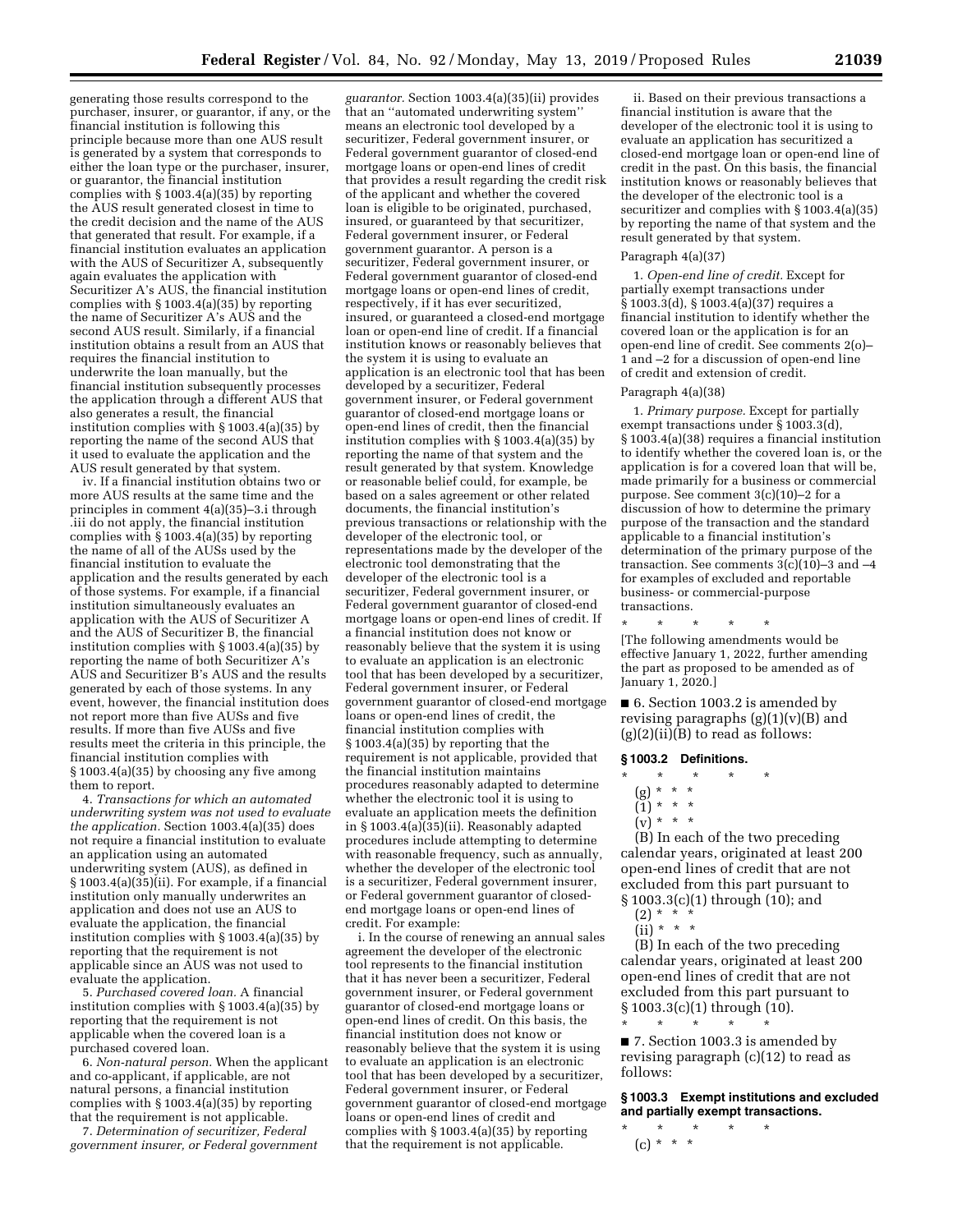generating those results correspond to the purchaser, insurer, or guarantor, if any, or the financial institution is following this principle because more than one AUS result is generated by a system that corresponds to either the loan type or the purchaser, insurer, or guarantor, the financial institution complies with § 1003.4(a)(35) by reporting the AUS result generated closest in time to the credit decision and the name of the AUS that generated that result. For example, if a financial institution evaluates an application with the AUS of Securitizer A, subsequently again evaluates the application with Securitizer A's AUS, the financial institution complies with § 1003.4(a)(35) by reporting the name of Securitizer A's AUS and the second AUS result. Similarly, if a financial institution obtains a result from an AUS that requires the financial institution to underwrite the loan manually, but the financial institution subsequently processes the application through a different AUS that also generates a result, the financial institution complies with § 1003.4(a)(35) by reporting the name of the second AUS that it used to evaluate the application and the AUS result generated by that system.

iv. If a financial institution obtains two or more AUS results at the same time and the principles in comment 4(a)(35)–3.i through .iii do not apply, the financial institution complies with § 1003.4(a)(35) by reporting the name of all of the AUSs used by the financial institution to evaluate the application and the results generated by each of those systems. For example, if a financial institution simultaneously evaluates an application with the AUS of Securitizer A and the AUS of Securitizer B, the financial institution complies with § 1003.4(a)(35) by reporting the name of both Securitizer A's AUS and Securitizer B's AUS and the results generated by each of those systems. In any event, however, the financial institution does not report more than five AUSs and five results. If more than five AUSs and five results meet the criteria in this principle, the financial institution complies with § 1003.4(a)(35) by choosing any five among them to report.

4. *Transactions for which an automated underwriting system was not used to evaluate the application.* Section 1003.4(a)(35) does not require a financial institution to evaluate an application using an automated underwriting system (AUS), as defined in § 1003.4(a)(35)(ii). For example, if a financial institution only manually underwrites an application and does not use an AUS to evaluate the application, the financial institution complies with § 1003.4(a)(35) by reporting that the requirement is not applicable since an AUS was not used to evaluate the application.

5. *Purchased covered loan.* A financial institution complies with § 1003.4(a)(35) by reporting that the requirement is not applicable when the covered loan is a purchased covered loan.

6. *Non-natural person.* When the applicant and co-applicant, if applicable, are not natural persons, a financial institution complies with § 1003.4(a)(35) by reporting that the requirement is not applicable.

7. *Determination of securitizer, Federal government insurer, or Federal government guarantor.* Section 1003.4(a)(35)(ii) provides that an "automated underwriting system" means an electronic tool developed by a securitizer, Federal government insurer, or Federal government guarantor of closed-end mortgage loans or open-end lines of credit that provides a result regarding the credit risk of the applicant and whether the covered loan is eligible to be originated, purchased, insured, or guaranteed by that securitizer, Federal government insurer, or Federal government guarantor. A person is a securitizer, Federal government insurer, or Federal government guarantor of closed-end mortgage loans or open-end lines of credit, respectively, if it has ever securitized, insured, or guaranteed a closed-end mortgage loan or open-end line of credit. If a financial institution knows or reasonably believes that the system it is using to evaluate an application is an electronic tool that has been developed by a securitizer, Federal government insurer, or Federal government guarantor of closed-end mortgage loans or open-end lines of credit, then the financial institution complies with § 1003.4(a)(35) by reporting the name of that system and the result generated by that system. Knowledge or reasonable belief could, for example, be based on a sales agreement or other related documents, the financial institution's previous transactions or relationship with the developer of the electronic tool, or representations made by the developer of the electronic tool demonstrating that the developer of the electronic tool is a securitizer, Federal government insurer, or Federal government guarantor of closed-end mortgage loans or open-end lines of credit. If a financial institution does not know or reasonably believe that the system it is using to evaluate an application is an electronic tool that has been developed by a securitizer, Federal government insurer, or Federal government guarantor of closed-end mortgage loans or open-end lines of credit, the financial institution complies with § 1003.4(a)(35) by reporting that the requirement is not applicable, provided that the financial institution maintains procedures reasonably adapted to determine whether the electronic tool it is using to evaluate an application meets the definition in § 1003.4(a)(35)(ii). Reasonably adapted procedures include attempting to determine with reasonable frequency, such as annually, whether the developer of the electronic tool is a securitizer, Federal government insurer, or Federal government guarantor of closed-end mortgage loans or open-end lines of credit. For example:

i. In the course of renewing an annual sales agreement the developer of the electronic tool represents to the financial institution that it has never been a securitizer, Federal government insurer, or Federal government guarantor of closed-end mortgage loans or open-end lines of credit. On this basis, the financial institution does not know or reasonably believe that the system it is using to evaluate an application is an electronic tool that has been developed by a securitizer, Federal government insurer, or Federal government guarantor of closed-end mortgage loans or open-end lines of credit and complies with § 1003.4(a)(35) by reporting that the requirement is not applicable.

ii. Based on their previous transactions a financial institution is aware that the developer of the electronic tool it is using to evaluate an application has securitized a closed-end mortgage loan or open-end line of credit in the past. On this basis, the financial institution knows or reasonably believes that the developer of the electronic tool is a securitizer and complies with § 1003.4(a)(35) by reporting the name of that system and the result generated by that system.

Paragraph 4(a)(37)

1. *Open-end line of credit.* Except for partially exempt transactions under § 1003.3(d), § 1003.4(a)(37) requires a financial institution to identify whether the covered loan or the application is for an open-end line of credit. See comments 2(o)–1 and –2 for a discussion of open-end line of credit and extension of credit.

Paragraph 4(a)(38)

1. *Primary purpose.* Except for partially exempt transactions under § 1003.3(d), § 1003.4(a)(38) requires a financial institution to identify whether the covered loan is, or the application is for a covered loan that will be, made primarily for a business or commercial purpose. See comment 3(c)(10)–2 for a discussion of how to determine the primary purpose of the transaction and the standard applicable to a financial institution's determination of the primary purpose of the transaction. See comments 3(c)(10)–3 and –4 for examples of excluded and reportable business- or commercial-purpose transactions.

\* \* \* \* \*

[The following amendments would be effective January 1, 2022, further amending the part as proposed to be amended as of January 1, 2020.]

■ 6. Section 1003.2 is amended by revising paragraphs (g)(1)(v)(B) and (g)(2)(ii)(B) to read as follows:

**§ 1003.2 Definitions.**

\* \* \* \* \*

(g) \* \* \*

(1) \* \* \*

(v) \* \* \*

(B) In each of the two preceding calendar years, originated at least 200 open-end lines of credit that are not excluded from this part pursuant to § 1003.3(c)(1) through (10); and

(2) \* \* \*

(ii) \* \* \*

(B) In each of the two preceding calendar years, originated at least 200 open-end lines of credit that are not excluded from this part pursuant to § 1003.3(c)(1) through (10).

\* \* \* \* \*

■ 7. Section 1003.3 is amended by revising paragraph (c)(12) to read as follows:

**§ 1003.3 Exempt institutions and excluded and partially exempt transactions.**

\* \* \* \* \*

(c) \* \* \*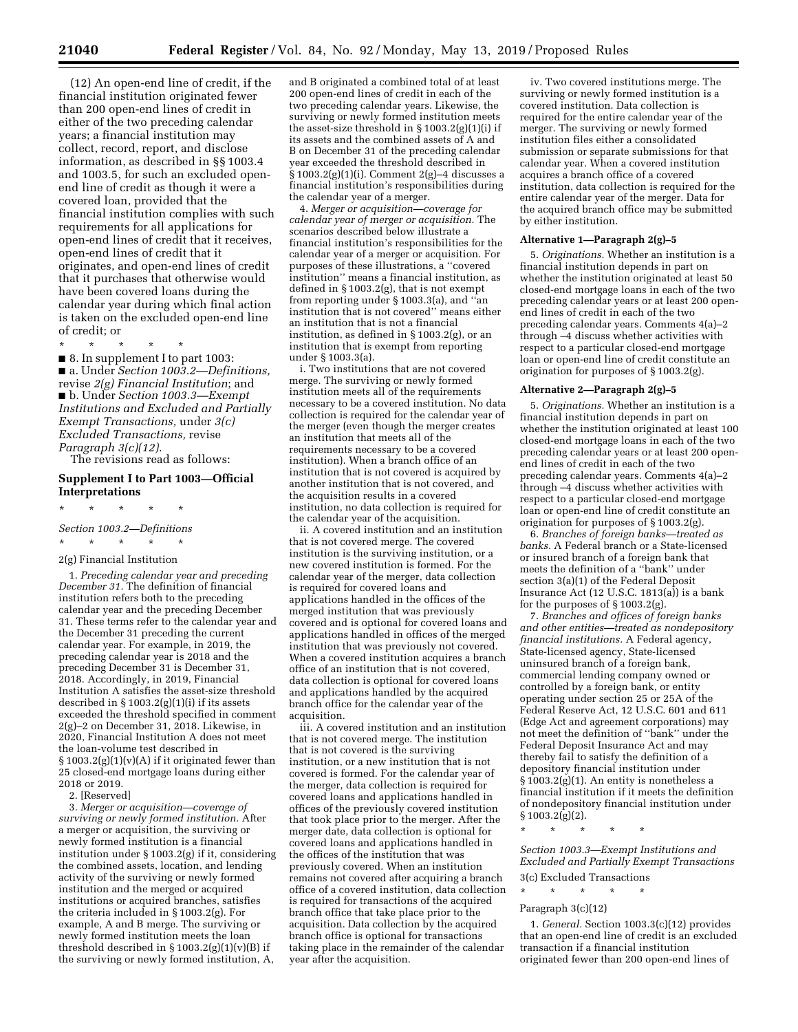(12) An open-end line of credit, if the financial institution originated fewer than 200 open-end lines of credit in either of the two preceding calendar years; a financial institution may collect, record, report, and disclose information, as described in §§ 1003.4 and 1003.5, for such an excluded open-end line of credit as though it were a covered loan, provided that the financial institution complies with such requirements for all applications for open-end lines of credit that it receives, open-end lines of credit that it originates, and open-end lines of credit that it purchases that otherwise would have been covered loans during the calendar year during which final action is taken on the excluded open-end line of credit; or

\* \* \* \* \*

■ 8. In supplement I to part 1003:

■ a. Under *Section 1003.2—Definitions,* revise *2(g) Financial Institution*; and

■ b. Under *Section 1003.3—Exempt Institutions and Excluded and Partially Exempt Transactions,* under *3(c) Excluded Transactions,* revise *Paragraph 3(c)(12)*.

The revisions read as follows:

## Supplement I to Part 1003—Official Interpretations

\* \* \* \* \*

*Section 1003.2—Definitions*

\* \* \* \* \*

2(g) Financial Institution

1. *Preceding calendar year and preceding December 31.* The definition of financial institution refers both to the preceding calendar year and the preceding December 31. These terms refer to the calendar year and the December 31 preceding the current calendar year. For example, in 2019, the preceding calendar year is 2018 and the preceding December 31 is December 31, 2018. Accordingly, in 2019, Financial Institution A satisfies the asset-size threshold described in § 1003.2(g)(1)(i) if its assets exceeded the threshold specified in comment 2(g)–2 on December 31, 2018. Likewise, in 2020, Financial Institution A does not meet the loan-volume test described in § 1003.2(g)(1)(v)(A) if it originated fewer than 25 closed-end mortgage loans during either 2018 or 2019.

2. [Reserved]

3. *Merger or acquisition—coverage of surviving or newly formed institution.* After a merger or acquisition, the surviving or newly formed institution is a financial institution under § 1003.2(g) if it, considering the combined assets, location, and lending activity of the surviving or newly formed institution and the merged or acquired institutions or acquired branches, satisfies the criteria included in § 1003.2(g). For example, A and B merge. The surviving or newly formed institution meets the loan threshold described in § 1003.2(g)(1)(v)(B) if the surviving or newly formed institution, A, and B originated a combined total of at least 200 open-end lines of credit in each of the two preceding calendar years. Likewise, the surviving or newly formed institution meets the asset-size threshold in § 1003.2(g)(1)(i) if its assets and the combined assets of A and B on December 31 of the preceding calendar year exceeded the threshold described in § 1003.2(g)(1)(i). Comment 2(g)–4 discusses a financial institution's responsibilities during the calendar year of a merger.

4. *Merger or acquisition—coverage for calendar year of merger or acquisition.* The scenarios described below illustrate a financial institution's responsibilities for the calendar year of a merger or acquisition. For purposes of these illustrations, a ''covered institution'' means a financial institution, as defined in § 1003.2(g), that is not exempt from reporting under § 1003.3(a), and ''an institution that is not covered'' means either an institution that is not a financial institution, as defined in § 1003.2(g), or an institution that is exempt from reporting under § 1003.3(a).

i. Two institutions that are not covered merge. The surviving or newly formed institution meets all of the requirements necessary to be a covered institution. No data collection is required for the calendar year of the merger (even though the merger creates an institution that meets all of the requirements necessary to be a covered institution). When a branch office of an institution that is not covered is acquired by another institution that is not covered, and the acquisition results in a covered institution, no data collection is required for the calendar year of the acquisition.

ii. A covered institution and an institution that is not covered merge. The covered institution is the surviving institution, or a new covered institution is formed. For the calendar year of the merger, data collection is required for covered loans and applications handled in the offices of the merged institution that was previously covered and is optional for covered loans and applications handled in offices of the merged institution that was previously not covered. When a covered institution acquires a branch office of an institution that is not covered, data collection is optional for covered loans and applications handled by the acquired branch office for the calendar year of the acquisition.

iii. A covered institution and an institution that is not covered merge. The institution that is not covered is the surviving institution, or a new institution that is not covered is formed. For the calendar year of the merger, data collection is required for covered loans and applications handled in offices of the previously covered institution that took place prior to the merger. After the merger date, data collection is optional for covered loans and applications handled in the offices of the institution that was previously covered. When an institution remains not covered after acquiring a branch office of a covered institution, data collection is required for transactions of the acquired branch office that take place prior to the acquisition. Data collection by the acquired branch office is optional for transactions taking place in the remainder of the calendar year after the acquisition.

iv. Two covered institutions merge. The surviving or newly formed institution is a covered institution. Data collection is required for the entire calendar year of the merger. The surviving or newly formed institution files either a consolidated submission or separate submissions for that calendar year. When a covered institution acquires a branch office of a covered institution, data collection is required for the entire calendar year of the merger. Data for the acquired branch office may be submitted by either institution.

#### Alternative 1—Paragraph 2(g)–5

5. *Originations.* Whether an institution is a financial institution depends in part on whether the institution originated at least 50 closed-end mortgage loans in each of the two preceding calendar years or at least 200 open-end lines of credit in each of the two preceding calendar years. Comments 4(a)–2 through –4 discuss whether activities with respect to a particular closed-end mortgage loan or open-end line of credit constitute an origination for purposes of § 1003.2(g).

#### Alternative 2—Paragraph 2(g)–5

5. *Originations.* Whether an institution is a financial institution depends in part on whether the institution originated at least 100 closed-end mortgage loans in each of the two preceding calendar years or at least 200 open-end lines of credit in each of the two preceding calendar years. Comments 4(a)–2 through –4 discuss whether activities with respect to a particular closed-end mortgage loan or open-end line of credit constitute an origination for purposes of § 1003.2(g).

6. *Branches of foreign banks—treated as banks.* A Federal branch or a State-licensed or insured branch of a foreign bank that meets the definition of a ''bank'' under section 3(a)(1) of the Federal Deposit Insurance Act (12 U.S.C. 1813(a)) is a bank for the purposes of § 1003.2(g).

7. *Branches and offices of foreign banks and other entities—treated as nondepository financial institutions.* A Federal agency, State-licensed agency, State-licensed uninsured branch of a foreign bank, commercial lending company owned or controlled by a foreign bank, or entity operating under section 25 or 25A of the Federal Reserve Act, 12 U.S.C. 601 and 611 (Edge Act and agreement corporations) may not meet the definition of ''bank'' under the Federal Deposit Insurance Act and may thereby fail to satisfy the definition of a depository financial institution under § 1003.2(g)(1). An entity is nonetheless a financial institution if it meets the definition of nondepository financial institution under § 1003.2(g)(2).

\* \* \* \* \*

*Section 1003.3—Exempt Institutions and Excluded and Partially Exempt Transactions*

3(c) Excluded Transactions

\* \* \* \* \*

Paragraph 3(c)(12)

1. *General.* Section 1003.3(c)(12) provides that an open-end line of credit is an excluded transaction if a financial institution originated fewer than 200 open-end lines of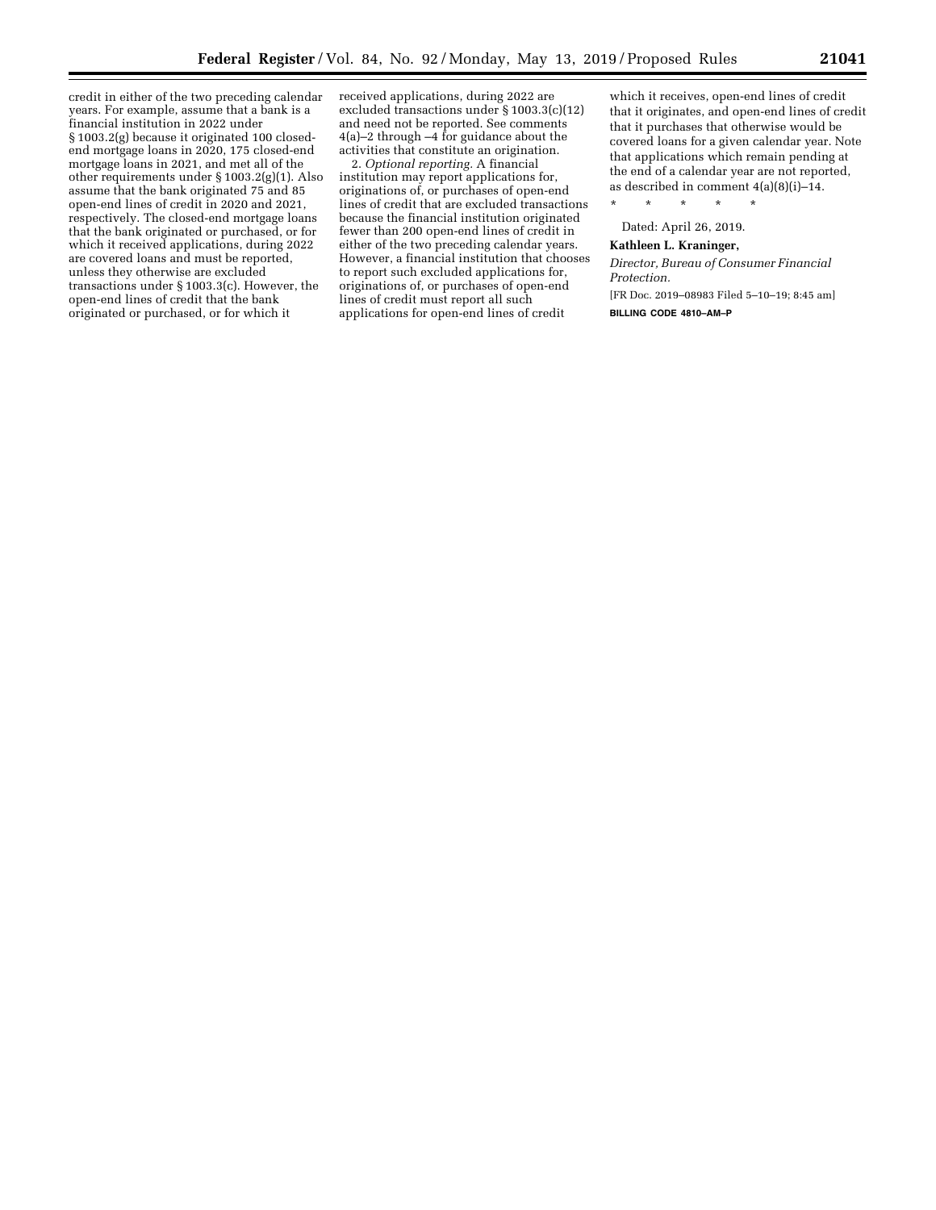credit in either of the two preceding calendar years. For example, assume that a bank is a financial institution in 2022 under § 1003.2(g) because it originated 100 closed-end mortgage loans in 2020, 175 closed-end mortgage loans in 2021, and met all of the other requirements under § 1003.2(g)(1). Also assume that the bank originated 75 and 85 open-end lines of credit in 2020 and 2021, respectively. The closed-end mortgage loans that the bank originated or purchased, or for which it received applications, during 2022 are covered loans and must be reported, unless they otherwise are excluded transactions under § 1003.3(c). However, the open-end lines of credit that the bank originated or purchased, or for which it received applications, during 2022 are excluded transactions under § 1003.3(c)(12) and need not be reported. See comments 4(a)–2 through –4 for guidance about the activities that constitute an origination.

2. *Optional reporting.* A financial institution may report applications for, originations of, or purchases of open-end lines of credit that are excluded transactions because the financial institution originated fewer than 200 open-end lines of credit in either of the two preceding calendar years. However, a financial institution that chooses to report such excluded applications for, originations of, or purchases of open-end lines of credit must report all such applications for open-end lines of credit which it receives, open-end lines of credit that it originates, and open-end lines of credit that it purchases that otherwise would be covered loans for a given calendar year. Note that applications which remain pending at the end of a calendar year are not reported, as described in comment 4(a)(8)(i)–14.

\* \* \* \* \*

Dated: April 26, 2019.

**Kathleen L. Kraninger,**

*Director, Bureau of Consumer Financial Protection.*

[FR Doc. 2019–08983 Filed 5–10–19; 8:45 am]

BILLING CODE 4810–AM–P